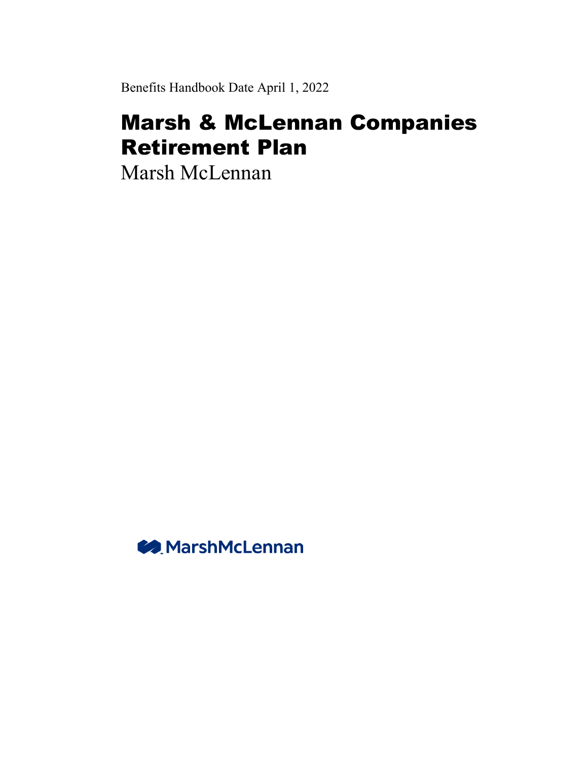Benefits Handbook Date April 1, 2022

# Marsh & McLennan Companies Retirement Plan

Marsh McLennan

MarshMcLennan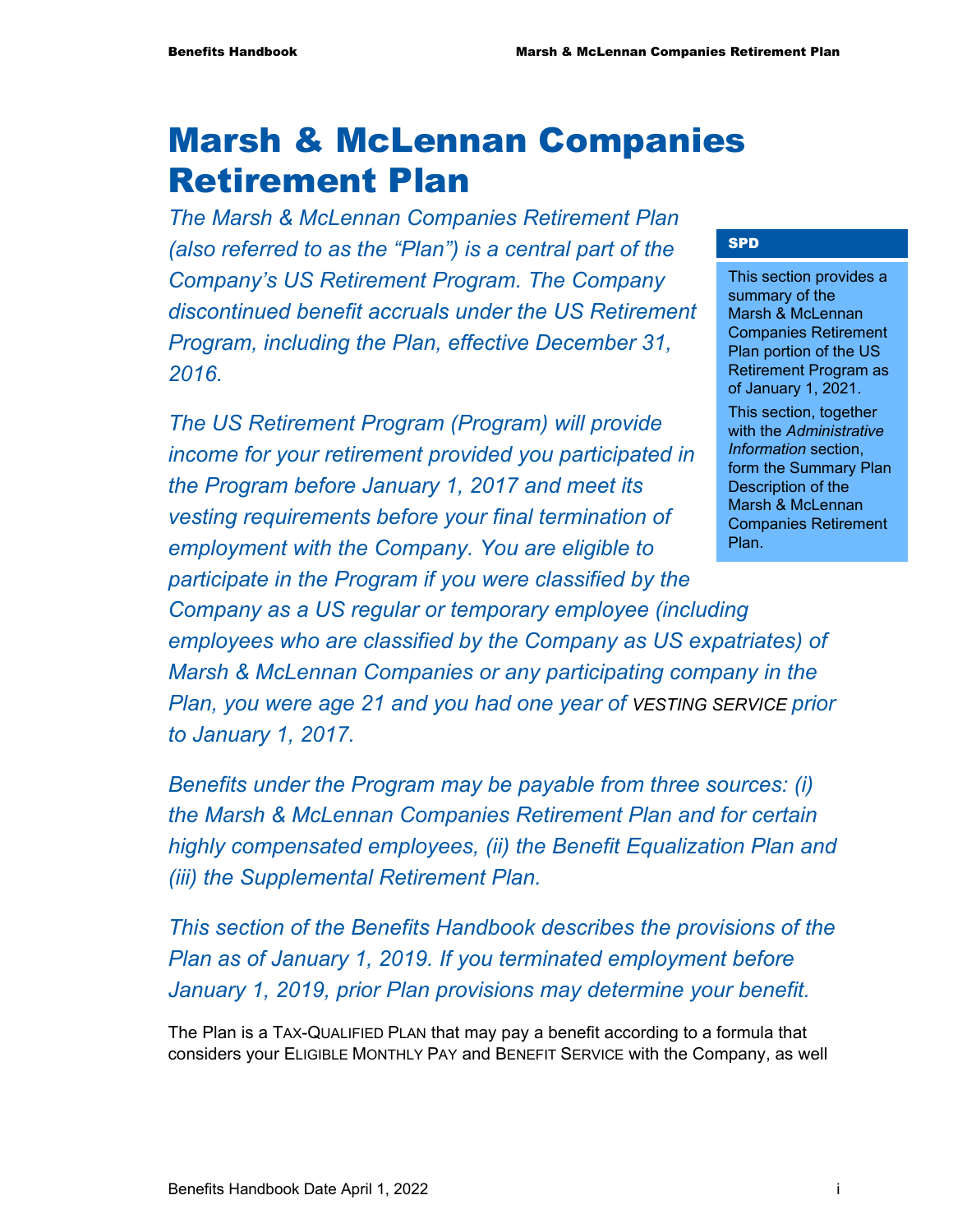# Marsh & McLennan Companies Retirement Plan

*The Marsh & McLennan Companies Retirement Plan (also referred to as the "Plan") is a central part of the Company's US Retirement Program. The Company discontinued benefit accruals under the US Retirement Program, including the Plan, effective December 31, 2016.*

**SPD**

This section provides a summary of the Marsh & McLennan Companies Retirement Plan portion of the US Retirement Program as of January 1, 2021.

This section, together with the *Administrative Information* section, form the Summary Plan Description of the Marsh & McLennan Companies Retirement Plan.

*The US Retirement Program (Program) will provide income for your retirement provided you participated in the Program before January 1, 2017 and meet its vesting requirements before your final termination of employment with the Company. You are eligible to participate in the Program if you were classified by the Company as a US regular or temporary employee (including employees who are classified by the Company as US expatriates) of Marsh & McLennan Companies or any participating company in the Plan, you were age 21 and you had one year of* VESTING SERVICE *prior to January 1, 2017.*

*Benefits under the Program may be payable from three sources: (i) the Marsh & McLennan Companies Retirement Plan and for certain highly compensated employees, (ii) the Benefit Equalization Plan and (iii) the Supplemental Retirement Plan.*

*This section of the Benefits Handbook describes the provisions of the Plan as of January 1, 2019. If you terminated employment before January 1, 2019, prior Plan provisions may determine your benefit.*

The Plan is a TAX-QUALIFIED PLAN that may pay a benefit according to a formula that considers your ELIGIBLE MONTHLY PAY and BENEFIT SERVICE with the Company, as well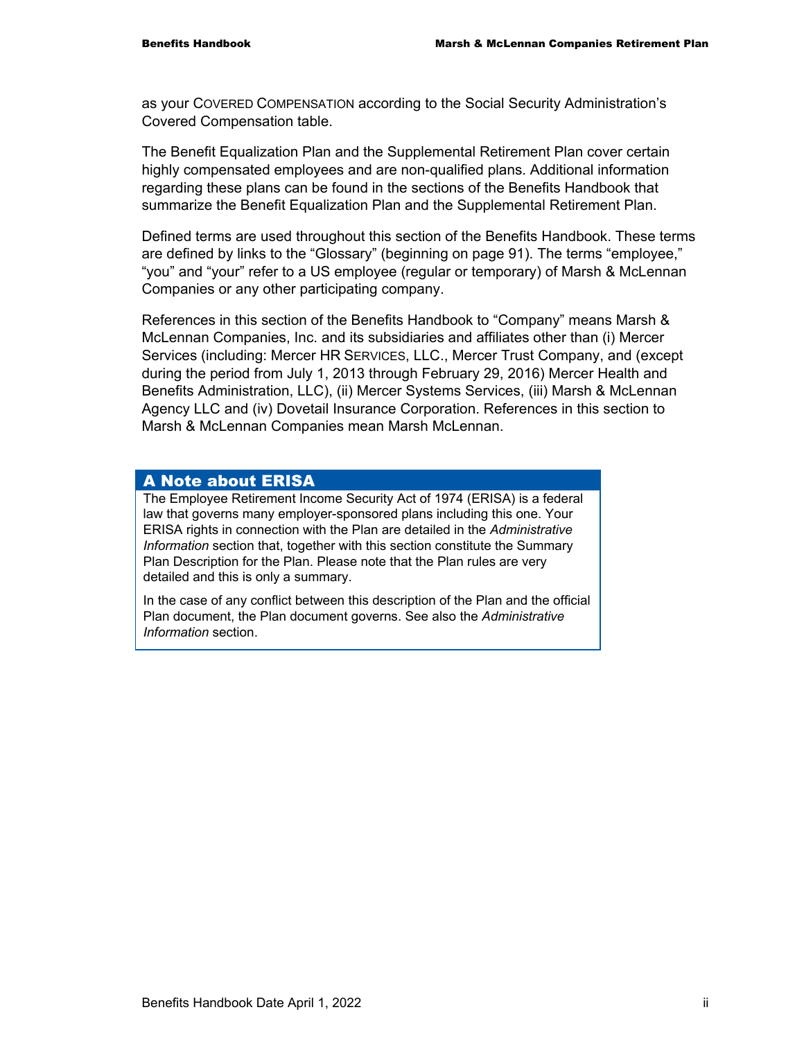as your COVERED COMPENSATION according to the Social Security Administration's Covered Compensation table.

The Benefit Equalization Plan and the Supplemental Retirement Plan cover certain highly compensated employees and are non-qualified plans. Additional information regarding these plans can be found in the sections of the Benefits Handbook that summarize the Benefit Equalization Plan and the Supplemental Retirement Plan.

Defined terms are used throughout this section of the Benefits Handbook. These terms are defined by links to the "Glossary" (beginning on page 91). The terms "employee," "you" and "your" refer to a US employee (regular or temporary) of Marsh & McLennan Companies or any other participating company.

References in this section of the Benefits Handbook to "Company" means Marsh & McLennan Companies, Inc. and its subsidiaries and affiliates other than (i) Mercer Services (including: Mercer HR SERVICES, LLC., Mercer Trust Company, and (except during the period from July 1, 2013 through February 29, 2016) Mercer Health and Benefits Administration, LLC), (ii) Mercer Systems Services, (iii) Marsh & McLennan Agency LLC and (iv) Dovetail Insurance Corporation. References in this section to Marsh & McLennan Companies mean Marsh McLennan.

## A Note about ERISA

The Employee Retirement Income Security Act of 1974 (ERISA) is a federal law that governs many employer-sponsored plans including this one. Your ERISA rights in connection with the Plan are detailed in the *Administrative Information* section that, together with this section constitute the Summary Plan Description for the Plan. Please note that the Plan rules are very detailed and this is only a summary.

In the case of any conflict between this description of the Plan and the official Plan document, the Plan document governs. See also the *Administrative Information* section.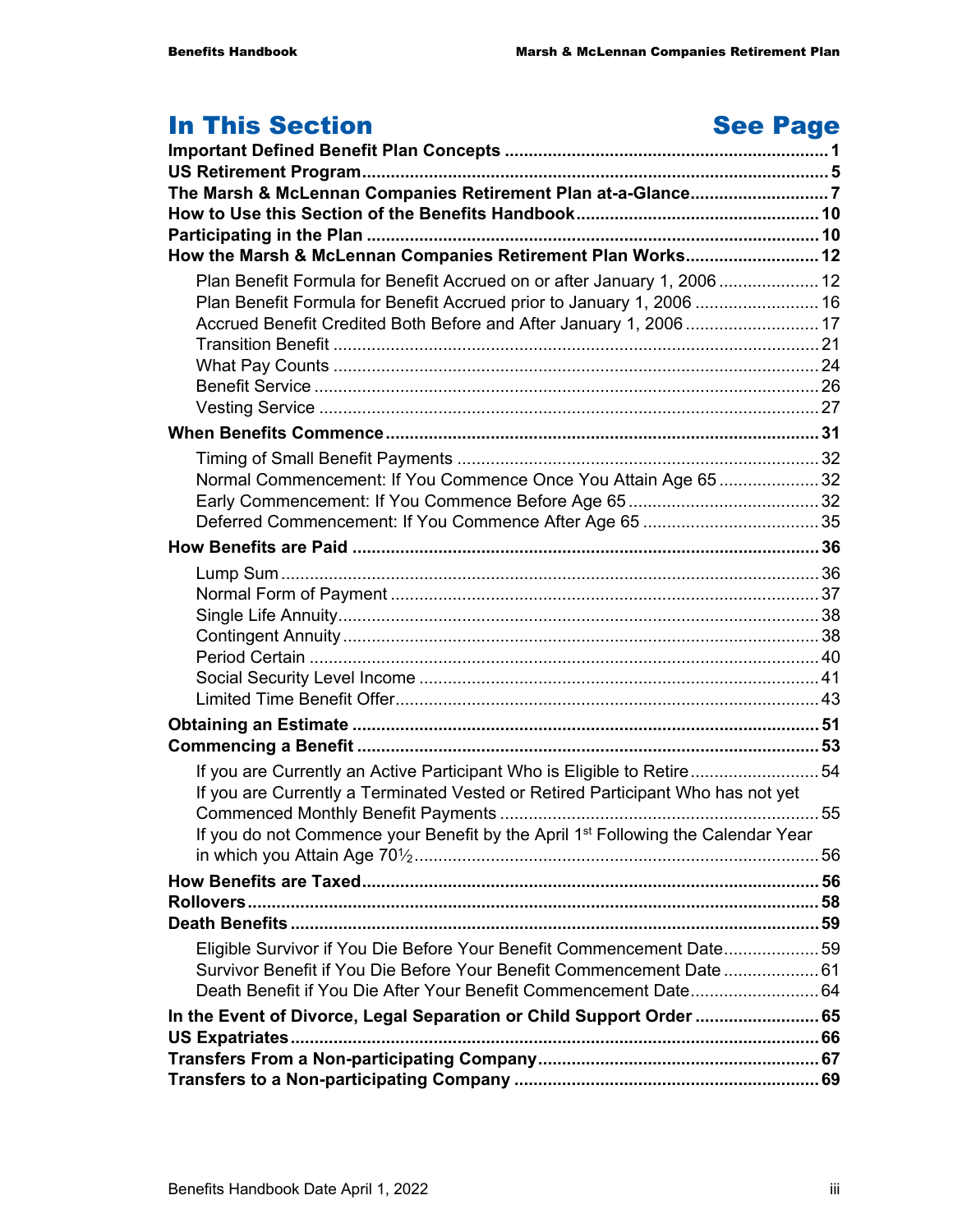# In This Section — See Page

| In This Section | See Page |
|---|---|
| **Important Defined Benefit Plan Concepts** | **1** |
| **US Retirement Program** | **5** |
| **The Marsh & McLennan Companies Retirement Plan at-a-Glance** | **7** |
| **How to Use this Section of the Benefits Handbook** | **10** |
| **Participating in the Plan** | **10** |
| **How the Marsh & McLennan Companies Retirement Plan Works** | **12** |
| Plan Benefit Formula for Benefit Accrued on or after January 1, 2006 | 12 |
| Plan Benefit Formula for Benefit Accrued prior to January 1, 2006 | 16 |
| Accrued Benefit Credited Both Before and After January 1, 2006 | 17 |
| Transition Benefit | 21 |
| What Pay Counts | 24 |
| Benefit Service | 26 |
| Vesting Service | 27 |
| **When Benefits Commence** | **31** |
| Timing of Small Benefit Payments | 32 |
| Normal Commencement: If You Commence Once You Attain Age 65 | 32 |
| Early Commencement: If You Commence Before Age 65 | 32 |
| Deferred Commencement: If You Commence After Age 65 | 35 |
| **How Benefits are Paid** | **36** |
| Lump Sum | 36 |
| Normal Form of Payment | 37 |
| Single Life Annuity | 38 |
| Contingent Annuity | 38 |
| Period Certain | 40 |
| Social Security Level Income | 41 |
| Limited Time Benefit Offer | 43 |
| **Obtaining an Estimate** | **51** |
| **Commencing a Benefit** | **53** |
| If you are Currently an Active Participant Who is Eligible to Retire | 54 |
| If you are Currently a Terminated Vested or Retired Participant Who has not yet Commenced Monthly Benefit Payments | 55 |
| If you do not Commence your Benefit by the April 1st Following the Calendar Year in which you Attain Age 70½ | 56 |
| **How Benefits are Taxed** | **56** |
| **Rollovers** | **58** |
| **Death Benefits** | **59** |
| Eligible Survivor if You Die Before Your Benefit Commencement Date | 59 |
| Survivor Benefit if You Die Before Your Benefit Commencement Date | 61 |
| Death Benefit if You Die After Your Benefit Commencement Date | 64 |
| **In the Event of Divorce, Legal Separation or Child Support Order** | **65** |
| **US Expatriates** | **66** |
| **Transfers From a Non-participating Company** | **67** |
| **Transfers to a Non-participating Company** | **69** |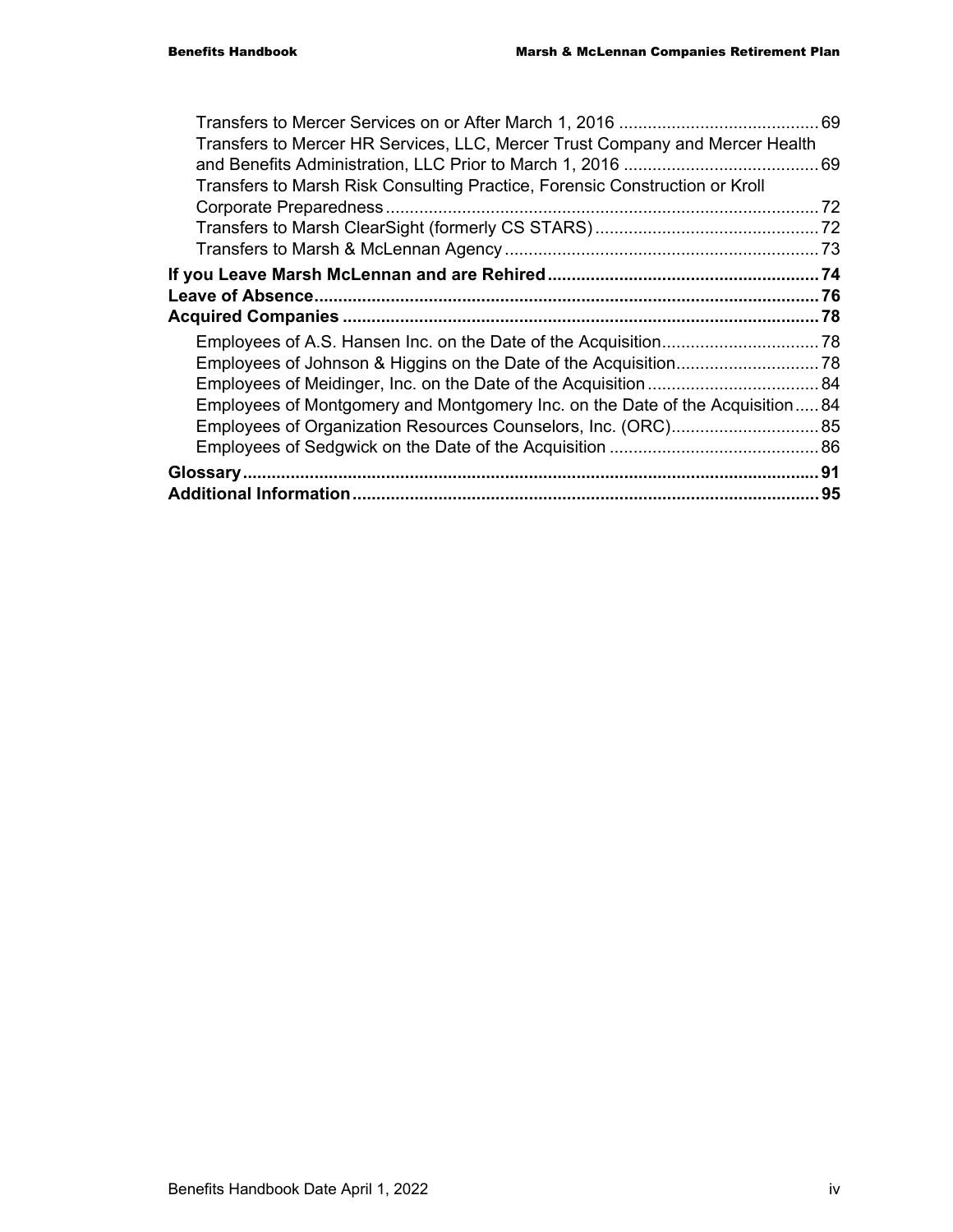Transfers to Mercer Services on or After March 1, 2016 .......................................... 69
Transfers to Mercer HR Services, LLC, Mercer Trust Company and Mercer Health and Benefits Administration, LLC Prior to March 1, 2016 ......................................... 69
Transfers to Marsh Risk Consulting Practice, Forensic Construction or Kroll Corporate Preparedness .......................................................................................... 72
Transfers to Marsh ClearSight (formerly CS STARS) ............................................... 72
Transfers to Marsh & McLennan Agency .................................................................. 73

**If you Leave Marsh McLennan and are Rehired ......................................................... 74**
**Leave of Absence ........................................................................................................ 76**
**Acquired Companies ................................................................................................... 78**

Employees of A.S. Hansen Inc. on the Date of the Acquisition ................................. 78
Employees of Johnson & Higgins on the Date of the Acquisition .............................. 78
Employees of Meidinger, Inc. on the Date of the Acquisition .................................... 84
Employees of Montgomery and Montgomery Inc. on the Date of the Acquisition ..... 84
Employees of Organization Resources Counselors, Inc. (ORC) ............................... 85
Employees of Sedgwick on the Date of the Acquisition ............................................ 86

**Glossary ...................................................................................................................... 91**
**Additional Information ................................................................................................. 95**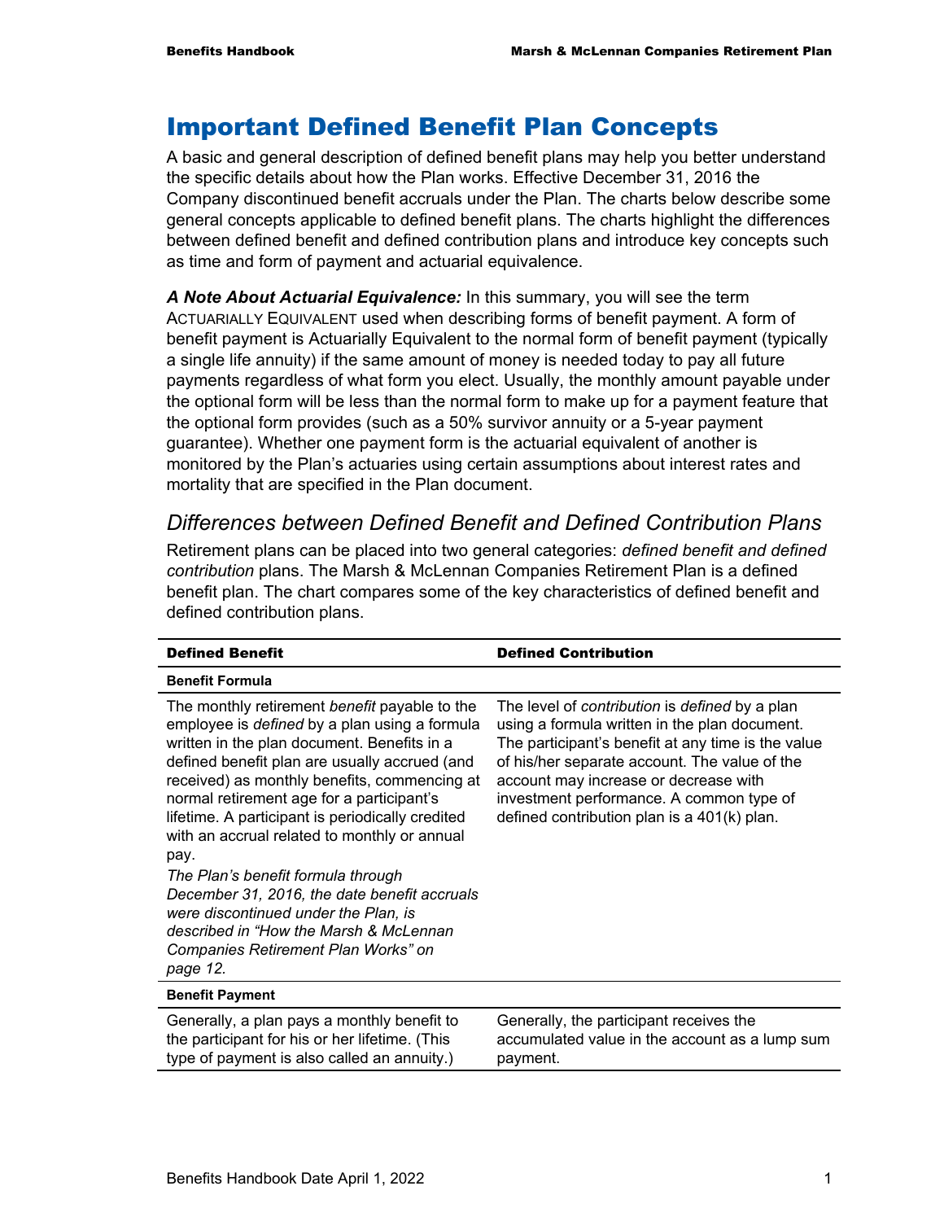# Important Defined Benefit Plan Concepts

A basic and general description of defined benefit plans may help you better understand the specific details about how the Plan works. Effective December 31, 2016 the Company discontinued benefit accruals under the Plan. The charts below describe some general concepts applicable to defined benefit plans. The charts highlight the differences between defined benefit and defined contribution plans and introduce key concepts such as time and form of payment and actuarial equivalence.

***A Note About Actuarial Equivalence:*** In this summary, you will see the term ACTUARIALLY EQUIVALENT used when describing forms of benefit payment. A form of benefit payment is Actuarially Equivalent to the normal form of benefit payment (typically a single life annuity) if the same amount of money is needed today to pay all future payments regardless of what form you elect. Usually, the monthly amount payable under the optional form will be less than the normal form to make up for a payment feature that the optional form provides (such as a 50% survivor annuity or a 5-year payment guarantee). Whether one payment form is the actuarial equivalent of another is monitored by the Plan's actuaries using certain assumptions about interest rates and mortality that are specified in the Plan document.

## *Differences between Defined Benefit and Defined Contribution Plans*

Retirement plans can be placed into two general categories: *defined benefit and defined contribution* plans. The Marsh & McLennan Companies Retirement Plan is a defined benefit plan. The chart compares some of the key characteristics of defined benefit and defined contribution plans.

| **Defined Benefit** | **Defined Contribution** |
|---|---|
| **Benefit Formula** | |
| The monthly retirement *benefit* payable to the employee is *defined* by a plan using a formula written in the plan document. Benefits in a defined benefit plan are usually accrued (and received) as monthly benefits, commencing at normal retirement age for a participant's lifetime. A participant is periodically credited with an accrual related to monthly or annual pay. *The Plan's benefit formula through December 31, 2016, the date benefit accruals were discontinued under the Plan, is described in "How the Marsh & McLennan Companies Retirement Plan Works" on page 12.* | The level of *contribution* is *defined* by a plan using a formula written in the plan document. The participant's benefit at any time is the value of his/her separate account. The value of the account may increase or decrease with investment performance. A common type of defined contribution plan is a 401(k) plan. |
| **Benefit Payment** | |
| Generally, a plan pays a monthly benefit to the participant for his or her lifetime. (This type of payment is also called an annuity.) | Generally, the participant receives the accumulated value in the account as a lump sum payment. |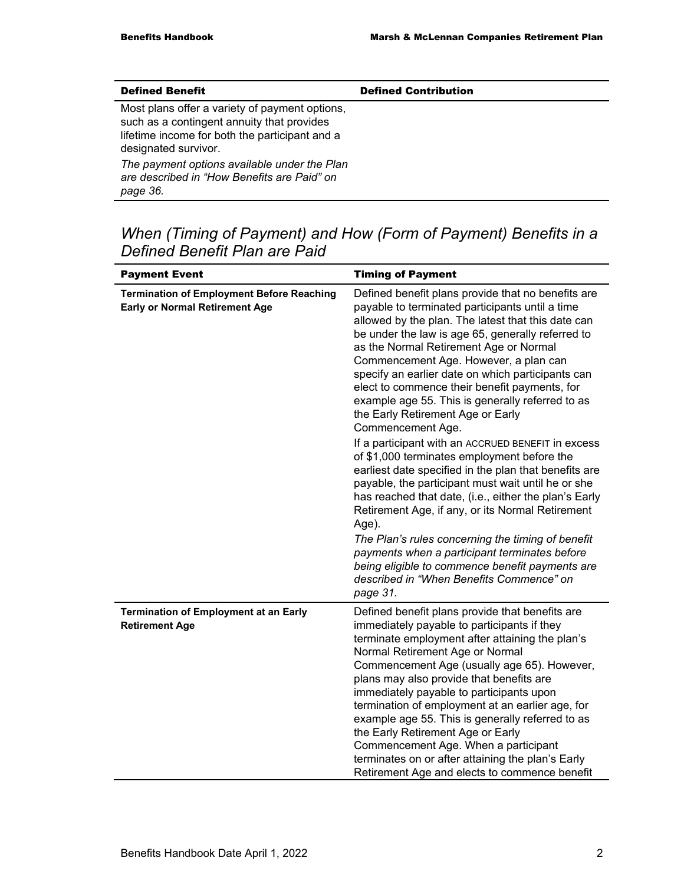| Defined Benefit | Defined Contribution |
| --- | --- |
| Most plans offer a variety of payment options, such as a contingent annuity that provides lifetime income for both the participant and a designated survivor. *The payment options available under the Plan are described in "How Benefits are Paid" on page 36.* | |

## *When (Timing of Payment) and How (Form of Payment) Benefits in a Defined Benefit Plan are Paid*

| Payment Event | Timing of Payment |
| --- | --- |
| **Termination of Employment Before Reaching Early or Normal Retirement Age** | Defined benefit plans provide that no benefits are payable to terminated participants until a time allowed by the plan. The latest that this date can be under the law is age 65, generally referred to as the Normal Retirement Age or Normal Commencement Age. However, a plan can specify an earlier date on which participants can elect to commence their benefit payments, for example age 55. This is generally referred to as the Early Retirement Age or Early Commencement Age.<br><br>If a participant with an ACCRUED BENEFIT in excess of $1,000 terminates employment before the earliest date specified in the plan that benefits are payable, the participant must wait until he or she has reached that date, (i.e., either the plan's Early Retirement Age, if any, or its Normal Retirement Age).<br><br>*The Plan's rules concerning the timing of benefit payments when a participant terminates before being eligible to commence benefit payments are described in "When Benefits Commence" on page 31.* |
| **Termination of Employment at an Early Retirement Age** | Defined benefit plans provide that benefits are immediately payable to participants if they terminate employment after attaining the plan's Normal Retirement Age or Normal Commencement Age (usually age 65). However, plans may also provide that benefits are immediately payable to participants upon termination of employment at an earlier age, for example age 55. This is generally referred to as the Early Retirement Age or Early Commencement Age. When a participant terminates on or after attaining the plan's Early Retirement Age and elects to commence benefit |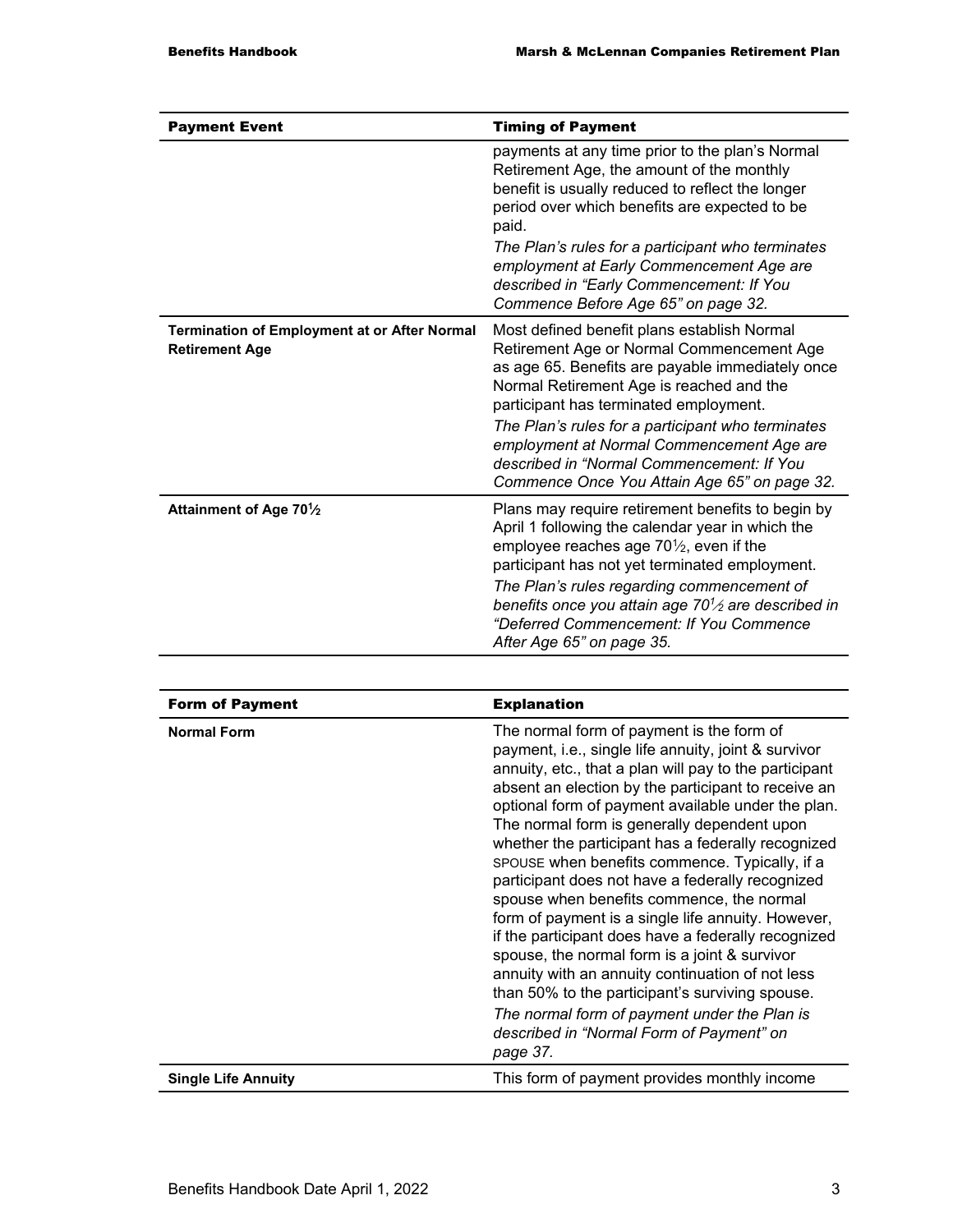| Payment Event | Timing of Payment |
|---|---|
| | payments at any time prior to the plan's Normal Retirement Age, the amount of the monthly benefit is usually reduced to reflect the longer period over which benefits are expected to be paid.<br>*The Plan's rules for a participant who terminates employment at Early Commencement Age are described in "Early Commencement: If You Commence Before Age 65" on page 32.* |
| **Termination of Employment at or After Normal Retirement Age** | Most defined benefit plans establish Normal Retirement Age or Normal Commencement Age as age 65. Benefits are payable immediately once Normal Retirement Age is reached and the participant has terminated employment.<br>*The Plan's rules for a participant who terminates employment at Normal Commencement Age are described in "Normal Commencement: If You Commence Once You Attain Age 65" on page 32.* |
| **Attainment of Age 70½** | Plans may require retirement benefits to begin by April 1 following the calendar year in which the employee reaches age 70½, even if the participant has not yet terminated employment.<br>*The Plan's rules regarding commencement of benefits once you attain age 70½ are described in "Deferred Commencement: If You Commence After Age 65" on page 35.* |

| Form of Payment | Explanation |
|---|---|
| **Normal Form** | The normal form of payment is the form of payment, i.e., single life annuity, joint & survivor annuity, etc., that a plan will pay to the participant absent an election by the participant to receive an optional form of payment available under the plan. The normal form is generally dependent upon whether the participant has a federally recognized SPOUSE when benefits commence. Typically, if a participant does not have a federally recognized spouse when benefits commence, the normal form of payment is a single life annuity. However, if the participant does have a federally recognized spouse, the normal form is a joint & survivor annuity with an annuity continuation of not less than 50% to the participant's surviving spouse.<br>*The normal form of payment under the Plan is described in "Normal Form of Payment" on page 37.* |
| **Single Life Annuity** | This form of payment provides monthly income |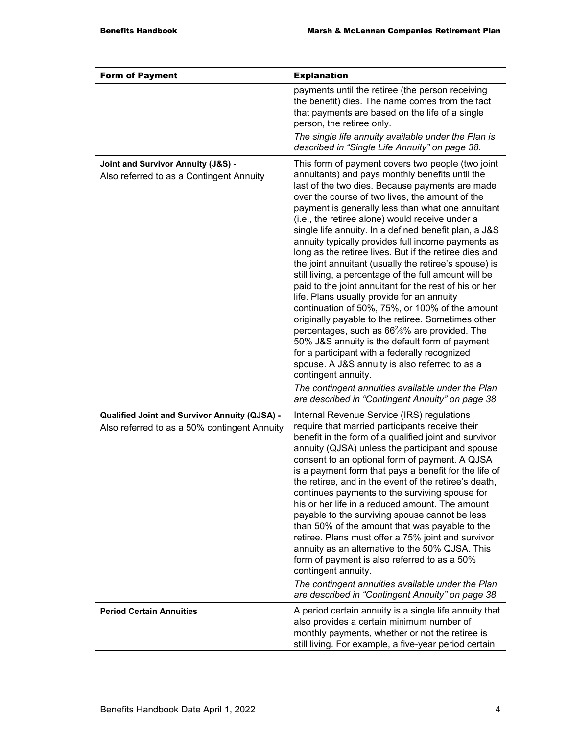| Form of Payment | Explanation |
|---|---|
| | payments until the retiree (the person receiving the benefit) dies. The name comes from the fact that payments are based on the life of a single person, the retiree only.<br><br>*The single life annuity available under the Plan is described in "Single Life Annuity" on page 38.* |
| **Joint and Survivor Annuity (J&S) -**<br>Also referred to as a Contingent Annuity | This form of payment covers two people (two joint annuitants) and pays monthly benefits until the last of the two dies. Because payments are made over the course of two lives, the amount of the payment is generally less than what one annuitant (i.e., the retiree alone) would receive under a single life annuity. In a defined benefit plan, a J&S annuity typically provides full income payments as long as the retiree lives. But if the retiree dies and the joint annuitant (usually the retiree's spouse) is still living, a percentage of the full amount will be paid to the joint annuitant for the rest of his or her life. Plans usually provide for an annuity continuation of 50%, 75%, or 100% of the amount originally payable to the retiree. Sometimes other percentages, such as 66⅔% are provided. The 50% J&S annuity is the default form of payment for a participant with a federally recognized spouse. A J&S annuity is also referred to as a contingent annuity.<br><br>*The contingent annuities available under the Plan are described in "Contingent Annuity" on page 38.* |
| **Qualified Joint and Survivor Annuity (QJSA) -**<br>Also referred to as a 50% contingent Annuity | Internal Revenue Service (IRS) regulations require that married participants receive their benefit in the form of a qualified joint and survivor annuity (QJSA) unless the participant and spouse consent to an optional form of payment. A QJSA is a payment form that pays a benefit for the life of the retiree, and in the event of the retiree's death, continues payments to the surviving spouse for his or her life in a reduced amount. The amount payable to the surviving spouse cannot be less than 50% of the amount that was payable to the retiree. Plans must offer a 75% joint and survivor annuity as an alternative to the 50% QJSA. This form of payment is also referred to as a 50% contingent annuity.<br><br>*The contingent annuities available under the Plan are described in "Contingent Annuity" on page 38.* |
| **Period Certain Annuities** | A period certain annuity is a single life annuity that also provides a certain minimum number of monthly payments, whether or not the retiree is still living. For example, a five-year period certain |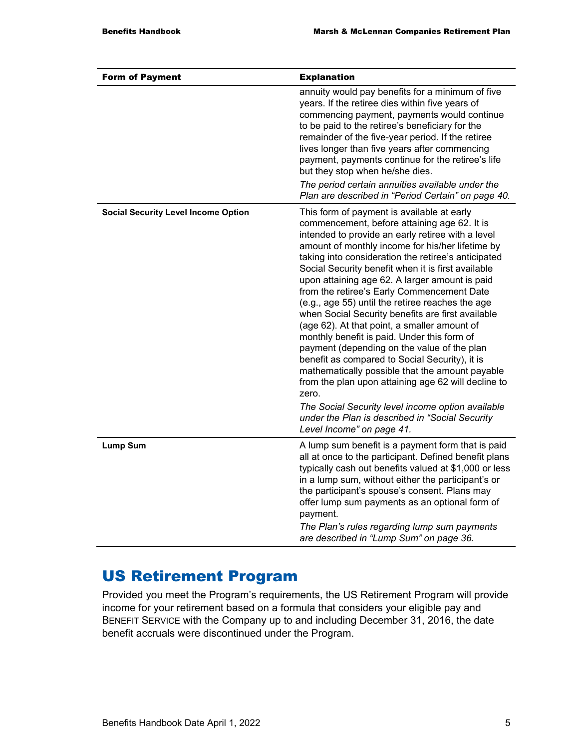| Form of Payment | Explanation |
|---|---|
| | annuity would pay benefits for a minimum of five years. If the retiree dies within five years of commencing payment, payments would continue to be paid to the retiree's beneficiary for the remainder of the five-year period. If the retiree lives longer than five years after commencing payment, payments continue for the retiree's life but they stop when he/she dies. *The period certain annuities available under the Plan are described in "Period Certain" on page 40.* |
| **Social Security Level Income Option** | This form of payment is available at early commencement, before attaining age 62. It is intended to provide an early retiree with a level amount of monthly income for his/her lifetime by taking into consideration the retiree's anticipated Social Security benefit when it is first available upon attaining age 62. A larger amount is paid from the retiree's Early Commencement Date (e.g., age 55) until the retiree reaches the age when Social Security benefits are first available (age 62). At that point, a smaller amount of monthly benefit is paid. Under this form of payment (depending on the value of the plan benefit as compared to Social Security), it is mathematically possible that the amount payable from the plan upon attaining age 62 will decline to zero. *The Social Security level income option available under the Plan is described in "Social Security Level Income" on page 41.* |
| **Lump Sum** | A lump sum benefit is a payment form that is paid all at once to the participant. Defined benefit plans typically cash out benefits valued at $1,000 or less in a lump sum, without either the participant's or the participant's spouse's consent. Plans may offer lump sum payments as an optional form of payment. *The Plan's rules regarding lump sum payments are described in "Lump Sum" on page 36.* |

## US Retirement Program

Provided you meet the Program's requirements, the US Retirement Program will provide income for your retirement based on a formula that considers your eligible pay and BENEFIT SERVICE with the Company up to and including December 31, 2016, the date benefit accruals were discontinued under the Program.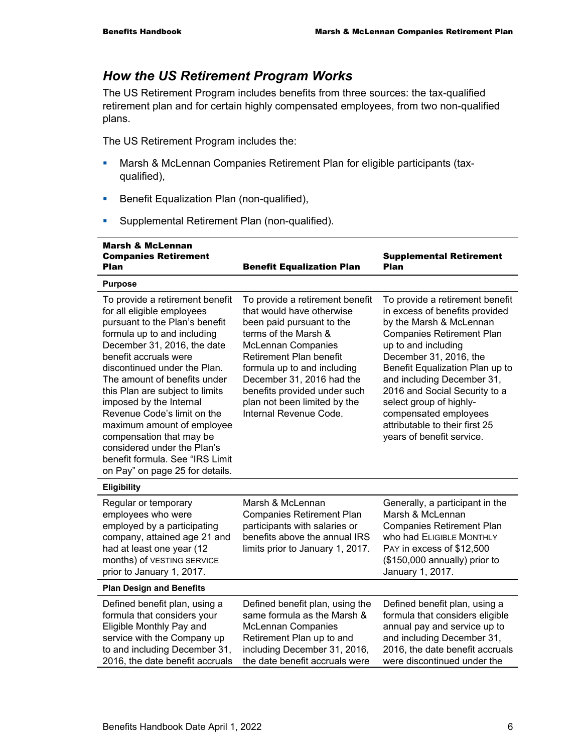## *How the US Retirement Program Works*

The US Retirement Program includes benefits from three sources: the tax-qualified retirement plan and for certain highly compensated employees, from two non-qualified plans.

The US Retirement Program includes the:

- Marsh & McLennan Companies Retirement Plan for eligible participants (tax-qualified),
- Benefit Equalization Plan (non-qualified),
- Supplemental Retirement Plan (non-qualified).

| Marsh & McLennan Companies Retirement Plan | Benefit Equalization Plan | Supplemental Retirement Plan |
|---|---|---|
| **Purpose** | | |
| To provide a retirement benefit for all eligible employees pursuant to the Plan's benefit formula up to and including December 31, 2016, the date benefit accruals were discontinued under the Plan. The amount of benefits under this Plan are subject to limits imposed by the Internal Revenue Code's limit on the maximum amount of employee compensation that may be considered under the Plan's benefit formula. See "IRS Limit on Pay" on page 25 for details. | To provide a retirement benefit that would have otherwise been paid pursuant to the terms of the Marsh & McLennan Companies Retirement Plan benefit formula up to and including December 31, 2016 had the benefits provided under such plan not been limited by the Internal Revenue Code. | To provide a retirement benefit in excess of benefits provided by the Marsh & McLennan Companies Retirement Plan up to and including December 31, 2016, the Benefit Equalization Plan up to and including December 31, 2016 and Social Security to a select group of highly-compensated employees attributable to their first 25 years of benefit service. |
| **Eligibility** | | |
| Regular or temporary employees who were employed by a participating company, attained age 21 and had at least one year (12 months) of VESTING SERVICE prior to January 1, 2017. | Marsh & McLennan Companies Retirement Plan participants with salaries or benefits above the annual IRS limits prior to January 1, 2017. | Generally, a participant in the Marsh & McLennan Companies Retirement Plan who had ELIGIBLE MONTHLY PAY in excess of $12,500 ($150,000 annually) prior to January 1, 2017. |
| **Plan Design and Benefits** | | |
| Defined benefit plan, using a formula that considers your Eligible Monthly Pay and service with the Company up to and including December 31, 2016, the date benefit accruals | Defined benefit plan, using the same formula as the Marsh & McLennan Companies Retirement Plan up to and including December 31, 2016, the date benefit accruals were | Defined benefit plan, using a formula that considers eligible annual pay and service up to and including December 31, 2016, the date benefit accruals were discontinued under the |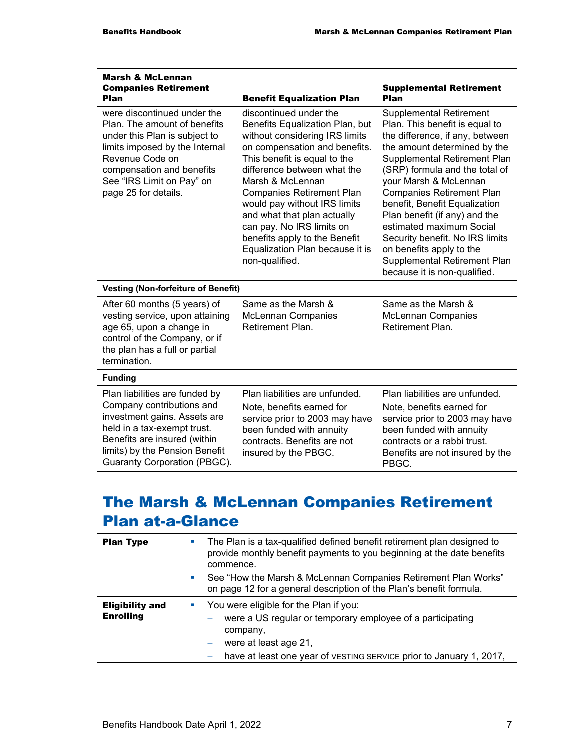| Marsh & McLennan Companies Retirement Plan | Benefit Equalization Plan | Supplemental Retirement Plan |
|---|---|---|
| were discontinued under the Plan. The amount of benefits under this Plan is subject to limits imposed by the Internal Revenue Code on compensation and benefits See "IRS Limit on Pay" on page 25 for details. | discontinued under the Benefits Equalization Plan, but without considering IRS limits on compensation and benefits. This benefit is equal to the difference between what the Marsh & McLennan Companies Retirement Plan would pay without IRS limits and what that plan actually can pay. No IRS limits on benefits apply to the Benefit Equalization Plan because it is non-qualified. | Supplemental Retirement Plan. This benefit is equal to the difference, if any, between the amount determined by the Supplemental Retirement Plan (SRP) formula and the total of your Marsh & McLennan Companies Retirement Plan benefit, Benefit Equalization Plan benefit (if any) and the estimated maximum Social Security benefit. No IRS limits on benefits apply to the Supplemental Retirement Plan because it is non-qualified. |
| **Vesting (Non-forfeiture of Benefit)** | | |
| After 60 months (5 years) of vesting service, upon attaining age 65, upon a change in control of the Company, or if the plan has a full or partial termination. | Same as the Marsh & McLennan Companies Retirement Plan. | Same as the Marsh & McLennan Companies Retirement Plan. |
| **Funding** | | |
| Plan liabilities are funded by Company contributions and investment gains. Assets are held in a tax-exempt trust. Benefits are insured (within limits) by the Pension Benefit Guaranty Corporation (PBGC). | Plan liabilities are unfunded.<br>Note, benefits earned for service prior to 2003 may have been funded with annuity contracts. Benefits are not insured by the PBGC. | Plan liabilities are unfunded.<br>Note, benefits earned for service prior to 2003 may have been funded with annuity contracts or a rabbi trust. Benefits are not insured by the PBGC. |

# The Marsh & McLennan Companies Retirement Plan at-a-Glance

| | |
|---|---|
| **Plan Type** | ▪ The Plan is a tax-qualified defined benefit retirement plan designed to provide monthly benefit payments to you beginning at the date benefits commence.<br>▪ See "How the Marsh & McLennan Companies Retirement Plan Works" on page 12 for a general description of the Plan's benefit formula. |
| **Eligibility and Enrolling** | ▪ You were eligible for the Plan if you:<br>– were a US regular or temporary employee of a participating company,<br>– were at least age 21,<br>– have at least one year of VESTING SERVICE prior to January 1, 2017, |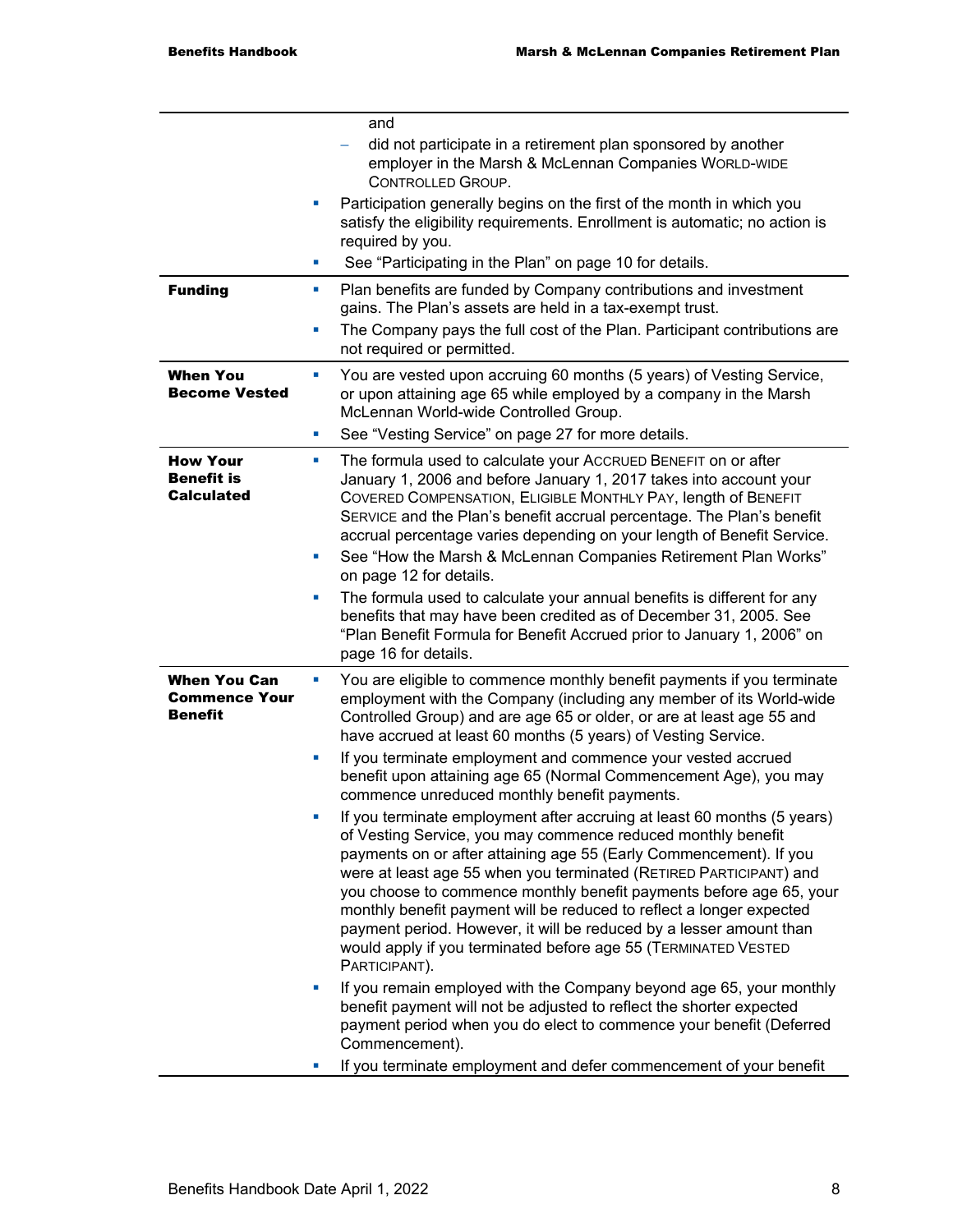| | |
|---|---|
| | and<br>– did not participate in a retirement plan sponsored by another employer in the Marsh & McLennan Companies WORLD-WIDE CONTROLLED GROUP.<br>▪ Participation generally begins on the first of the month in which you satisfy the eligibility requirements. Enrollment is automatic; no action is required by you.<br>▪ See "Participating in the Plan" on page 10 for details. |
| **Funding** | ▪ Plan benefits are funded by Company contributions and investment gains. The Plan's assets are held in a tax-exempt trust.<br>▪ The Company pays the full cost of the Plan. Participant contributions are not required or permitted. |
| **When You Become Vested** | ▪ You are vested upon accruing 60 months (5 years) of Vesting Service, or upon attaining age 65 while employed by a company in the Marsh McLennan World-wide Controlled Group.<br>▪ See "Vesting Service" on page 27 for more details. |
| **How Your Benefit is Calculated** | ▪ The formula used to calculate your ACCRUED BENEFIT on or after January 1, 2006 and before January 1, 2017 takes into account your COVERED COMPENSATION, ELIGIBLE MONTHLY PAY, length of BENEFIT SERVICE and the Plan's benefit accrual percentage. The Plan's benefit accrual percentage varies depending on your length of Benefit Service.<br>▪ See "How the Marsh & McLennan Companies Retirement Plan Works" on page 12 for details.<br>▪ The formula used to calculate your annual benefits is different for any benefits that may have been credited as of December 31, 2005. See "Plan Benefit Formula for Benefit Accrued prior to January 1, 2006" on page 16 for details. |
| **When You Can Commence Your Benefit** | ▪ You are eligible to commence monthly benefit payments if you terminate employment with the Company (including any member of its World-wide Controlled Group) and are age 65 or older, or are at least age 55 and have accrued at least 60 months (5 years) of Vesting Service.<br>▪ If you terminate employment and commence your vested accrued benefit upon attaining age 65 (Normal Commencement Age), you may commence unreduced monthly benefit payments.<br>▪ If you terminate employment after accruing at least 60 months (5 years) of Vesting Service, you may commence reduced monthly benefit payments on or after attaining age 55 (Early Commencement). If you were at least age 55 when you terminated (RETIRED PARTICIPANT) and you choose to commence monthly benefit payments before age 65, your monthly benefit payment will be reduced to reflect a longer expected payment period. However, it will be reduced by a lesser amount than would apply if you terminated before age 55 (TERMINATED VESTED PARTICIPANT).<br>▪ If you remain employed with the Company beyond age 65, your monthly benefit payment will not be adjusted to reflect the shorter expected payment period when you do elect to commence your benefit (Deferred Commencement).<br>▪ If you terminate employment and defer commencement of your benefit |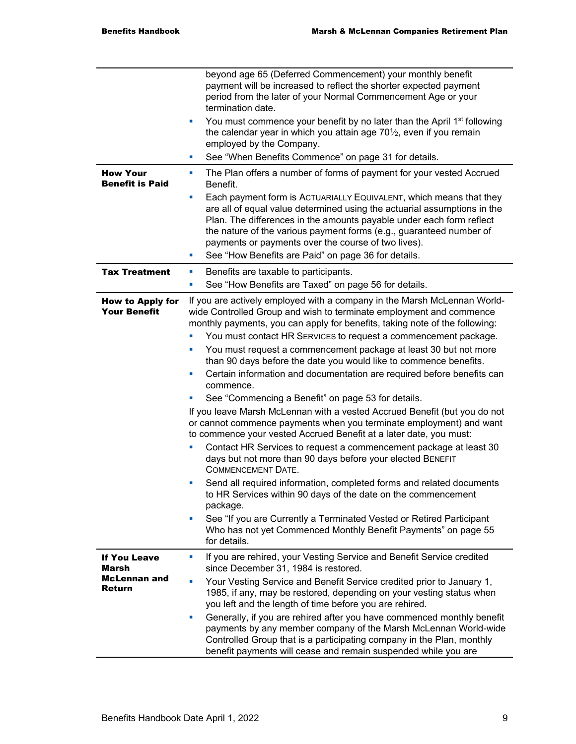| | |
|---|---|
| | beyond age 65 (Deferred Commencement) your monthly benefit payment will be increased to reflect the shorter expected payment period from the later of your Normal Commencement Age or your termination date.<br>- You must commence your benefit by no later than the April 1st following the calendar year in which you attain age 70½, even if you remain employed by the Company.<br>- See "When Benefits Commence" on page 31 for details. |
| **How Your Benefit is Paid** | - The Plan offers a number of forms of payment for your vested Accrued Benefit.<br>- Each payment form is ACTUARIALLY EQUIVALENT, which means that they are all of equal value determined using the actuarial assumptions in the Plan. The differences in the amounts payable under each form reflect the nature of the various payment forms (e.g., guaranteed number of payments or payments over the course of two lives).<br>- See "How Benefits are Paid" on page 36 for details. |
| **Tax Treatment** | - Benefits are taxable to participants.<br>- See "How Benefits are Taxed" on page 56 for details. |
| **How to Apply for Your Benefit** | If you are actively employed with a company in the Marsh McLennan World-wide Controlled Group and wish to terminate employment and commence monthly payments, you can apply for benefits, taking note of the following:<br>- You must contact HR SERVICES to request a commencement package.<br>- You must request a commencement package at least 30 but not more than 90 days before the date you would like to commence benefits.<br>- Certain information and documentation are required before benefits can commence.<br>- See "Commencing a Benefit" on page 53 for details.<br>If you leave Marsh McLennan with a vested Accrued Benefit (but you do not or cannot commence payments when you terminate employment) and want to commence your vested Accrued Benefit at a later date, you must:<br>- Contact HR Services to request a commencement package at least 30 days but not more than 90 days before your elected BENEFIT COMMENCEMENT DATE.<br>- Send all required information, completed forms and related documents to HR Services within 90 days of the date on the commencement package.<br>- See "If you are Currently a Terminated Vested or Retired Participant Who has not yet Commenced Monthly Benefit Payments" on page 55 for details. |
| **If You Leave Marsh McLennan and Return** | - If you are rehired, your Vesting Service and Benefit Service credited since December 31, 1984 is restored.<br>- Your Vesting Service and Benefit Service credited prior to January 1, 1985, if any, may be restored, depending on your vesting status when you left and the length of time before you are rehired.<br>- Generally, if you are rehired after you have commenced monthly benefit payments by any member company of the Marsh McLennan World-wide Controlled Group that is a participating company in the Plan, monthly benefit payments will cease and remain suspended while you are |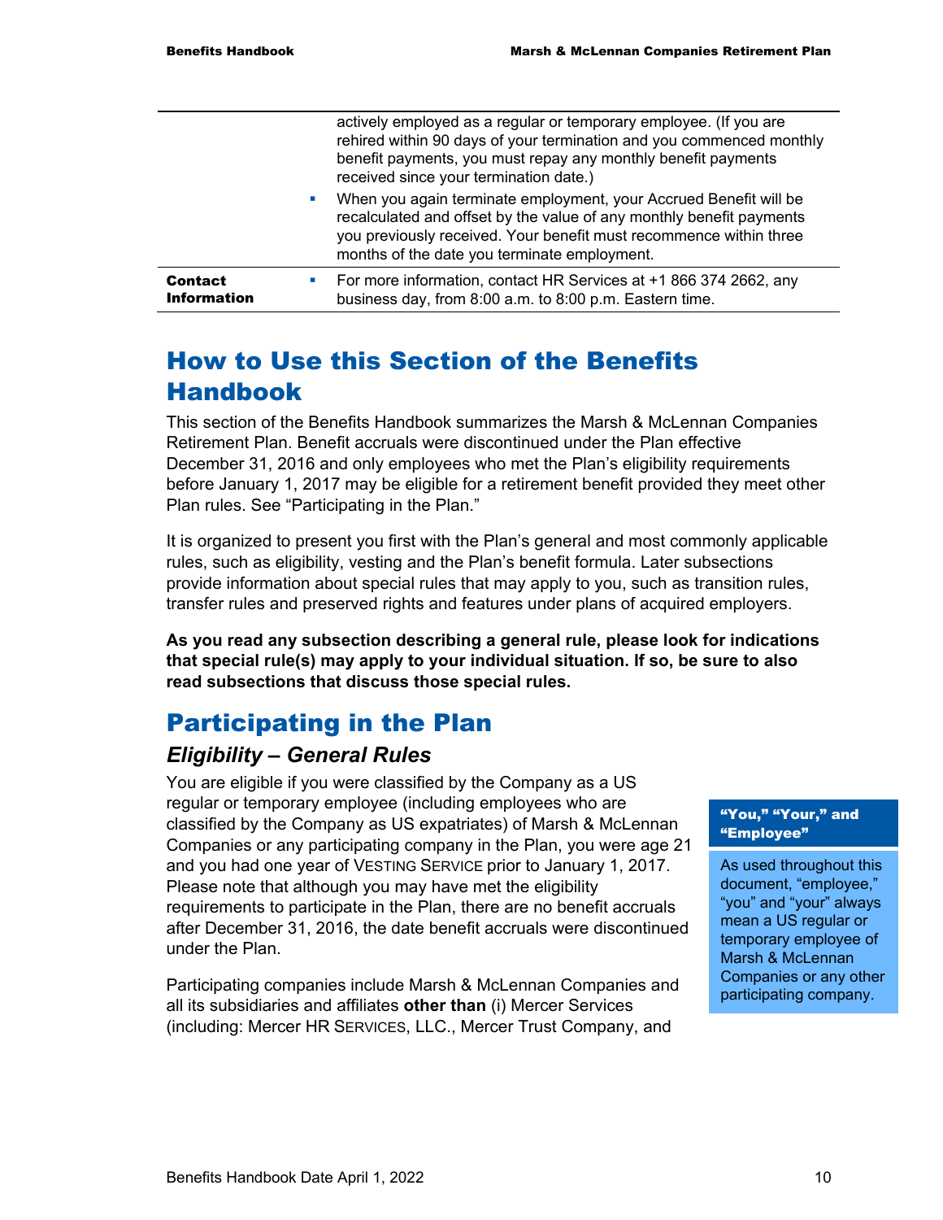| | |
|---|---|
| | actively employed as a regular or temporary employee. (If you are rehired within 90 days of your termination and you commenced monthly benefit payments, you must repay any monthly benefit payments received since your termination date.)<br>▪ When you again terminate employment, your Accrued Benefit will be recalculated and offset by the value of any monthly benefit payments you previously received. Your benefit must recommence within three months of the date you terminate employment. |
| **Contact Information** | ▪ For more information, contact HR Services at +1 866 374 2662, any business day, from 8:00 a.m. to 8:00 p.m. Eastern time. |

# How to Use this Section of the Benefits Handbook

This section of the Benefits Handbook summarizes the Marsh & McLennan Companies Retirement Plan. Benefit accruals were discontinued under the Plan effective December 31, 2016 and only employees who met the Plan's eligibility requirements before January 1, 2017 may be eligible for a retirement benefit provided they meet other Plan rules. See "Participating in the Plan."

It is organized to present you first with the Plan's general and most commonly applicable rules, such as eligibility, vesting and the Plan's benefit formula. Later subsections provide information about special rules that may apply to you, such as transition rules, transfer rules and preserved rights and features under plans of acquired employers.

**As you read any subsection describing a general rule, please look for indications that special rule(s) may apply to your individual situation. If so, be sure to also read subsections that discuss those special rules.**

# Participating in the Plan

## *Eligibility – General Rules*

You are eligible if you were classified by the Company as a US regular or temporary employee (including employees who are classified by the Company as US expatriates) of Marsh & McLennan Companies or any participating company in the Plan, you were age 21 and you had one year of VESTING SERVICE prior to January 1, 2017. Please note that although you may have met the eligibility requirements to participate in the Plan, there are no benefit accruals after December 31, 2016, the date benefit accruals were discontinued under the Plan.

**"You," "Your," and "Employee"**

As used throughout this document, "employee," "you" and "your" always mean a US regular or temporary employee of Marsh & McLennan Companies or any other participating company.

Participating companies include Marsh & McLennan Companies and all its subsidiaries and affiliates **other than** (i) Mercer Services (including: Mercer HR SERVICES, LLC., Mercer Trust Company, and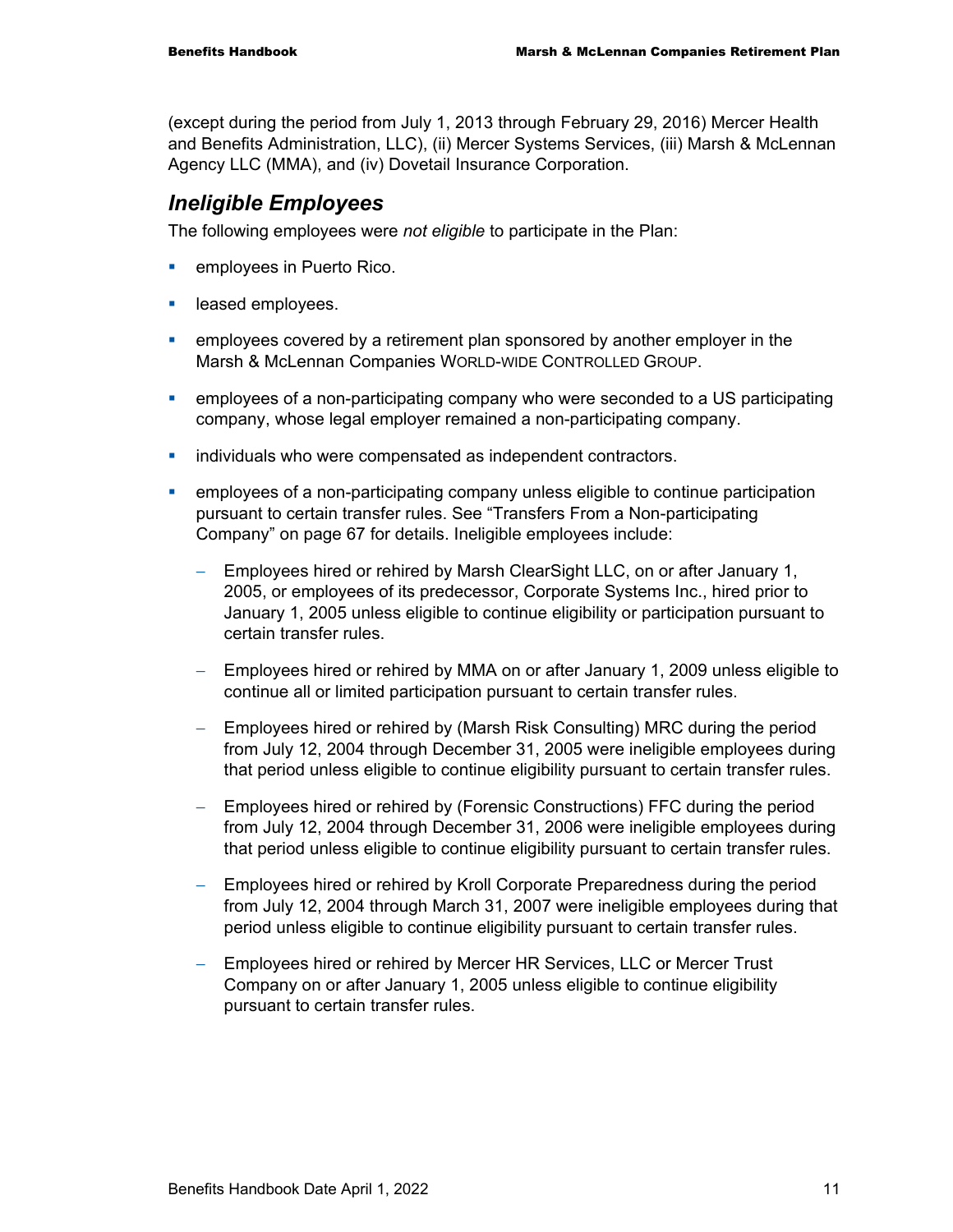(except during the period from July 1, 2013 through February 29, 2016) Mercer Health and Benefits Administration, LLC), (ii) Mercer Systems Services, (iii) Marsh & McLennan Agency LLC (MMA), and (iv) Dovetail Insurance Corporation.

## *Ineligible Employees*

The following employees were *not eligible* to participate in the Plan:

- employees in Puerto Rico.
- leased employees.
- employees covered by a retirement plan sponsored by another employer in the Marsh & McLennan Companies WORLD-WIDE CONTROLLED GROUP.
- employees of a non-participating company who were seconded to a US participating company, whose legal employer remained a non-participating company.
- individuals who were compensated as independent contractors.
- employees of a non-participating company unless eligible to continue participation pursuant to certain transfer rules. See "Transfers From a Non-participating Company" on page 67 for details. Ineligible employees include:
  - Employees hired or rehired by Marsh ClearSight LLC, on or after January 1, 2005, or employees of its predecessor, Corporate Systems Inc., hired prior to January 1, 2005 unless eligible to continue eligibility or participation pursuant to certain transfer rules.
  - Employees hired or rehired by MMA on or after January 1, 2009 unless eligible to continue all or limited participation pursuant to certain transfer rules.
  - Employees hired or rehired by (Marsh Risk Consulting) MRC during the period from July 12, 2004 through December 31, 2005 were ineligible employees during that period unless eligible to continue eligibility pursuant to certain transfer rules.
  - Employees hired or rehired by (Forensic Constructions) FFC during the period from July 12, 2004 through December 31, 2006 were ineligible employees during that period unless eligible to continue eligibility pursuant to certain transfer rules.
  - Employees hired or rehired by Kroll Corporate Preparedness during the period from July 12, 2004 through March 31, 2007 were ineligible employees during that period unless eligible to continue eligibility pursuant to certain transfer rules.
  - Employees hired or rehired by Mercer HR Services, LLC or Mercer Trust Company on or after January 1, 2005 unless eligible to continue eligibility pursuant to certain transfer rules.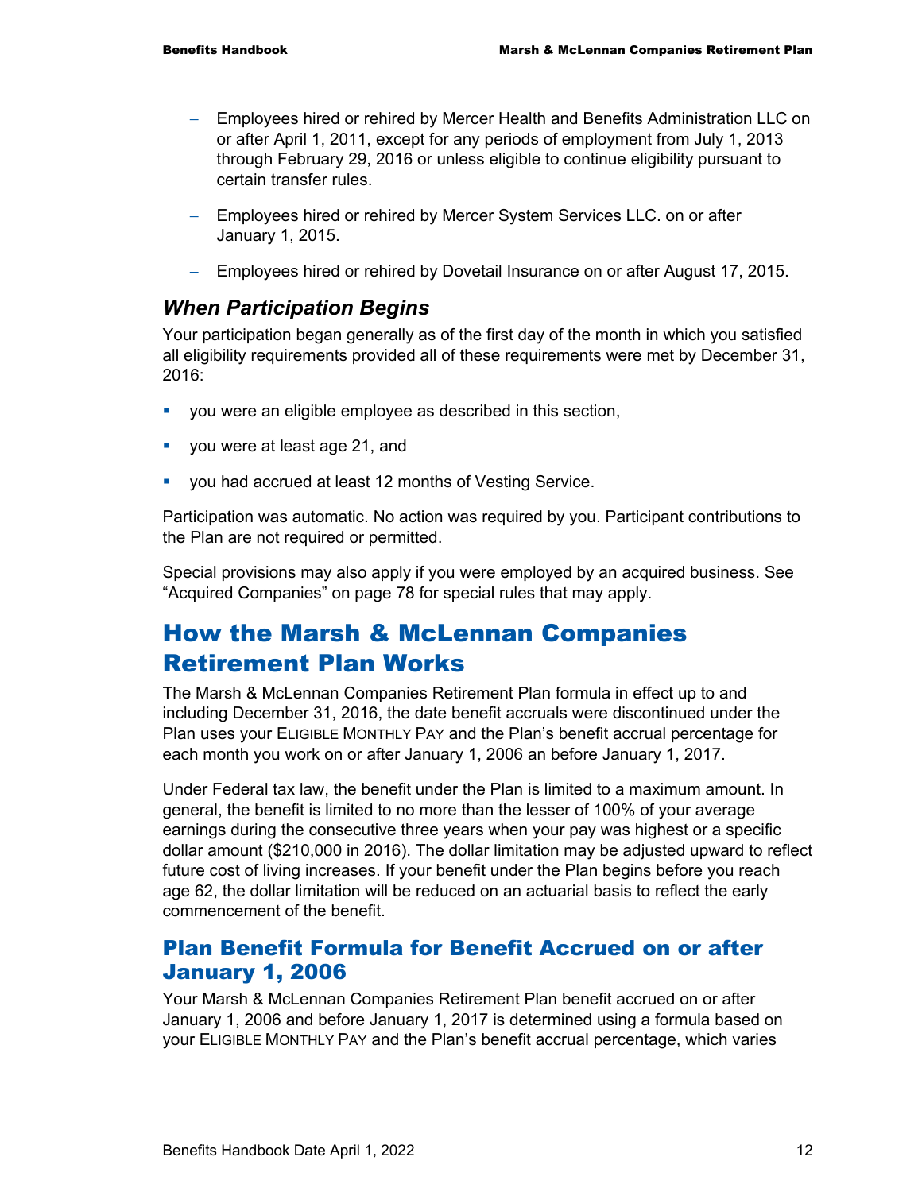- Employees hired or rehired by Mercer Health and Benefits Administration LLC on or after April 1, 2011, except for any periods of employment from July 1, 2013 through February 29, 2016 or unless eligible to continue eligibility pursuant to certain transfer rules.
- Employees hired or rehired by Mercer System Services LLC. on or after January 1, 2015.
- Employees hired or rehired by Dovetail Insurance on or after August 17, 2015.

### *When Participation Begins*

Your participation began generally as of the first day of the month in which you satisfied all eligibility requirements provided all of these requirements were met by December 31, 2016:

- you were an eligible employee as described in this section,
- you were at least age 21, and
- you had accrued at least 12 months of Vesting Service.

Participation was automatic. No action was required by you. Participant contributions to the Plan are not required or permitted.

Special provisions may also apply if you were employed by an acquired business. See "Acquired Companies" on page 78 for special rules that may apply.

# How the Marsh & McLennan Companies Retirement Plan Works

The Marsh & McLennan Companies Retirement Plan formula in effect up to and including December 31, 2016, the date benefit accruals were discontinued under the Plan uses your ELIGIBLE MONTHLY PAY and the Plan's benefit accrual percentage for each month you work on or after January 1, 2006 an before January 1, 2017.

Under Federal tax law, the benefit under the Plan is limited to a maximum amount. In general, the benefit is limited to no more than the lesser of 100% of your average earnings during the consecutive three years when your pay was highest or a specific dollar amount ($210,000 in 2016). The dollar limitation may be adjusted upward to reflect future cost of living increases. If your benefit under the Plan begins before you reach age 62, the dollar limitation will be reduced on an actuarial basis to reflect the early commencement of the benefit.

## Plan Benefit Formula for Benefit Accrued on or after January 1, 2006

Your Marsh & McLennan Companies Retirement Plan benefit accrued on or after January 1, 2006 and before January 1, 2017 is determined using a formula based on your ELIGIBLE MONTHLY PAY and the Plan's benefit accrual percentage, which varies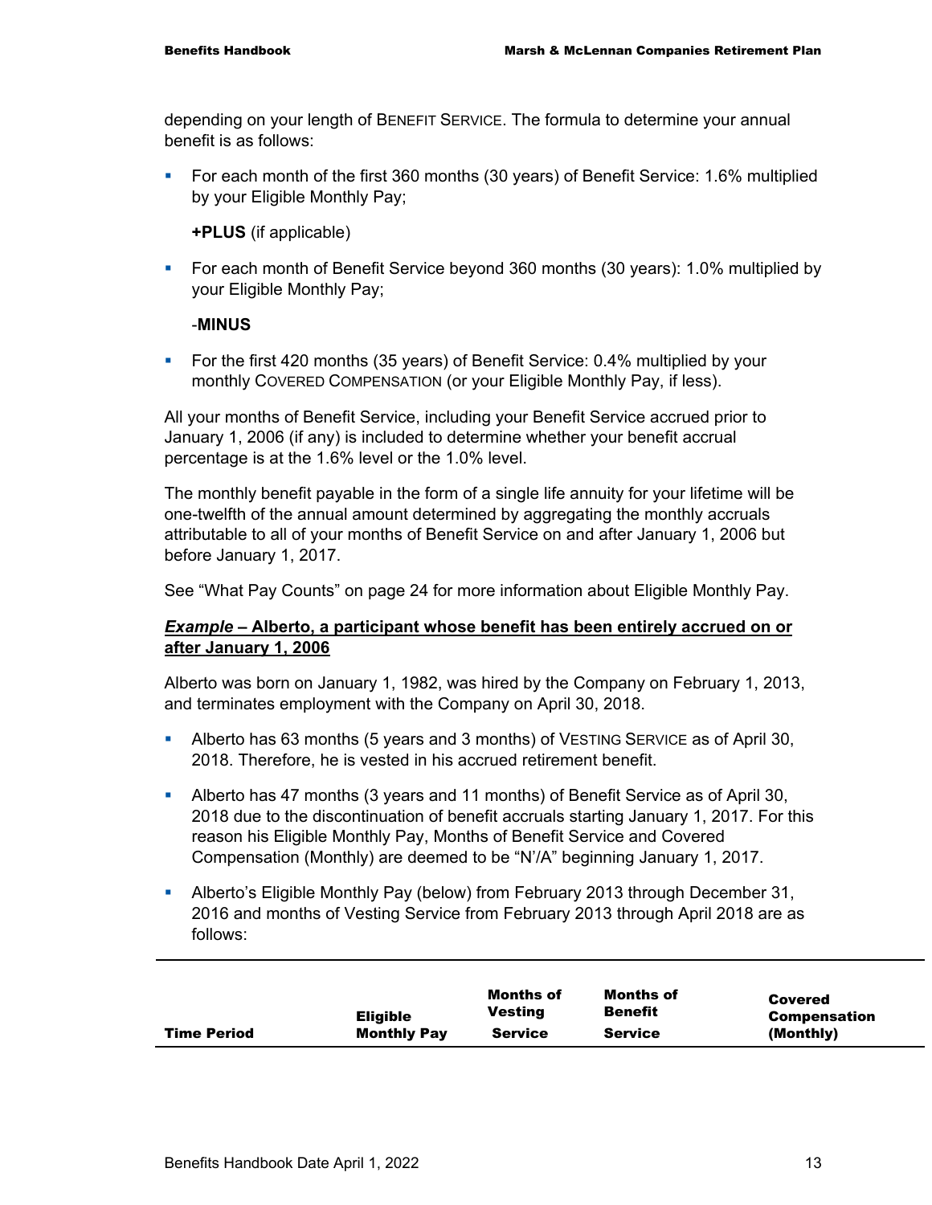depending on your length of BENEFIT SERVICE. The formula to determine your annual benefit is as follows:

- For each month of the first 360 months (30 years) of Benefit Service: 1.6% multiplied by your Eligible Monthly Pay;

  **+PLUS** (if applicable)

- For each month of Benefit Service beyond 360 months (30 years): 1.0% multiplied by your Eligible Monthly Pay;

  -**MINUS**

- For the first 420 months (35 years) of Benefit Service: 0.4% multiplied by your monthly COVERED COMPENSATION (or your Eligible Monthly Pay, if less).

All your months of Benefit Service, including your Benefit Service accrued prior to January 1, 2006 (if any) is included to determine whether your benefit accrual percentage is at the 1.6% level or the 1.0% level.

The monthly benefit payable in the form of a single life annuity for your lifetime will be one-twelfth of the annual amount determined by aggregating the monthly accruals attributable to all of your months of Benefit Service on and after January 1, 2006 but before January 1, 2017.

See "What Pay Counts" on page 24 for more information about Eligible Monthly Pay.

***Example*** **– Alberto, a participant whose benefit has been entirely accrued on or after January 1, 2006**

Alberto was born on January 1, 1982, was hired by the Company on February 1, 2013, and terminates employment with the Company on April 30, 2018.

- Alberto has 63 months (5 years and 3 months) of VESTING SERVICE as of April 30, 2018. Therefore, he is vested in his accrued retirement benefit.
- Alberto has 47 months (3 years and 11 months) of Benefit Service as of April 30, 2018 due to the discontinuation of benefit accruals starting January 1, 2017. For this reason his Eligible Monthly Pay, Months of Benefit Service and Covered Compensation (Monthly) are deemed to be "N'/A" beginning January 1, 2017.
- Alberto's Eligible Monthly Pay (below) from February 2013 through December 31, 2016 and months of Vesting Service from February 2013 through April 2018 are as follows:

| Time Period | Eligible Monthly Pay | Months of Vesting Service | Months of Benefit Service | Covered Compensation (Monthly) |
|---|---|---|---|---|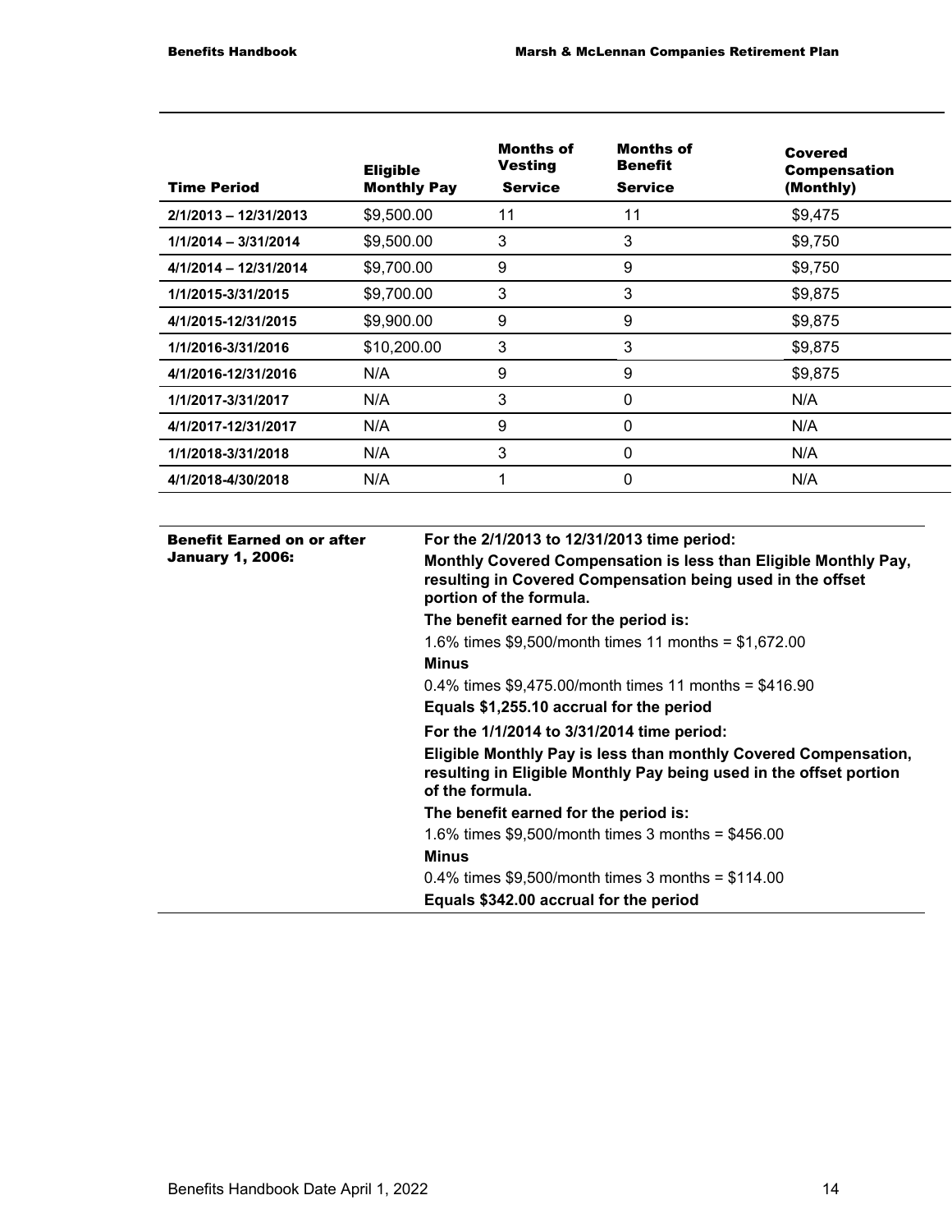| Time Period | Eligible Monthly Pay | Months of Vesting Service | Months of Benefit Service | Covered Compensation (Monthly) |
|---|---|---|---|---|
| 2/1/2013 – 12/31/2013 | $9,500.00 | 11 | 11 | $9,475 |
| 1/1/2014 – 3/31/2014 | $9,500.00 | 3 | 3 | $9,750 |
| 4/1/2014 – 12/31/2014 | $9,700.00 | 9 | 9 | $9,750 |
| 1/1/2015-3/31/2015 | $9,700.00 | 3 | 3 | $9,875 |
| 4/1/2015-12/31/2015 | $9,900.00 | 9 | 9 | $9,875 |
| 1/1/2016-3/31/2016 | $10,200.00 | 3 | 3 | $9,875 |
| 4/1/2016-12/31/2016 | N/A | 9 | 9 | $9,875 |
| 1/1/2017-3/31/2017 | N/A | 3 | 0 | N/A |
| 4/1/2017-12/31/2017 | N/A | 9 | 0 | N/A |
| 1/1/2018-3/31/2018 | N/A | 3 | 0 | N/A |
| 4/1/2018-4/30/2018 | N/A | 1 | 0 | N/A |

**Benefit Earned on or after January 1, 2006:**

**For the 2/1/2013 to 12/31/2013 time period:**

**Monthly Covered Compensation is less than Eligible Monthly Pay, resulting in Covered Compensation being used in the offset portion of the formula.**

**The benefit earned for the period is:**

1.6% times $9,500/month times 11 months = $1,672.00

**Minus**

0.4% times $9,475.00/month times 11 months = $416.90

**Equals $1,255.10 accrual for the period**

**For the 1/1/2014 to 3/31/2014 time period:**

**Eligible Monthly Pay is less than monthly Covered Compensation, resulting in Eligible Monthly Pay being used in the offset portion of the formula.**

**The benefit earned for the period is:**

1.6% times $9,500/month times 3 months = $456.00

**Minus**

0.4% times $9,500/month times 3 months = $114.00

**Equals $342.00 accrual for the period**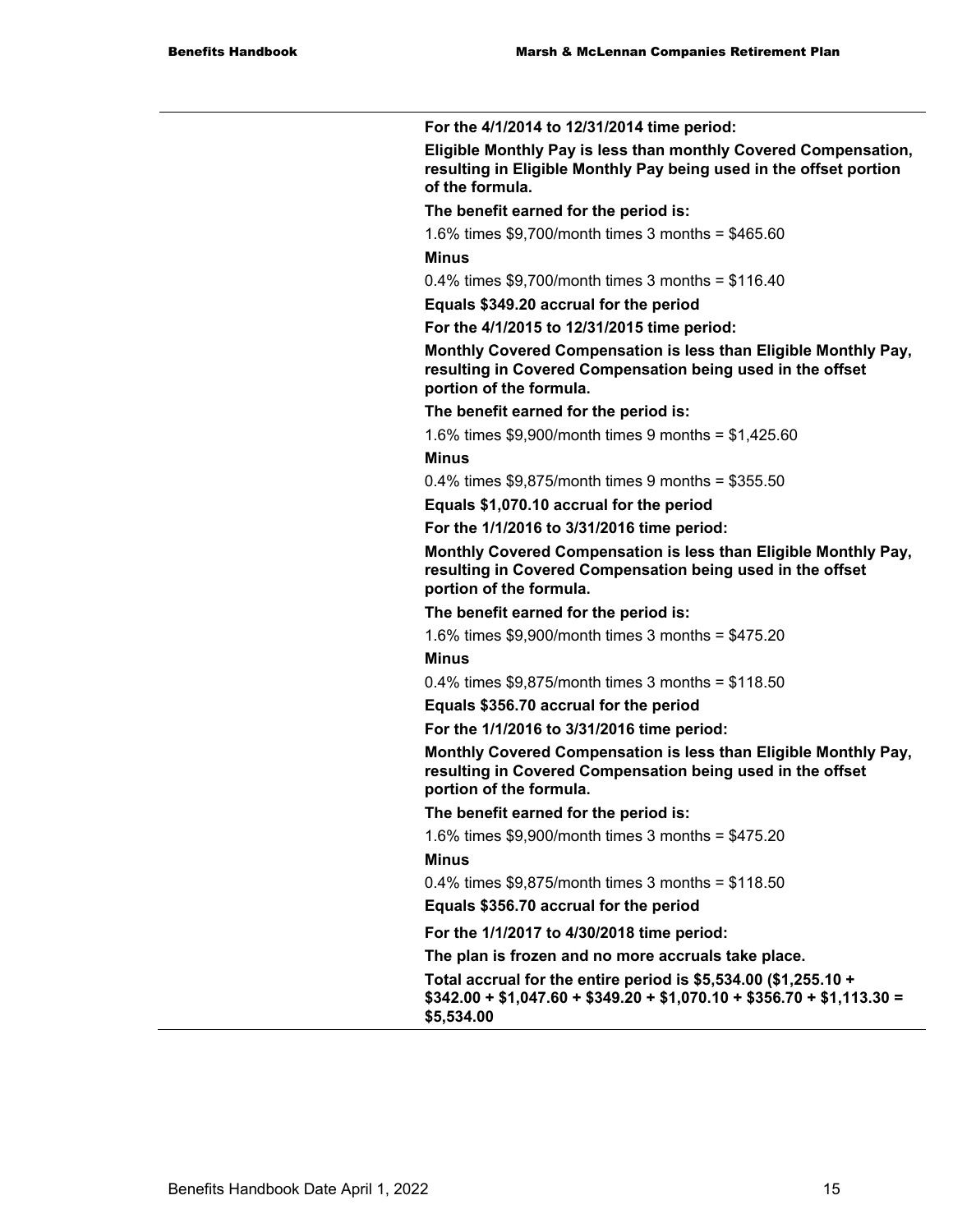**For the 4/1/2014 to 12/31/2014 time period:**

**Eligible Monthly Pay is less than monthly Covered Compensation, resulting in Eligible Monthly Pay being used in the offset portion of the formula.**

**The benefit earned for the period is:**

1.6% times $9,700/month times 3 months = $465.60

**Minus**

0.4% times $9,700/month times 3 months = $116.40

**Equals $349.20 accrual for the period**

**For the 4/1/2015 to 12/31/2015 time period:**

**Monthly Covered Compensation is less than Eligible Monthly Pay, resulting in Covered Compensation being used in the offset portion of the formula.**

**The benefit earned for the period is:**

1.6% times $9,900/month times 9 months = $1,425.60

**Minus**

0.4% times $9,875/month times 9 months = $355.50

**Equals $1,070.10 accrual for the period**

**For the 1/1/2016 to 3/31/2016 time period:**

**Monthly Covered Compensation is less than Eligible Monthly Pay, resulting in Covered Compensation being used in the offset portion of the formula.**

**The benefit earned for the period is:**

1.6% times $9,900/month times 3 months = $475.20

**Minus**

0.4% times $9,875/month times 3 months = $118.50

**Equals $356.70 accrual for the period**

**For the 1/1/2016 to 3/31/2016 time period:**

**Monthly Covered Compensation is less than Eligible Monthly Pay, resulting in Covered Compensation being used in the offset portion of the formula.**

**The benefit earned for the period is:**

1.6% times $9,900/month times 3 months = $475.20

**Minus**

0.4% times $9,875/month times 3 months = $118.50

**Equals $356.70 accrual for the period**

**For the 1/1/2017 to 4/30/2018 time period:**

**The plan is frozen and no more accruals take place.**

**Total accrual for the entire period is $5,534.00 ($1,255.10 + $342.00 + $1,047.60 + $349.20 + $1,070.10 + $356.70 + $1,113.30 = $5,534.00**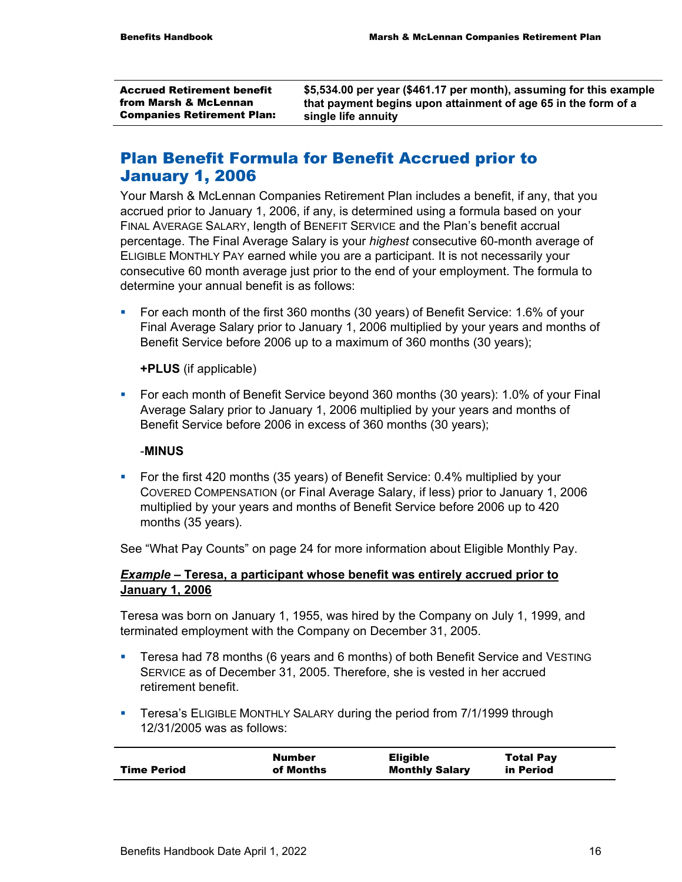| Accrued Retirement benefit from Marsh & McLennan Companies Retirement Plan: | $5,534.00 per year ($461.17 per month), assuming for this example that payment begins upon attainment of age 65 in the form of a single life annuity |
|---|---|

## Plan Benefit Formula for Benefit Accrued prior to January 1, 2006

Your Marsh & McLennan Companies Retirement Plan includes a benefit, if any, that you accrued prior to January 1, 2006, if any, is determined using a formula based on your FINAL AVERAGE SALARY, length of BENEFIT SERVICE and the Plan's benefit accrual percentage. The Final Average Salary is your *highest* consecutive 60-month average of ELIGIBLE MONTHLY PAY earned while you are a participant. It is not necessarily your consecutive 60 month average just prior to the end of your employment. The formula to determine your annual benefit is as follows:

- For each month of the first 360 months (30 years) of Benefit Service: 1.6% of your Final Average Salary prior to January 1, 2006 multiplied by your years and months of Benefit Service before 2006 up to a maximum of 360 months (30 years);

  **+PLUS** (if applicable)

- For each month of Benefit Service beyond 360 months (30 years): 1.0% of your Final Average Salary prior to January 1, 2006 multiplied by your years and months of Benefit Service before 2006 in excess of 360 months (30 years);

  -**MINUS**

- For the first 420 months (35 years) of Benefit Service: 0.4% multiplied by your COVERED COMPENSATION (or Final Average Salary, if less) prior to January 1, 2006 multiplied by your years and months of Benefit Service before 2006 up to 420 months (35 years).

See "What Pay Counts" on page 24 for more information about Eligible Monthly Pay.

***Example* – Teresa, a participant whose benefit was entirely accrued prior to January 1, 2006**

Teresa was born on January 1, 1955, was hired by the Company on July 1, 1999, and terminated employment with the Company on December 31, 2005.

- Teresa had 78 months (6 years and 6 months) of both Benefit Service and VESTING SERVICE as of December 31, 2005. Therefore, she is vested in her accrued retirement benefit.
- Teresa's ELIGIBLE MONTHLY SALARY during the period from 7/1/1999 through 12/31/2005 was as follows:

| Time Period | Number of Months | Eligible Monthly Salary | Total Pay in Period |
|---|---|---|---|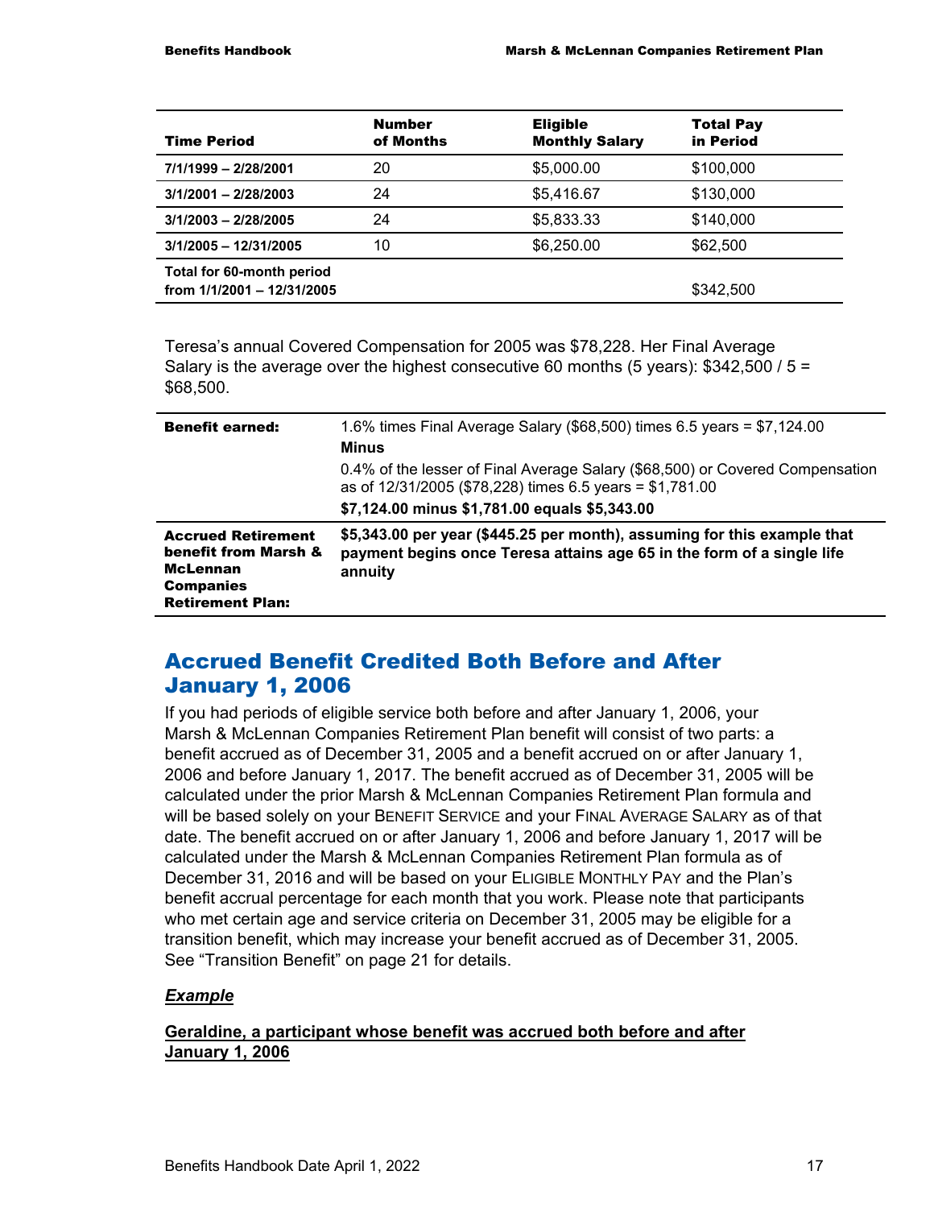| Time Period | Number of Months | Eligible Monthly Salary | Total Pay in Period |
|---|---|---|---|
| 7/1/1999 – 2/28/2001 | 20 | $5,000.00 | $100,000 |
| 3/1/2001 – 2/28/2003 | 24 | $5,416.67 | $130,000 |
| 3/1/2003 – 2/28/2005 | 24 | $5,833.33 | $140,000 |
| 3/1/2005 – 12/31/2005 | 10 | $6,250.00 | $62,500 |
| Total for 60-month period from 1/1/2001 – 12/31/2005 | | | $342,500 |

Teresa's annual Covered Compensation for 2005 was $78,228. Her Final Average Salary is the average over the highest consecutive 60 months (5 years): $342,500 / 5 = $68,500.

| | |
|---|---|
| **Benefit earned:** | 1.6% times Final Average Salary ($68,500) times 6.5 years = $7,124.00<br>**Minus**<br>0.4% of the lesser of Final Average Salary ($68,500) or Covered Compensation as of 12/31/2005 ($78,228) times 6.5 years = $1,781.00<br>**$7,124.00 minus $1,781.00 equals $5,343.00** |
| **Accrued Retirement benefit from Marsh & McLennan Companies Retirement Plan:** | **$5,343.00 per year ($445.25 per month), assuming for this example that payment begins once Teresa attains age 65 in the form of a single life annuity** |

## Accrued Benefit Credited Both Before and After January 1, 2006

If you had periods of eligible service both before and after January 1, 2006, your Marsh & McLennan Companies Retirement Plan benefit will consist of two parts: a benefit accrued as of December 31, 2005 and a benefit accrued on or after January 1, 2006 and before January 1, 2017. The benefit accrued as of December 31, 2005 will be calculated under the prior Marsh & McLennan Companies Retirement Plan formula and will be based solely on your BENEFIT SERVICE and your FINAL AVERAGE SALARY as of that date. The benefit accrued on or after January 1, 2006 and before January 1, 2017 will be calculated under the Marsh & McLennan Companies Retirement Plan formula as of December 31, 2016 and will be based on your ELIGIBLE MONTHLY PAY and the Plan's benefit accrual percentage for each month that you work. Please note that participants who met certain age and service criteria on December 31, 2005 may be eligible for a transition benefit, which may increase your benefit accrued as of December 31, 2005. See "Transition Benefit" on page 21 for details.

***Example***

**Geraldine, a participant whose benefit was accrued both before and after January 1, 2006**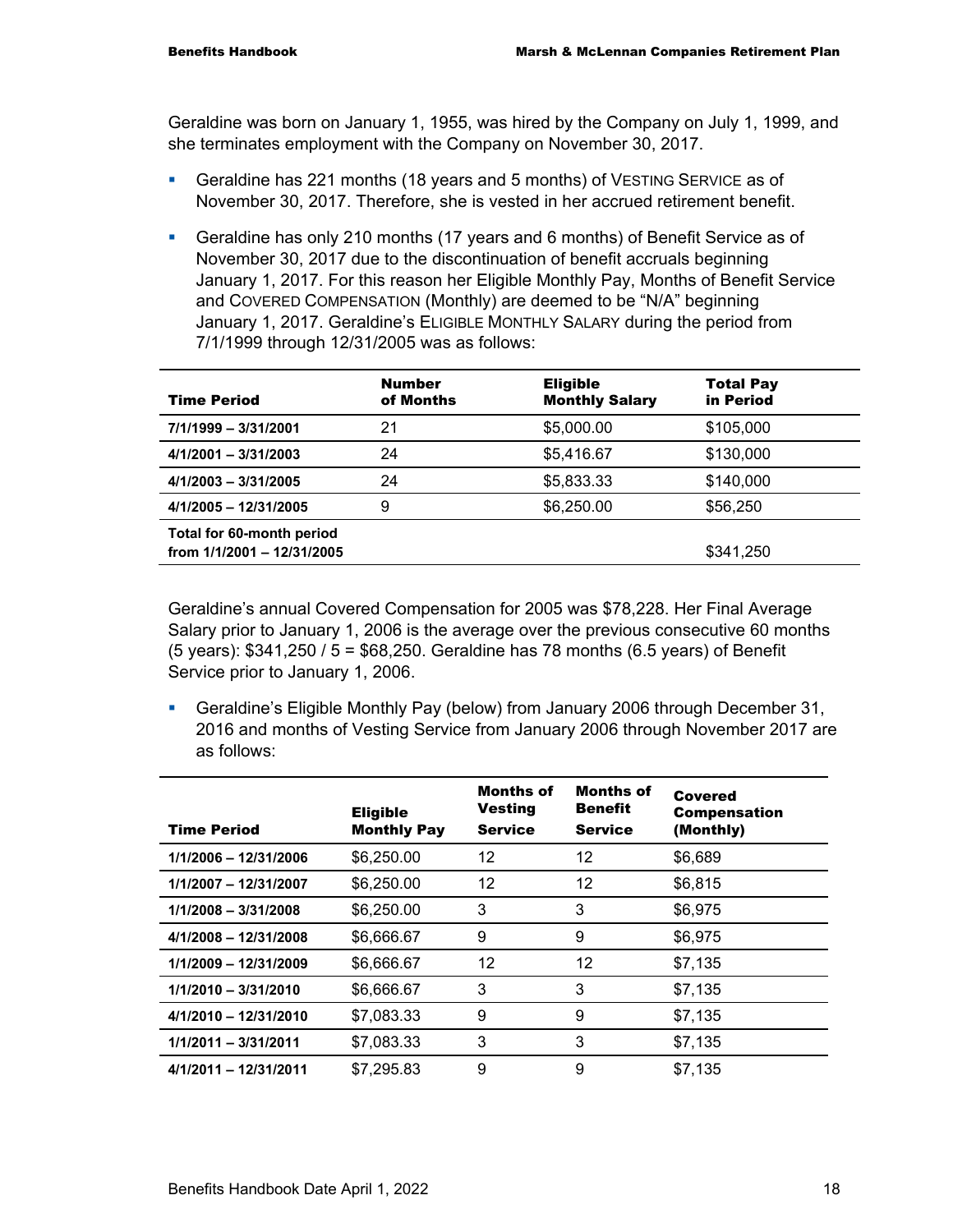Geraldine was born on January 1, 1955, was hired by the Company on July 1, 1999, and she terminates employment with the Company on November 30, 2017.

- Geraldine has 221 months (18 years and 5 months) of VESTING SERVICE as of November 30, 2017. Therefore, she is vested in her accrued retirement benefit.
- Geraldine has only 210 months (17 years and 6 months) of Benefit Service as of November 30, 2017 due to the discontinuation of benefit accruals beginning January 1, 2017. For this reason her Eligible Monthly Pay, Months of Benefit Service and COVERED COMPENSATION (Monthly) are deemed to be "N/A" beginning January 1, 2017. Geraldine's ELIGIBLE MONTHLY SALARY during the period from 7/1/1999 through 12/31/2005 was as follows:

| Time Period | Number of Months | Eligible Monthly Salary | Total Pay in Period |
|---|---|---|---|
| 7/1/1999 – 3/31/2001 | 21 | $5,000.00 | $105,000 |
| 4/1/2001 – 3/31/2003 | 24 | $5,416.67 | $130,000 |
| 4/1/2003 – 3/31/2005 | 24 | $5,833.33 | $140,000 |
| 4/1/2005 – 12/31/2005 | 9 | $6,250.00 | $56,250 |
| **Total for 60-month period from 1/1/2001 – 12/31/2005** | | | $341,250 |

Geraldine's annual Covered Compensation for 2005 was $78,228. Her Final Average Salary prior to January 1, 2006 is the average over the previous consecutive 60 months (5 years): $341,250 / 5 = $68,250. Geraldine has 78 months (6.5 years) of Benefit Service prior to January 1, 2006.

- Geraldine's Eligible Monthly Pay (below) from January 2006 through December 31, 2016 and months of Vesting Service from January 2006 through November 2017 are as follows:

| Time Period | Eligible Monthly Pay | Months of Vesting Service | Months of Benefit Service | Covered Compensation (Monthly) |
|---|---|---|---|---|
| 1/1/2006 – 12/31/2006 | $6,250.00 | 12 | 12 | $6,689 |
| 1/1/2007 – 12/31/2007 | $6,250.00 | 12 | 12 | $6,815 |
| 1/1/2008 – 3/31/2008 | $6,250.00 | 3 | 3 | $6,975 |
| 4/1/2008 – 12/31/2008 | $6,666.67 | 9 | 9 | $6,975 |
| 1/1/2009 – 12/31/2009 | $6,666.67 | 12 | 12 | $7,135 |
| 1/1/2010 – 3/31/2010 | $6,666.67 | 3 | 3 | $7,135 |
| 4/1/2010 – 12/31/2010 | $7,083.33 | 9 | 9 | $7,135 |
| 1/1/2011 – 3/31/2011 | $7,083.33 | 3 | 3 | $7,135 |
| 4/1/2011 – 12/31/2011 | $7,295.83 | 9 | 9 | $7,135 |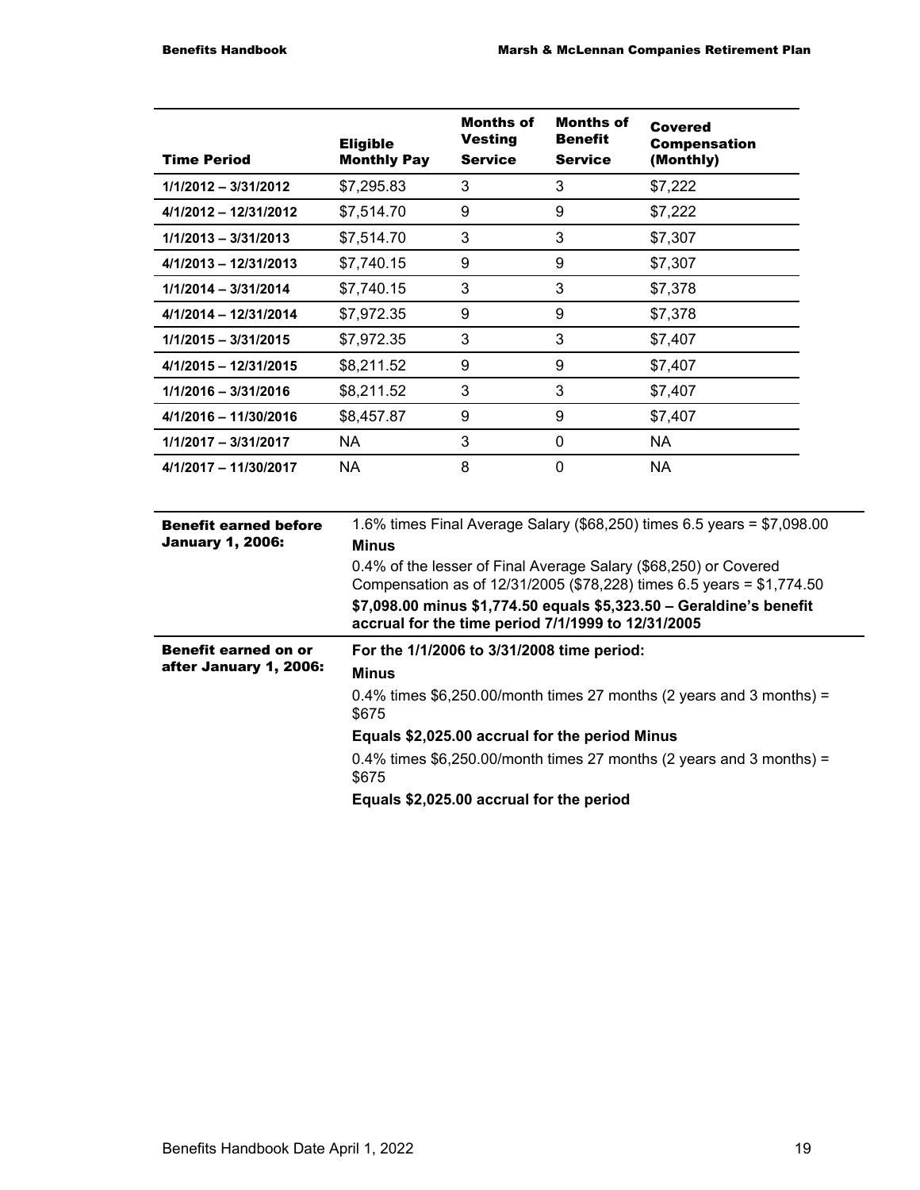| Time Period | Eligible Monthly Pay | Months of Vesting Service | Months of Benefit Service | Covered Compensation (Monthly) |
|---|---|---|---|---|
| 1/1/2012 – 3/31/2012 | $7,295.83 | 3 | 3 | $7,222 |
| 4/1/2012 – 12/31/2012 | $7,514.70 | 9 | 9 | $7,222 |
| 1/1/2013 – 3/31/2013 | $7,514.70 | 3 | 3 | $7,307 |
| 4/1/2013 – 12/31/2013 | $7,740.15 | 9 | 9 | $7,307 |
| 1/1/2014 – 3/31/2014 | $7,740.15 | 3 | 3 | $7,378 |
| 4/1/2014 – 12/31/2014 | $7,972.35 | 9 | 9 | $7,378 |
| 1/1/2015 – 3/31/2015 | $7,972.35 | 3 | 3 | $7,407 |
| 4/1/2015 – 12/31/2015 | $8,211.52 | 9 | 9 | $7,407 |
| 1/1/2016 – 3/31/2016 | $8,211.52 | 3 | 3 | $7,407 |
| 4/1/2016 – 11/30/2016 | $8,457.87 | 9 | 9 | $7,407 |
| 1/1/2017 – 3/31/2017 | NA | 3 | 0 | NA |
| 4/1/2017 – 11/30/2017 | NA | 8 | 0 | NA |

| | |
|---|---|
| **Benefit earned before January 1, 2006:** | 1.6% times Final Average Salary ($68,250) times 6.5 years = $7,098.00<br>**Minus**<br>0.4% of the lesser of Final Average Salary ($68,250) or Covered Compensation as of 12/31/2005 ($78,228) times 6.5 years = $1,774.50<br>**$7,098.00 minus $1,774.50 equals $5,323.50 – Geraldine's benefit accrual for the time period 7/1/1999 to 12/31/2005** |
| **Benefit earned on or after January 1, 2006:** | **For the 1/1/2006 to 3/31/2008 time period:**<br>**Minus**<br>0.4% times $6,250.00/month times 27 months (2 years and 3 months) = $675<br>**Equals $2,025.00 accrual for the period Minus**<br>0.4% times $6,250.00/month times 27 months (2 years and 3 months) = $675<br>**Equals $2,025.00 accrual for the period** |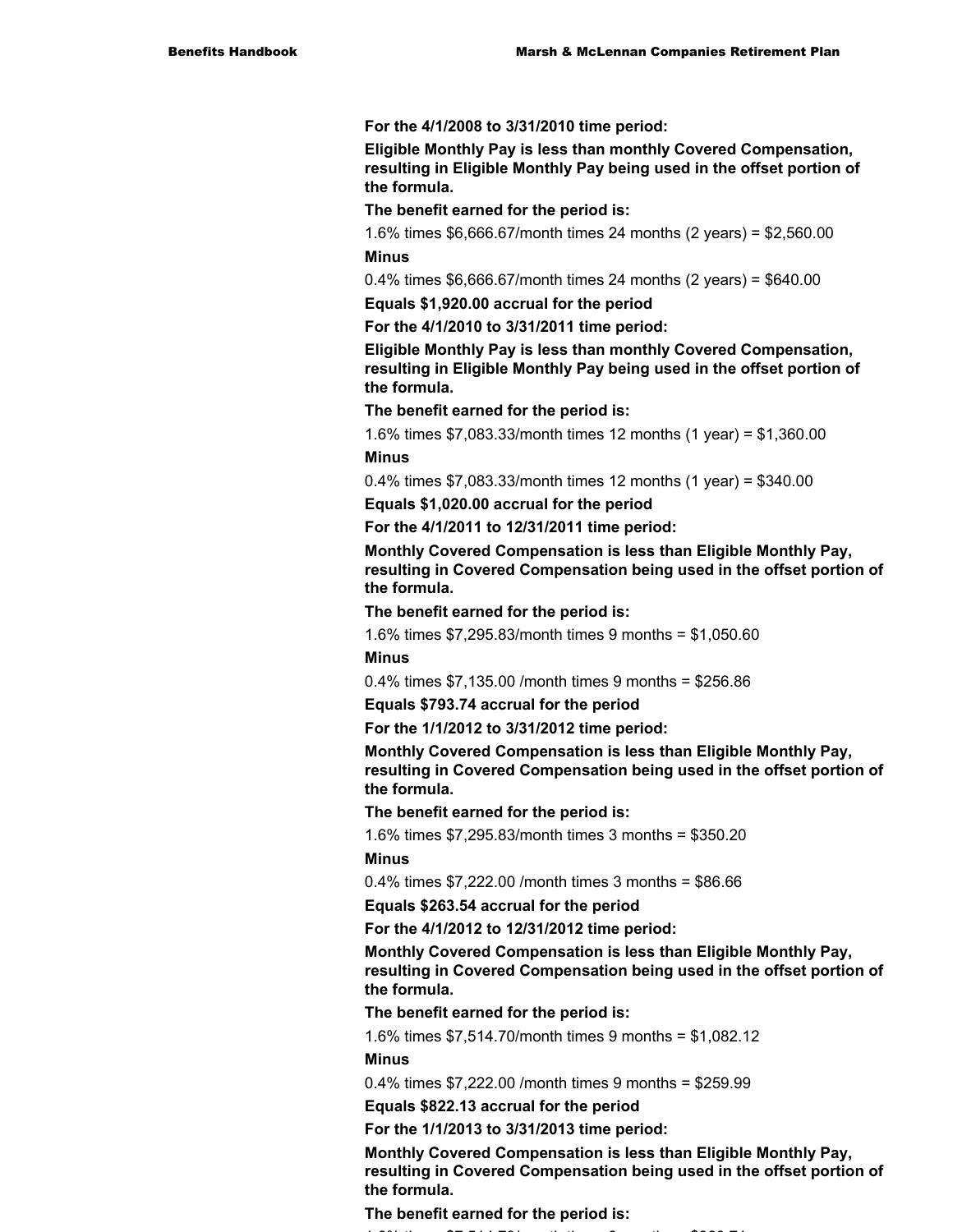**For the 4/1/2008 to 3/31/2010 time period:**

**Eligible Monthly Pay is less than monthly Covered Compensation, resulting in Eligible Monthly Pay being used in the offset portion of the formula.**

**The benefit earned for the period is:**

1.6% times $6,666.67/month times 24 months (2 years) = $2,560.00

**Minus**

0.4% times $6,666.67/month times 24 months (2 years) = $640.00

**Equals $1,920.00 accrual for the period**

**For the 4/1/2010 to 3/31/2011 time period:**

**Eligible Monthly Pay is less than monthly Covered Compensation, resulting in Eligible Monthly Pay being used in the offset portion of the formula.**

**The benefit earned for the period is:**

1.6% times $7,083.33/month times 12 months (1 year) = $1,360.00

**Minus**

0.4% times $7,083.33/month times 12 months (1 year) = $340.00

**Equals $1,020.00 accrual for the period**

**For the 4/1/2011 to 12/31/2011 time period:**

**Monthly Covered Compensation is less than Eligible Monthly Pay, resulting in Covered Compensation being used in the offset portion of the formula.**

**The benefit earned for the period is:**

1.6% times $7,295.83/month times 9 months = $1,050.60

**Minus**

0.4% times $7,135.00 /month times 9 months = $256.86

**Equals $793.74 accrual for the period**

**For the 1/1/2012 to 3/31/2012 time period:**

**Monthly Covered Compensation is less than Eligible Monthly Pay, resulting in Covered Compensation being used in the offset portion of the formula.**

**The benefit earned for the period is:**

1.6% times $7,295.83/month times 3 months = $350.20

**Minus**

0.4% times $7,222.00 /month times 3 months = $86.66

**Equals $263.54 accrual for the period**

**For the 4/1/2012 to 12/31/2012 time period:**

**Monthly Covered Compensation is less than Eligible Monthly Pay, resulting in Covered Compensation being used in the offset portion of the formula.**

**The benefit earned for the period is:**

1.6% times $7,514.70/month times 9 months = $1,082.12

**Minus**

0.4% times $7,222.00 /month times 9 months = $259.99

**Equals $822.13 accrual for the period**

**For the 1/1/2013 to 3/31/2013 time period:**

**Monthly Covered Compensation is less than Eligible Monthly Pay, resulting in Covered Compensation being used in the offset portion of the formula.**

**The benefit earned for the period is:**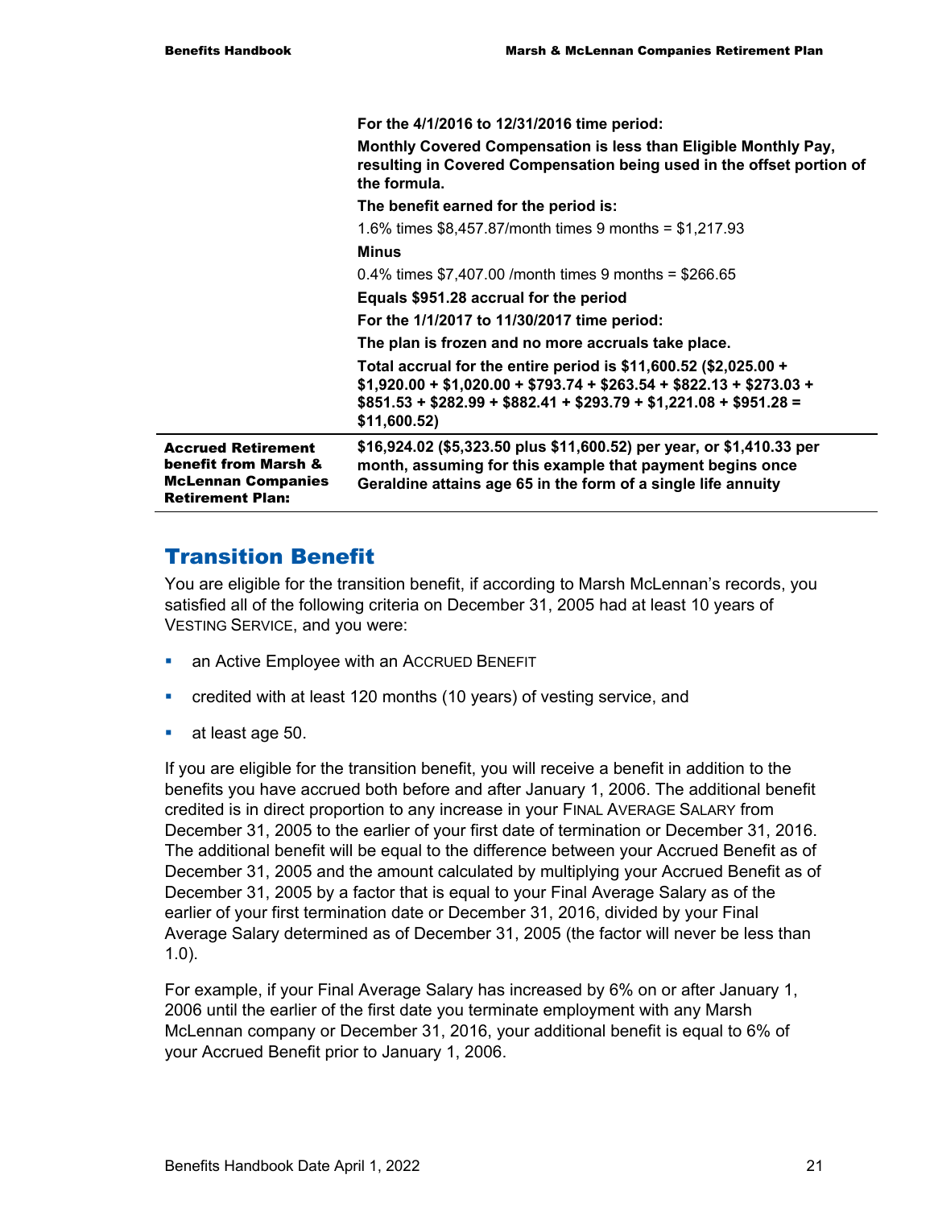| | |
|---|---|
| | **For the 4/1/2016 to 12/31/2016 time period:**<br>**Monthly Covered Compensation is less than Eligible Monthly Pay, resulting in Covered Compensation being used in the offset portion of the formula.**<br>**The benefit earned for the period is:**<br>1.6% times $8,457.87/month times 9 months = $1,217.93<br>**Minus**<br>0.4% times $7,407.00 /month times 9 months = $266.65<br>**Equals $951.28 accrual for the period**<br>**For the 1/1/2017 to 11/30/2017 time period:**<br>**The plan is frozen and no more accruals take place.**<br>**Total accrual for the entire period is $11,600.52 ($2,025.00 + $1,920.00 + $1,020.00 + $793.74 + $263.54 + $822.13 + $273.03 + $851.53 + $282.99 + $882.41 + $293.79 + $1,221.08 + $951.28 = $11,600.52)** |
| **Accrued Retirement benefit from Marsh & McLennan Companies Retirement Plan:** | **$16,924.02 ($5,323.50 plus $11,600.52) per year, or $1,410.33 per month, assuming for this example that payment begins once Geraldine attains age 65 in the form of a single life annuity** |

## Transition Benefit

You are eligible for the transition benefit, if according to Marsh McLennan's records, you satisfied all of the following criteria on December 31, 2005 had at least 10 years of VESTING SERVICE, and you were:

- an Active Employee with an ACCRUED BENEFIT
- credited with at least 120 months (10 years) of vesting service, and
- at least age 50.

If you are eligible for the transition benefit, you will receive a benefit in addition to the benefits you have accrued both before and after January 1, 2006. The additional benefit credited is in direct proportion to any increase in your FINAL AVERAGE SALARY from December 31, 2005 to the earlier of your first date of termination or December 31, 2016. The additional benefit will be equal to the difference between your Accrued Benefit as of December 31, 2005 and the amount calculated by multiplying your Accrued Benefit as of December 31, 2005 by a factor that is equal to your Final Average Salary as of the earlier of your first termination date or December 31, 2016, divided by your Final Average Salary determined as of December 31, 2005 (the factor will never be less than 1.0).

For example, if your Final Average Salary has increased by 6% on or after January 1, 2006 until the earlier of the first date you terminate employment with any Marsh McLennan company or December 31, 2016, your additional benefit is equal to 6% of your Accrued Benefit prior to January 1, 2006.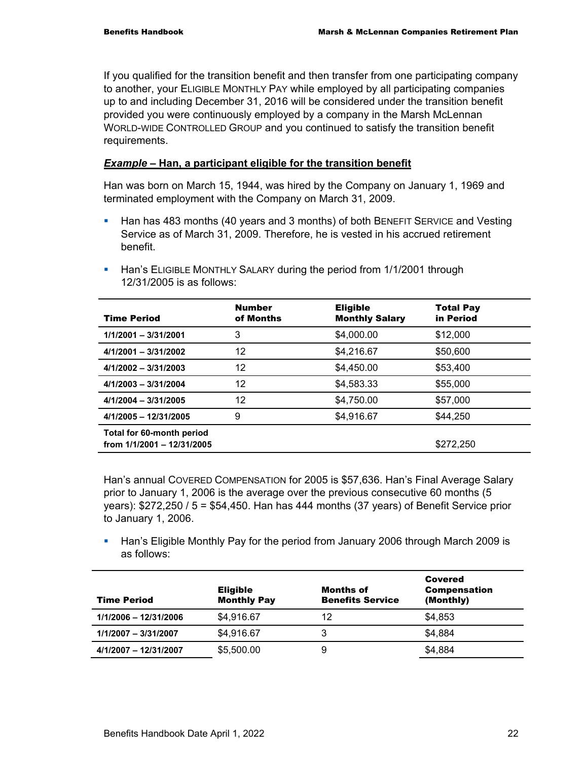If you qualified for the transition benefit and then transfer from one participating company to another, your ELIGIBLE MONTHLY PAY while employed by all participating companies up to and including December 31, 2016 will be considered under the transition benefit provided you were continuously employed by a company in the Marsh McLennan WORLD-WIDE CONTROLLED GROUP and you continued to satisfy the transition benefit requirements.

***Example* – Han, a participant eligible for the transition benefit**

Han was born on March 15, 1944, was hired by the Company on January 1, 1969 and terminated employment with the Company on March 31, 2009.

- Han has 483 months (40 years and 3 months) of both BENEFIT SERVICE and Vesting Service as of March 31, 2009. Therefore, he is vested in his accrued retirement benefit.
- Han's ELIGIBLE MONTHLY SALARY during the period from 1/1/2001 through 12/31/2005 is as follows:

| Time Period | Number of Months | Eligible Monthly Salary | Total Pay in Period |
|---|---|---|---|
| 1/1/2001 – 3/31/2001 | 3 | $4,000.00 | $12,000 |
| 4/1/2001 – 3/31/2002 | 12 | $4,216.67 | $50,600 |
| 4/1/2002 – 3/31/2003 | 12 | $4,450.00 | $53,400 |
| 4/1/2003 – 3/31/2004 | 12 | $4,583.33 | $55,000 |
| 4/1/2004 – 3/31/2005 | 12 | $4,750.00 | $57,000 |
| 4/1/2005 – 12/31/2005 | 9 | $4,916.67 | $44,250 |
| Total for 60-month period from 1/1/2001 – 12/31/2005 | | | $272,250 |

Han's annual COVERED COMPENSATION for 2005 is $57,636. Han's Final Average Salary prior to January 1, 2006 is the average over the previous consecutive 60 months (5 years): $272,250 / 5 = $54,450. Han has 444 months (37 years) of Benefit Service prior to January 1, 2006.

- Han's Eligible Monthly Pay for the period from January 2006 through March 2009 is as follows:

| Time Period | Eligible Monthly Pay | Months of Benefits Service | Covered Compensation (Monthly) |
|---|---|---|---|
| 1/1/2006 – 12/31/2006 | $4,916.67 | 12 | $4,853 |
| 1/1/2007 – 3/31/2007 | $4,916.67 | 3 | $4,884 |
| 4/1/2007 – 12/31/2007 | $5,500.00 | 9 | $4,884 |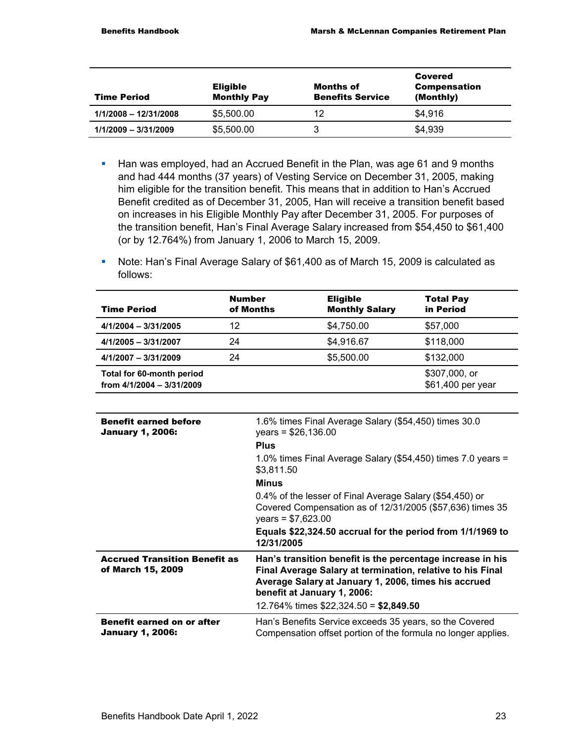| Time Period | Eligible Monthly Pay | Months of Benefits Service | Covered Compensation (Monthly) |
|---|---|---|---|
| 1/1/2008 – 12/31/2008 | $5,500.00 | 12 | $4,916 |
| 1/1/2009 – 3/31/2009 | $5,500.00 | 3 | $4,939 |

- Han was employed, had an Accrued Benefit in the Plan, was age 61 and 9 months and had 444 months (37 years) of Vesting Service on December 31, 2005, making him eligible for the transition benefit. This means that in addition to Han's Accrued Benefit credited as of December 31, 2005, Han will receive a transition benefit based on increases in his Eligible Monthly Pay after December 31, 2005. For purposes of the transition benefit, Han's Final Average Salary increased from $54,450 to $61,400 (or by 12.764%) from January 1, 2006 to March 15, 2009.

- Note: Han's Final Average Salary of $61,400 as of March 15, 2009 is calculated as follows:

| Time Period | Number of Months | Eligible Monthly Salary | Total Pay in Period |
|---|---|---|---|
| 4/1/2004 – 3/31/2005 | 12 | $4,750.00 | $57,000 |
| 4/1/2005 – 3/31/2007 | 24 | $4,916.67 | $118,000 |
| 4/1/2007 – 3/31/2009 | 24 | $5,500.00 | $132,000 |
| Total for 60-month period from 4/1/2004 – 3/31/2009 | | | $307,000, or $61,400 per year |

| | |
|---|---|
| **Benefit earned before January 1, 2006:** | 1.6% times Final Average Salary ($54,450) times 30.0 years = $26,136.00<br>**Plus**<br>1.0% times Final Average Salary ($54,450) times 7.0 years = $3,811.50<br>**Minus**<br>0.4% of the lesser of Final Average Salary ($54,450) or Covered Compensation as of 12/31/2005 ($57,636) times 35 years = $7,623.00<br>**Equals $22,324.50 accrual for the period from 1/1/1969 to 12/31/2005** |
| **Accrued Transition Benefit as of March 15, 2009** | **Han's transition benefit is the percentage increase in his Final Average Salary at termination, relative to his Final Average Salary at January 1, 2006, times his accrued benefit at January 1, 2006:**<br>12.764% times $22,324.50 = **$2,849.50** |
| **Benefit earned on or after January 1, 2006:** | Han's Benefits Service exceeds 35 years, so the Covered Compensation offset portion of the formula no longer applies. |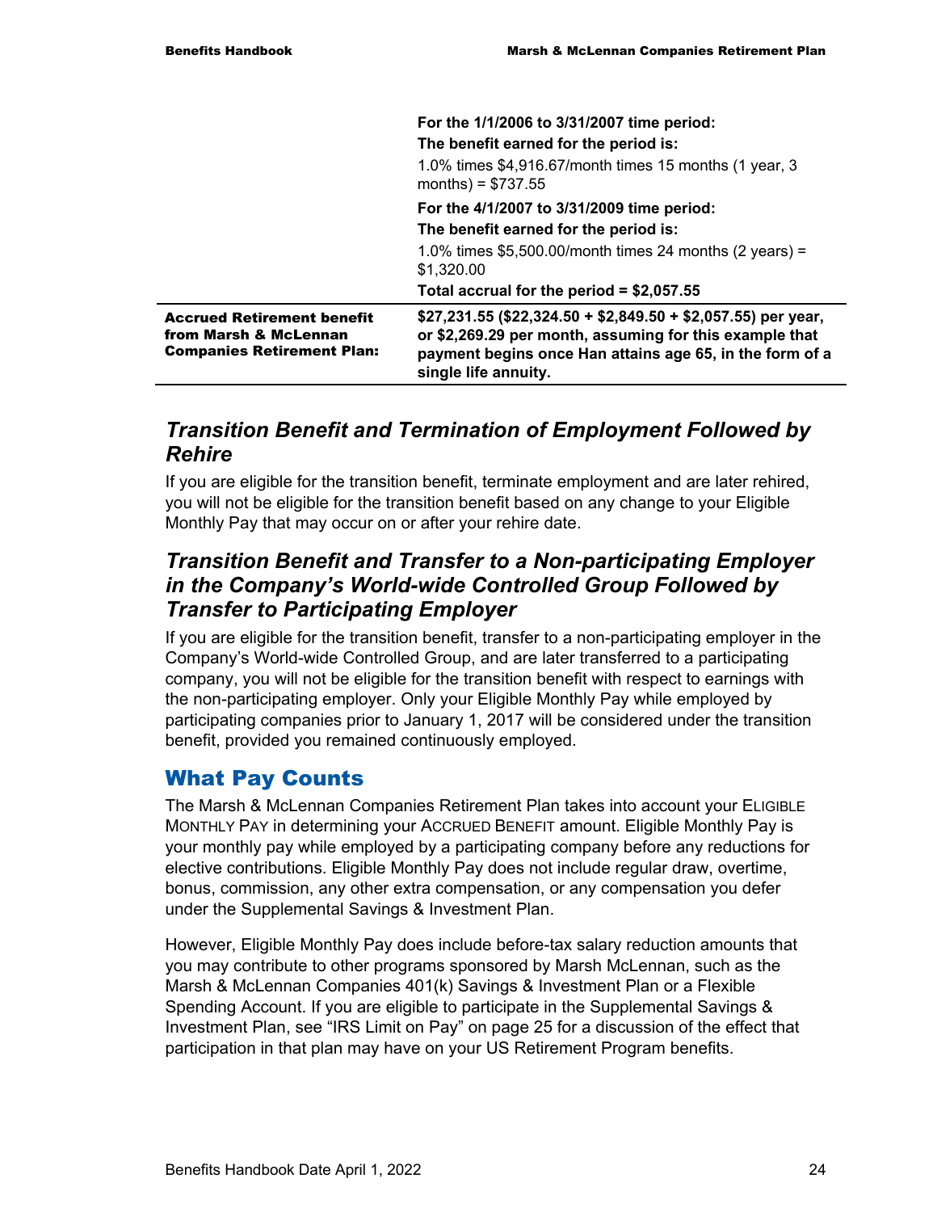| | |
|---|---|
| | **For the 1/1/2006 to 3/31/2007 time period:**<br>**The benefit earned for the period is:**<br>1.0% times $4,916.67/month times 15 months (1 year, 3 months) = $737.55<br>**For the 4/1/2007 to 3/31/2009 time period:**<br>**The benefit earned for the period is:**<br>1.0% times $5,500.00/month times 24 months (2 years) = $1,320.00<br>**Total accrual for the period = $2,057.55** |
| **Accrued Retirement benefit from Marsh & McLennan Companies Retirement Plan:** | **$27,231.55 ($22,324.50 + $2,849.50 + $2,057.55) per year, or $2,269.29 per month, assuming for this example that payment begins once Han attains age 65, in the form of a single life annuity.** |

### *Transition Benefit and Termination of Employment Followed by Rehire*

If you are eligible for the transition benefit, terminate employment and are later rehired, you will not be eligible for the transition benefit based on any change to your Eligible Monthly Pay that may occur on or after your rehire date.

### *Transition Benefit and Transfer to a Non-participating Employer in the Company's World-wide Controlled Group Followed by Transfer to Participating Employer*

If you are eligible for the transition benefit, transfer to a non-participating employer in the Company's World-wide Controlled Group, and are later transferred to a participating company, you will not be eligible for the transition benefit with respect to earnings with the non-participating employer. Only your Eligible Monthly Pay while employed by participating companies prior to January 1, 2017 will be considered under the transition benefit, provided you remained continuously employed.

## What Pay Counts

The Marsh & McLennan Companies Retirement Plan takes into account your ELIGIBLE MONTHLY PAY in determining your ACCRUED BENEFIT amount. Eligible Monthly Pay is your monthly pay while employed by a participating company before any reductions for elective contributions. Eligible Monthly Pay does not include regular draw, overtime, bonus, commission, any other extra compensation, or any compensation you defer under the Supplemental Savings & Investment Plan.

However, Eligible Monthly Pay does include before-tax salary reduction amounts that you may contribute to other programs sponsored by Marsh McLennan, such as the Marsh & McLennan Companies 401(k) Savings & Investment Plan or a Flexible Spending Account. If you are eligible to participate in the Supplemental Savings & Investment Plan, see "IRS Limit on Pay" on page 25 for a discussion of the effect that participation in that plan may have on your US Retirement Program benefits.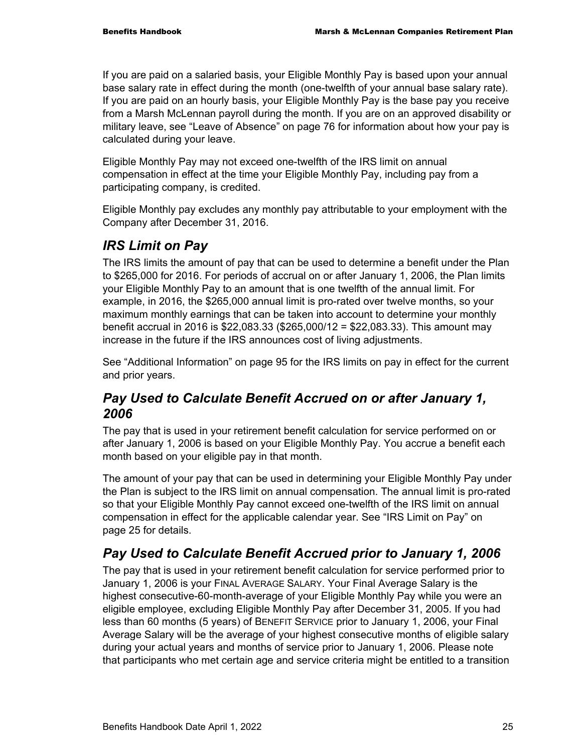If you are paid on a salaried basis, your Eligible Monthly Pay is based upon your annual base salary rate in effect during the month (one-twelfth of your annual base salary rate). If you are paid on an hourly basis, your Eligible Monthly Pay is the base pay you receive from a Marsh McLennan payroll during the month. If you are on an approved disability or military leave, see "Leave of Absence" on page 76 for information about how your pay is calculated during your leave.

Eligible Monthly Pay may not exceed one-twelfth of the IRS limit on annual compensation in effect at the time your Eligible Monthly Pay, including pay from a participating company, is credited.

Eligible Monthly pay excludes any monthly pay attributable to your employment with the Company after December 31, 2016.

## *IRS Limit on Pay*

The IRS limits the amount of pay that can be used to determine a benefit under the Plan to $265,000 for 2016. For periods of accrual on or after January 1, 2006, the Plan limits your Eligible Monthly Pay to an amount that is one twelfth of the annual limit. For example, in 2016, the $265,000 annual limit is pro-rated over twelve months, so your maximum monthly earnings that can be taken into account to determine your monthly benefit accrual in 2016 is $22,083.33 ($265,000/12 = $22,083.33). This amount may increase in the future if the IRS announces cost of living adjustments.

See "Additional Information" on page 95 for the IRS limits on pay in effect for the current and prior years.

## *Pay Used to Calculate Benefit Accrued on or after January 1, 2006*

The pay that is used in your retirement benefit calculation for service performed on or after January 1, 2006 is based on your Eligible Monthly Pay. You accrue a benefit each month based on your eligible pay in that month.

The amount of your pay that can be used in determining your Eligible Monthly Pay under the Plan is subject to the IRS limit on annual compensation. The annual limit is pro-rated so that your Eligible Monthly Pay cannot exceed one-twelfth of the IRS limit on annual compensation in effect for the applicable calendar year. See "IRS Limit on Pay" on page 25 for details.

## *Pay Used to Calculate Benefit Accrued prior to January 1, 2006*

The pay that is used in your retirement benefit calculation for service performed prior to January 1, 2006 is your FINAL AVERAGE SALARY. Your Final Average Salary is the highest consecutive-60-month-average of your Eligible Monthly Pay while you were an eligible employee, excluding Eligible Monthly Pay after December 31, 2005. If you had less than 60 months (5 years) of BENEFIT SERVICE prior to January 1, 2006, your Final Average Salary will be the average of your highest consecutive months of eligible salary during your actual years and months of service prior to January 1, 2006. Please note that participants who met certain age and service criteria might be entitled to a transition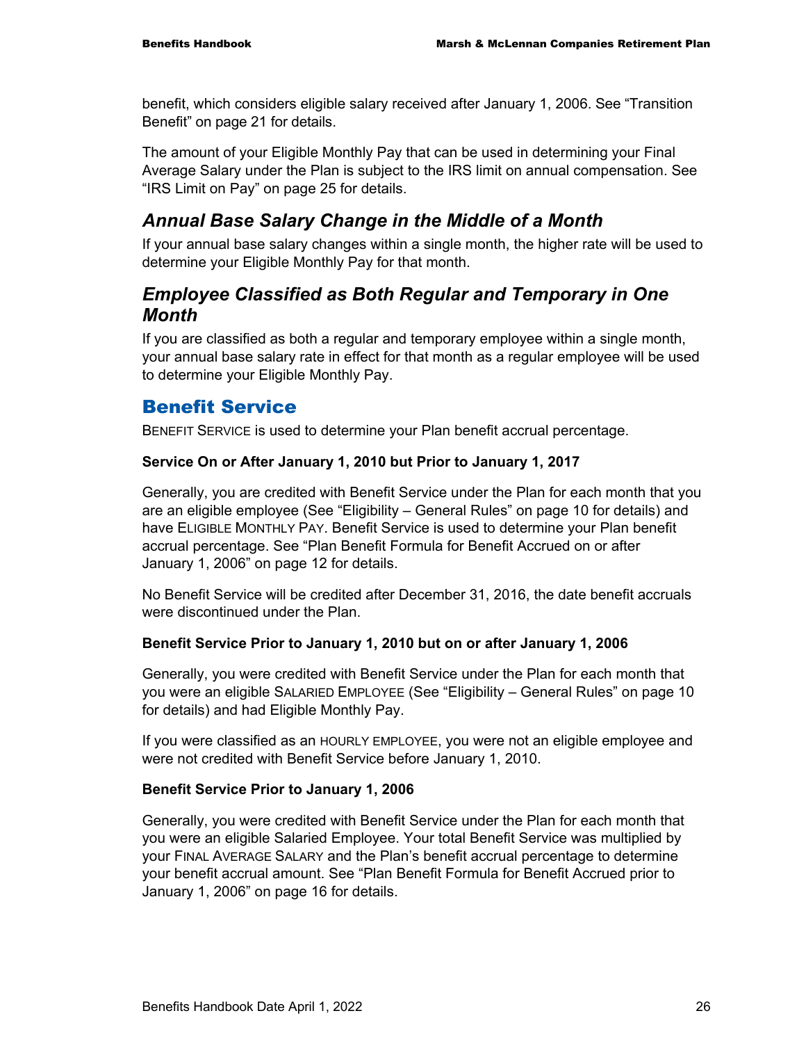benefit, which considers eligible salary received after January 1, 2006. See "Transition Benefit" on page 21 for details.

The amount of your Eligible Monthly Pay that can be used in determining your Final Average Salary under the Plan is subject to the IRS limit on annual compensation. See "IRS Limit on Pay" on page 25 for details.

### *Annual Base Salary Change in the Middle of a Month*

If your annual base salary changes within a single month, the higher rate will be used to determine your Eligible Monthly Pay for that month.

### *Employee Classified as Both Regular and Temporary in One Month*

If you are classified as both a regular and temporary employee within a single month, your annual base salary rate in effect for that month as a regular employee will be used to determine your Eligible Monthly Pay.

## Benefit Service

BENEFIT SERVICE is used to determine your Plan benefit accrual percentage.

**Service On or After January 1, 2010 but Prior to January 1, 2017**

Generally, you are credited with Benefit Service under the Plan for each month that you are an eligible employee (See "Eligibility – General Rules" on page 10 for details) and have ELIGIBLE MONTHLY PAY. Benefit Service is used to determine your Plan benefit accrual percentage. See "Plan Benefit Formula for Benefit Accrued on or after January 1, 2006" on page 12 for details.

No Benefit Service will be credited after December 31, 2016, the date benefit accruals were discontinued under the Plan.

**Benefit Service Prior to January 1, 2010 but on or after January 1, 2006**

Generally, you were credited with Benefit Service under the Plan for each month that you were an eligible SALARIED EMPLOYEE (See "Eligibility – General Rules" on page 10 for details) and had Eligible Monthly Pay.

If you were classified as an HOURLY EMPLOYEE, you were not an eligible employee and were not credited with Benefit Service before January 1, 2010.

**Benefit Service Prior to January 1, 2006**

Generally, you were credited with Benefit Service under the Plan for each month that you were an eligible Salaried Employee. Your total Benefit Service was multiplied by your FINAL AVERAGE SALARY and the Plan's benefit accrual percentage to determine your benefit accrual amount. See "Plan Benefit Formula for Benefit Accrued prior to January 1, 2006" on page 16 for details.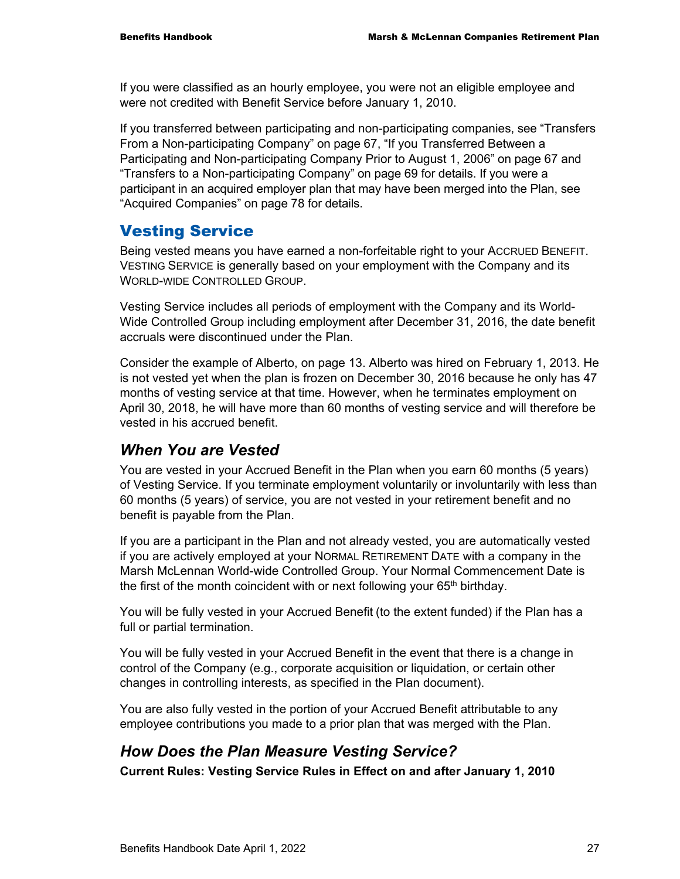If you were classified as an hourly employee, you were not an eligible employee and were not credited with Benefit Service before January 1, 2010.

If you transferred between participating and non-participating companies, see “Transfers From a Non-participating Company” on page 67, “If you Transferred Between a Participating and Non-participating Company Prior to August 1, 2006” on page 67 and “Transfers to a Non-participating Company” on page 69 for details. If you were a participant in an acquired employer plan that may have been merged into the Plan, see “Acquired Companies” on page 78 for details.

## Vesting Service

Being vested means you have earned a non-forfeitable right to your ACCRUED BENEFIT. VESTING SERVICE is generally based on your employment with the Company and its WORLD-WIDE CONTROLLED GROUP.

Vesting Service includes all periods of employment with the Company and its World-Wide Controlled Group including employment after December 31, 2016, the date benefit accruals were discontinued under the Plan.

Consider the example of Alberto, on page 13. Alberto was hired on February 1, 2013. He is not vested yet when the plan is frozen on December 30, 2016 because he only has 47 months of vesting service at that time. However, when he terminates employment on April 30, 2018, he will have more than 60 months of vesting service and will therefore be vested in his accrued benefit.

### *When You are Vested*

You are vested in your Accrued Benefit in the Plan when you earn 60 months (5 years) of Vesting Service. If you terminate employment voluntarily or involuntarily with less than 60 months (5 years) of service, you are not vested in your retirement benefit and no benefit is payable from the Plan.

If you are a participant in the Plan and not already vested, you are automatically vested if you are actively employed at your NORMAL RETIREMENT DATE with a company in the Marsh McLennan World-wide Controlled Group. Your Normal Commencement Date is the first of the month coincident with or next following your 65th birthday.

You will be fully vested in your Accrued Benefit (to the extent funded) if the Plan has a full or partial termination.

You will be fully vested in your Accrued Benefit in the event that there is a change in control of the Company (e.g., corporate acquisition or liquidation, or certain other changes in controlling interests, as specified in the Plan document).

You are also fully vested in the portion of your Accrued Benefit attributable to any employee contributions you made to a prior plan that was merged with the Plan.

### *How Does the Plan Measure Vesting Service?*

**Current Rules: Vesting Service Rules in Effect on and after January 1, 2010**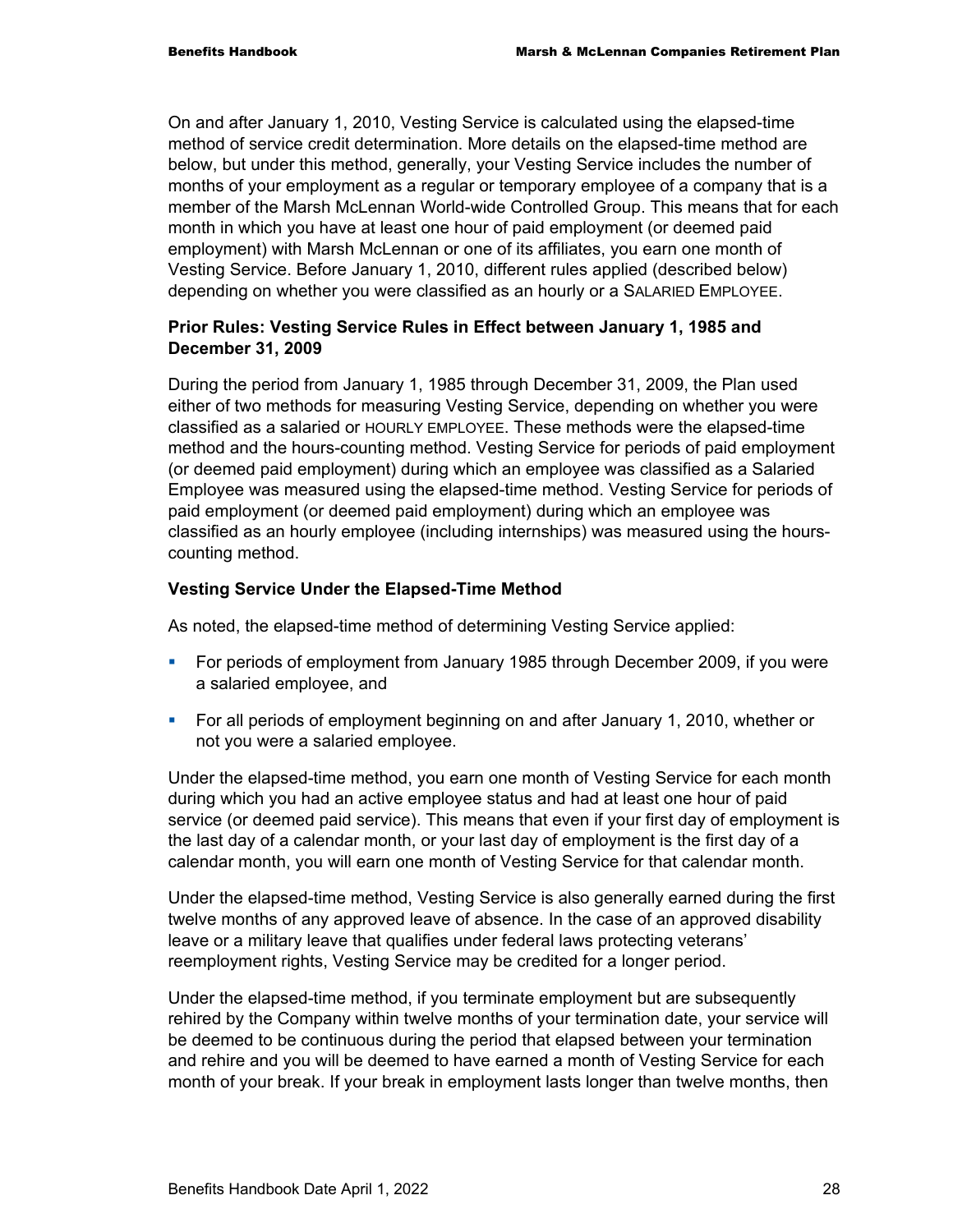On and after January 1, 2010, Vesting Service is calculated using the elapsed-time method of service credit determination. More details on the elapsed-time method are below, but under this method, generally, your Vesting Service includes the number of months of your employment as a regular or temporary employee of a company that is a member of the Marsh McLennan World-wide Controlled Group. This means that for each month in which you have at least one hour of paid employment (or deemed paid employment) with Marsh McLennan or one of its affiliates, you earn one month of Vesting Service. Before January 1, 2010, different rules applied (described below) depending on whether you were classified as an hourly or a SALARIED EMPLOYEE.

### Prior Rules: Vesting Service Rules in Effect between January 1, 1985 and December 31, 2009

During the period from January 1, 1985 through December 31, 2009, the Plan used either of two methods for measuring Vesting Service, depending on whether you were classified as a salaried or HOURLY EMPLOYEE. These methods were the elapsed-time method and the hours-counting method. Vesting Service for periods of paid employment (or deemed paid employment) during which an employee was classified as a Salaried Employee was measured using the elapsed-time method. Vesting Service for periods of paid employment (or deemed paid employment) during which an employee was classified as an hourly employee (including internships) was measured using the hours-counting method.

### Vesting Service Under the Elapsed-Time Method

As noted, the elapsed-time method of determining Vesting Service applied:

- For periods of employment from January 1985 through December 2009, if you were a salaried employee, and
- For all periods of employment beginning on and after January 1, 2010, whether or not you were a salaried employee.

Under the elapsed-time method, you earn one month of Vesting Service for each month during which you had an active employee status and had at least one hour of paid service (or deemed paid service). This means that even if your first day of employment is the last day of a calendar month, or your last day of employment is the first day of a calendar month, you will earn one month of Vesting Service for that calendar month.

Under the elapsed-time method, Vesting Service is also generally earned during the first twelve months of any approved leave of absence. In the case of an approved disability leave or a military leave that qualifies under federal laws protecting veterans' reemployment rights, Vesting Service may be credited for a longer period.

Under the elapsed-time method, if you terminate employment but are subsequently rehired by the Company within twelve months of your termination date, your service will be deemed to be continuous during the period that elapsed between your termination and rehire and you will be deemed to have earned a month of Vesting Service for each month of your break. If your break in employment lasts longer than twelve months, then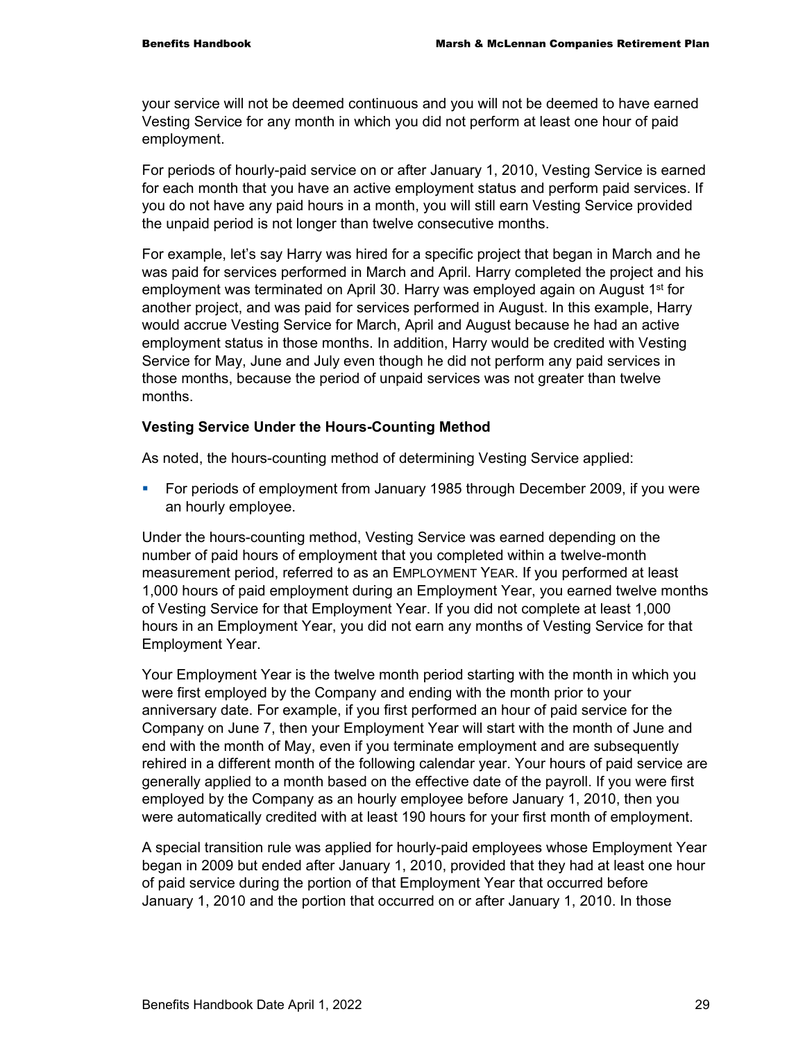your service will not be deemed continuous and you will not be deemed to have earned Vesting Service for any month in which you did not perform at least one hour of paid employment.

For periods of hourly-paid service on or after January 1, 2010, Vesting Service is earned for each month that you have an active employment status and perform paid services. If you do not have any paid hours in a month, you will still earn Vesting Service provided the unpaid period is not longer than twelve consecutive months.

For example, let's say Harry was hired for a specific project that began in March and he was paid for services performed in March and April. Harry completed the project and his employment was terminated on April 30. Harry was employed again on August 1st for another project, and was paid for services performed in August. In this example, Harry would accrue Vesting Service for March, April and August because he had an active employment status in those months. In addition, Harry would be credited with Vesting Service for May, June and July even though he did not perform any paid services in those months, because the period of unpaid services was not greater than twelve months.

**Vesting Service Under the Hours-Counting Method**

As noted, the hours-counting method of determining Vesting Service applied:

- For periods of employment from January 1985 through December 2009, if you were an hourly employee.

Under the hours-counting method, Vesting Service was earned depending on the number of paid hours of employment that you completed within a twelve-month measurement period, referred to as an EMPLOYMENT YEAR. If you performed at least 1,000 hours of paid employment during an Employment Year, you earned twelve months of Vesting Service for that Employment Year. If you did not complete at least 1,000 hours in an Employment Year, you did not earn any months of Vesting Service for that Employment Year.

Your Employment Year is the twelve month period starting with the month in which you were first employed by the Company and ending with the month prior to your anniversary date. For example, if you first performed an hour of paid service for the Company on June 7, then your Employment Year will start with the month of June and end with the month of May, even if you terminate employment and are subsequently rehired in a different month of the following calendar year. Your hours of paid service are generally applied to a month based on the effective date of the payroll. If you were first employed by the Company as an hourly employee before January 1, 2010, then you were automatically credited with at least 190 hours for your first month of employment.

A special transition rule was applied for hourly-paid employees whose Employment Year began in 2009 but ended after January 1, 2010, provided that they had at least one hour of paid service during the portion of that Employment Year that occurred before January 1, 2010 and the portion that occurred on or after January 1, 2010. In those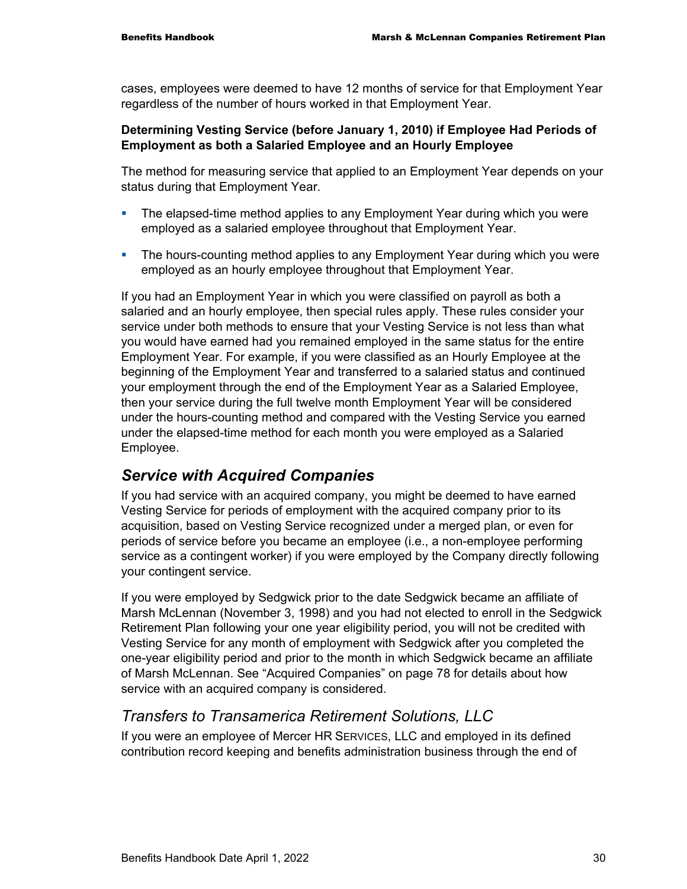cases, employees were deemed to have 12 months of service for that Employment Year regardless of the number of hours worked in that Employment Year.

**Determining Vesting Service (before January 1, 2010) if Employee Had Periods of Employment as both a Salaried Employee and an Hourly Employee**

The method for measuring service that applied to an Employment Year depends on your status during that Employment Year.

- The elapsed-time method applies to any Employment Year during which you were employed as a salaried employee throughout that Employment Year.
- The hours-counting method applies to any Employment Year during which you were employed as an hourly employee throughout that Employment Year.

If you had an Employment Year in which you were classified on payroll as both a salaried and an hourly employee, then special rules apply. These rules consider your service under both methods to ensure that your Vesting Service is not less than what you would have earned had you remained employed in the same status for the entire Employment Year. For example, if you were classified as an Hourly Employee at the beginning of the Employment Year and transferred to a salaried status and continued your employment through the end of the Employment Year as a Salaried Employee, then your service during the full twelve month Employment Year will be considered under the hours-counting method and compared with the Vesting Service you earned under the elapsed-time method for each month you were employed as a Salaried Employee.

## *Service with Acquired Companies*

If you had service with an acquired company, you might be deemed to have earned Vesting Service for periods of employment with the acquired company prior to its acquisition, based on Vesting Service recognized under a merged plan, or even for periods of service before you became an employee (i.e., a non-employee performing service as a contingent worker) if you were employed by the Company directly following your contingent service.

If you were employed by Sedgwick prior to the date Sedgwick became an affiliate of Marsh McLennan (November 3, 1998) and you had not elected to enroll in the Sedgwick Retirement Plan following your one year eligibility period, you will not be credited with Vesting Service for any month of employment with Sedgwick after you completed the one-year eligibility period and prior to the month in which Sedgwick became an affiliate of Marsh McLennan. See "Acquired Companies" on page 78 for details about how service with an acquired company is considered.

## *Transfers to Transamerica Retirement Solutions, LLC*

If you were an employee of Mercer HR SERVICES, LLC and employed in its defined contribution record keeping and benefits administration business through the end of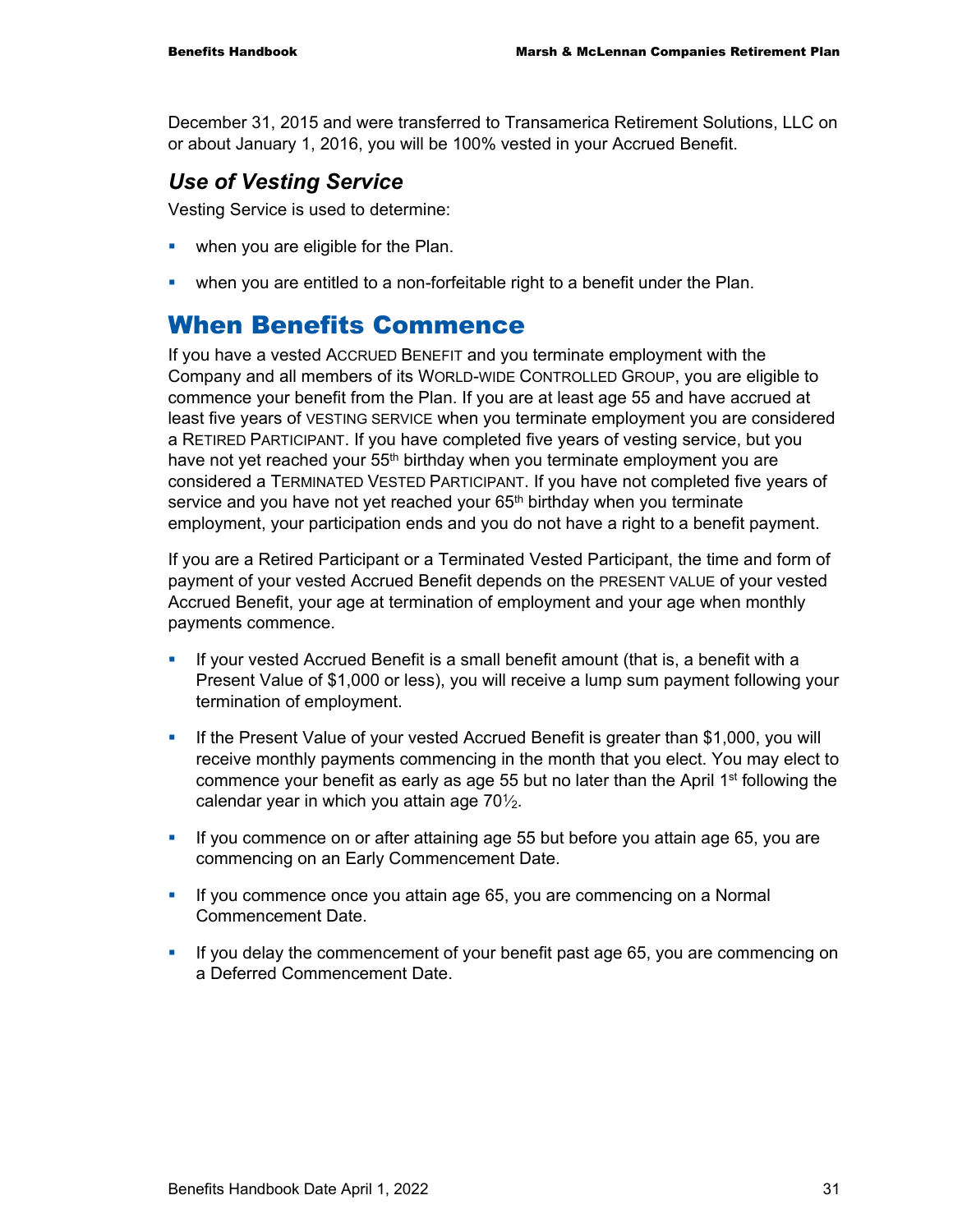December 31, 2015 and were transferred to Transamerica Retirement Solutions, LLC on or about January 1, 2016, you will be 100% vested in your Accrued Benefit.

### *Use of Vesting Service*

Vesting Service is used to determine:

- when you are eligible for the Plan.
- when you are entitled to a non-forfeitable right to a benefit under the Plan.

## When Benefits Commence

If you have a vested ACCRUED BENEFIT and you terminate employment with the Company and all members of its WORLD-WIDE CONTROLLED GROUP, you are eligible to commence your benefit from the Plan. If you are at least age 55 and have accrued at least five years of VESTING SERVICE when you terminate employment you are considered a RETIRED PARTICIPANT. If you have completed five years of vesting service, but you have not yet reached your 55th birthday when you terminate employment you are considered a TERMINATED VESTED PARTICIPANT. If you have not completed five years of service and you have not yet reached your 65th birthday when you terminate employment, your participation ends and you do not have a right to a benefit payment.

If you are a Retired Participant or a Terminated Vested Participant, the time and form of payment of your vested Accrued Benefit depends on the PRESENT VALUE of your vested Accrued Benefit, your age at termination of employment and your age when monthly payments commence.

- If your vested Accrued Benefit is a small benefit amount (that is, a benefit with a Present Value of $1,000 or less), you will receive a lump sum payment following your termination of employment.
- If the Present Value of your vested Accrued Benefit is greater than $1,000, you will receive monthly payments commencing in the month that you elect. You may elect to commence your benefit as early as age 55 but no later than the April 1st following the calendar year in which you attain age 70½.
- If you commence on or after attaining age 55 but before you attain age 65, you are commencing on an Early Commencement Date.
- If you commence once you attain age 65, you are commencing on a Normal Commencement Date.
- If you delay the commencement of your benefit past age 65, you are commencing on a Deferred Commencement Date.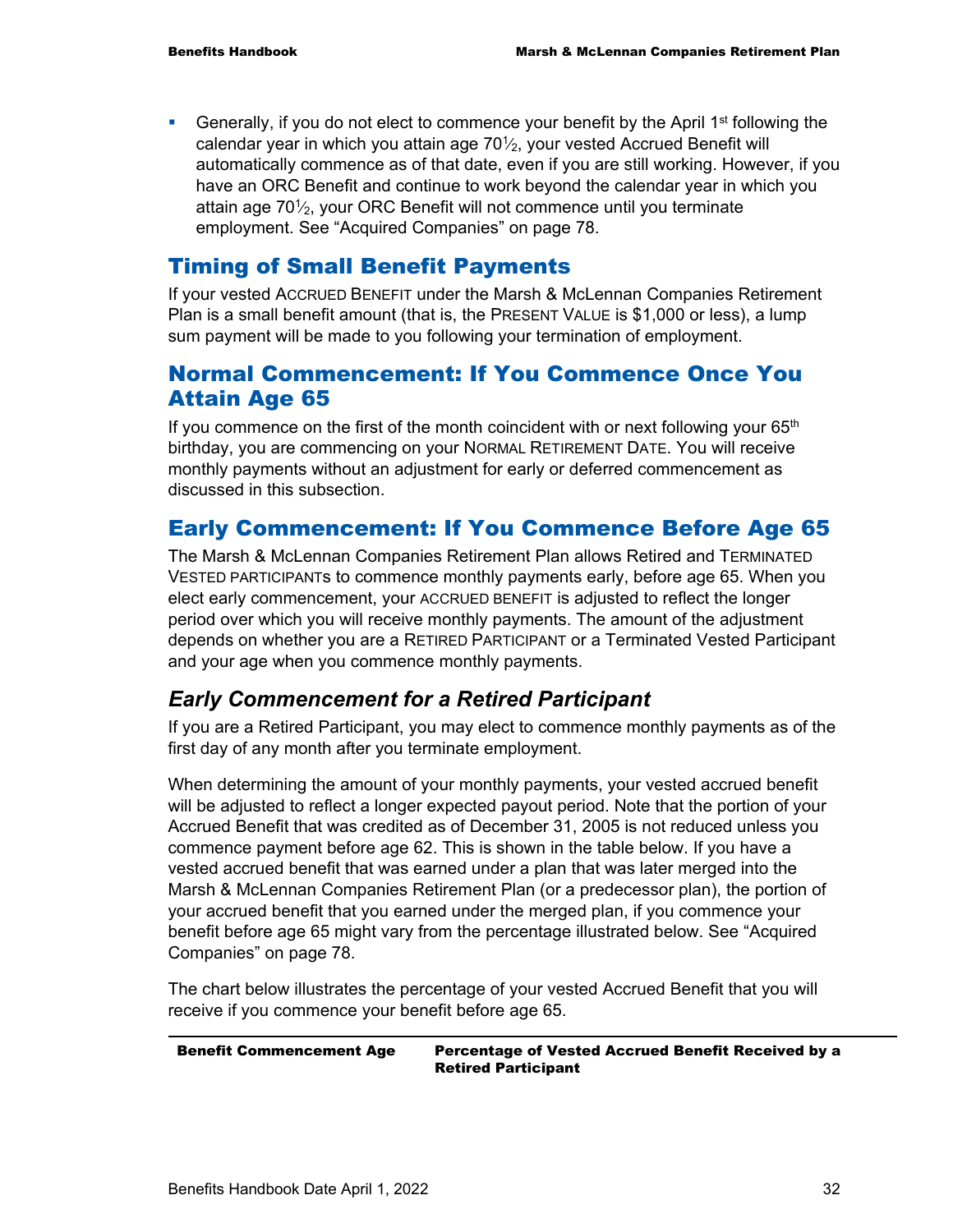- Generally, if you do not elect to commence your benefit by the April 1st following the calendar year in which you attain age 70½, your vested Accrued Benefit will automatically commence as of that date, even if you are still working. However, if you have an ORC Benefit and continue to work beyond the calendar year in which you attain age 70½, your ORC Benefit will not commence until you terminate employment. See “Acquired Companies” on page 78.

## Timing of Small Benefit Payments

If your vested ACCRUED BENEFIT under the Marsh & McLennan Companies Retirement Plan is a small benefit amount (that is, the PRESENT VALUE is $1,000 or less), a lump sum payment will be made to you following your termination of employment.

## Normal Commencement: If You Commence Once You Attain Age 65

If you commence on the first of the month coincident with or next following your 65th birthday, you are commencing on your NORMAL RETIREMENT DATE. You will receive monthly payments without an adjustment for early or deferred commencement as discussed in this subsection.

## Early Commencement: If You Commence Before Age 65

The Marsh & McLennan Companies Retirement Plan allows Retired and TERMINATED VESTED PARTICIPANTS to commence monthly payments early, before age 65. When you elect early commencement, your ACCRUED BENEFIT is adjusted to reflect the longer period over which you will receive monthly payments. The amount of the adjustment depends on whether you are a RETIRED PARTICIPANT or a Terminated Vested Participant and your age when you commence monthly payments.

### *Early Commencement for a Retired Participant*

If you are a Retired Participant, you may elect to commence monthly payments as of the first day of any month after you terminate employment.

When determining the amount of your monthly payments, your vested accrued benefit will be adjusted to reflect a longer expected payout period. Note that the portion of your Accrued Benefit that was credited as of December 31, 2005 is not reduced unless you commence payment before age 62. This is shown in the table below. If you have a vested accrued benefit that was earned under a plan that was later merged into the Marsh & McLennan Companies Retirement Plan (or a predecessor plan), the portion of your accrued benefit that you earned under the merged plan, if you commence your benefit before age 65 might vary from the percentage illustrated below. See “Acquired Companies” on page 78.

The chart below illustrates the percentage of your vested Accrued Benefit that you will receive if you commence your benefit before age 65.

| Benefit Commencement Age | Percentage of Vested Accrued Benefit Received by a Retired Participant |
|---|---|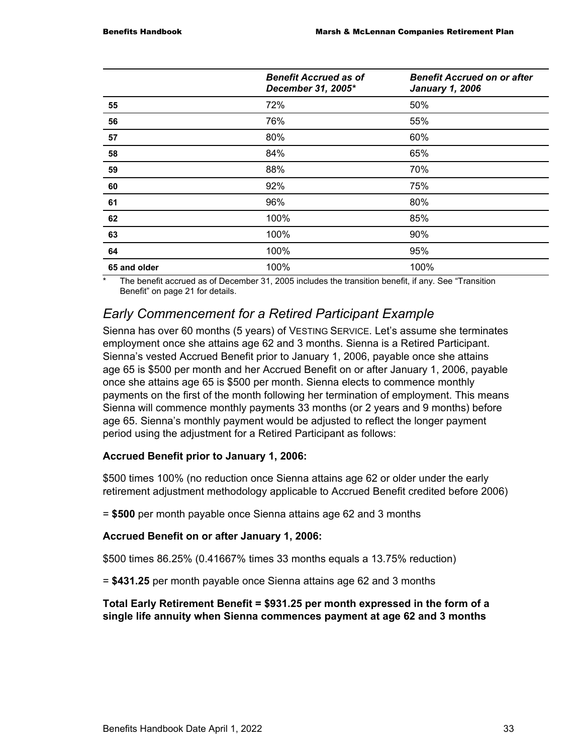| | *Benefit Accrued as of December 31, 2005** | *Benefit Accrued on or after January 1, 2006* |
|---|---|---|
| **55** | 72% | 50% |
| **56** | 76% | 55% |
| **57** | 80% | 60% |
| **58** | 84% | 65% |
| **59** | 88% | 70% |
| **60** | 92% | 75% |
| **61** | 96% | 80% |
| **62** | 100% | 85% |
| **63** | 100% | 90% |
| **64** | 100% | 95% |
| **65 and older** | 100% | 100% |

\* The benefit accrued as of December 31, 2005 includes the transition benefit, if any. See "Transition Benefit" on page 21 for details.

## *Early Commencement for a Retired Participant Example*

Sienna has over 60 months (5 years) of VESTING SERVICE. Let's assume she terminates employment once she attains age 62 and 3 months. Sienna is a Retired Participant. Sienna's vested Accrued Benefit prior to January 1, 2006, payable once she attains age 65 is $500 per month and her Accrued Benefit on or after January 1, 2006, payable once she attains age 65 is $500 per month. Sienna elects to commence monthly payments on the first of the month following her termination of employment. This means Sienna will commence monthly payments 33 months (or 2 years and 9 months) before age 65. Sienna's monthly payment would be adjusted to reflect the longer payment period using the adjustment for a Retired Participant as follows:

**Accrued Benefit prior to January 1, 2006:**

$500 times 100% (no reduction once Sienna attains age 62 or older under the early retirement adjustment methodology applicable to Accrued Benefit credited before 2006)

= **$500** per month payable once Sienna attains age 62 and 3 months

**Accrued Benefit on or after January 1, 2006:**

$500 times 86.25% (0.41667% times 33 months equals a 13.75% reduction)

= **$431.25** per month payable once Sienna attains age 62 and 3 months

**Total Early Retirement Benefit = $931.25 per month expressed in the form of a single life annuity when Sienna commences payment at age 62 and 3 months**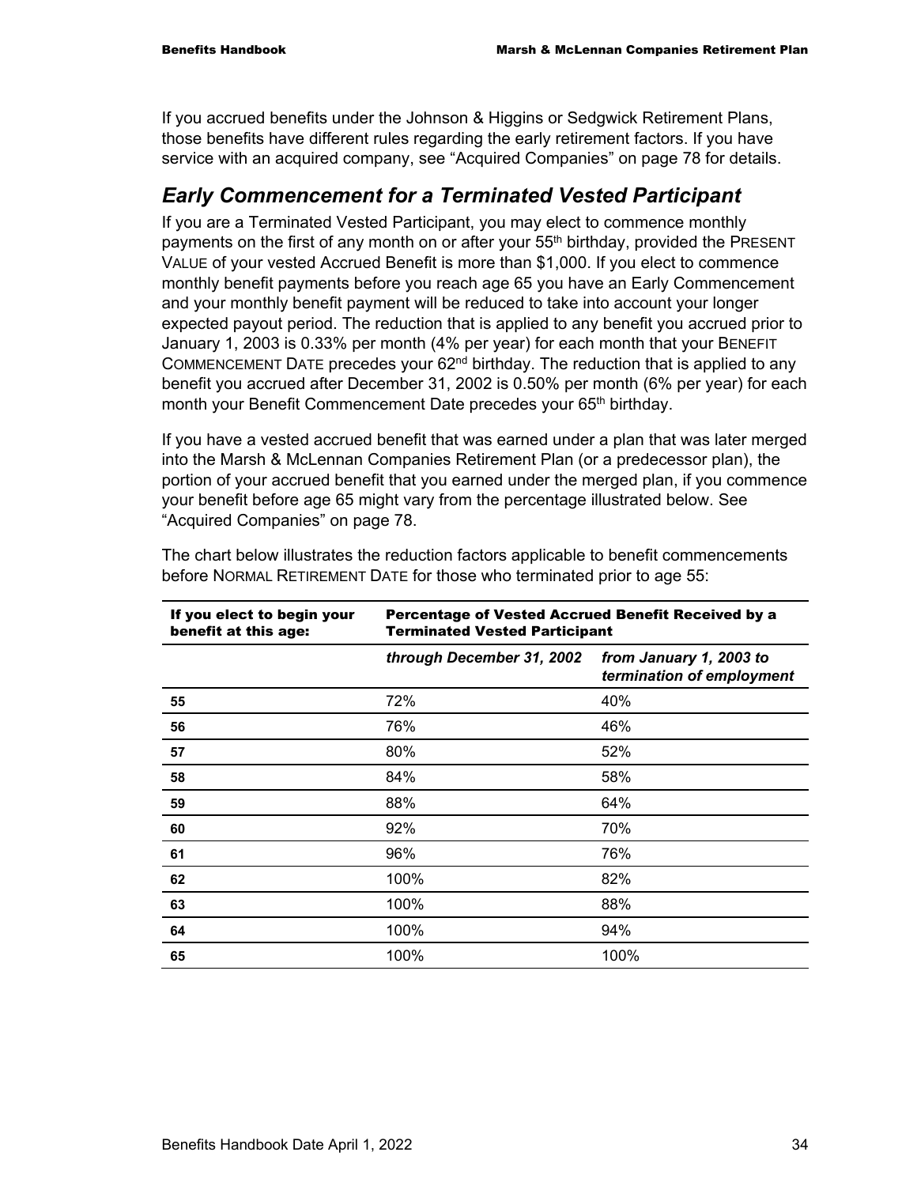If you accrued benefits under the Johnson & Higgins or Sedgwick Retirement Plans, those benefits have different rules regarding the early retirement factors. If you have service with an acquired company, see "Acquired Companies" on page 78 for details.

## *Early Commencement for a Terminated Vested Participant*

If you are a Terminated Vested Participant, you may elect to commence monthly payments on the first of any month on or after your 55th birthday, provided the PRESENT VALUE of your vested Accrued Benefit is more than $1,000. If you elect to commence monthly benefit payments before you reach age 65 you have an Early Commencement and your monthly benefit payment will be reduced to take into account your longer expected payout period. The reduction that is applied to any benefit you accrued prior to January 1, 2003 is 0.33% per month (4% per year) for each month that your BENEFIT COMMENCEMENT DATE precedes your 62nd birthday. The reduction that is applied to any benefit you accrued after December 31, 2002 is 0.50% per month (6% per year) for each month your Benefit Commencement Date precedes your 65th birthday.

If you have a vested accrued benefit that was earned under a plan that was later merged into the Marsh & McLennan Companies Retirement Plan (or a predecessor plan), the portion of your accrued benefit that you earned under the merged plan, if you commence your benefit before age 65 might vary from the percentage illustrated below. See "Acquired Companies" on page 78.

The chart below illustrates the reduction factors applicable to benefit commencements before NORMAL RETIREMENT DATE for those who terminated prior to age 55:

| **If you elect to begin your benefit at this age:** | **Percentage of Vested Accrued Benefit Received by a Terminated Vested Participant** | |
|---|---|---|
| | ***through December 31, 2002*** | ***from January 1, 2003 to termination of employment*** |
| **55** | 72% | 40% |
| **56** | 76% | 46% |
| **57** | 80% | 52% |
| **58** | 84% | 58% |
| **59** | 88% | 64% |
| **60** | 92% | 70% |
| **61** | 96% | 76% |
| **62** | 100% | 82% |
| **63** | 100% | 88% |
| **64** | 100% | 94% |
| **65** | 100% | 100% |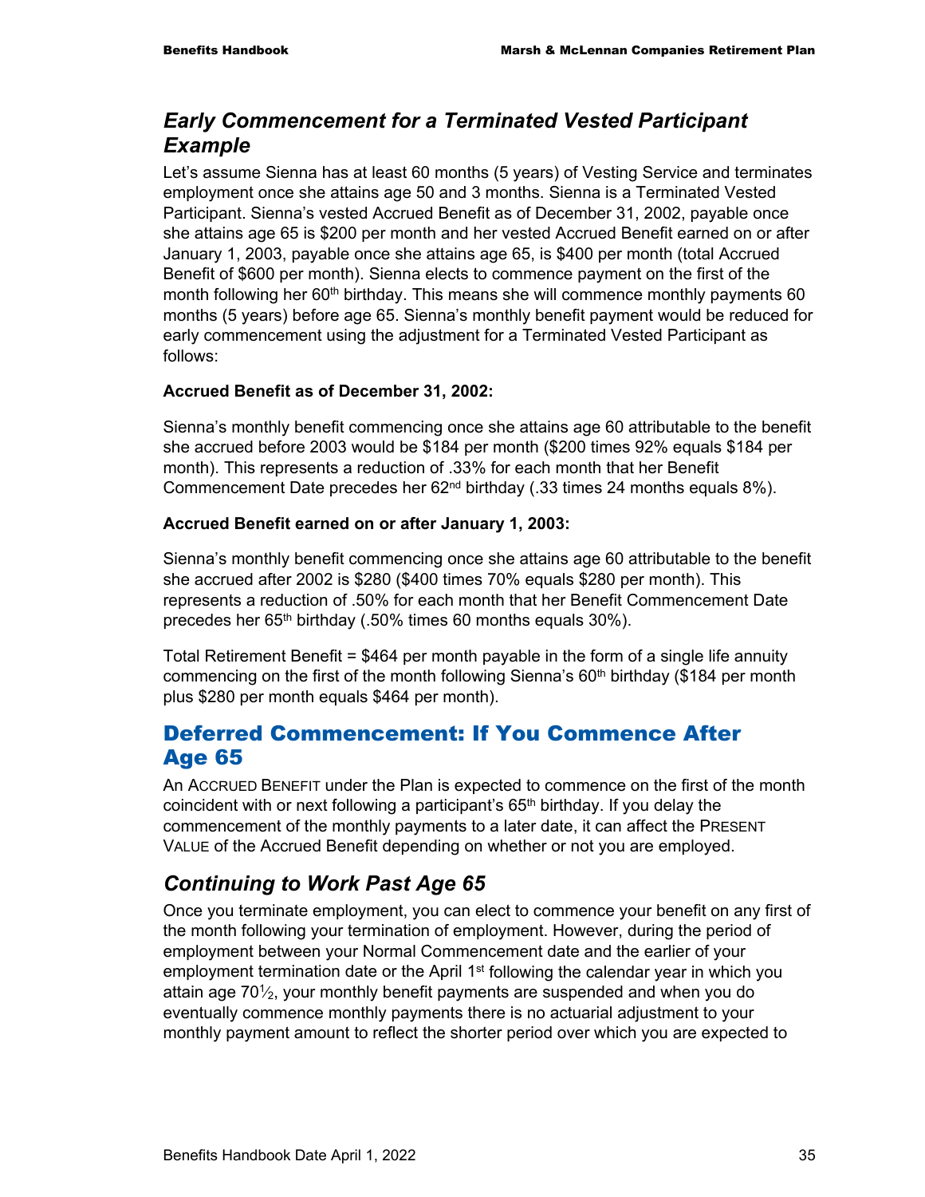## *Early Commencement for a Terminated Vested Participant Example*

Let's assume Sienna has at least 60 months (5 years) of Vesting Service and terminates employment once she attains age 50 and 3 months. Sienna is a Terminated Vested Participant. Sienna's vested Accrued Benefit as of December 31, 2002, payable once she attains age 65 is $200 per month and her vested Accrued Benefit earned on or after January 1, 2003, payable once she attains age 65, is $400 per month (total Accrued Benefit of $600 per month). Sienna elects to commence payment on the first of the month following her 60th birthday. This means she will commence monthly payments 60 months (5 years) before age 65. Sienna's monthly benefit payment would be reduced for early commencement using the adjustment for a Terminated Vested Participant as follows:

**Accrued Benefit as of December 31, 2002:**

Sienna's monthly benefit commencing once she attains age 60 attributable to the benefit she accrued before 2003 would be $184 per month ($200 times 92% equals $184 per month). This represents a reduction of .33% for each month that her Benefit Commencement Date precedes her 62nd birthday (.33 times 24 months equals 8%).

**Accrued Benefit earned on or after January 1, 2003:**

Sienna's monthly benefit commencing once she attains age 60 attributable to the benefit she accrued after 2002 is $280 ($400 times 70% equals $280 per month). This represents a reduction of .50% for each month that her Benefit Commencement Date precedes her 65th birthday (.50% times 60 months equals 30%).

Total Retirement Benefit = $464 per month payable in the form of a single life annuity commencing on the first of the month following Sienna's 60th birthday ($184 per month plus $280 per month equals $464 per month).

# Deferred Commencement: If You Commence After Age 65

An ACCRUED BENEFIT under the Plan is expected to commence on the first of the month coincident with or next following a participant's 65th birthday. If you delay the commencement of the monthly payments to a later date, it can affect the PRESENT VALUE of the Accrued Benefit depending on whether or not you are employed.

## *Continuing to Work Past Age 65*

Once you terminate employment, you can elect to commence your benefit on any first of the month following your termination of employment. However, during the period of employment between your Normal Commencement date and the earlier of your employment termination date or the April 1st following the calendar year in which you attain age 70½, your monthly benefit payments are suspended and when you do eventually commence monthly payments there is no actuarial adjustment to your monthly payment amount to reflect the shorter period over which you are expected to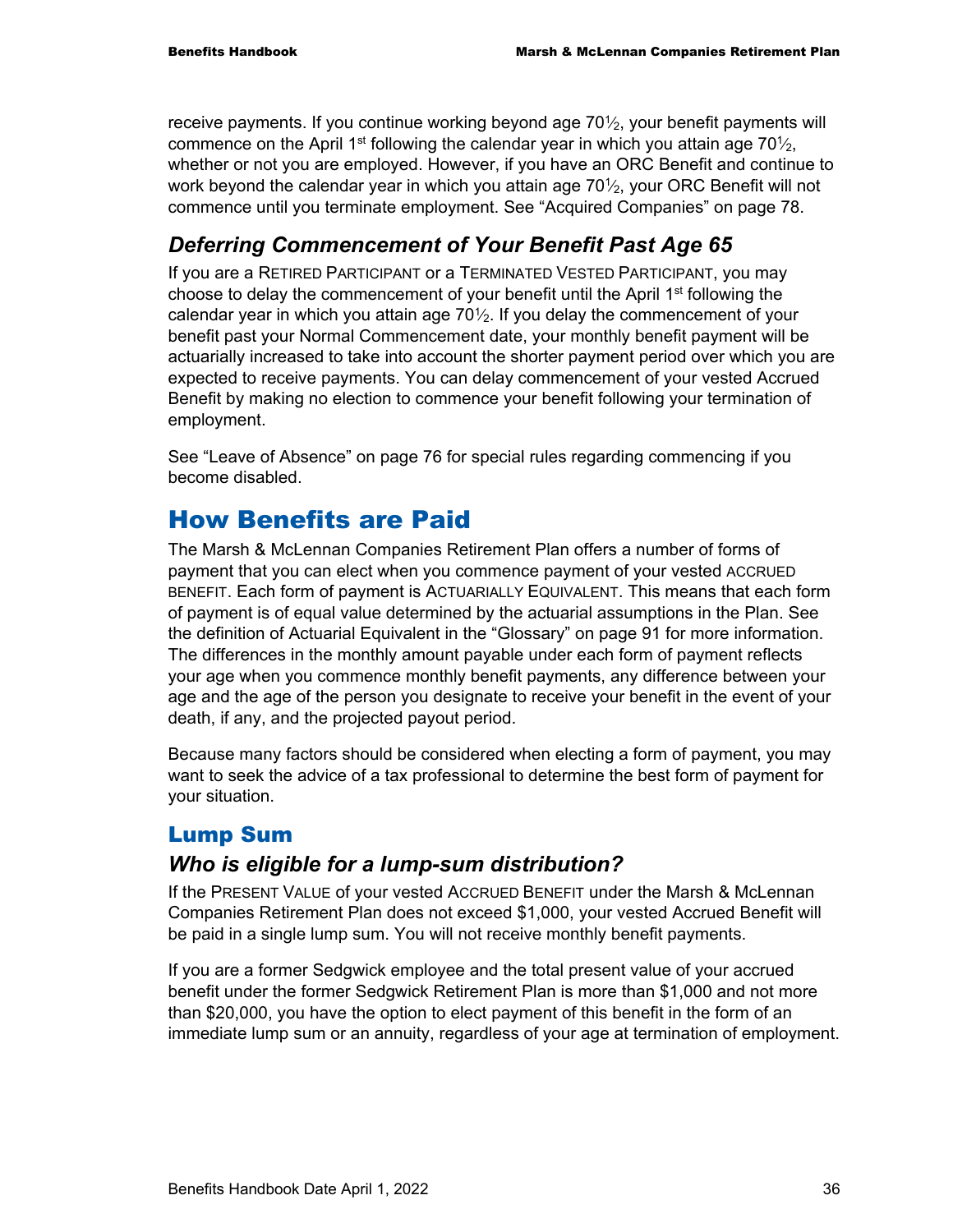receive payments. If you continue working beyond age 70½, your benefit payments will commence on the April 1st following the calendar year in which you attain age 70½, whether or not you are employed. However, if you have an ORC Benefit and continue to work beyond the calendar year in which you attain age 70½, your ORC Benefit will not commence until you terminate employment. See "Acquired Companies" on page 78.

### *Deferring Commencement of Your Benefit Past Age 65*

If you are a RETIRED PARTICIPANT or a TERMINATED VESTED PARTICIPANT, you may choose to delay the commencement of your benefit until the April 1st following the calendar year in which you attain age 70½. If you delay the commencement of your benefit past your Normal Commencement date, your monthly benefit payment will be actuarially increased to take into account the shorter payment period over which you are expected to receive payments. You can delay commencement of your vested Accrued Benefit by making no election to commence your benefit following your termination of employment.

See "Leave of Absence" on page 76 for special rules regarding commencing if you become disabled.

# How Benefits are Paid

The Marsh & McLennan Companies Retirement Plan offers a number of forms of payment that you can elect when you commence payment of your vested ACCRUED BENEFIT. Each form of payment is ACTUARIALLY EQUIVALENT. This means that each form of payment is of equal value determined by the actuarial assumptions in the Plan. See the definition of Actuarial Equivalent in the "Glossary" on page 91 for more information. The differences in the monthly amount payable under each form of payment reflects your age when you commence monthly benefit payments, any difference between your age and the age of the person you designate to receive your benefit in the event of your death, if any, and the projected payout period.

Because many factors should be considered when electing a form of payment, you may want to seek the advice of a tax professional to determine the best form of payment for your situation.

## Lump Sum

### *Who is eligible for a lump-sum distribution?*

If the PRESENT VALUE of your vested ACCRUED BENEFIT under the Marsh & McLennan Companies Retirement Plan does not exceed $1,000, your vested Accrued Benefit will be paid in a single lump sum. You will not receive monthly benefit payments.

If you are a former Sedgwick employee and the total present value of your accrued benefit under the former Sedgwick Retirement Plan is more than $1,000 and not more than $20,000, you have the option to elect payment of this benefit in the form of an immediate lump sum or an annuity, regardless of your age at termination of employment.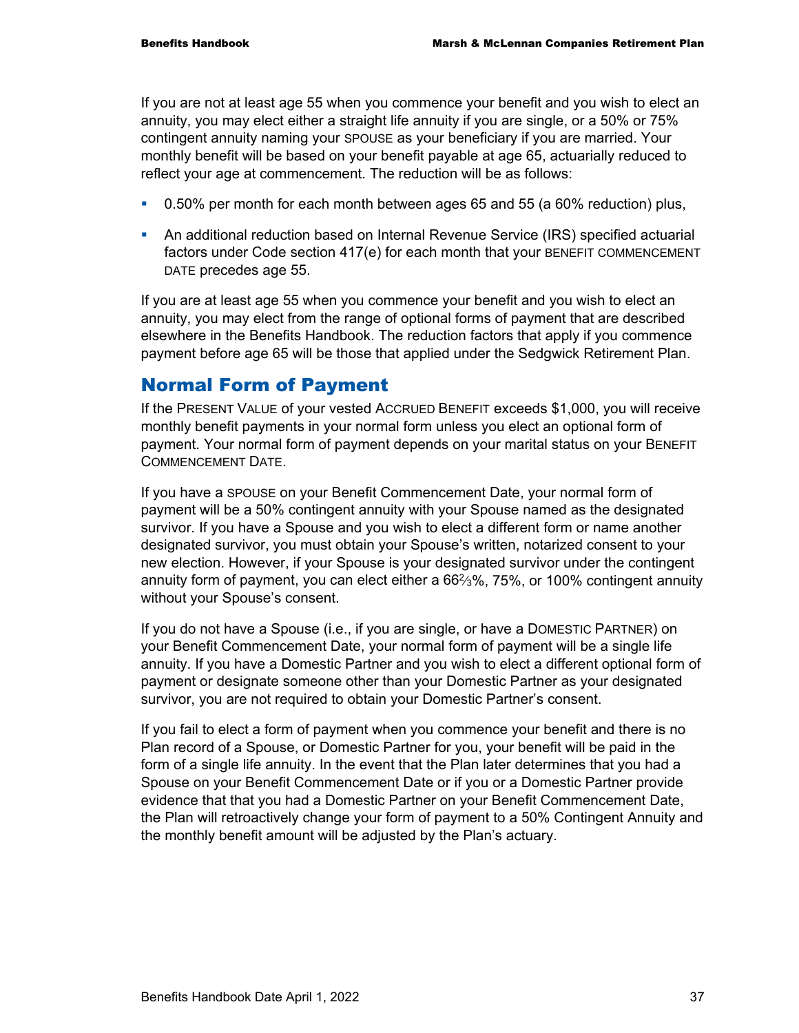If you are not at least age 55 when you commence your benefit and you wish to elect an annuity, you may elect either a straight life annuity if you are single, or a 50% or 75% contingent annuity naming your SPOUSE as your beneficiary if you are married. Your monthly benefit will be based on your benefit payable at age 65, actuarially reduced to reflect your age at commencement. The reduction will be as follows:

- 0.50% per month for each month between ages 65 and 55 (a 60% reduction) plus,
- An additional reduction based on Internal Revenue Service (IRS) specified actuarial factors under Code section 417(e) for each month that your BENEFIT COMMENCEMENT DATE precedes age 55.

If you are at least age 55 when you commence your benefit and you wish to elect an annuity, you may elect from the range of optional forms of payment that are described elsewhere in the Benefits Handbook. The reduction factors that apply if you commence payment before age 65 will be those that applied under the Sedgwick Retirement Plan.

## Normal Form of Payment

If the PRESENT VALUE of your vested ACCRUED BENEFIT exceeds $1,000, you will receive monthly benefit payments in your normal form unless you elect an optional form of payment. Your normal form of payment depends on your marital status on your BENEFIT COMMENCEMENT DATE.

If you have a SPOUSE on your Benefit Commencement Date, your normal form of payment will be a 50% contingent annuity with your Spouse named as the designated survivor. If you have a Spouse and you wish to elect a different form or name another designated survivor, you must obtain your Spouse's written, notarized consent to your new election. However, if your Spouse is your designated survivor under the contingent annuity form of payment, you can elect either a 66⅔%, 75%, or 100% contingent annuity without your Spouse's consent.

If you do not have a Spouse (i.e., if you are single, or have a DOMESTIC PARTNER) on your Benefit Commencement Date, your normal form of payment will be a single life annuity. If you have a Domestic Partner and you wish to elect a different optional form of payment or designate someone other than your Domestic Partner as your designated survivor, you are not required to obtain your Domestic Partner's consent.

If you fail to elect a form of payment when you commence your benefit and there is no Plan record of a Spouse, or Domestic Partner for you, your benefit will be paid in the form of a single life annuity. In the event that the Plan later determines that you had a Spouse on your Benefit Commencement Date or if you or a Domestic Partner provide evidence that that you had a Domestic Partner on your Benefit Commencement Date, the Plan will retroactively change your form of payment to a 50% Contingent Annuity and the monthly benefit amount will be adjusted by the Plan's actuary.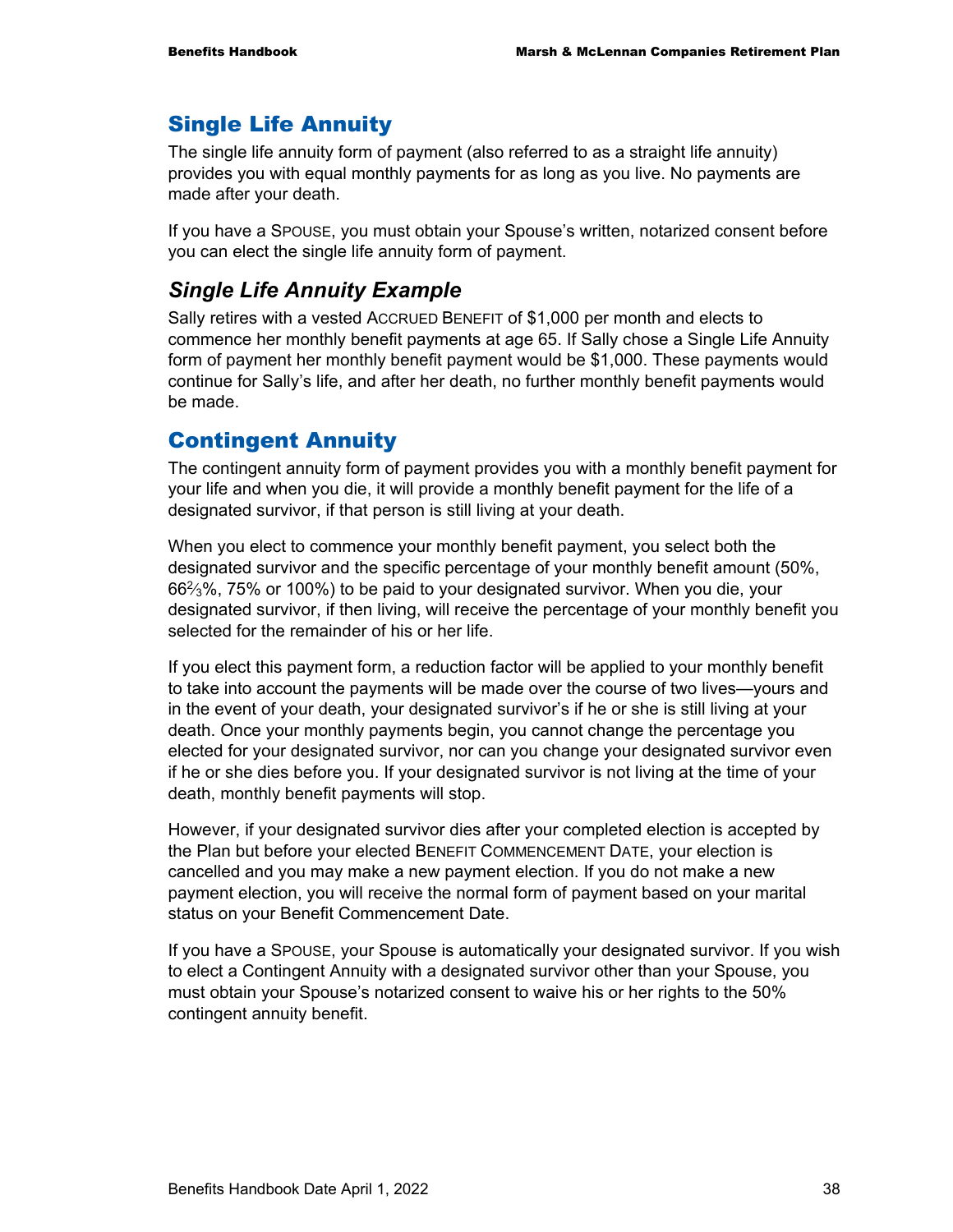## Single Life Annuity

The single life annuity form of payment (also referred to as a straight life annuity) provides you with equal monthly payments for as long as you live. No payments are made after your death.

If you have a SPOUSE, you must obtain your Spouse's written, notarized consent before you can elect the single life annuity form of payment.

### *Single Life Annuity Example*

Sally retires with a vested ACCRUED BENEFIT of $1,000 per month and elects to commence her monthly benefit payments at age 65. If Sally chose a Single Life Annuity form of payment her monthly benefit payment would be $1,000. These payments would continue for Sally's life, and after her death, no further monthly benefit payments would be made.

## Contingent Annuity

The contingent annuity form of payment provides you with a monthly benefit payment for your life and when you die, it will provide a monthly benefit payment for the life of a designated survivor, if that person is still living at your death.

When you elect to commence your monthly benefit payment, you select both the designated survivor and the specific percentage of your monthly benefit amount (50%, 66⅔%, 75% or 100%) to be paid to your designated survivor. When you die, your designated survivor, if then living, will receive the percentage of your monthly benefit you selected for the remainder of his or her life.

If you elect this payment form, a reduction factor will be applied to your monthly benefit to take into account the payments will be made over the course of two lives—yours and in the event of your death, your designated survivor's if he or she is still living at your death. Once your monthly payments begin, you cannot change the percentage you elected for your designated survivor, nor can you change your designated survivor even if he or she dies before you. If your designated survivor is not living at the time of your death, monthly benefit payments will stop.

However, if your designated survivor dies after your completed election is accepted by the Plan but before your elected BENEFIT COMMENCEMENT DATE, your election is cancelled and you may make a new payment election. If you do not make a new payment election, you will receive the normal form of payment based on your marital status on your Benefit Commencement Date.

If you have a SPOUSE, your Spouse is automatically your designated survivor. If you wish to elect a Contingent Annuity with a designated survivor other than your Spouse, you must obtain your Spouse's notarized consent to waive his or her rights to the 50% contingent annuity benefit.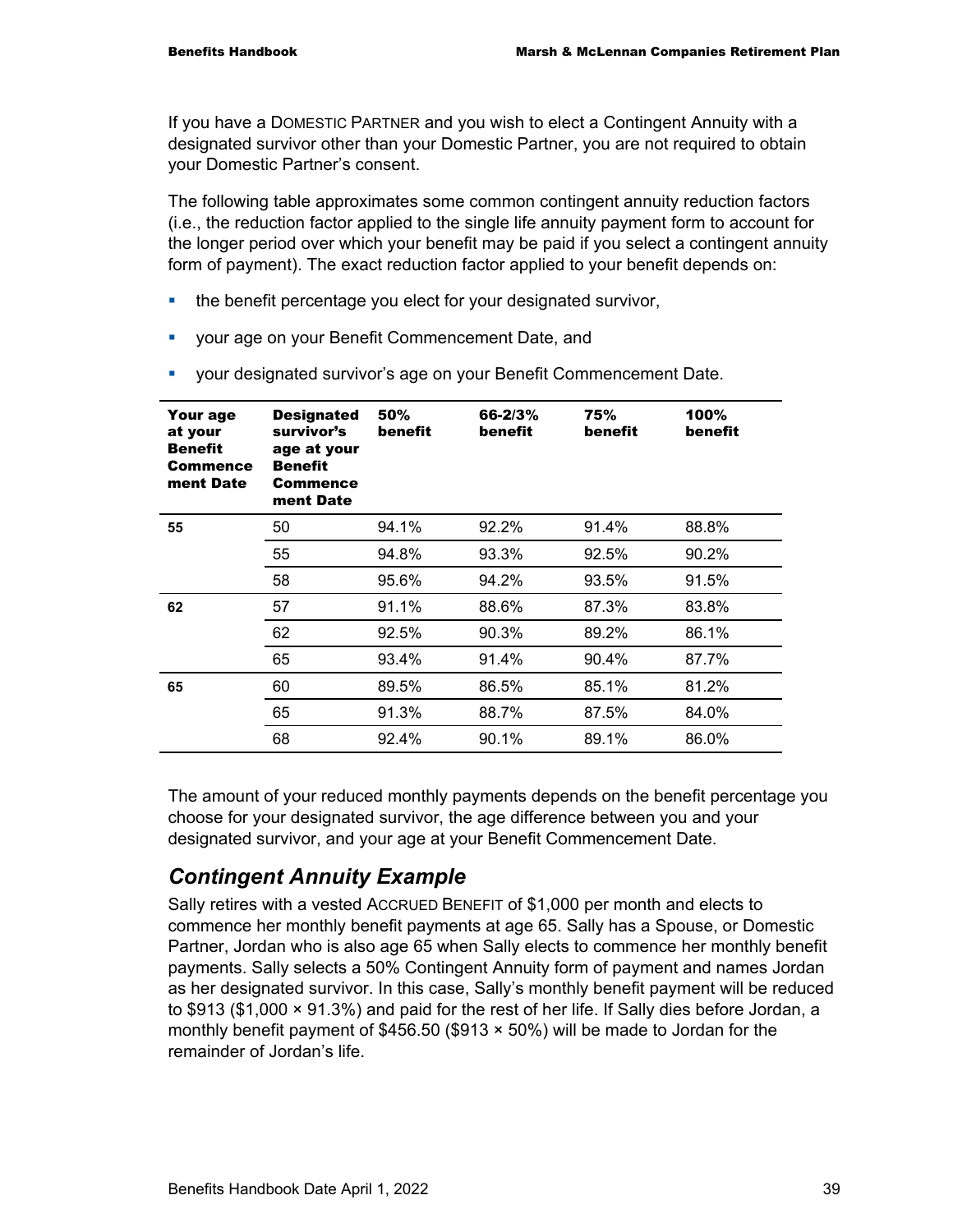If you have a DOMESTIC PARTNER and you wish to elect a Contingent Annuity with a designated survivor other than your Domestic Partner, you are not required to obtain your Domestic Partner's consent.

The following table approximates some common contingent annuity reduction factors (i.e., the reduction factor applied to the single life annuity payment form to account for the longer period over which your benefit may be paid if you select a contingent annuity form of payment). The exact reduction factor applied to your benefit depends on:

- the benefit percentage you elect for your designated survivor,
- your age on your Benefit Commencement Date, and
- your designated survivor's age on your Benefit Commencement Date.

| Your age at your Benefit Commencement Date | Designated survivor's age at your Benefit Commencement Date | 50% benefit | 66-2/3% benefit | 75% benefit | 100% benefit |
|---|---|---|---|---|---|
| **55** | 50 | 94.1% | 92.2% | 91.4% | 88.8% |
| | 55 | 94.8% | 93.3% | 92.5% | 90.2% |
| | 58 | 95.6% | 94.2% | 93.5% | 91.5% |
| **62** | 57 | 91.1% | 88.6% | 87.3% | 83.8% |
| | 62 | 92.5% | 90.3% | 89.2% | 86.1% |
| | 65 | 93.4% | 91.4% | 90.4% | 87.7% |
| **65** | 60 | 89.5% | 86.5% | 85.1% | 81.2% |
| | 65 | 91.3% | 88.7% | 87.5% | 84.0% |
| | 68 | 92.4% | 90.1% | 89.1% | 86.0% |

The amount of your reduced monthly payments depends on the benefit percentage you choose for your designated survivor, the age difference between you and your designated survivor, and your age at your Benefit Commencement Date.

## *Contingent Annuity Example*

Sally retires with a vested ACCRUED BENEFIT of $1,000 per month and elects to commence her monthly benefit payments at age 65. Sally has a Spouse, or Domestic Partner, Jordan who is also age 65 when Sally elects to commence her monthly benefit payments. Sally selects a 50% Contingent Annuity form of payment and names Jordan as her designated survivor. In this case, Sally's monthly benefit payment will be reduced to $913 ($1,000 × 91.3%) and paid for the rest of her life. If Sally dies before Jordan, a monthly benefit payment of $456.50 ($913 × 50%) will be made to Jordan for the remainder of Jordan's life.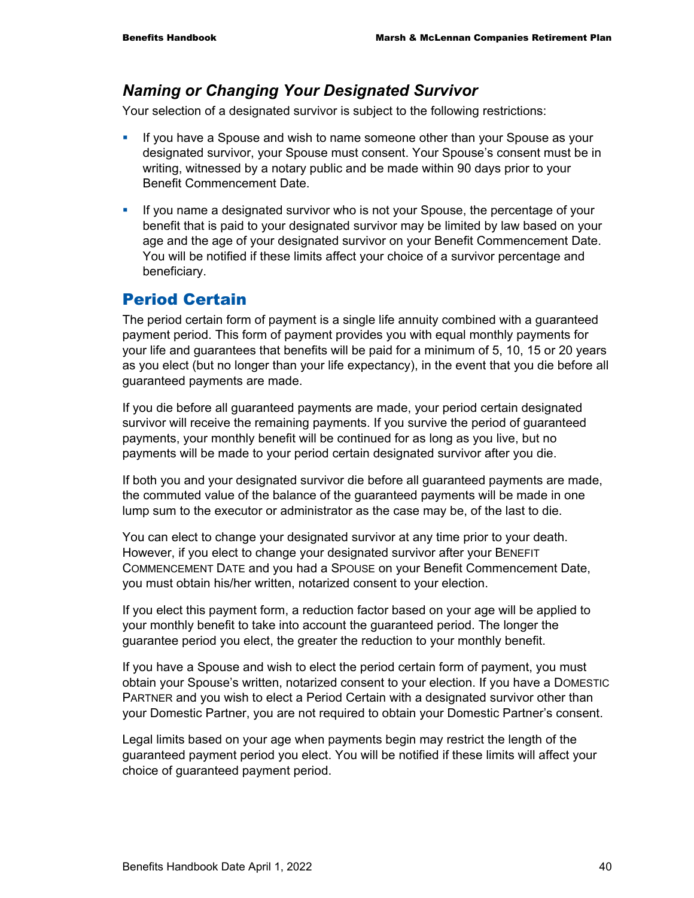### *Naming or Changing Your Designated Survivor*

Your selection of a designated survivor is subject to the following restrictions:

- If you have a Spouse and wish to name someone other than your Spouse as your designated survivor, your Spouse must consent. Your Spouse's consent must be in writing, witnessed by a notary public and be made within 90 days prior to your Benefit Commencement Date.
- If you name a designated survivor who is not your Spouse, the percentage of your benefit that is paid to your designated survivor may be limited by law based on your age and the age of your designated survivor on your Benefit Commencement Date. You will be notified if these limits affect your choice of a survivor percentage and beneficiary.

## Period Certain

The period certain form of payment is a single life annuity combined with a guaranteed payment period. This form of payment provides you with equal monthly payments for your life and guarantees that benefits will be paid for a minimum of 5, 10, 15 or 20 years as you elect (but no longer than your life expectancy), in the event that you die before all guaranteed payments are made.

If you die before all guaranteed payments are made, your period certain designated survivor will receive the remaining payments. If you survive the period of guaranteed payments, your monthly benefit will be continued for as long as you live, but no payments will be made to your period certain designated survivor after you die.

If both you and your designated survivor die before all guaranteed payments are made, the commuted value of the balance of the guaranteed payments will be made in one lump sum to the executor or administrator as the case may be, of the last to die.

You can elect to change your designated survivor at any time prior to your death. However, if you elect to change your designated survivor after your BENEFIT COMMENCEMENT DATE and you had a SPOUSE on your Benefit Commencement Date, you must obtain his/her written, notarized consent to your election.

If you elect this payment form, a reduction factor based on your age will be applied to your monthly benefit to take into account the guaranteed period. The longer the guarantee period you elect, the greater the reduction to your monthly benefit.

If you have a Spouse and wish to elect the period certain form of payment, you must obtain your Spouse's written, notarized consent to your election. If you have a DOMESTIC PARTNER and you wish to elect a Period Certain with a designated survivor other than your Domestic Partner, you are not required to obtain your Domestic Partner's consent.

Legal limits based on your age when payments begin may restrict the length of the guaranteed payment period you elect. You will be notified if these limits will affect your choice of guaranteed payment period.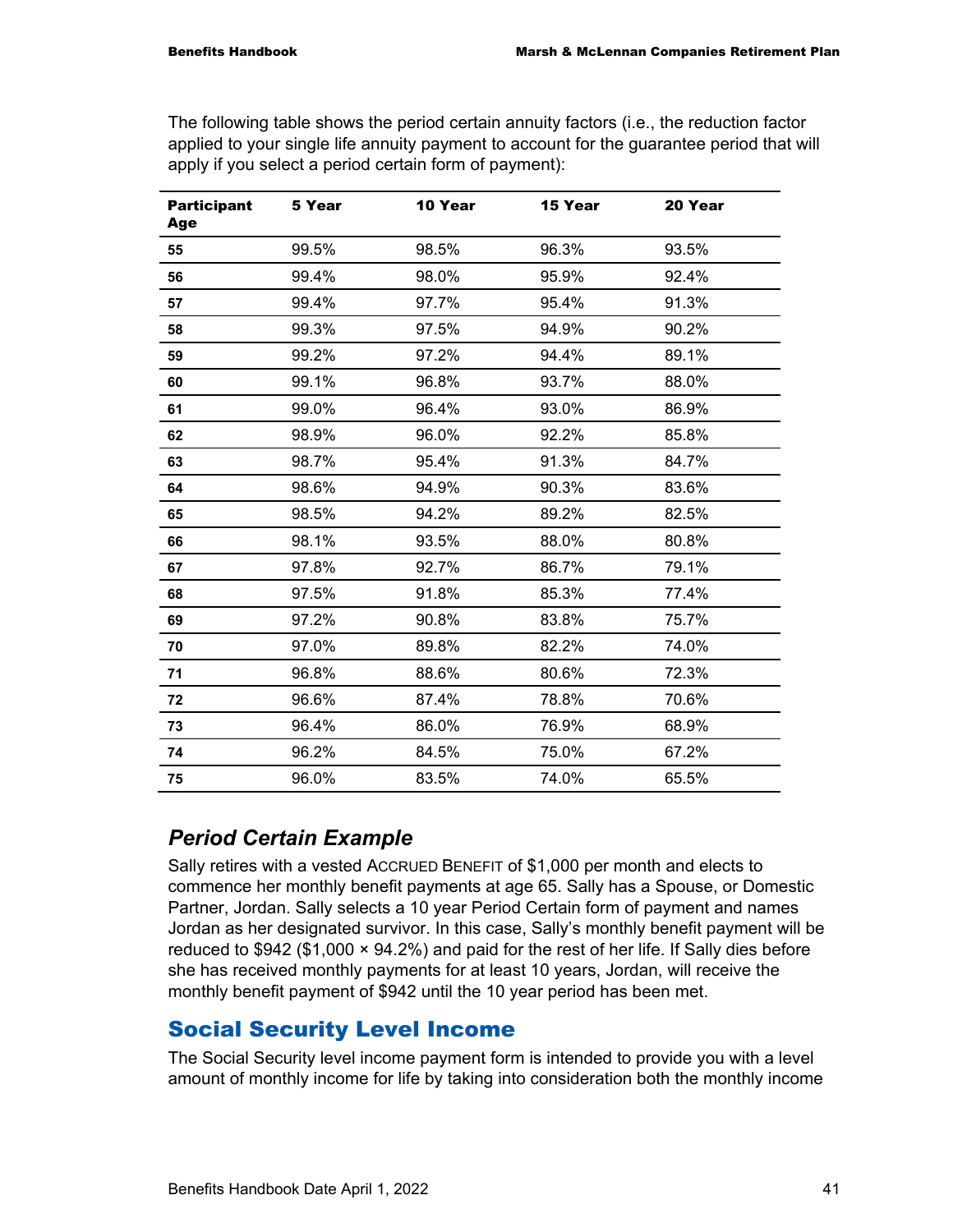The following table shows the period certain annuity factors (i.e., the reduction factor applied to your single life annuity payment to account for the guarantee period that will apply if you select a period certain form of payment):

| Participant Age | 5 Year | 10 Year | 15 Year | 20 Year |
|---|---|---|---|---|
| 55 | 99.5% | 98.5% | 96.3% | 93.5% |
| 56 | 99.4% | 98.0% | 95.9% | 92.4% |
| 57 | 99.4% | 97.7% | 95.4% | 91.3% |
| 58 | 99.3% | 97.5% | 94.9% | 90.2% |
| 59 | 99.2% | 97.2% | 94.4% | 89.1% |
| 60 | 99.1% | 96.8% | 93.7% | 88.0% |
| 61 | 99.0% | 96.4% | 93.0% | 86.9% |
| 62 | 98.9% | 96.0% | 92.2% | 85.8% |
| 63 | 98.7% | 95.4% | 91.3% | 84.7% |
| 64 | 98.6% | 94.9% | 90.3% | 83.6% |
| 65 | 98.5% | 94.2% | 89.2% | 82.5% |
| 66 | 98.1% | 93.5% | 88.0% | 80.8% |
| 67 | 97.8% | 92.7% | 86.7% | 79.1% |
| 68 | 97.5% | 91.8% | 85.3% | 77.4% |
| 69 | 97.2% | 90.8% | 83.8% | 75.7% |
| 70 | 97.0% | 89.8% | 82.2% | 74.0% |
| 71 | 96.8% | 88.6% | 80.6% | 72.3% |
| 72 | 96.6% | 87.4% | 78.8% | 70.6% |
| 73 | 96.4% | 86.0% | 76.9% | 68.9% |
| 74 | 96.2% | 84.5% | 75.0% | 67.2% |
| 75 | 96.0% | 83.5% | 74.0% | 65.5% |

### *Period Certain Example*

Sally retires with a vested ACCRUED BENEFIT of $1,000 per month and elects to commence her monthly benefit payments at age 65. Sally has a Spouse, or Domestic Partner, Jordan. Sally selects a 10 year Period Certain form of payment and names Jordan as her designated survivor. In this case, Sally's monthly benefit payment will be reduced to $942 ($1,000 × 94.2%) and paid for the rest of her life. If Sally dies before she has received monthly payments for at least 10 years, Jordan, will receive the monthly benefit payment of $942 until the 10 year period has been met.

## Social Security Level Income

The Social Security level income payment form is intended to provide you with a level amount of monthly income for life by taking into consideration both the monthly income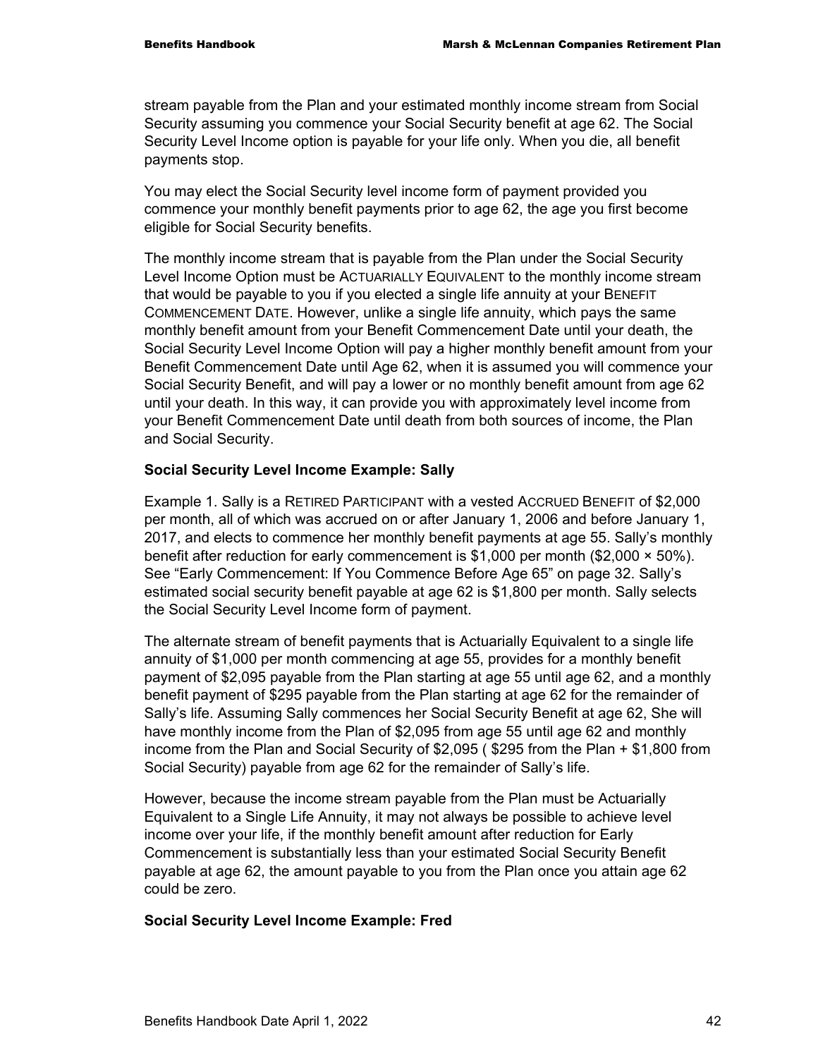stream payable from the Plan and your estimated monthly income stream from Social Security assuming you commence your Social Security benefit at age 62. The Social Security Level Income option is payable for your life only. When you die, all benefit payments stop.

You may elect the Social Security level income form of payment provided you commence your monthly benefit payments prior to age 62, the age you first become eligible for Social Security benefits.

The monthly income stream that is payable from the Plan under the Social Security Level Income Option must be ACTUARIALLY EQUIVALENT to the monthly income stream that would be payable to you if you elected a single life annuity at your BENEFIT COMMENCEMENT DATE. However, unlike a single life annuity, which pays the same monthly benefit amount from your Benefit Commencement Date until your death, the Social Security Level Income Option will pay a higher monthly benefit amount from your Benefit Commencement Date until Age 62, when it is assumed you will commence your Social Security Benefit, and will pay a lower or no monthly benefit amount from age 62 until your death. In this way, it can provide you with approximately level income from your Benefit Commencement Date until death from both sources of income, the Plan and Social Security.

**Social Security Level Income Example: Sally**

Example 1. Sally is a RETIRED PARTICIPANT with a vested ACCRUED BENEFIT of $2,000 per month, all of which was accrued on or after January 1, 2006 and before January 1, 2017, and elects to commence her monthly benefit payments at age 55. Sally's monthly benefit after reduction for early commencement is $1,000 per month ($2,000 × 50%). See "Early Commencement: If You Commence Before Age 65" on page 32. Sally's estimated social security benefit payable at age 62 is $1,800 per month. Sally selects the Social Security Level Income form of payment.

The alternate stream of benefit payments that is Actuarially Equivalent to a single life annuity of $1,000 per month commencing at age 55, provides for a monthly benefit payment of $2,095 payable from the Plan starting at age 55 until age 62, and a monthly benefit payment of $295 payable from the Plan starting at age 62 for the remainder of Sally's life. Assuming Sally commences her Social Security Benefit at age 62, She will have monthly income from the Plan of $2,095 from age 55 until age 62 and monthly income from the Plan and Social Security of $2,095 ( $295 from the Plan + $1,800 from Social Security) payable from age 62 for the remainder of Sally's life.

However, because the income stream payable from the Plan must be Actuarially Equivalent to a Single Life Annuity, it may not always be possible to achieve level income over your life, if the monthly benefit amount after reduction for Early Commencement is substantially less than your estimated Social Security Benefit payable at age 62, the amount payable to you from the Plan once you attain age 62 could be zero.

**Social Security Level Income Example: Fred**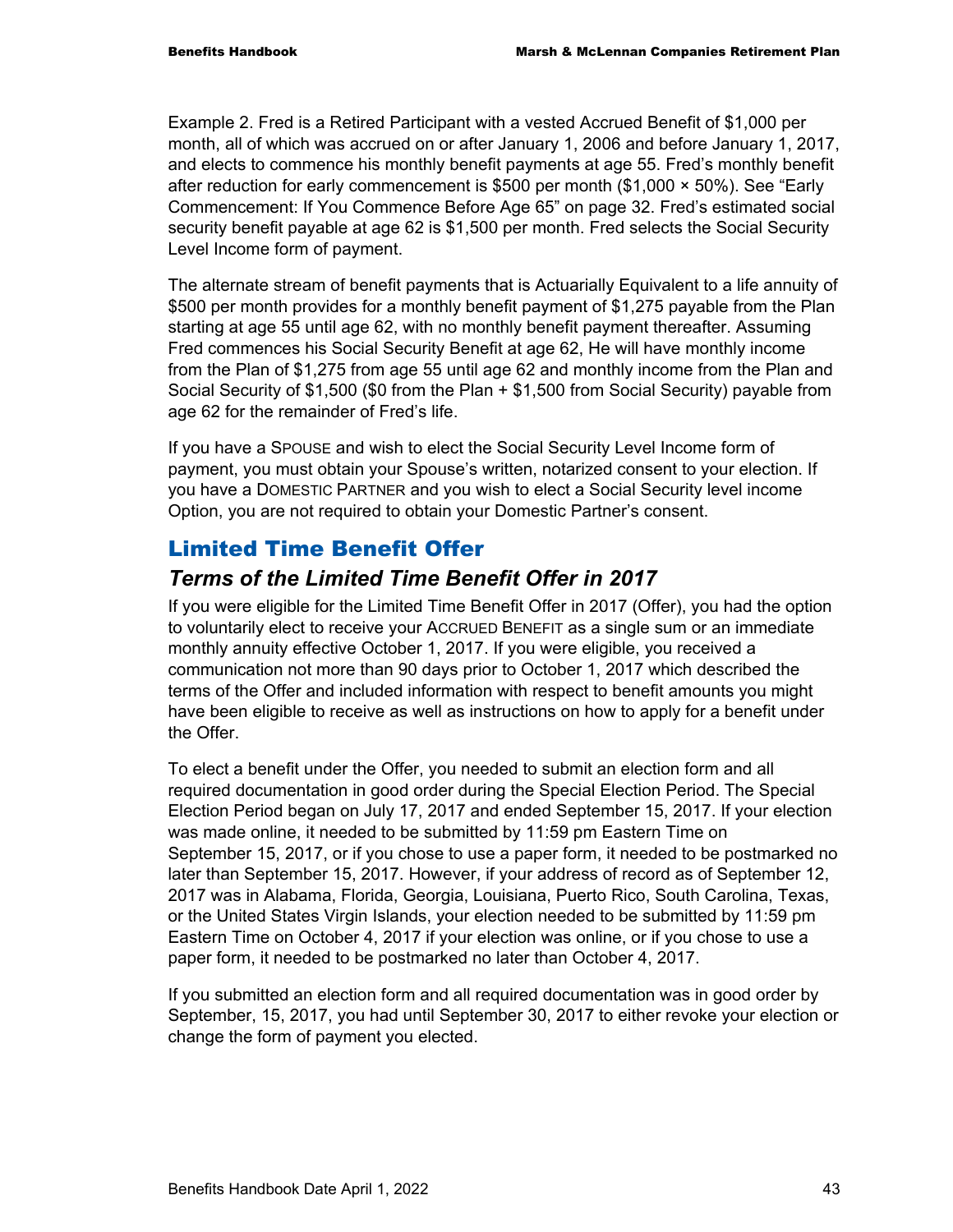Example 2. Fred is a Retired Participant with a vested Accrued Benefit of $1,000 per month, all of which was accrued on or after January 1, 2006 and before January 1, 2017, and elects to commence his monthly benefit payments at age 55. Fred's monthly benefit after reduction for early commencement is $500 per month ($1,000 × 50%). See "Early Commencement: If You Commence Before Age 65" on page 32. Fred's estimated social security benefit payable at age 62 is $1,500 per month. Fred selects the Social Security Level Income form of payment.

The alternate stream of benefit payments that is Actuarially Equivalent to a life annuity of $500 per month provides for a monthly benefit payment of $1,275 payable from the Plan starting at age 55 until age 62, with no monthly benefit payment thereafter. Assuming Fred commences his Social Security Benefit at age 62, He will have monthly income from the Plan of $1,275 from age 55 until age 62 and monthly income from the Plan and Social Security of $1,500 ($0 from the Plan + $1,500 from Social Security) payable from age 62 for the remainder of Fred's life.

If you have a SPOUSE and wish to elect the Social Security Level Income form of payment, you must obtain your Spouse's written, notarized consent to your election. If you have a DOMESTIC PARTNER and you wish to elect a Social Security level income Option, you are not required to obtain your Domestic Partner's consent.

## Limited Time Benefit Offer

### *Terms of the Limited Time Benefit Offer in 2017*

If you were eligible for the Limited Time Benefit Offer in 2017 (Offer), you had the option to voluntarily elect to receive your ACCRUED BENEFIT as a single sum or an immediate monthly annuity effective October 1, 2017. If you were eligible, you received a communication not more than 90 days prior to October 1, 2017 which described the terms of the Offer and included information with respect to benefit amounts you might have been eligible to receive as well as instructions on how to apply for a benefit under the Offer.

To elect a benefit under the Offer, you needed to submit an election form and all required documentation in good order during the Special Election Period. The Special Election Period began on July 17, 2017 and ended September 15, 2017. If your election was made online, it needed to be submitted by 11:59 pm Eastern Time on September 15, 2017, or if you chose to use a paper form, it needed to be postmarked no later than September 15, 2017. However, if your address of record as of September 12, 2017 was in Alabama, Florida, Georgia, Louisiana, Puerto Rico, South Carolina, Texas, or the United States Virgin Islands, your election needed to be submitted by 11:59 pm Eastern Time on October 4, 2017 if your election was online, or if you chose to use a paper form, it needed to be postmarked no later than October 4, 2017.

If you submitted an election form and all required documentation was in good order by September, 15, 2017, you had until September 30, 2017 to either revoke your election or change the form of payment you elected.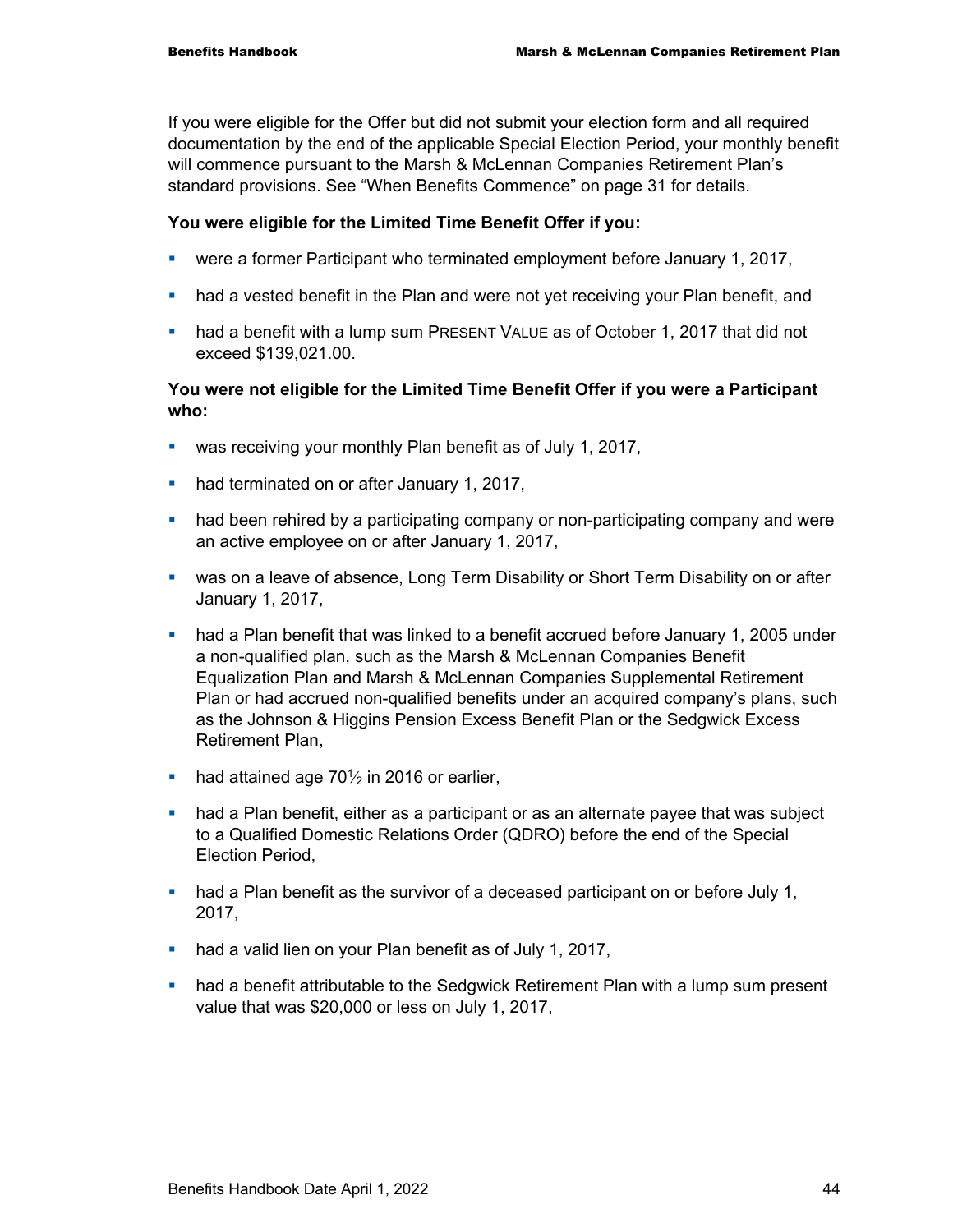If you were eligible for the Offer but did not submit your election form and all required documentation by the end of the applicable Special Election Period, your monthly benefit will commence pursuant to the Marsh & McLennan Companies Retirement Plan's standard provisions. See "When Benefits Commence" on page 31 for details.

**You were eligible for the Limited Time Benefit Offer if you:**

- were a former Participant who terminated employment before January 1, 2017,
- had a vested benefit in the Plan and were not yet receiving your Plan benefit, and
- had a benefit with a lump sum PRESENT VALUE as of October 1, 2017 that did not exceed $139,021.00.

**You were not eligible for the Limited Time Benefit Offer if you were a Participant who:**

- was receiving your monthly Plan benefit as of July 1, 2017,
- had terminated on or after January 1, 2017,
- had been rehired by a participating company or non-participating company and were an active employee on or after January 1, 2017,
- was on a leave of absence, Long Term Disability or Short Term Disability on or after January 1, 2017,
- had a Plan benefit that was linked to a benefit accrued before January 1, 2005 under a non-qualified plan, such as the Marsh & McLennan Companies Benefit Equalization Plan and Marsh & McLennan Companies Supplemental Retirement Plan or had accrued non-qualified benefits under an acquired company's plans, such as the Johnson & Higgins Pension Excess Benefit Plan or the Sedgwick Excess Retirement Plan,
- had attained age 70½ in 2016 or earlier,
- had a Plan benefit, either as a participant or as an alternate payee that was subject to a Qualified Domestic Relations Order (QDRO) before the end of the Special Election Period,
- had a Plan benefit as the survivor of a deceased participant on or before July 1, 2017,
- had a valid lien on your Plan benefit as of July 1, 2017,
- had a benefit attributable to the Sedgwick Retirement Plan with a lump sum present value that was $20,000 or less on July 1, 2017,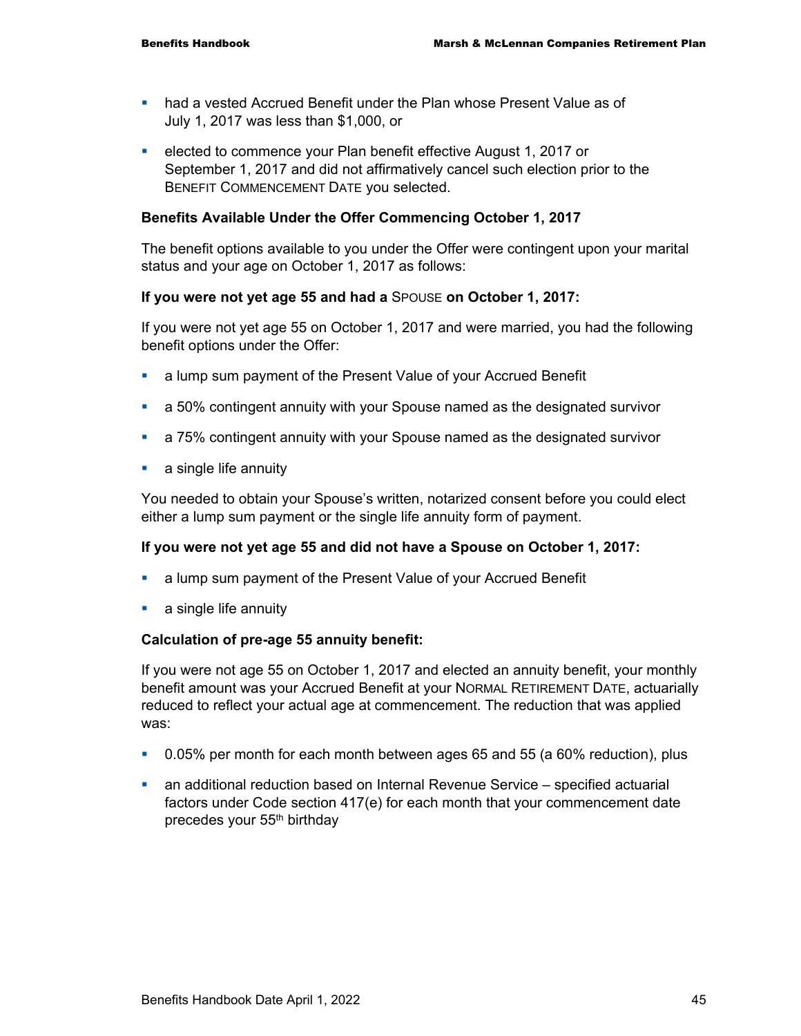- had a vested Accrued Benefit under the Plan whose Present Value as of July 1, 2017 was less than $1,000, or
- elected to commence your Plan benefit effective August 1, 2017 or September 1, 2017 and did not affirmatively cancel such election prior to the BENEFIT COMMENCEMENT DATE you selected.

**Benefits Available Under the Offer Commencing October 1, 2017**

The benefit options available to you under the Offer were contingent upon your marital status and your age on October 1, 2017 as follows:

**If you were not yet age 55 and had a SPOUSE on October 1, 2017:**

If you were not yet age 55 on October 1, 2017 and were married, you had the following benefit options under the Offer:

- a lump sum payment of the Present Value of your Accrued Benefit
- a 50% contingent annuity with your Spouse named as the designated survivor
- a 75% contingent annuity with your Spouse named as the designated survivor
- a single life annuity

You needed to obtain your Spouse's written, notarized consent before you could elect either a lump sum payment or the single life annuity form of payment.

**If you were not yet age 55 and did not have a Spouse on October 1, 2017:**

- a lump sum payment of the Present Value of your Accrued Benefit
- a single life annuity

**Calculation of pre-age 55 annuity benefit:**

If you were not age 55 on October 1, 2017 and elected an annuity benefit, your monthly benefit amount was your Accrued Benefit at your NORMAL RETIREMENT DATE, actuarially reduced to reflect your actual age at commencement. The reduction that was applied was:

- 0.05% per month for each month between ages 65 and 55 (a 60% reduction), plus
- an additional reduction based on Internal Revenue Service – specified actuarial factors under Code section 417(e) for each month that your commencement date precedes your 55th birthday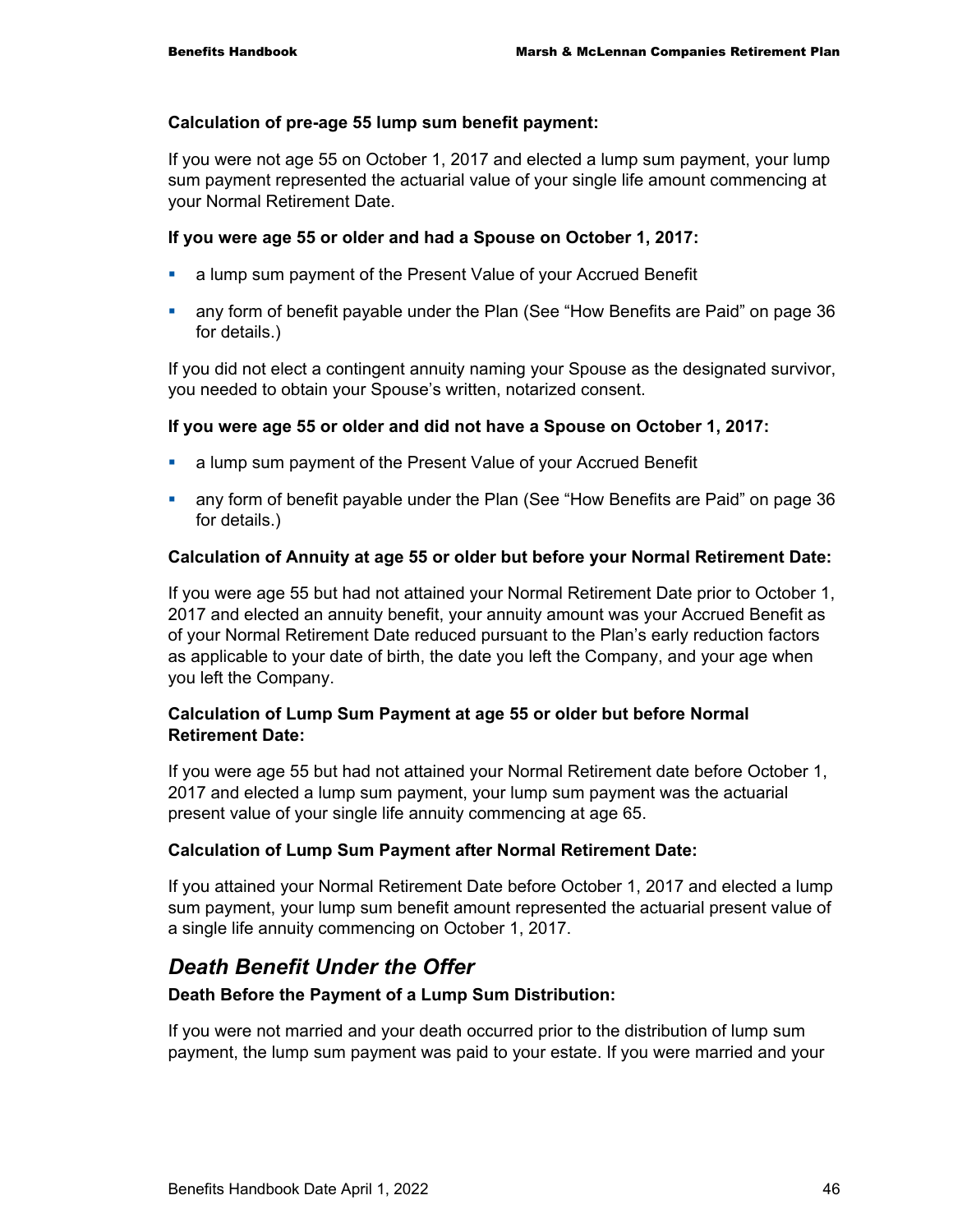**Calculation of pre-age 55 lump sum benefit payment:**

If you were not age 55 on October 1, 2017 and elected a lump sum payment, your lump sum payment represented the actuarial value of your single life amount commencing at your Normal Retirement Date.

**If you were age 55 or older and had a Spouse on October 1, 2017:**

- a lump sum payment of the Present Value of your Accrued Benefit
- any form of benefit payable under the Plan (See "How Benefits are Paid" on page 36 for details.)

If you did not elect a contingent annuity naming your Spouse as the designated survivor, you needed to obtain your Spouse's written, notarized consent.

**If you were age 55 or older and did not have a Spouse on October 1, 2017:**

- a lump sum payment of the Present Value of your Accrued Benefit
- any form of benefit payable under the Plan (See "How Benefits are Paid" on page 36 for details.)

**Calculation of Annuity at age 55 or older but before your Normal Retirement Date:**

If you were age 55 but had not attained your Normal Retirement Date prior to October 1, 2017 and elected an annuity benefit, your annuity amount was your Accrued Benefit as of your Normal Retirement Date reduced pursuant to the Plan's early reduction factors as applicable to your date of birth, the date you left the Company, and your age when you left the Company.

**Calculation of Lump Sum Payment at age 55 or older but before Normal Retirement Date:**

If you were age 55 but had not attained your Normal Retirement date before October 1, 2017 and elected a lump sum payment, your lump sum payment was the actuarial present value of your single life annuity commencing at age 65.

**Calculation of Lump Sum Payment after Normal Retirement Date:**

If you attained your Normal Retirement Date before October 1, 2017 and elected a lump sum payment, your lump sum benefit amount represented the actuarial present value of a single life annuity commencing on October 1, 2017.

## *Death Benefit Under the Offer*

**Death Before the Payment of a Lump Sum Distribution:**

If you were not married and your death occurred prior to the distribution of lump sum payment, the lump sum payment was paid to your estate. If you were married and your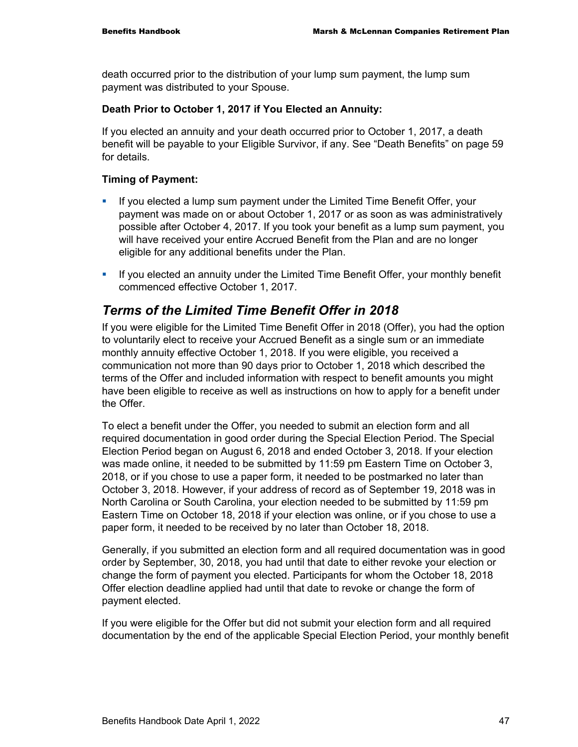death occurred prior to the distribution of your lump sum payment, the lump sum payment was distributed to your Spouse.

**Death Prior to October 1, 2017 if You Elected an Annuity:**

If you elected an annuity and your death occurred prior to October 1, 2017, a death benefit will be payable to your Eligible Survivor, if any. See "Death Benefits" on page 59 for details.

**Timing of Payment:**

- If you elected a lump sum payment under the Limited Time Benefit Offer, your payment was made on or about October 1, 2017 or as soon as was administratively possible after October 4, 2017. If you took your benefit as a lump sum payment, you will have received your entire Accrued Benefit from the Plan and are no longer eligible for any additional benefits under the Plan.
- If you elected an annuity under the Limited Time Benefit Offer, your monthly benefit commenced effective October 1, 2017.

## *Terms of the Limited Time Benefit Offer in 2018*

If you were eligible for the Limited Time Benefit Offer in 2018 (Offer), you had the option to voluntarily elect to receive your Accrued Benefit as a single sum or an immediate monthly annuity effective October 1, 2018. If you were eligible, you received a communication not more than 90 days prior to October 1, 2018 which described the terms of the Offer and included information with respect to benefit amounts you might have been eligible to receive as well as instructions on how to apply for a benefit under the Offer.

To elect a benefit under the Offer, you needed to submit an election form and all required documentation in good order during the Special Election Period. The Special Election Period began on August 6, 2018 and ended October 3, 2018. If your election was made online, it needed to be submitted by 11:59 pm Eastern Time on October 3, 2018, or if you chose to use a paper form, it needed to be postmarked no later than October 3, 2018. However, if your address of record as of September 19, 2018 was in North Carolina or South Carolina, your election needed to be submitted by 11:59 pm Eastern Time on October 18, 2018 if your election was online, or if you chose to use a paper form, it needed to be received by no later than October 18, 2018.

Generally, if you submitted an election form and all required documentation was in good order by September, 30, 2018, you had until that date to either revoke your election or change the form of payment you elected. Participants for whom the October 18, 2018 Offer election deadline applied had until that date to revoke or change the form of payment elected.

If you were eligible for the Offer but did not submit your election form and all required documentation by the end of the applicable Special Election Period, your monthly benefit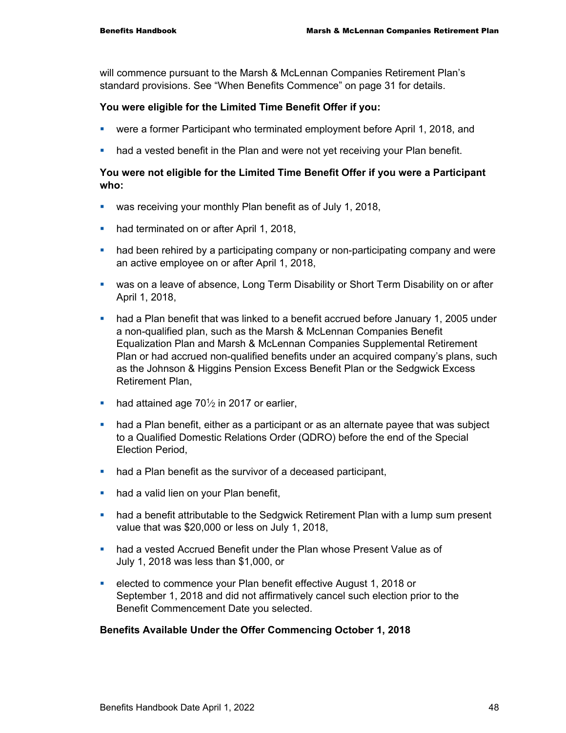will commence pursuant to the Marsh & McLennan Companies Retirement Plan's standard provisions. See "When Benefits Commence" on page 31 for details.

**You were eligible for the Limited Time Benefit Offer if you:**

- were a former Participant who terminated employment before April 1, 2018, and
- had a vested benefit in the Plan and were not yet receiving your Plan benefit.

**You were not eligible for the Limited Time Benefit Offer if you were a Participant who:**

- was receiving your monthly Plan benefit as of July 1, 2018,
- had terminated on or after April 1, 2018,
- had been rehired by a participating company or non-participating company and were an active employee on or after April 1, 2018,
- was on a leave of absence, Long Term Disability or Short Term Disability on or after April 1, 2018,
- had a Plan benefit that was linked to a benefit accrued before January 1, 2005 under a non-qualified plan, such as the Marsh & McLennan Companies Benefit Equalization Plan and Marsh & McLennan Companies Supplemental Retirement Plan or had accrued non-qualified benefits under an acquired company's plans, such as the Johnson & Higgins Pension Excess Benefit Plan or the Sedgwick Excess Retirement Plan,
- had attained age 70½ in 2017 or earlier,
- had a Plan benefit, either as a participant or as an alternate payee that was subject to a Qualified Domestic Relations Order (QDRO) before the end of the Special Election Period,
- had a Plan benefit as the survivor of a deceased participant,
- had a valid lien on your Plan benefit,
- had a benefit attributable to the Sedgwick Retirement Plan with a lump sum present value that was $20,000 or less on July 1, 2018,
- had a vested Accrued Benefit under the Plan whose Present Value as of July 1, 2018 was less than $1,000, or
- elected to commence your Plan benefit effective August 1, 2018 or September 1, 2018 and did not affirmatively cancel such election prior to the Benefit Commencement Date you selected.

**Benefits Available Under the Offer Commencing October 1, 2018**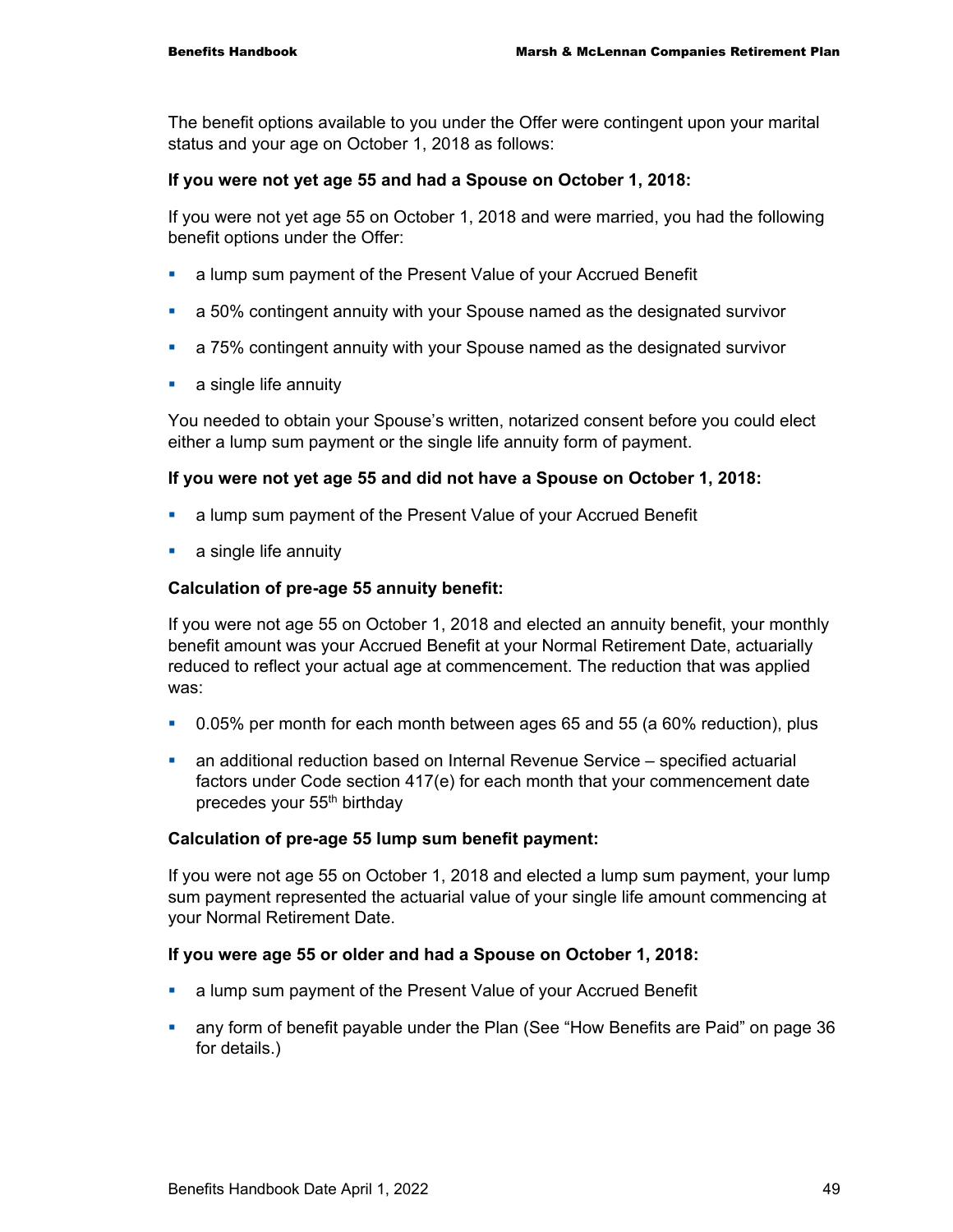The benefit options available to you under the Offer were contingent upon your marital status and your age on October 1, 2018 as follows:

**If you were not yet age 55 and had a Spouse on October 1, 2018:**

If you were not yet age 55 on October 1, 2018 and were married, you had the following benefit options under the Offer:

- a lump sum payment of the Present Value of your Accrued Benefit
- a 50% contingent annuity with your Spouse named as the designated survivor
- a 75% contingent annuity with your Spouse named as the designated survivor
- a single life annuity

You needed to obtain your Spouse's written, notarized consent before you could elect either a lump sum payment or the single life annuity form of payment.

**If you were not yet age 55 and did not have a Spouse on October 1, 2018:**

- a lump sum payment of the Present Value of your Accrued Benefit
- a single life annuity

**Calculation of pre-age 55 annuity benefit:**

If you were not age 55 on October 1, 2018 and elected an annuity benefit, your monthly benefit amount was your Accrued Benefit at your Normal Retirement Date, actuarially reduced to reflect your actual age at commencement. The reduction that was applied was:

- 0.05% per month for each month between ages 65 and 55 (a 60% reduction), plus
- an additional reduction based on Internal Revenue Service – specified actuarial factors under Code section 417(e) for each month that your commencement date precedes your 55th birthday

**Calculation of pre-age 55 lump sum benefit payment:**

If you were not age 55 on October 1, 2018 and elected a lump sum payment, your lump sum payment represented the actuarial value of your single life amount commencing at your Normal Retirement Date.

**If you were age 55 or older and had a Spouse on October 1, 2018:**

- a lump sum payment of the Present Value of your Accrued Benefit
- any form of benefit payable under the Plan (See "How Benefits are Paid" on page 36 for details.)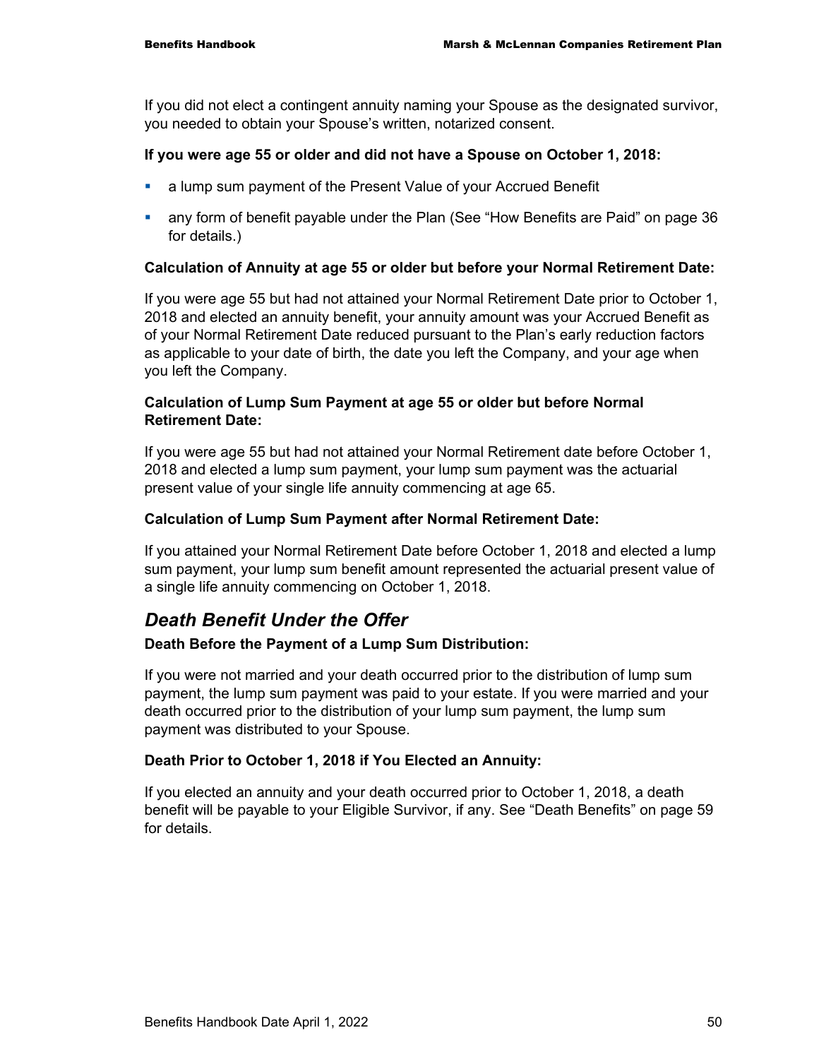If you did not elect a contingent annuity naming your Spouse as the designated survivor, you needed to obtain your Spouse's written, notarized consent.

**If you were age 55 or older and did not have a Spouse on October 1, 2018:**

- a lump sum payment of the Present Value of your Accrued Benefit
- any form of benefit payable under the Plan (See "How Benefits are Paid" on page 36 for details.)

**Calculation of Annuity at age 55 or older but before your Normal Retirement Date:**

If you were age 55 but had not attained your Normal Retirement Date prior to October 1, 2018 and elected an annuity benefit, your annuity amount was your Accrued Benefit as of your Normal Retirement Date reduced pursuant to the Plan's early reduction factors as applicable to your date of birth, the date you left the Company, and your age when you left the Company.

**Calculation of Lump Sum Payment at age 55 or older but before Normal Retirement Date:**

If you were age 55 but had not attained your Normal Retirement date before October 1, 2018 and elected a lump sum payment, your lump sum payment was the actuarial present value of your single life annuity commencing at age 65.

**Calculation of Lump Sum Payment after Normal Retirement Date:**

If you attained your Normal Retirement Date before October 1, 2018 and elected a lump sum payment, your lump sum benefit amount represented the actuarial present value of a single life annuity commencing on October 1, 2018.

## *Death Benefit Under the Offer*

**Death Before the Payment of a Lump Sum Distribution:**

If you were not married and your death occurred prior to the distribution of lump sum payment, the lump sum payment was paid to your estate. If you were married and your death occurred prior to the distribution of your lump sum payment, the lump sum payment was distributed to your Spouse.

**Death Prior to October 1, 2018 if You Elected an Annuity:**

If you elected an annuity and your death occurred prior to October 1, 2018, a death benefit will be payable to your Eligible Survivor, if any. See "Death Benefits" on page 59 for details.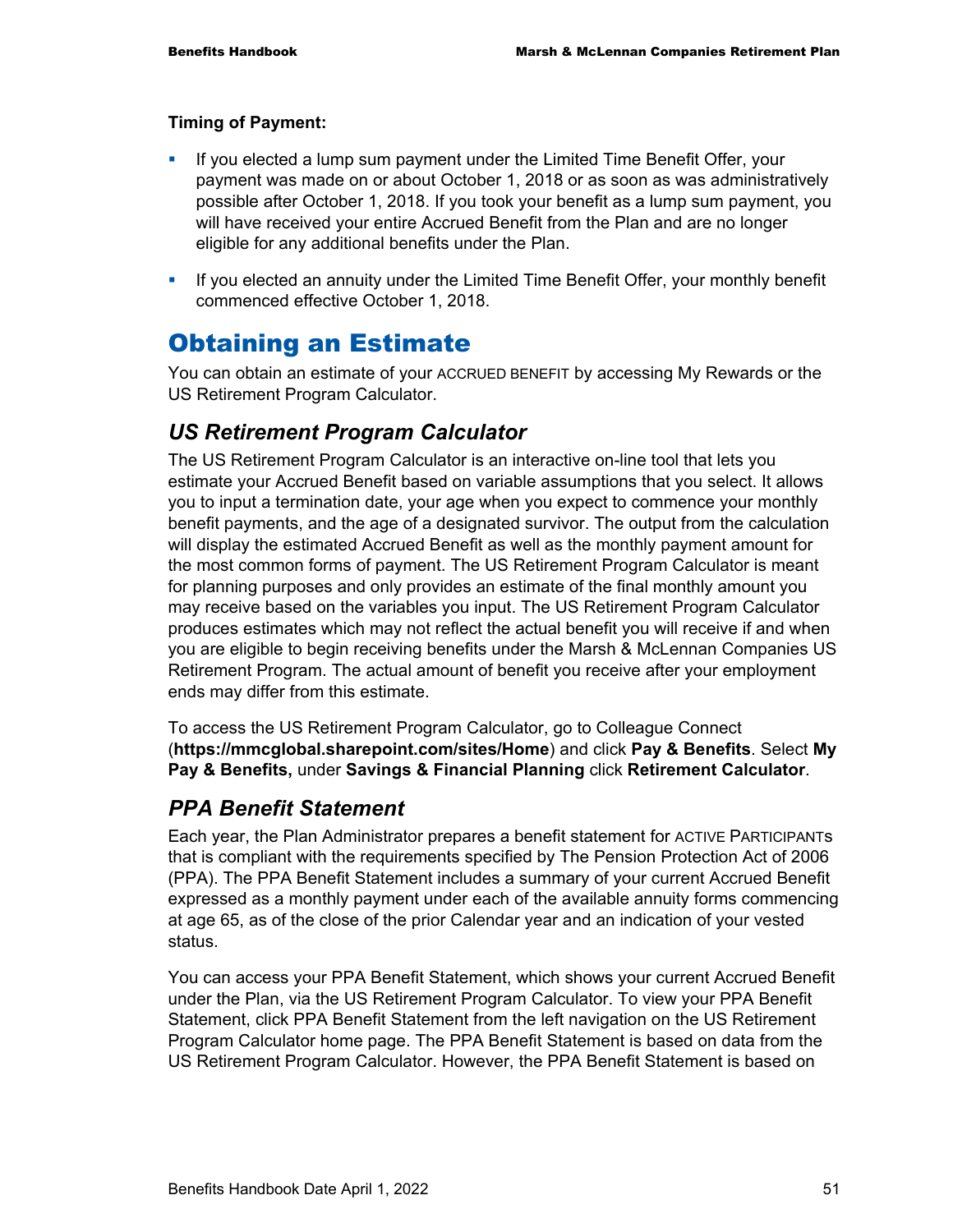**Timing of Payment:**

- If you elected a lump sum payment under the Limited Time Benefit Offer, your payment was made on or about October 1, 2018 or as soon as was administratively possible after October 1, 2018. If you took your benefit as a lump sum payment, you will have received your entire Accrued Benefit from the Plan and are no longer eligible for any additional benefits under the Plan.
- If you elected an annuity under the Limited Time Benefit Offer, your monthly benefit commenced effective October 1, 2018.

# Obtaining an Estimate

You can obtain an estimate of your ACCRUED BENEFIT by accessing My Rewards or the US Retirement Program Calculator.

## *US Retirement Program Calculator*

The US Retirement Program Calculator is an interactive on-line tool that lets you estimate your Accrued Benefit based on variable assumptions that you select. It allows you to input a termination date, your age when you expect to commence your monthly benefit payments, and the age of a designated survivor. The output from the calculation will display the estimated Accrued Benefit as well as the monthly payment amount for the most common forms of payment. The US Retirement Program Calculator is meant for planning purposes and only provides an estimate of the final monthly amount you may receive based on the variables you input. The US Retirement Program Calculator produces estimates which may not reflect the actual benefit you will receive if and when you are eligible to begin receiving benefits under the Marsh & McLennan Companies US Retirement Program. The actual amount of benefit you receive after your employment ends may differ from this estimate.

To access the US Retirement Program Calculator, go to Colleague Connect (**https://mmcglobal.sharepoint.com/sites/Home**) and click **Pay & Benefits**. Select **My Pay & Benefits,** under **Savings & Financial Planning** click **Retirement Calculator**.

## *PPA Benefit Statement*

Each year, the Plan Administrator prepares a benefit statement for ACTIVE PARTICIPANTS that is compliant with the requirements specified by The Pension Protection Act of 2006 (PPA). The PPA Benefit Statement includes a summary of your current Accrued Benefit expressed as a monthly payment under each of the available annuity forms commencing at age 65, as of the close of the prior Calendar year and an indication of your vested status.

You can access your PPA Benefit Statement, which shows your current Accrued Benefit under the Plan, via the US Retirement Program Calculator. To view your PPA Benefit Statement, click PPA Benefit Statement from the left navigation on the US Retirement Program Calculator home page. The PPA Benefit Statement is based on data from the US Retirement Program Calculator. However, the PPA Benefit Statement is based on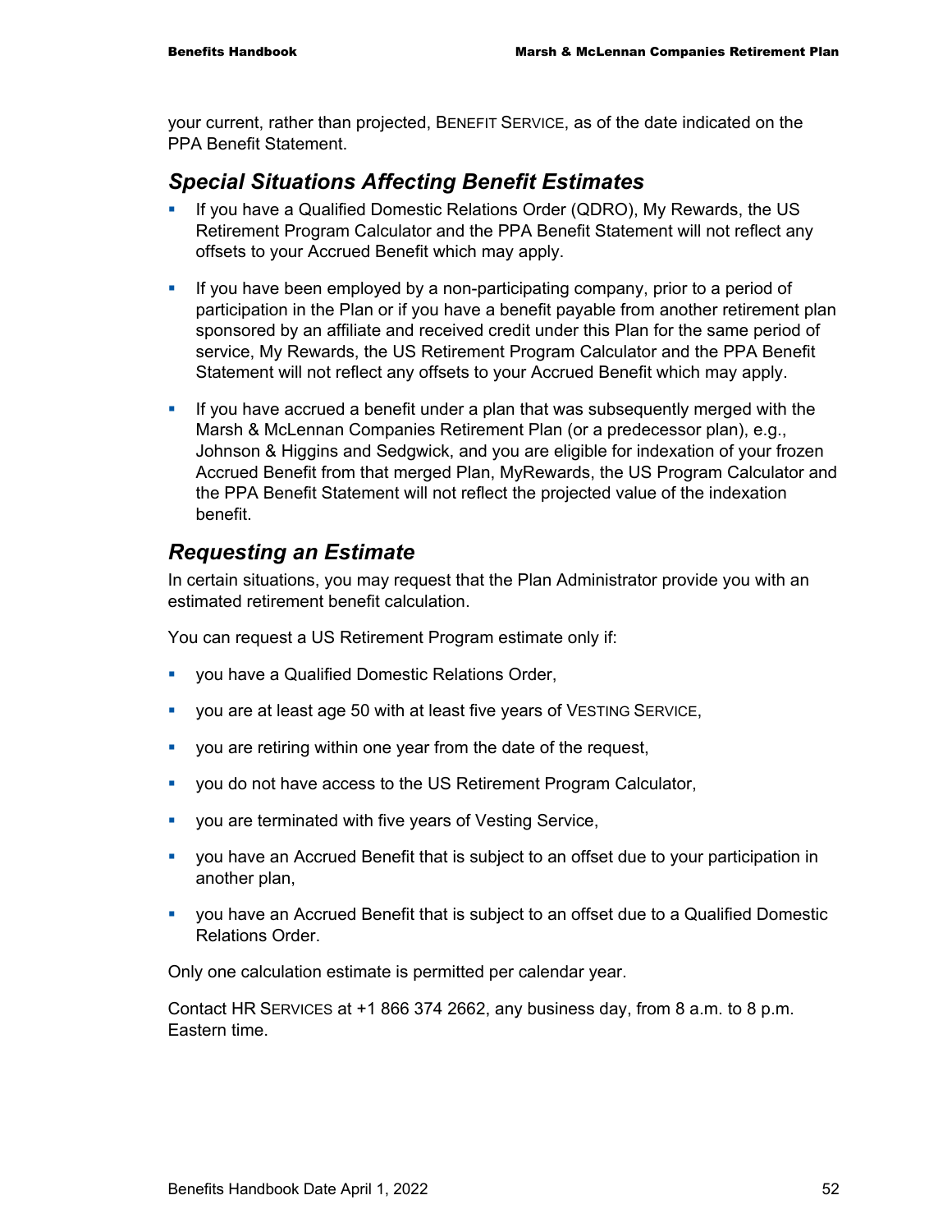your current, rather than projected, BENEFIT SERVICE, as of the date indicated on the PPA Benefit Statement.

## *Special Situations Affecting Benefit Estimates*

- If you have a Qualified Domestic Relations Order (QDRO), My Rewards, the US Retirement Program Calculator and the PPA Benefit Statement will not reflect any offsets to your Accrued Benefit which may apply.
- If you have been employed by a non-participating company, prior to a period of participation in the Plan or if you have a benefit payable from another retirement plan sponsored by an affiliate and received credit under this Plan for the same period of service, My Rewards, the US Retirement Program Calculator and the PPA Benefit Statement will not reflect any offsets to your Accrued Benefit which may apply.
- If you have accrued a benefit under a plan that was subsequently merged with the Marsh & McLennan Companies Retirement Plan (or a predecessor plan), e.g., Johnson & Higgins and Sedgwick, and you are eligible for indexation of your frozen Accrued Benefit from that merged Plan, MyRewards, the US Program Calculator and the PPA Benefit Statement will not reflect the projected value of the indexation benefit.

## *Requesting an Estimate*

In certain situations, you may request that the Plan Administrator provide you with an estimated retirement benefit calculation.

You can request a US Retirement Program estimate only if:

- you have a Qualified Domestic Relations Order,
- you are at least age 50 with at least five years of VESTING SERVICE,
- you are retiring within one year from the date of the request,
- you do not have access to the US Retirement Program Calculator,
- you are terminated with five years of Vesting Service,
- you have an Accrued Benefit that is subject to an offset due to your participation in another plan,
- you have an Accrued Benefit that is subject to an offset due to a Qualified Domestic Relations Order.

Only one calculation estimate is permitted per calendar year.

Contact HR SERVICES at +1 866 374 2662, any business day, from 8 a.m. to 8 p.m. Eastern time.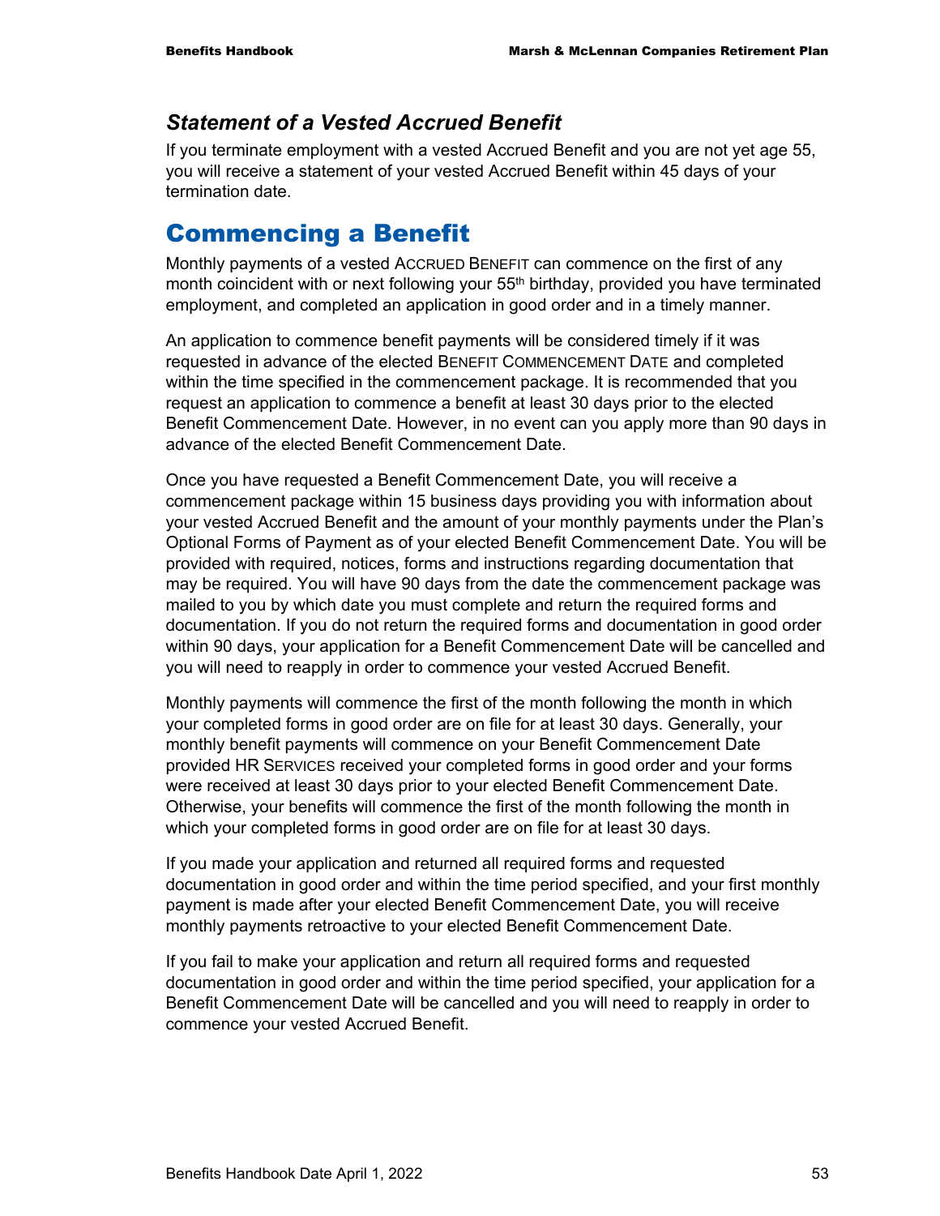### *Statement of a Vested Accrued Benefit*

If you terminate employment with a vested Accrued Benefit and you are not yet age 55, you will receive a statement of your vested Accrued Benefit within 45 days of your termination date.

## Commencing a Benefit

Monthly payments of a vested ACCRUED BENEFIT can commence on the first of any month coincident with or next following your 55th birthday, provided you have terminated employment, and completed an application in good order and in a timely manner.

An application to commence benefit payments will be considered timely if it was requested in advance of the elected BENEFIT COMMENCEMENT DATE and completed within the time specified in the commencement package. It is recommended that you request an application to commence a benefit at least 30 days prior to the elected Benefit Commencement Date. However, in no event can you apply more than 90 days in advance of the elected Benefit Commencement Date.

Once you have requested a Benefit Commencement Date, you will receive a commencement package within 15 business days providing you with information about your vested Accrued Benefit and the amount of your monthly payments under the Plan's Optional Forms of Payment as of your elected Benefit Commencement Date. You will be provided with required, notices, forms and instructions regarding documentation that may be required. You will have 90 days from the date the commencement package was mailed to you by which date you must complete and return the required forms and documentation. If you do not return the required forms and documentation in good order within 90 days, your application for a Benefit Commencement Date will be cancelled and you will need to reapply in order to commence your vested Accrued Benefit.

Monthly payments will commence the first of the month following the month in which your completed forms in good order are on file for at least 30 days. Generally, your monthly benefit payments will commence on your Benefit Commencement Date provided HR SERVICES received your completed forms in good order and your forms were received at least 30 days prior to your elected Benefit Commencement Date. Otherwise, your benefits will commence the first of the month following the month in which your completed forms in good order are on file for at least 30 days.

If you made your application and returned all required forms and requested documentation in good order and within the time period specified, and your first monthly payment is made after your elected Benefit Commencement Date, you will receive monthly payments retroactive to your elected Benefit Commencement Date.

If you fail to make your application and return all required forms and requested documentation in good order and within the time period specified, your application for a Benefit Commencement Date will be cancelled and you will need to reapply in order to commence your vested Accrued Benefit.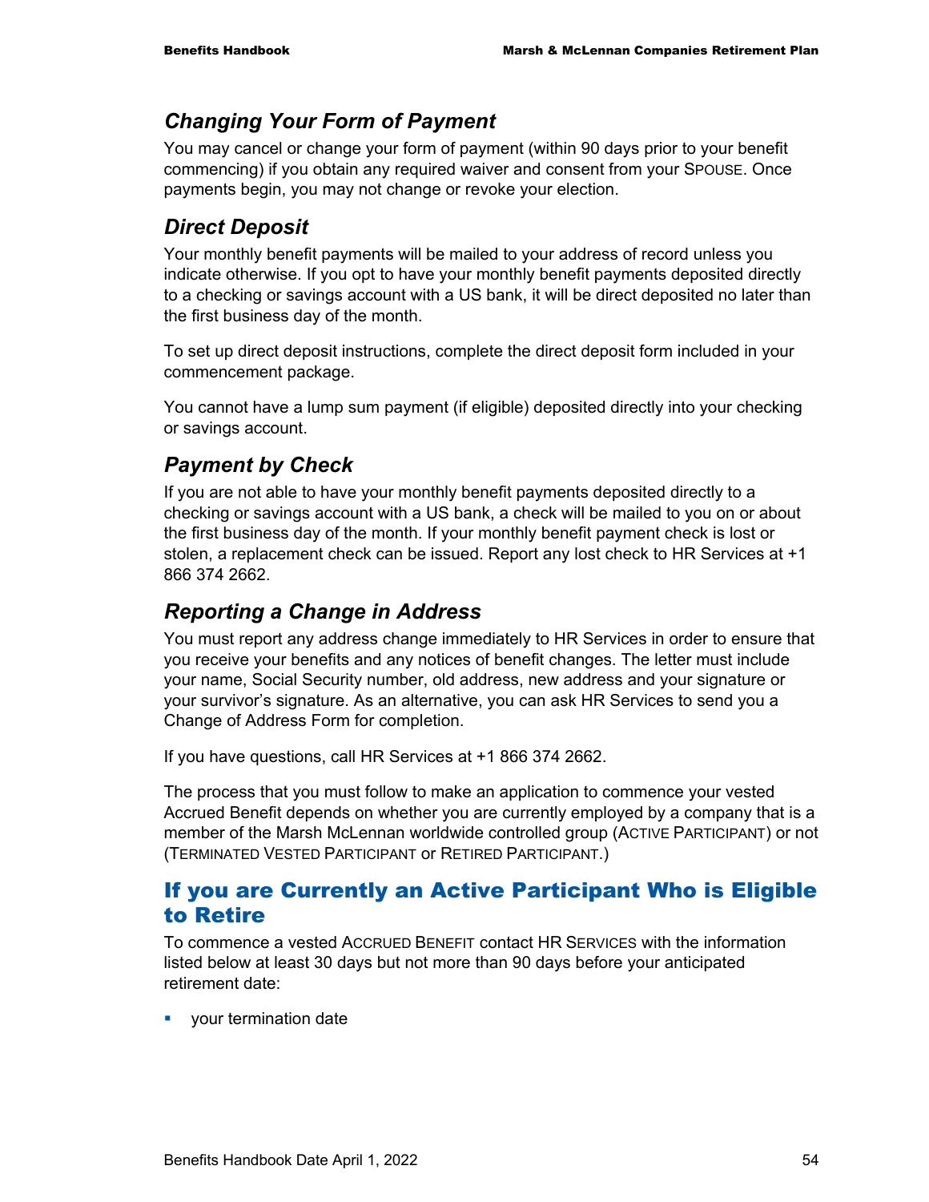### *Changing Your Form of Payment*

You may cancel or change your form of payment (within 90 days prior to your benefit commencing) if you obtain any required waiver and consent from your SPOUSE. Once payments begin, you may not change or revoke your election.

### *Direct Deposit*

Your monthly benefit payments will be mailed to your address of record unless you indicate otherwise. If you opt to have your monthly benefit payments deposited directly to a checking or savings account with a US bank, it will be direct deposited no later than the first business day of the month.

To set up direct deposit instructions, complete the direct deposit form included in your commencement package.

You cannot have a lump sum payment (if eligible) deposited directly into your checking or savings account.

### *Payment by Check*

If you are not able to have your monthly benefit payments deposited directly to a checking or savings account with a US bank, a check will be mailed to you on or about the first business day of the month. If your monthly benefit payment check is lost or stolen, a replacement check can be issued. Report any lost check to HR Services at +1 866 374 2662.

### *Reporting a Change in Address*

You must report any address change immediately to HR Services in order to ensure that you receive your benefits and any notices of benefit changes. The letter must include your name, Social Security number, old address, new address and your signature or your survivor's signature. As an alternative, you can ask HR Services to send you a Change of Address Form for completion.

If you have questions, call HR Services at +1 866 374 2662.

The process that you must follow to make an application to commence your vested Accrued Benefit depends on whether you are currently employed by a company that is a member of the Marsh McLennan worldwide controlled group (ACTIVE PARTICIPANT) or not (TERMINATED VESTED PARTICIPANT or RETIRED PARTICIPANT.)

## If you are Currently an Active Participant Who is Eligible to Retire

To commence a vested ACCRUED BENEFIT contact HR SERVICES with the information listed below at least 30 days but not more than 90 days before your anticipated retirement date:

- your termination date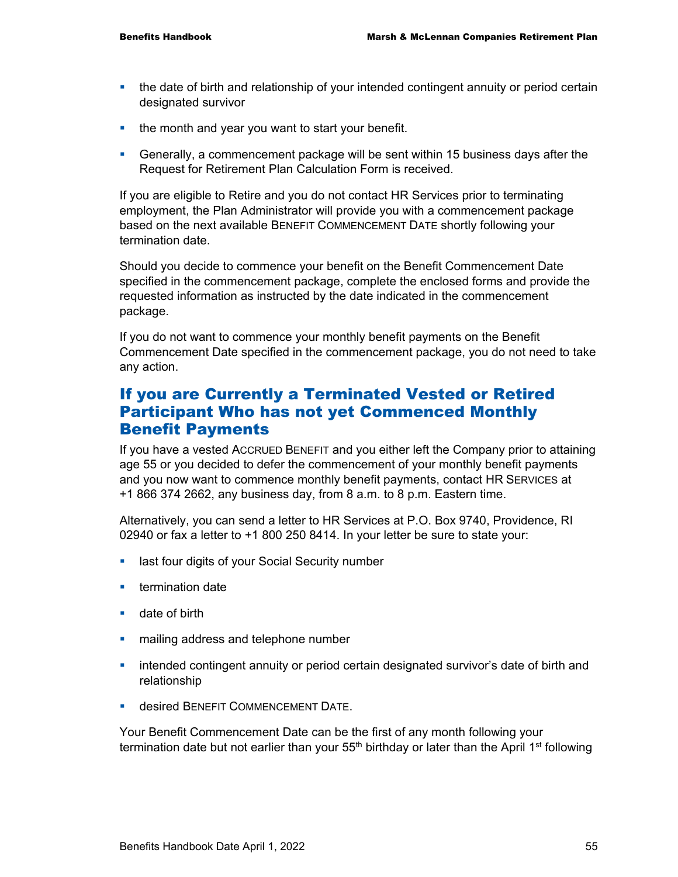- the date of birth and relationship of your intended contingent annuity or period certain designated survivor
- the month and year you want to start your benefit.
- Generally, a commencement package will be sent within 15 business days after the Request for Retirement Plan Calculation Form is received.

If you are eligible to Retire and you do not contact HR Services prior to terminating employment, the Plan Administrator will provide you with a commencement package based on the next available BENEFIT COMMENCEMENT DATE shortly following your termination date.

Should you decide to commence your benefit on the Benefit Commencement Date specified in the commencement package, complete the enclosed forms and provide the requested information as instructed by the date indicated in the commencement package.

If you do not want to commence your monthly benefit payments on the Benefit Commencement Date specified in the commencement package, you do not need to take any action.

## If you are Currently a Terminated Vested or Retired Participant Who has not yet Commenced Monthly Benefit Payments

If you have a vested ACCRUED BENEFIT and you either left the Company prior to attaining age 55 or you decided to defer the commencement of your monthly benefit payments and you now want to commence monthly benefit payments, contact HR SERVICES at +1 866 374 2662, any business day, from 8 a.m. to 8 p.m. Eastern time.

Alternatively, you can send a letter to HR Services at P.O. Box 9740, Providence, RI 02940 or fax a letter to +1 800 250 8414. In your letter be sure to state your:

- last four digits of your Social Security number
- termination date
- date of birth
- mailing address and telephone number
- intended contingent annuity or period certain designated survivor's date of birth and relationship
- desired BENEFIT COMMENCEMENT DATE.

Your Benefit Commencement Date can be the first of any month following your termination date but not earlier than your 55th birthday or later than the April 1st following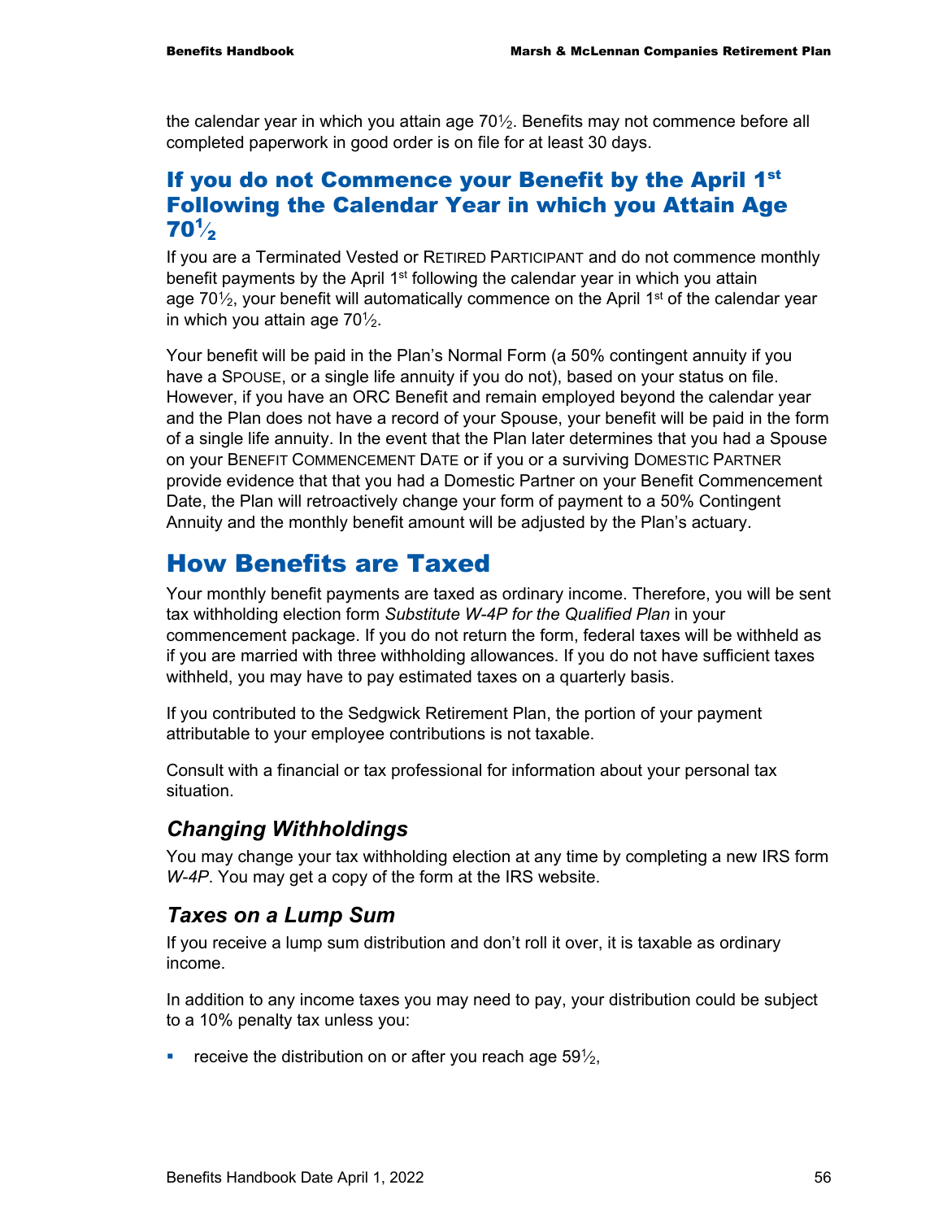the calendar year in which you attain age 70½. Benefits may not commence before all completed paperwork in good order is on file for at least 30 days.

### If you do not Commence your Benefit by the April 1st Following the Calendar Year in which you Attain Age 70½

If you are a Terminated Vested or RETIRED PARTICIPANT and do not commence monthly benefit payments by the April 1st following the calendar year in which you attain age 70½, your benefit will automatically commence on the April 1st of the calendar year in which you attain age 70½.

Your benefit will be paid in the Plan's Normal Form (a 50% contingent annuity if you have a SPOUSE, or a single life annuity if you do not), based on your status on file. However, if you have an ORC Benefit and remain employed beyond the calendar year and the Plan does not have a record of your Spouse, your benefit will be paid in the form of a single life annuity. In the event that the Plan later determines that you had a Spouse on your BENEFIT COMMENCEMENT DATE or if you or a surviving DOMESTIC PARTNER provide evidence that that you had a Domestic Partner on your Benefit Commencement Date, the Plan will retroactively change your form of payment to a 50% Contingent Annuity and the monthly benefit amount will be adjusted by the Plan's actuary.

## How Benefits are Taxed

Your monthly benefit payments are taxed as ordinary income. Therefore, you will be sent tax withholding election form *Substitute W-4P for the Qualified Plan* in your commencement package. If you do not return the form, federal taxes will be withheld as if you are married with three withholding allowances. If you do not have sufficient taxes withheld, you may have to pay estimated taxes on a quarterly basis.

If you contributed to the Sedgwick Retirement Plan, the portion of your payment attributable to your employee contributions is not taxable.

Consult with a financial or tax professional for information about your personal tax situation.

### *Changing Withholdings*

You may change your tax withholding election at any time by completing a new IRS form *W-4P*. You may get a copy of the form at the IRS website.

### *Taxes on a Lump Sum*

If you receive a lump sum distribution and don't roll it over, it is taxable as ordinary income.

In addition to any income taxes you may need to pay, your distribution could be subject to a 10% penalty tax unless you:

- receive the distribution on or after you reach age 59½,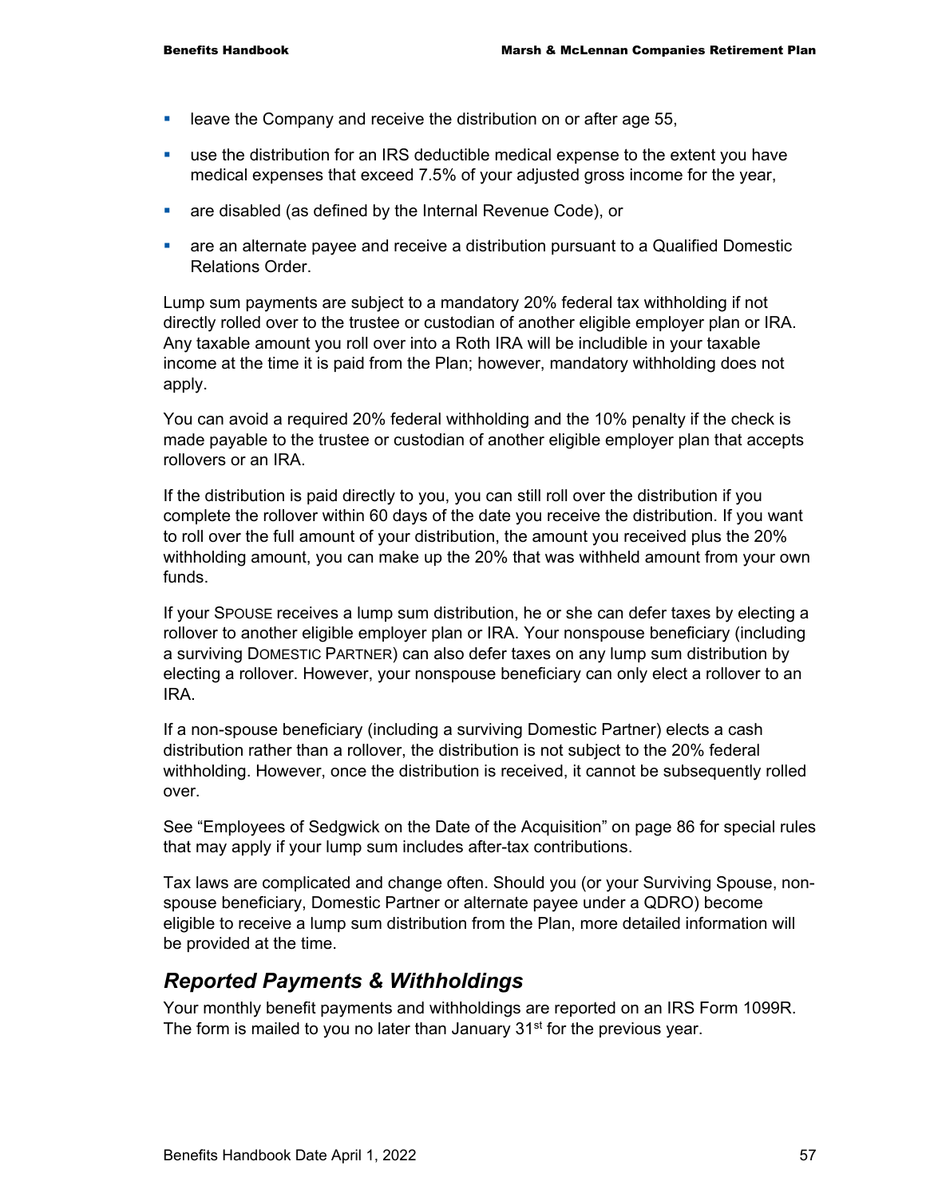- leave the Company and receive the distribution on or after age 55,
- use the distribution for an IRS deductible medical expense to the extent you have medical expenses that exceed 7.5% of your adjusted gross income for the year,
- are disabled (as defined by the Internal Revenue Code), or
- are an alternate payee and receive a distribution pursuant to a Qualified Domestic Relations Order.

Lump sum payments are subject to a mandatory 20% federal tax withholding if not directly rolled over to the trustee or custodian of another eligible employer plan or IRA. Any taxable amount you roll over into a Roth IRA will be includible in your taxable income at the time it is paid from the Plan; however, mandatory withholding does not apply.

You can avoid a required 20% federal withholding and the 10% penalty if the check is made payable to the trustee or custodian of another eligible employer plan that accepts rollovers or an IRA.

If the distribution is paid directly to you, you can still roll over the distribution if you complete the rollover within 60 days of the date you receive the distribution. If you want to roll over the full amount of your distribution, the amount you received plus the 20% withholding amount, you can make up the 20% that was withheld amount from your own funds.

If your SPOUSE receives a lump sum distribution, he or she can defer taxes by electing a rollover to another eligible employer plan or IRA. Your nonspouse beneficiary (including a surviving DOMESTIC PARTNER) can also defer taxes on any lump sum distribution by electing a rollover. However, your nonspouse beneficiary can only elect a rollover to an IRA.

If a non-spouse beneficiary (including a surviving Domestic Partner) elects a cash distribution rather than a rollover, the distribution is not subject to the 20% federal withholding. However, once the distribution is received, it cannot be subsequently rolled over.

See "Employees of Sedgwick on the Date of the Acquisition" on page 86 for special rules that may apply if your lump sum includes after-tax contributions.

Tax laws are complicated and change often. Should you (or your Surviving Spouse, non-spouse beneficiary, Domestic Partner or alternate payee under a QDRO) become eligible to receive a lump sum distribution from the Plan, more detailed information will be provided at the time.

## *Reported Payments & Withholdings*

Your monthly benefit payments and withholdings are reported on an IRS Form 1099R. The form is mailed to you no later than January 31st for the previous year.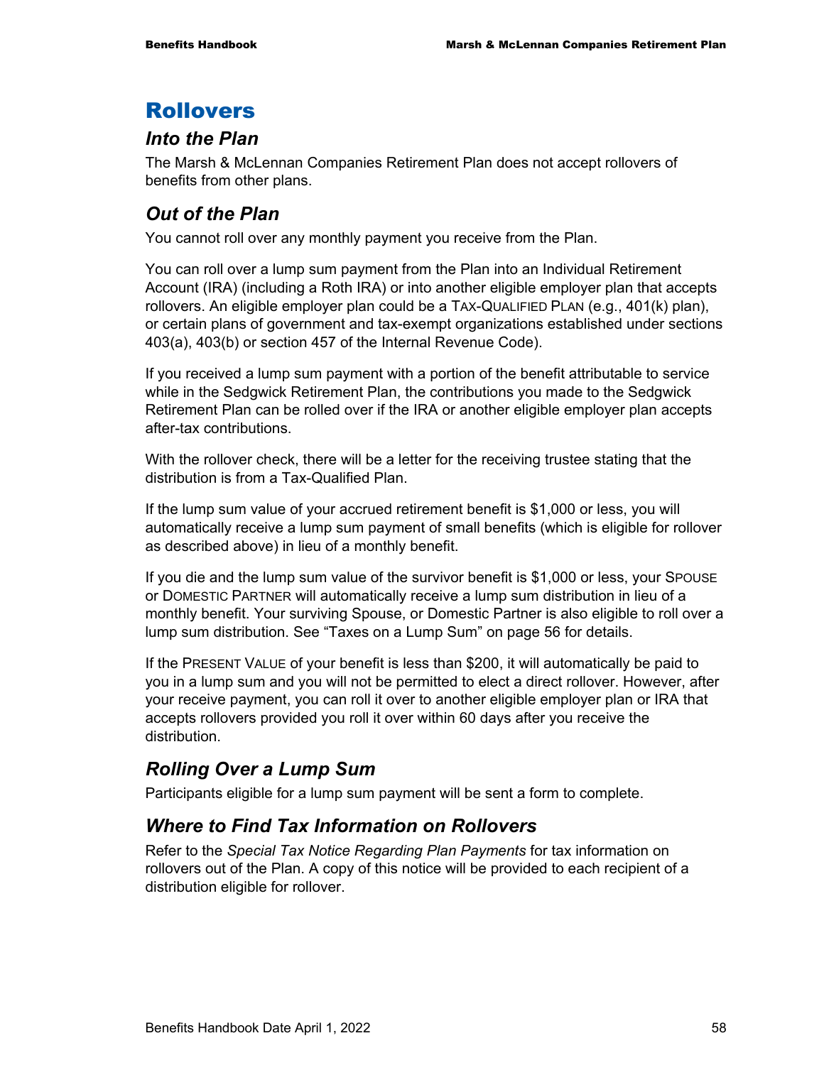# Rollovers

## *Into the Plan*

The Marsh & McLennan Companies Retirement Plan does not accept rollovers of benefits from other plans.

## *Out of the Plan*

You cannot roll over any monthly payment you receive from the Plan.

You can roll over a lump sum payment from the Plan into an Individual Retirement Account (IRA) (including a Roth IRA) or into another eligible employer plan that accepts rollovers. An eligible employer plan could be a TAX-QUALIFIED PLAN (e.g., 401(k) plan), or certain plans of government and tax-exempt organizations established under sections 403(a), 403(b) or section 457 of the Internal Revenue Code).

If you received a lump sum payment with a portion of the benefit attributable to service while in the Sedgwick Retirement Plan, the contributions you made to the Sedgwick Retirement Plan can be rolled over if the IRA or another eligible employer plan accepts after-tax contributions.

With the rollover check, there will be a letter for the receiving trustee stating that the distribution is from a Tax-Qualified Plan.

If the lump sum value of your accrued retirement benefit is $1,000 or less, you will automatically receive a lump sum payment of small benefits (which is eligible for rollover as described above) in lieu of a monthly benefit.

If you die and the lump sum value of the survivor benefit is $1,000 or less, your SPOUSE or DOMESTIC PARTNER will automatically receive a lump sum distribution in lieu of a monthly benefit. Your surviving Spouse, or Domestic Partner is also eligible to roll over a lump sum distribution. See "Taxes on a Lump Sum" on page 56 for details.

If the PRESENT VALUE of your benefit is less than $200, it will automatically be paid to you in a lump sum and you will not be permitted to elect a direct rollover. However, after your receive payment, you can roll it over to another eligible employer plan or IRA that accepts rollovers provided you roll it over within 60 days after you receive the distribution.

## *Rolling Over a Lump Sum*

Participants eligible for a lump sum payment will be sent a form to complete.

## *Where to Find Tax Information on Rollovers*

Refer to the *Special Tax Notice Regarding Plan Payments* for tax information on rollovers out of the Plan. A copy of this notice will be provided to each recipient of a distribution eligible for rollover.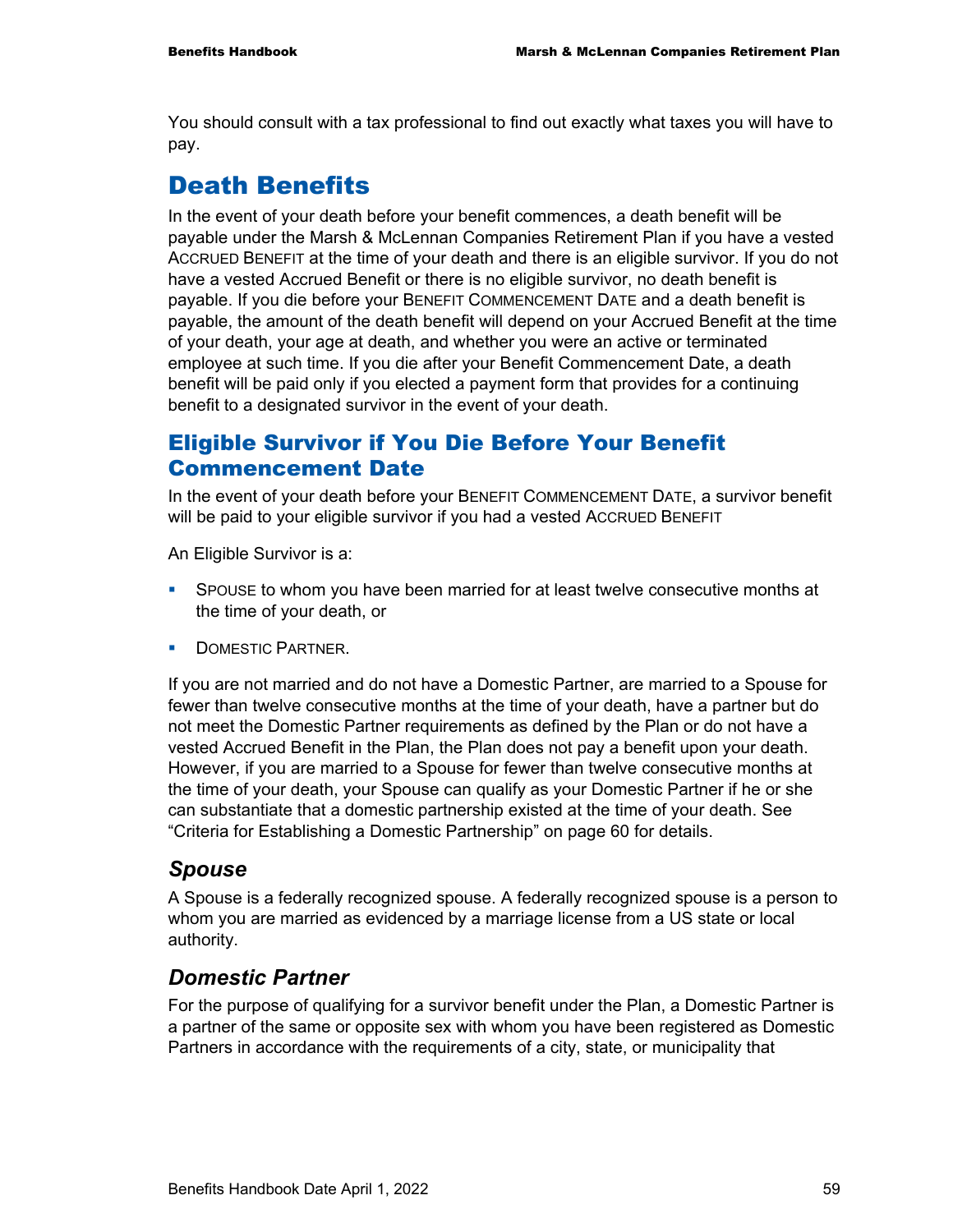You should consult with a tax professional to find out exactly what taxes you will have to pay.

# Death Benefits

In the event of your death before your benefit commences, a death benefit will be payable under the Marsh & McLennan Companies Retirement Plan if you have a vested ACCRUED BENEFIT at the time of your death and there is an eligible survivor. If you do not have a vested Accrued Benefit or there is no eligible survivor, no death benefit is payable. If you die before your BENEFIT COMMENCEMENT DATE and a death benefit is payable, the amount of the death benefit will depend on your Accrued Benefit at the time of your death, your age at death, and whether you were an active or terminated employee at such time. If you die after your Benefit Commencement Date, a death benefit will be paid only if you elected a payment form that provides for a continuing benefit to a designated survivor in the event of your death.

## Eligible Survivor if You Die Before Your Benefit Commencement Date

In the event of your death before your BENEFIT COMMENCEMENT DATE, a survivor benefit will be paid to your eligible survivor if you had a vested ACCRUED BENEFIT

An Eligible Survivor is a:

- SPOUSE to whom you have been married for at least twelve consecutive months at the time of your death, or
- DOMESTIC PARTNER.

If you are not married and do not have a Domestic Partner, are married to a Spouse for fewer than twelve consecutive months at the time of your death, have a partner but do not meet the Domestic Partner requirements as defined by the Plan or do not have a vested Accrued Benefit in the Plan, the Plan does not pay a benefit upon your death. However, if you are married to a Spouse for fewer than twelve consecutive months at the time of your death, your Spouse can qualify as your Domestic Partner if he or she can substantiate that a domestic partnership existed at the time of your death. See "Criteria for Establishing a Domestic Partnership" on page 60 for details.

### *Spouse*

A Spouse is a federally recognized spouse. A federally recognized spouse is a person to whom you are married as evidenced by a marriage license from a US state or local authority.

### *Domestic Partner*

For the purpose of qualifying for a survivor benefit under the Plan, a Domestic Partner is a partner of the same or opposite sex with whom you have been registered as Domestic Partners in accordance with the requirements of a city, state, or municipality that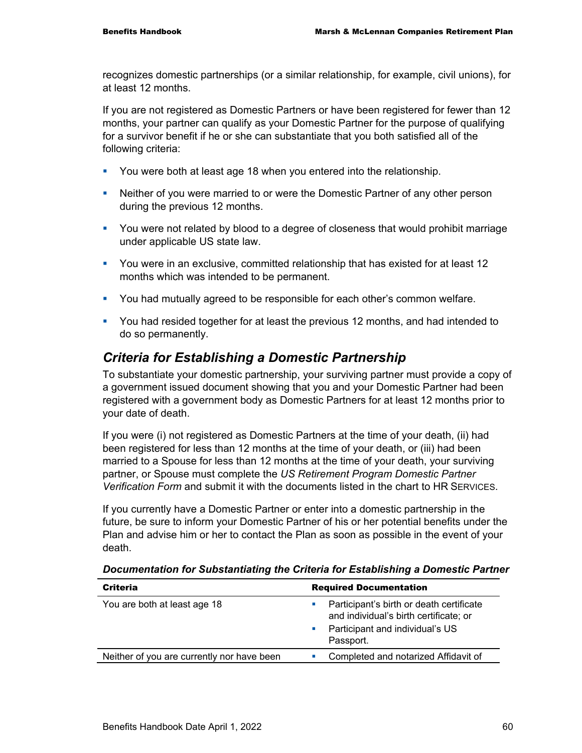recognizes domestic partnerships (or a similar relationship, for example, civil unions), for at least 12 months.

If you are not registered as Domestic Partners or have been registered for fewer than 12 months, your partner can qualify as your Domestic Partner for the purpose of qualifying for a survivor benefit if he or she can substantiate that you both satisfied all of the following criteria:

- You were both at least age 18 when you entered into the relationship.
- Neither of you were married to or were the Domestic Partner of any other person during the previous 12 months.
- You were not related by blood to a degree of closeness that would prohibit marriage under applicable US state law.
- You were in an exclusive, committed relationship that has existed for at least 12 months which was intended to be permanent.
- You had mutually agreed to be responsible for each other's common welfare.
- You had resided together for at least the previous 12 months, and had intended to do so permanently.

## *Criteria for Establishing a Domestic Partnership*

To substantiate your domestic partnership, your surviving partner must provide a copy of a government issued document showing that you and your Domestic Partner had been registered with a government body as Domestic Partners for at least 12 months prior to your date of death.

If you were (i) not registered as Domestic Partners at the time of your death, (ii) had been registered for less than 12 months at the time of your death, or (iii) had been married to a Spouse for less than 12 months at the time of your death, your surviving partner, or Spouse must complete the *US Retirement Program Domestic Partner Verification Form* and submit it with the documents listed in the chart to HR SERVICES.

If you currently have a Domestic Partner or enter into a domestic partnership in the future, be sure to inform your Domestic Partner of his or her potential benefits under the Plan and advise him or her to contact the Plan as soon as possible in the event of your death.

***Documentation for Substantiating the Criteria for Establishing a Domestic Partner***

| Criteria | Required Documentation |
| --- | --- |
| You are both at least age 18 | ▪ Participant's birth or death certificate and individual's birth certificate; or<br>▪ Participant and individual's US Passport. |
| Neither of you are currently nor have been | ▪ Completed and notarized Affidavit of |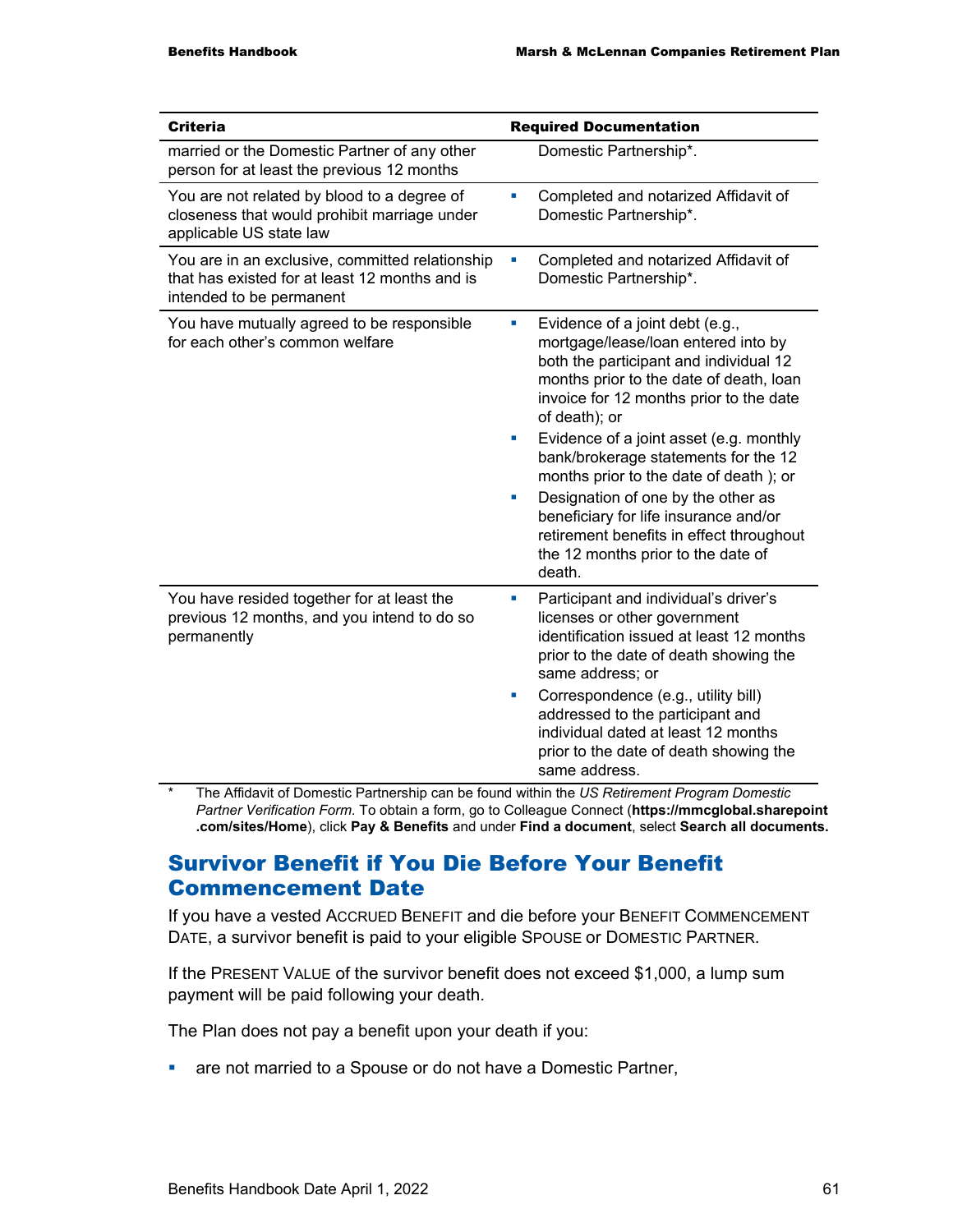| Criteria | Required Documentation |
|---|---|
| married or the Domestic Partner of any other person for at least the previous 12 months | Domestic Partnership*. |
| You are not related by blood to a degree of closeness that would prohibit marriage under applicable US state law | ▪ Completed and notarized Affidavit of Domestic Partnership*. |
| You are in an exclusive, committed relationship that has existed for at least 12 months and is intended to be permanent | ▪ Completed and notarized Affidavit of Domestic Partnership*. |
| You have mutually agreed to be responsible for each other's common welfare | ▪ Evidence of a joint debt (e.g., mortgage/lease/loan entered into by both the participant and individual 12 months prior to the date of death, loan invoice for 12 months prior to the date of death); or<br>▪ Evidence of a joint asset (e.g. monthly bank/brokerage statements for the 12 months prior to the date of death ); or<br>▪ Designation of one by the other as beneficiary for life insurance and/or retirement benefits in effect throughout the 12 months prior to the date of death. |
| You have resided together for at least the previous 12 months, and you intend to do so permanently | ▪ Participant and individual's driver's licenses or other government identification issued at least 12 months prior to the date of death showing the same address; or<br>▪ Correspondence (e.g., utility bill) addressed to the participant and individual dated at least 12 months prior to the date of death showing the same address. |

\* The Affidavit of Domestic Partnership can be found within the *US Retirement Program Domestic Partner Verification Form*. To obtain a form, go to Colleague Connect (**https://mmcglobal.sharepoint.com/sites/Home**), click **Pay & Benefits** and under **Find a document**, select **Search all documents.**

## Survivor Benefit if You Die Before Your Benefit Commencement Date

If you have a vested ACCRUED BENEFIT and die before your BENEFIT COMMENCEMENT DATE, a survivor benefit is paid to your eligible SPOUSE or DOMESTIC PARTNER.

If the PRESENT VALUE of the survivor benefit does not exceed $1,000, a lump sum payment will be paid following your death.

The Plan does not pay a benefit upon your death if you:

- are not married to a Spouse or do not have a Domestic Partner,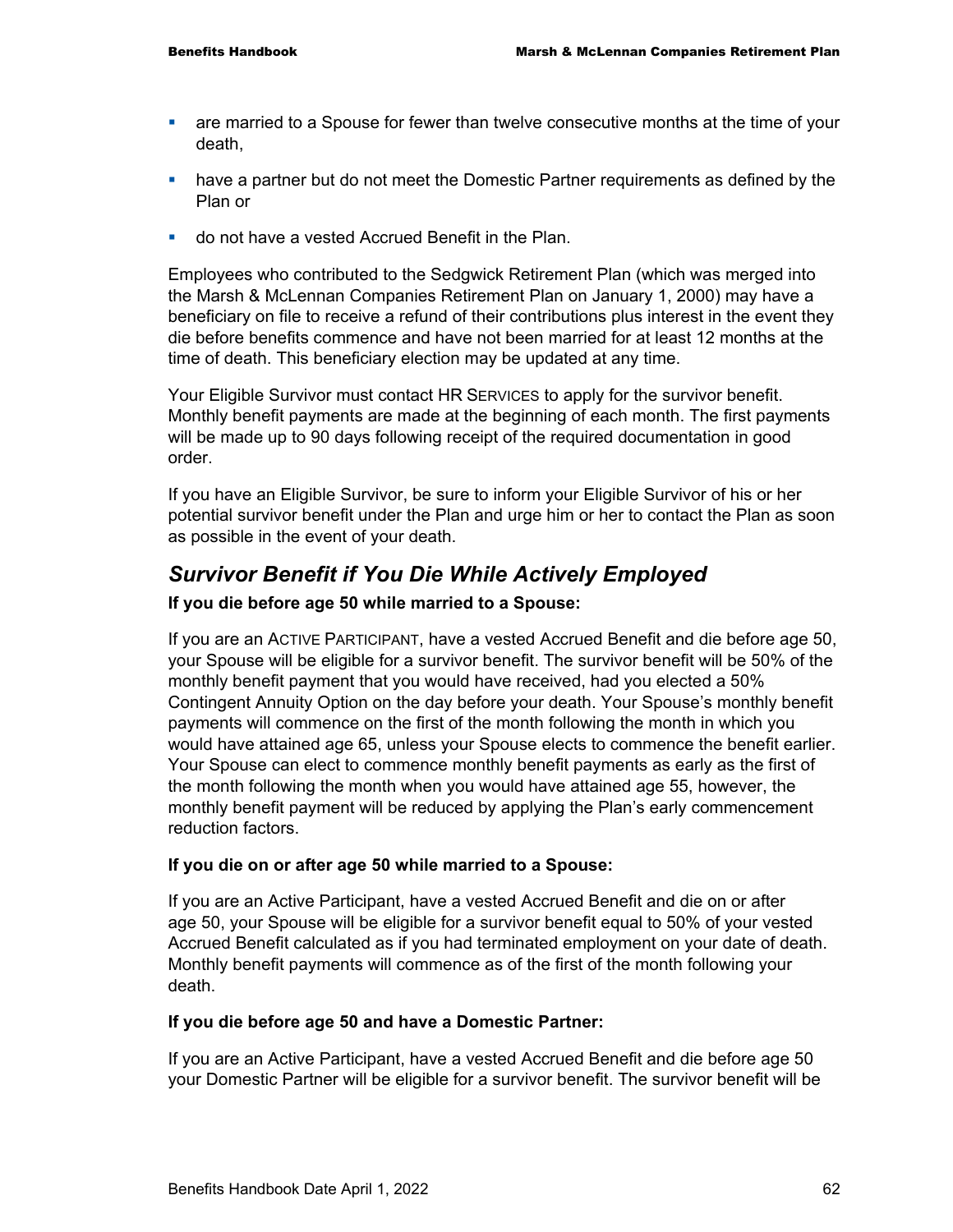- are married to a Spouse for fewer than twelve consecutive months at the time of your death,
- have a partner but do not meet the Domestic Partner requirements as defined by the Plan or
- do not have a vested Accrued Benefit in the Plan.

Employees who contributed to the Sedgwick Retirement Plan (which was merged into the Marsh & McLennan Companies Retirement Plan on January 1, 2000) may have a beneficiary on file to receive a refund of their contributions plus interest in the event they die before benefits commence and have not been married for at least 12 months at the time of death. This beneficiary election may be updated at any time.

Your Eligible Survivor must contact HR SERVICES to apply for the survivor benefit. Monthly benefit payments are made at the beginning of each month. The first payments will be made up to 90 days following receipt of the required documentation in good order.

If you have an Eligible Survivor, be sure to inform your Eligible Survivor of his or her potential survivor benefit under the Plan and urge him or her to contact the Plan as soon as possible in the event of your death.

## *Survivor Benefit if You Die While Actively Employed*

**If you die before age 50 while married to a Spouse:**

If you are an ACTIVE PARTICIPANT, have a vested Accrued Benefit and die before age 50, your Spouse will be eligible for a survivor benefit. The survivor benefit will be 50% of the monthly benefit payment that you would have received, had you elected a 50% Contingent Annuity Option on the day before your death. Your Spouse's monthly benefit payments will commence on the first of the month following the month in which you would have attained age 65, unless your Spouse elects to commence the benefit earlier. Your Spouse can elect to commence monthly benefit payments as early as the first of the month following the month when you would have attained age 55, however, the monthly benefit payment will be reduced by applying the Plan's early commencement reduction factors.

**If you die on or after age 50 while married to a Spouse:**

If you are an Active Participant, have a vested Accrued Benefit and die on or after age 50, your Spouse will be eligible for a survivor benefit equal to 50% of your vested Accrued Benefit calculated as if you had terminated employment on your date of death. Monthly benefit payments will commence as of the first of the month following your death.

**If you die before age 50 and have a Domestic Partner:**

If you are an Active Participant, have a vested Accrued Benefit and die before age 50 your Domestic Partner will be eligible for a survivor benefit. The survivor benefit will be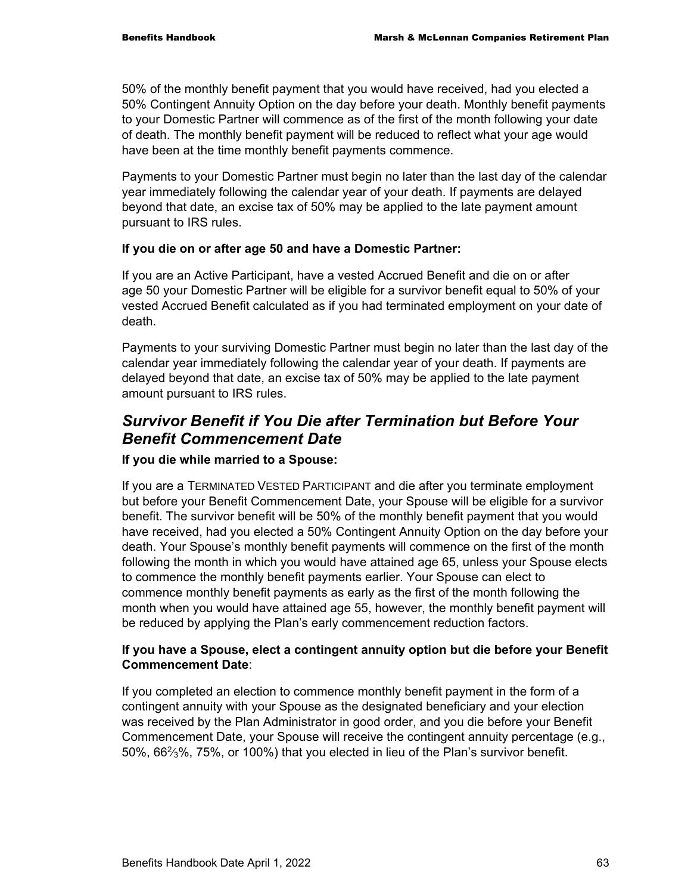50% of the monthly benefit payment that you would have received, had you elected a 50% Contingent Annuity Option on the day before your death. Monthly benefit payments to your Domestic Partner will commence as of the first of the month following your date of death. The monthly benefit payment will be reduced to reflect what your age would have been at the time monthly benefit payments commence.

Payments to your Domestic Partner must begin no later than the last day of the calendar year immediately following the calendar year of your death. If payments are delayed beyond that date, an excise tax of 50% may be applied to the late payment amount pursuant to IRS rules.

**If you die on or after age 50 and have a Domestic Partner:**

If you are an Active Participant, have a vested Accrued Benefit and die on or after age 50 your Domestic Partner will be eligible for a survivor benefit equal to 50% of your vested Accrued Benefit calculated as if you had terminated employment on your date of death.

Payments to your surviving Domestic Partner must begin no later than the last day of the calendar year immediately following the calendar year of your death. If payments are delayed beyond that date, an excise tax of 50% may be applied to the late payment amount pursuant to IRS rules.

## *Survivor Benefit if You Die after Termination but Before Your Benefit Commencement Date*

**If you die while married to a Spouse:**

If you are a TERMINATED VESTED PARTICIPANT and die after you terminate employment but before your Benefit Commencement Date, your Spouse will be eligible for a survivor benefit. The survivor benefit will be 50% of the monthly benefit payment that you would have received, had you elected a 50% Contingent Annuity Option on the day before your death. Your Spouse's monthly benefit payments will commence on the first of the month following the month in which you would have attained age 65, unless your Spouse elects to commence the monthly benefit payments earlier. Your Spouse can elect to commence monthly benefit payments as early as the first of the month following the month when you would have attained age 55, however, the monthly benefit payment will be reduced by applying the Plan's early commencement reduction factors.

**If you have a Spouse, elect a contingent annuity option but die before your Benefit Commencement Date**:

If you completed an election to commence monthly benefit payment in the form of a contingent annuity with your Spouse as the designated beneficiary and your election was received by the Plan Administrator in good order, and you die before your Benefit Commencement Date, your Spouse will receive the contingent annuity percentage (e.g., 50%, 66⅔%, 75%, or 100%) that you elected in lieu of the Plan's survivor benefit.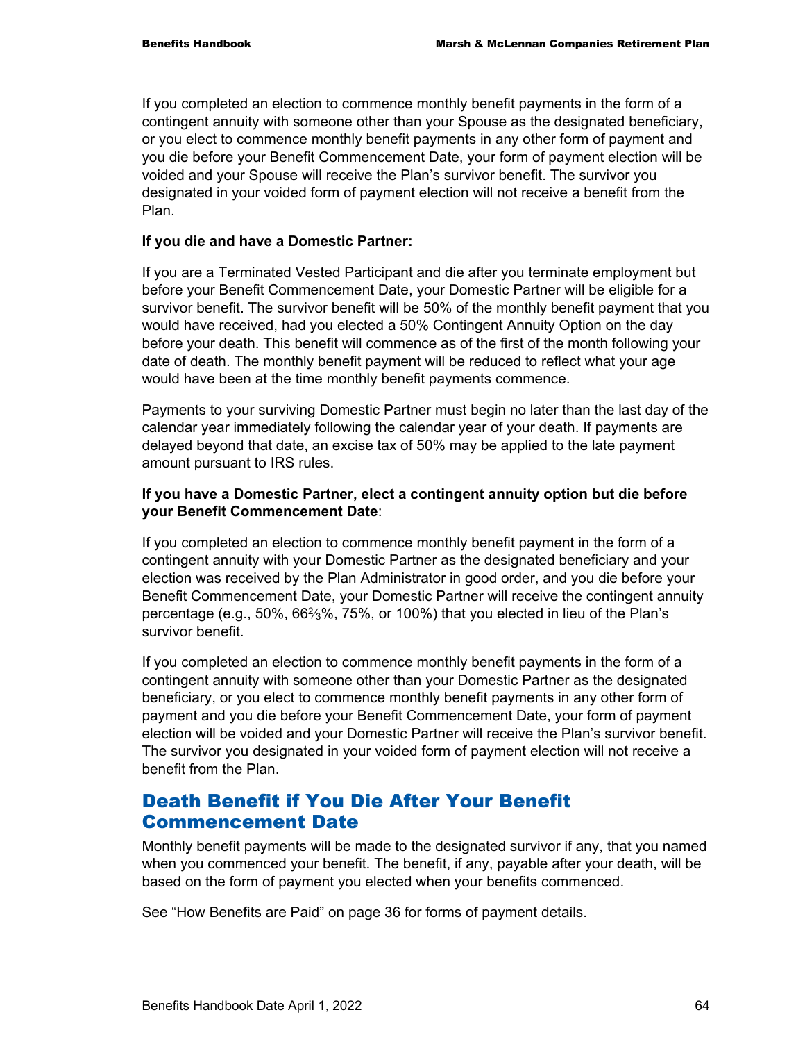If you completed an election to commence monthly benefit payments in the form of a contingent annuity with someone other than your Spouse as the designated beneficiary, or you elect to commence monthly benefit payments in any other form of payment and you die before your Benefit Commencement Date, your form of payment election will be voided and your Spouse will receive the Plan's survivor benefit. The survivor you designated in your voided form of payment election will not receive a benefit from the Plan.

**If you die and have a Domestic Partner:**

If you are a Terminated Vested Participant and die after you terminate employment but before your Benefit Commencement Date, your Domestic Partner will be eligible for a survivor benefit. The survivor benefit will be 50% of the monthly benefit payment that you would have received, had you elected a 50% Contingent Annuity Option on the day before your death. This benefit will commence as of the first of the month following your date of death. The monthly benefit payment will be reduced to reflect what your age would have been at the time monthly benefit payments commence.

Payments to your surviving Domestic Partner must begin no later than the last day of the calendar year immediately following the calendar year of your death. If payments are delayed beyond that date, an excise tax of 50% may be applied to the late payment amount pursuant to IRS rules.

**If you have a Domestic Partner, elect a contingent annuity option but die before your Benefit Commencement Date**:

If you completed an election to commence monthly benefit payment in the form of a contingent annuity with your Domestic Partner as the designated beneficiary and your election was received by the Plan Administrator in good order, and you die before your Benefit Commencement Date, your Domestic Partner will receive the contingent annuity percentage (e.g., 50%, 66⅔%, 75%, or 100%) that you elected in lieu of the Plan's survivor benefit.

If you completed an election to commence monthly benefit payments in the form of a contingent annuity with someone other than your Domestic Partner as the designated beneficiary, or you elect to commence monthly benefit payments in any other form of payment and you die before your Benefit Commencement Date, your form of payment election will be voided and your Domestic Partner will receive the Plan's survivor benefit. The survivor you designated in your voided form of payment election will not receive a benefit from the Plan.

## Death Benefit if You Die After Your Benefit Commencement Date

Monthly benefit payments will be made to the designated survivor if any, that you named when you commenced your benefit. The benefit, if any, payable after your death, will be based on the form of payment you elected when your benefits commenced.

See "How Benefits are Paid" on page 36 for forms of payment details.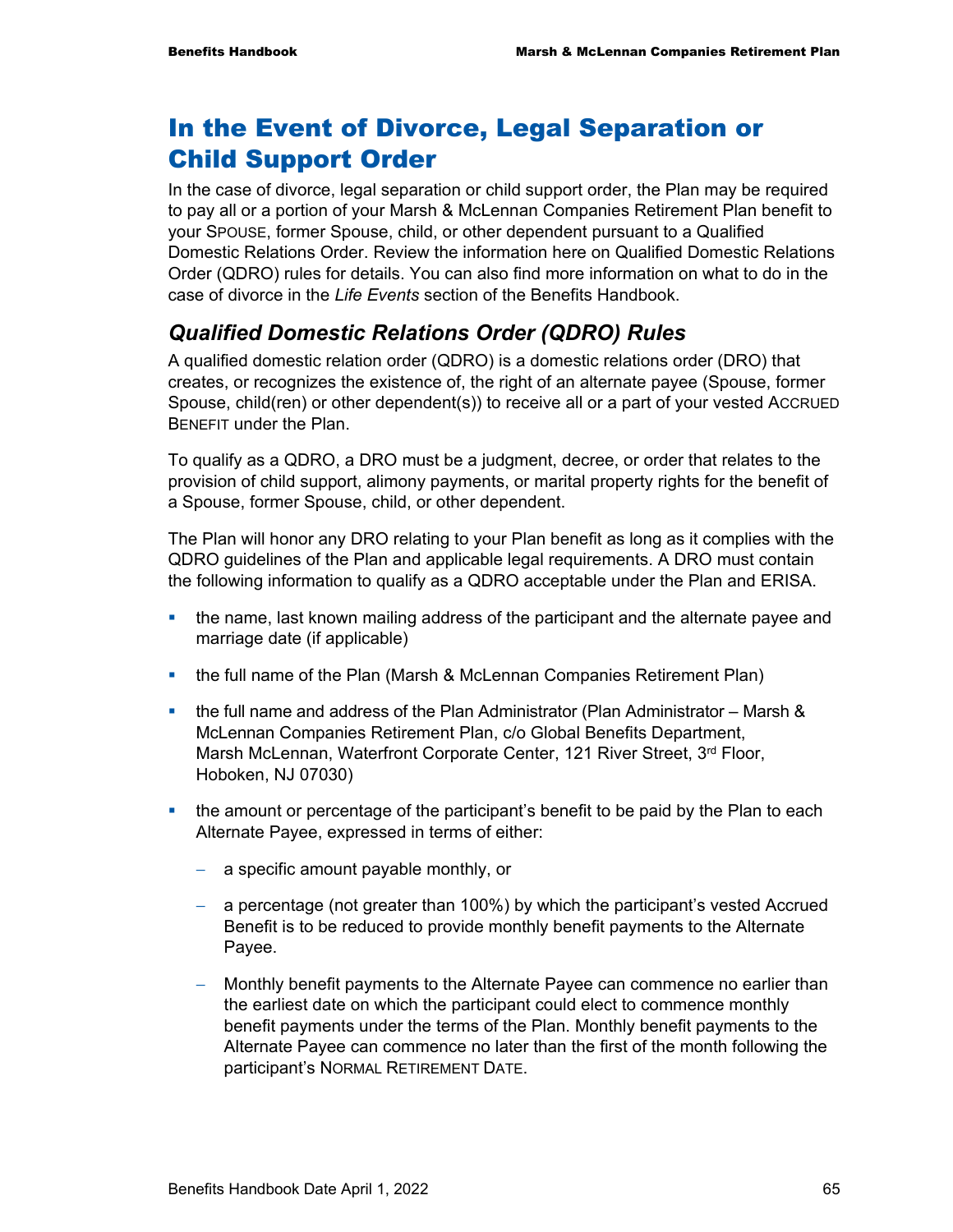# In the Event of Divorce, Legal Separation or Child Support Order

In the case of divorce, legal separation or child support order, the Plan may be required to pay all or a portion of your Marsh & McLennan Companies Retirement Plan benefit to your SPOUSE, former Spouse, child, or other dependent pursuant to a Qualified Domestic Relations Order. Review the information here on Qualified Domestic Relations Order (QDRO) rules for details. You can also find more information on what to do in the case of divorce in the *Life Events* section of the Benefits Handbook.

## *Qualified Domestic Relations Order (QDRO) Rules*

A qualified domestic relation order (QDRO) is a domestic relations order (DRO) that creates, or recognizes the existence of, the right of an alternate payee (Spouse, former Spouse, child(ren) or other dependent(s)) to receive all or a part of your vested ACCRUED BENEFIT under the Plan.

To qualify as a QDRO, a DRO must be a judgment, decree, or order that relates to the provision of child support, alimony payments, or marital property rights for the benefit of a Spouse, former Spouse, child, or other dependent.

The Plan will honor any DRO relating to your Plan benefit as long as it complies with the QDRO guidelines of the Plan and applicable legal requirements. A DRO must contain the following information to qualify as a QDRO acceptable under the Plan and ERISA.

- the name, last known mailing address of the participant and the alternate payee and marriage date (if applicable)
- the full name of the Plan (Marsh & McLennan Companies Retirement Plan)
- the full name and address of the Plan Administrator (Plan Administrator – Marsh & McLennan Companies Retirement Plan, c/o Global Benefits Department, Marsh McLennan, Waterfront Corporate Center, 121 River Street, 3rd Floor, Hoboken, NJ 07030)
- the amount or percentage of the participant's benefit to be paid by the Plan to each Alternate Payee, expressed in terms of either:
  - a specific amount payable monthly, or
  - a percentage (not greater than 100%) by which the participant's vested Accrued Benefit is to be reduced to provide monthly benefit payments to the Alternate Payee.
  - Monthly benefit payments to the Alternate Payee can commence no earlier than the earliest date on which the participant could elect to commence monthly benefit payments under the terms of the Plan. Monthly benefit payments to the Alternate Payee can commence no later than the first of the month following the participant's NORMAL RETIREMENT DATE.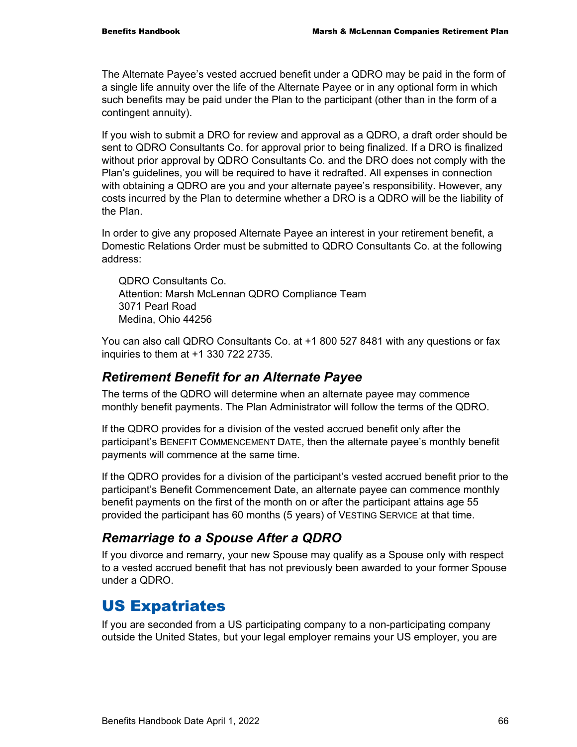The Alternate Payee's vested accrued benefit under a QDRO may be paid in the form of a single life annuity over the life of the Alternate Payee or in any optional form in which such benefits may be paid under the Plan to the participant (other than in the form of a contingent annuity).

If you wish to submit a DRO for review and approval as a QDRO, a draft order should be sent to QDRO Consultants Co. for approval prior to being finalized. If a DRO is finalized without prior approval by QDRO Consultants Co. and the DRO does not comply with the Plan's guidelines, you will be required to have it redrafted. All expenses in connection with obtaining a QDRO are you and your alternate payee's responsibility. However, any costs incurred by the Plan to determine whether a DRO is a QDRO will be the liability of the Plan.

In order to give any proposed Alternate Payee an interest in your retirement benefit, a Domestic Relations Order must be submitted to QDRO Consultants Co. at the following address:

QDRO Consultants Co.
Attention: Marsh McLennan QDRO Compliance Team
3071 Pearl Road
Medina, Ohio 44256

You can also call QDRO Consultants Co. at +1 800 527 8481 with any questions or fax inquiries to them at +1 330 722 2735.

### *Retirement Benefit for an Alternate Payee*

The terms of the QDRO will determine when an alternate payee may commence monthly benefit payments. The Plan Administrator will follow the terms of the QDRO.

If the QDRO provides for a division of the vested accrued benefit only after the participant's BENEFIT COMMENCEMENT DATE, then the alternate payee's monthly benefit payments will commence at the same time.

If the QDRO provides for a division of the participant's vested accrued benefit prior to the participant's Benefit Commencement Date, an alternate payee can commence monthly benefit payments on the first of the month on or after the participant attains age 55 provided the participant has 60 months (5 years) of VESTING SERVICE at that time.

### *Remarriage to a Spouse After a QDRO*

If you divorce and remarry, your new Spouse may qualify as a Spouse only with respect to a vested accrued benefit that has not previously been awarded to your former Spouse under a QDRO.

## US Expatriates

If you are seconded from a US participating company to a non-participating company outside the United States, but your legal employer remains your US employer, you are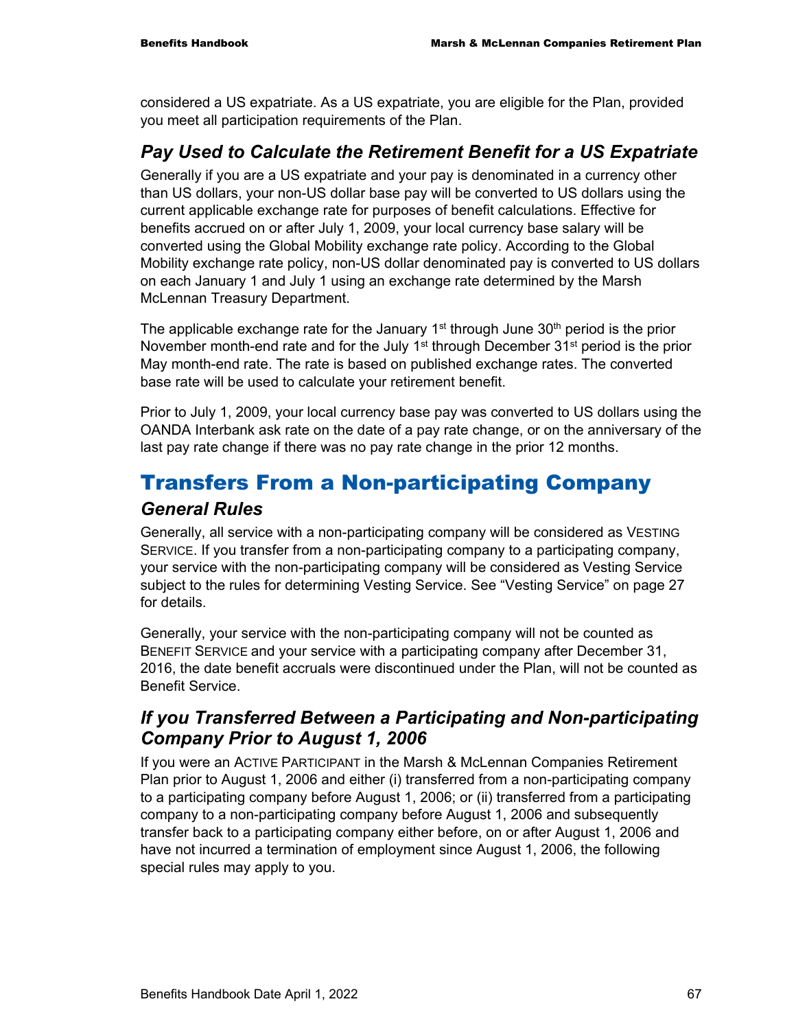considered a US expatriate. As a US expatriate, you are eligible for the Plan, provided you meet all participation requirements of the Plan.

### *Pay Used to Calculate the Retirement Benefit for a US Expatriate*

Generally if you are a US expatriate and your pay is denominated in a currency other than US dollars, your non-US dollar base pay will be converted to US dollars using the current applicable exchange rate for purposes of benefit calculations. Effective for benefits accrued on or after July 1, 2009, your local currency base salary will be converted using the Global Mobility exchange rate policy. According to the Global Mobility exchange rate policy, non-US dollar denominated pay is converted to US dollars on each January 1 and July 1 using an exchange rate determined by the Marsh McLennan Treasury Department.

The applicable exchange rate for the January 1st through June 30th period is the prior November month-end rate and for the July 1st through December 31st period is the prior May month-end rate. The rate is based on published exchange rates. The converted base rate will be used to calculate your retirement benefit.

Prior to July 1, 2009, your local currency base pay was converted to US dollars using the OANDA Interbank ask rate on the date of a pay rate change, or on the anniversary of the last pay rate change if there was no pay rate change in the prior 12 months.

## Transfers From a Non-participating Company

### *General Rules*

Generally, all service with a non-participating company will be considered as VESTING SERVICE. If you transfer from a non-participating company to a participating company, your service with the non-participating company will be considered as Vesting Service subject to the rules for determining Vesting Service. See "Vesting Service" on page 27 for details.

Generally, your service with the non-participating company will not be counted as BENEFIT SERVICE and your service with a participating company after December 31, 2016, the date benefit accruals were discontinued under the Plan, will not be counted as Benefit Service.

### *If you Transferred Between a Participating and Non-participating Company Prior to August 1, 2006*

If you were an ACTIVE PARTICIPANT in the Marsh & McLennan Companies Retirement Plan prior to August 1, 2006 and either (i) transferred from a non-participating company to a participating company before August 1, 2006; or (ii) transferred from a participating company to a non-participating company before August 1, 2006 and subsequently transfer back to a participating company either before, on or after August 1, 2006 and have not incurred a termination of employment since August 1, 2006, the following special rules may apply to you.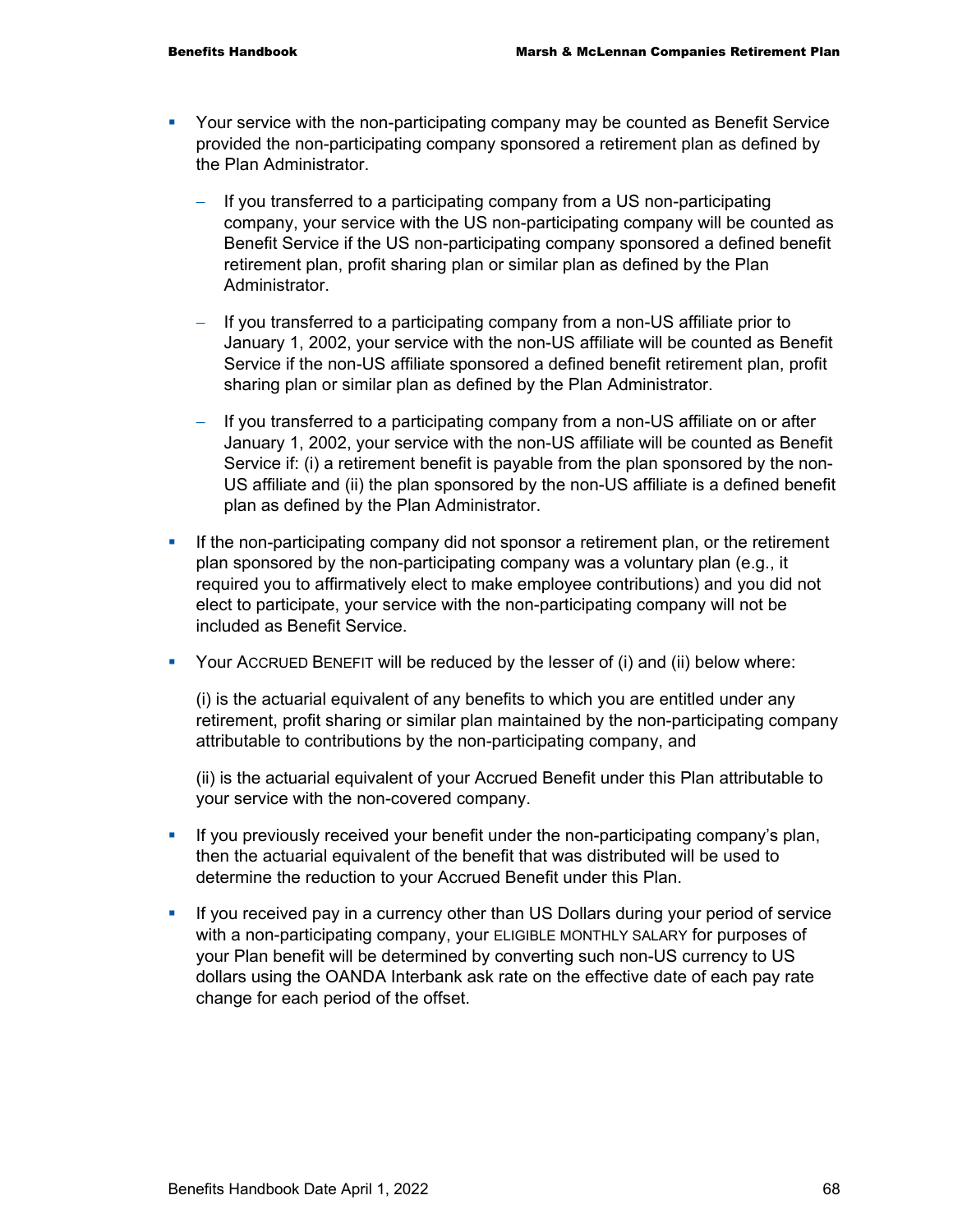- Your service with the non-participating company may be counted as Benefit Service provided the non-participating company sponsored a retirement plan as defined by the Plan Administrator.

  - If you transferred to a participating company from a US non-participating company, your service with the US non-participating company will be counted as Benefit Service if the US non-participating company sponsored a defined benefit retirement plan, profit sharing plan or similar plan as defined by the Plan Administrator.

  - If you transferred to a participating company from a non-US affiliate prior to January 1, 2002, your service with the non-US affiliate will be counted as Benefit Service if the non-US affiliate sponsored a defined benefit retirement plan, profit sharing plan or similar plan as defined by the Plan Administrator.

  - If you transferred to a participating company from a non-US affiliate on or after January 1, 2002, your service with the non-US affiliate will be counted as Benefit Service if: (i) a retirement benefit is payable from the plan sponsored by the non-US affiliate and (ii) the plan sponsored by the non-US affiliate is a defined benefit plan as defined by the Plan Administrator.

- If the non-participating company did not sponsor a retirement plan, or the retirement plan sponsored by the non-participating company was a voluntary plan (e.g., it required you to affirmatively elect to make employee contributions) and you did not elect to participate, your service with the non-participating company will not be included as Benefit Service.

- Your ACCRUED BENEFIT will be reduced by the lesser of (i) and (ii) below where:

  (i) is the actuarial equivalent of any benefits to which you are entitled under any retirement, profit sharing or similar plan maintained by the non-participating company attributable to contributions by the non-participating company, and

  (ii) is the actuarial equivalent of your Accrued Benefit under this Plan attributable to your service with the non-covered company.

- If you previously received your benefit under the non-participating company's plan, then the actuarial equivalent of the benefit that was distributed will be used to determine the reduction to your Accrued Benefit under this Plan.

- If you received pay in a currency other than US Dollars during your period of service with a non-participating company, your ELIGIBLE MONTHLY SALARY for purposes of your Plan benefit will be determined by converting such non-US currency to US dollars using the OANDA Interbank ask rate on the effective date of each pay rate change for each period of the offset.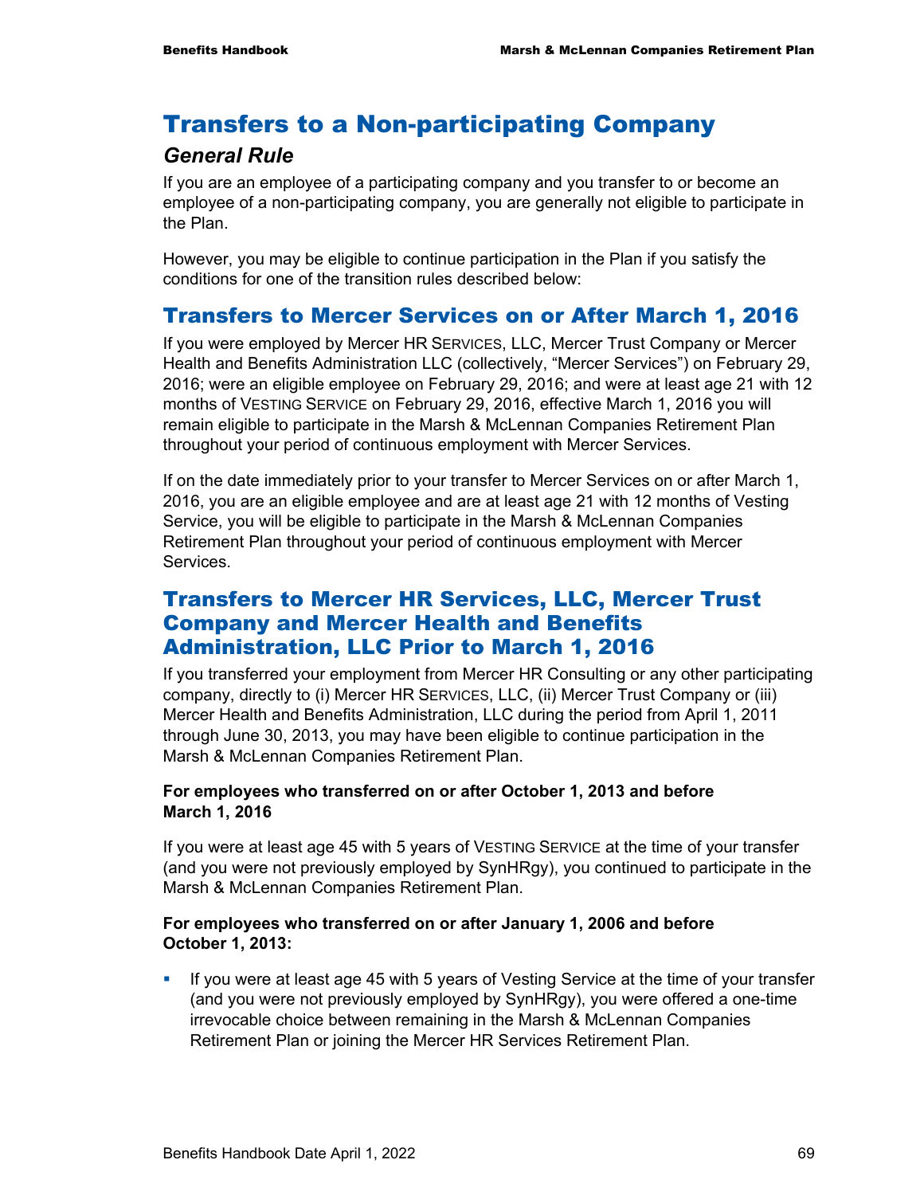# Transfers to a Non-participating Company

### *General Rule*

If you are an employee of a participating company and you transfer to or become an employee of a non-participating company, you are generally not eligible to participate in the Plan.

However, you may be eligible to continue participation in the Plan if you satisfy the conditions for one of the transition rules described below:

## Transfers to Mercer Services on or After March 1, 2016

If you were employed by Mercer HR SERVICES, LLC, Mercer Trust Company or Mercer Health and Benefits Administration LLC (collectively, "Mercer Services") on February 29, 2016; were an eligible employee on February 29, 2016; and were at least age 21 with 12 months of VESTING SERVICE on February 29, 2016, effective March 1, 2016 you will remain eligible to participate in the Marsh & McLennan Companies Retirement Plan throughout your period of continuous employment with Mercer Services.

If on the date immediately prior to your transfer to Mercer Services on or after March 1, 2016, you are an eligible employee and are at least age 21 with 12 months of Vesting Service, you will be eligible to participate in the Marsh & McLennan Companies Retirement Plan throughout your period of continuous employment with Mercer Services.

## Transfers to Mercer HR Services, LLC, Mercer Trust Company and Mercer Health and Benefits Administration, LLC Prior to March 1, 2016

If you transferred your employment from Mercer HR Consulting or any other participating company, directly to (i) Mercer HR SERVICES, LLC, (ii) Mercer Trust Company or (iii) Mercer Health and Benefits Administration, LLC during the period from April 1, 2011 through June 30, 2013, you may have been eligible to continue participation in the Marsh & McLennan Companies Retirement Plan.

**For employees who transferred on or after October 1, 2013 and before March 1, 2016**

If you were at least age 45 with 5 years of VESTING SERVICE at the time of your transfer (and you were not previously employed by SynHRgy), you continued to participate in the Marsh & McLennan Companies Retirement Plan.

**For employees who transferred on or after January 1, 2006 and before October 1, 2013:**

- If you were at least age 45 with 5 years of Vesting Service at the time of your transfer (and you were not previously employed by SynHRgy), you were offered a one-time irrevocable choice between remaining in the Marsh & McLennan Companies Retirement Plan or joining the Mercer HR Services Retirement Plan.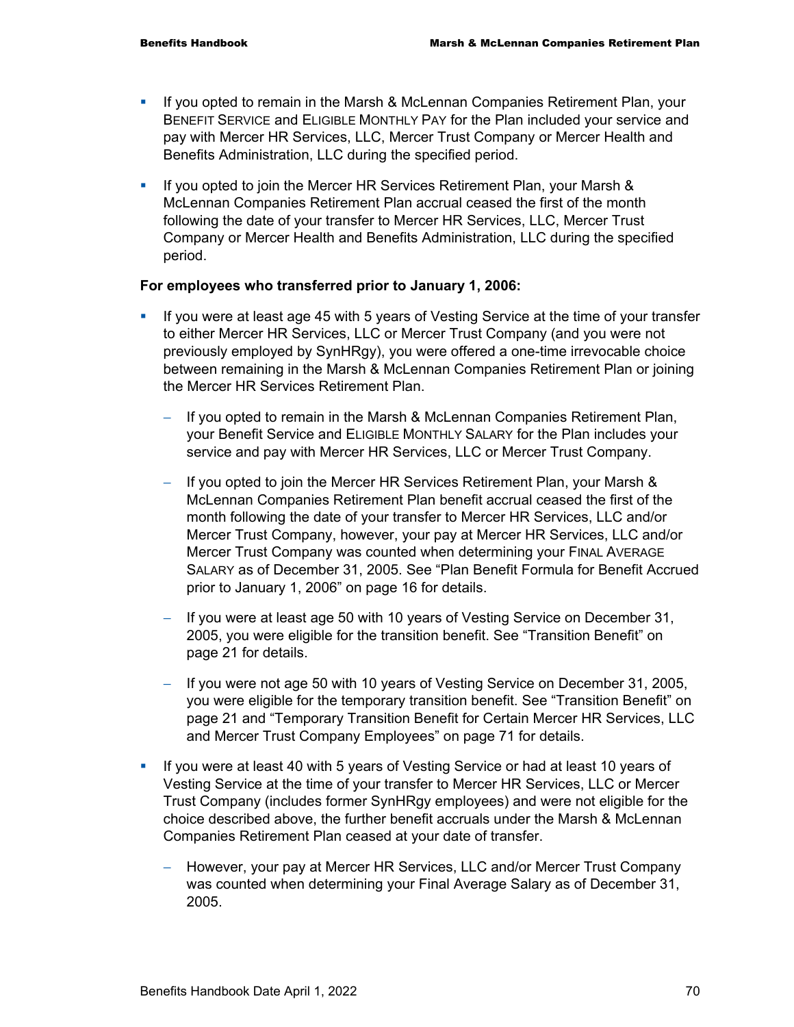- If you opted to remain in the Marsh & McLennan Companies Retirement Plan, your BENEFIT SERVICE and ELIGIBLE MONTHLY PAY for the Plan included your service and pay with Mercer HR Services, LLC, Mercer Trust Company or Mercer Health and Benefits Administration, LLC during the specified period.
- If you opted to join the Mercer HR Services Retirement Plan, your Marsh & McLennan Companies Retirement Plan accrual ceased the first of the month following the date of your transfer to Mercer HR Services, LLC, Mercer Trust Company or Mercer Health and Benefits Administration, LLC during the specified period.

**For employees who transferred prior to January 1, 2006:**

- If you were at least age 45 with 5 years of Vesting Service at the time of your transfer to either Mercer HR Services, LLC or Mercer Trust Company (and you were not previously employed by SynHRgy), you were offered a one-time irrevocable choice between remaining in the Marsh & McLennan Companies Retirement Plan or joining the Mercer HR Services Retirement Plan.
  - If you opted to remain in the Marsh & McLennan Companies Retirement Plan, your Benefit Service and ELIGIBLE MONTHLY SALARY for the Plan includes your service and pay with Mercer HR Services, LLC or Mercer Trust Company.
  - If you opted to join the Mercer HR Services Retirement Plan, your Marsh & McLennan Companies Retirement Plan benefit accrual ceased the first of the month following the date of your transfer to Mercer HR Services, LLC and/or Mercer Trust Company, however, your pay at Mercer HR Services, LLC and/or Mercer Trust Company was counted when determining your FINAL AVERAGE SALARY as of December 31, 2005. See "Plan Benefit Formula for Benefit Accrued prior to January 1, 2006" on page 16 for details.
  - If you were at least age 50 with 10 years of Vesting Service on December 31, 2005, you were eligible for the transition benefit. See "Transition Benefit" on page 21 for details.
  - If you were not age 50 with 10 years of Vesting Service on December 31, 2005, you were eligible for the temporary transition benefit. See "Transition Benefit" on page 21 and "Temporary Transition Benefit for Certain Mercer HR Services, LLC and Mercer Trust Company Employees" on page 71 for details.
- If you were at least 40 with 5 years of Vesting Service or had at least 10 years of Vesting Service at the time of your transfer to Mercer HR Services, LLC or Mercer Trust Company (includes former SynHRgy employees) and were not eligible for the choice described above, the further benefit accruals under the Marsh & McLennan Companies Retirement Plan ceased at your date of transfer.
  - However, your pay at Mercer HR Services, LLC and/or Mercer Trust Company was counted when determining your Final Average Salary as of December 31, 2005.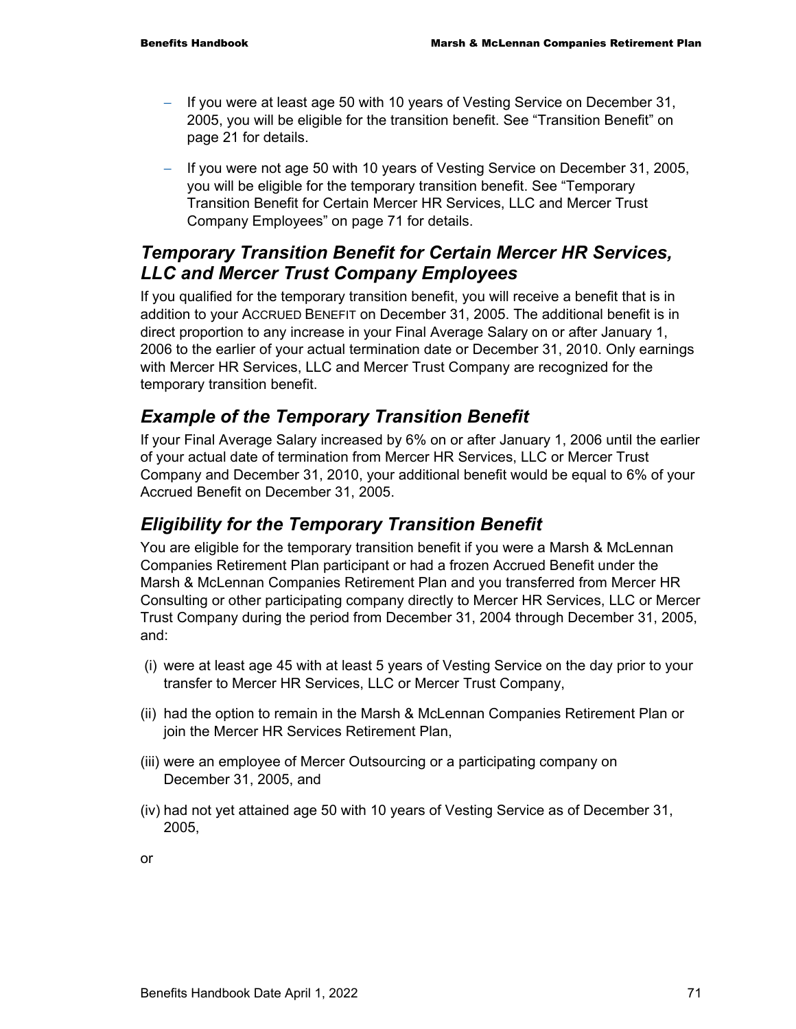- If you were at least age 50 with 10 years of Vesting Service on December 31, 2005, you will be eligible for the transition benefit. See "Transition Benefit" on page 21 for details.

- If you were not age 50 with 10 years of Vesting Service on December 31, 2005, you will be eligible for the temporary transition benefit. See "Temporary Transition Benefit for Certain Mercer HR Services, LLC and Mercer Trust Company Employees" on page 71 for details.

## *Temporary Transition Benefit for Certain Mercer HR Services, LLC and Mercer Trust Company Employees*

If you qualified for the temporary transition benefit, you will receive a benefit that is in addition to your ACCRUED BENEFIT on December 31, 2005. The additional benefit is in direct proportion to any increase in your Final Average Salary on or after January 1, 2006 to the earlier of your actual termination date or December 31, 2010. Only earnings with Mercer HR Services, LLC and Mercer Trust Company are recognized for the temporary transition benefit.

## *Example of the Temporary Transition Benefit*

If your Final Average Salary increased by 6% on or after January 1, 2006 until the earlier of your actual date of termination from Mercer HR Services, LLC or Mercer Trust Company and December 31, 2010, your additional benefit would be equal to 6% of your Accrued Benefit on December 31, 2005.

## *Eligibility for the Temporary Transition Benefit*

You are eligible for the temporary transition benefit if you were a Marsh & McLennan Companies Retirement Plan participant or had a frozen Accrued Benefit under the Marsh & McLennan Companies Retirement Plan and you transferred from Mercer HR Consulting or other participating company directly to Mercer HR Services, LLC or Mercer Trust Company during the period from December 31, 2004 through December 31, 2005, and:

(i) were at least age 45 with at least 5 years of Vesting Service on the day prior to your transfer to Mercer HR Services, LLC or Mercer Trust Company,

(ii) had the option to remain in the Marsh & McLennan Companies Retirement Plan or join the Mercer HR Services Retirement Plan,

(iii) were an employee of Mercer Outsourcing or a participating company on December 31, 2005, and

(iv) had not yet attained age 50 with 10 years of Vesting Service as of December 31, 2005,

or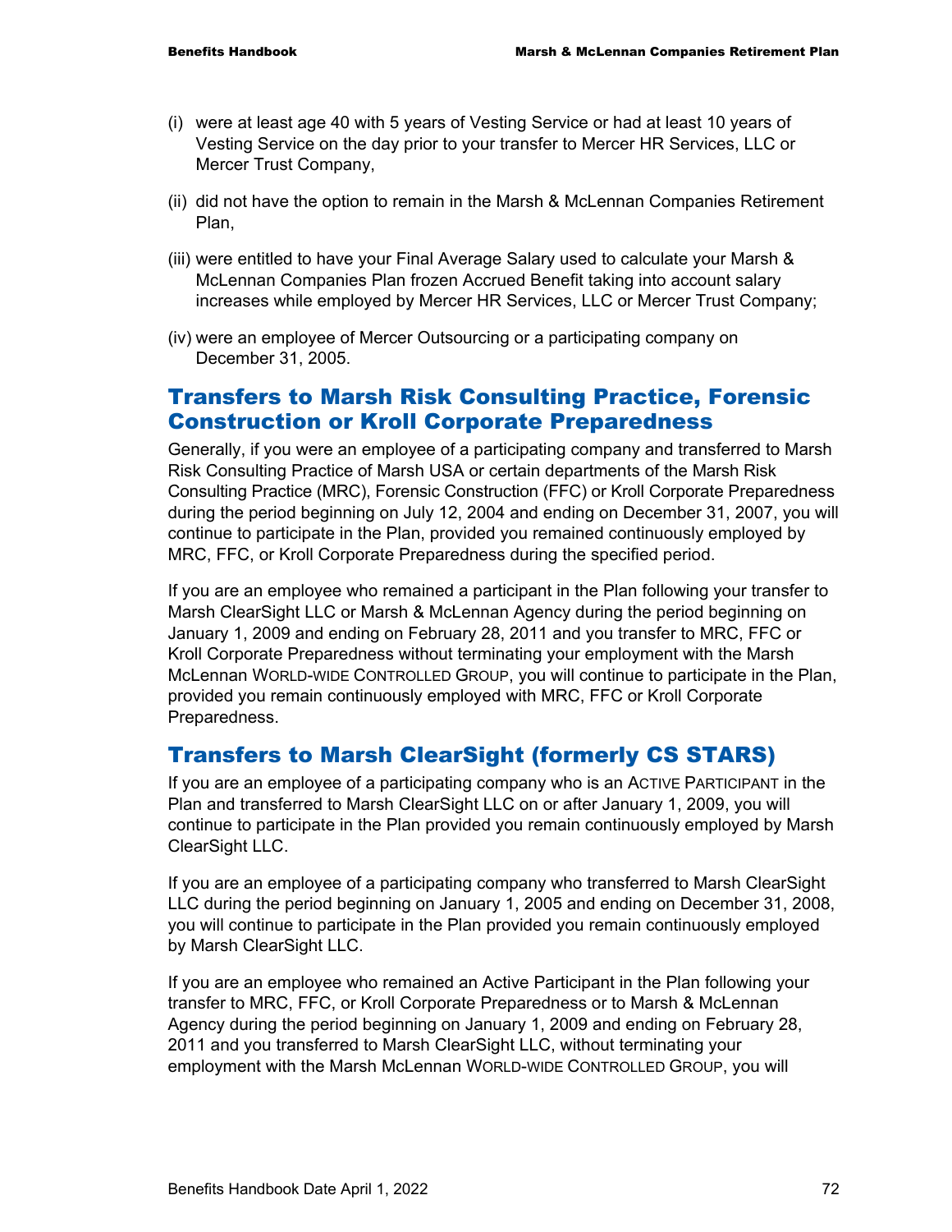(i) were at least age 40 with 5 years of Vesting Service or had at least 10 years of Vesting Service on the day prior to your transfer to Mercer HR Services, LLC or Mercer Trust Company,

(ii) did not have the option to remain in the Marsh & McLennan Companies Retirement Plan,

(iii) were entitled to have your Final Average Salary used to calculate your Marsh & McLennan Companies Plan frozen Accrued Benefit taking into account salary increases while employed by Mercer HR Services, LLC or Mercer Trust Company;

(iv) were an employee of Mercer Outsourcing or a participating company on December 31, 2005.

## Transfers to Marsh Risk Consulting Practice, Forensic Construction or Kroll Corporate Preparedness

Generally, if you were an employee of a participating company and transferred to Marsh Risk Consulting Practice of Marsh USA or certain departments of the Marsh Risk Consulting Practice (MRC), Forensic Construction (FFC) or Kroll Corporate Preparedness during the period beginning on July 12, 2004 and ending on December 31, 2007, you will continue to participate in the Plan, provided you remained continuously employed by MRC, FFC, or Kroll Corporate Preparedness during the specified period.

If you are an employee who remained a participant in the Plan following your transfer to Marsh ClearSight LLC or Marsh & McLennan Agency during the period beginning on January 1, 2009 and ending on February 28, 2011 and you transfer to MRC, FFC or Kroll Corporate Preparedness without terminating your employment with the Marsh McLennan WORLD-WIDE CONTROLLED GROUP, you will continue to participate in the Plan, provided you remain continuously employed with MRC, FFC or Kroll Corporate Preparedness.

## Transfers to Marsh ClearSight (formerly CS STARS)

If you are an employee of a participating company who is an ACTIVE PARTICIPANT in the Plan and transferred to Marsh ClearSight LLC on or after January 1, 2009, you will continue to participate in the Plan provided you remain continuously employed by Marsh ClearSight LLC.

If you are an employee of a participating company who transferred to Marsh ClearSight LLC during the period beginning on January 1, 2005 and ending on December 31, 2008, you will continue to participate in the Plan provided you remain continuously employed by Marsh ClearSight LLC.

If you are an employee who remained an Active Participant in the Plan following your transfer to MRC, FFC, or Kroll Corporate Preparedness or to Marsh & McLennan Agency during the period beginning on January 1, 2009 and ending on February 28, 2011 and you transferred to Marsh ClearSight LLC, without terminating your employment with the Marsh McLennan WORLD-WIDE CONTROLLED GROUP, you will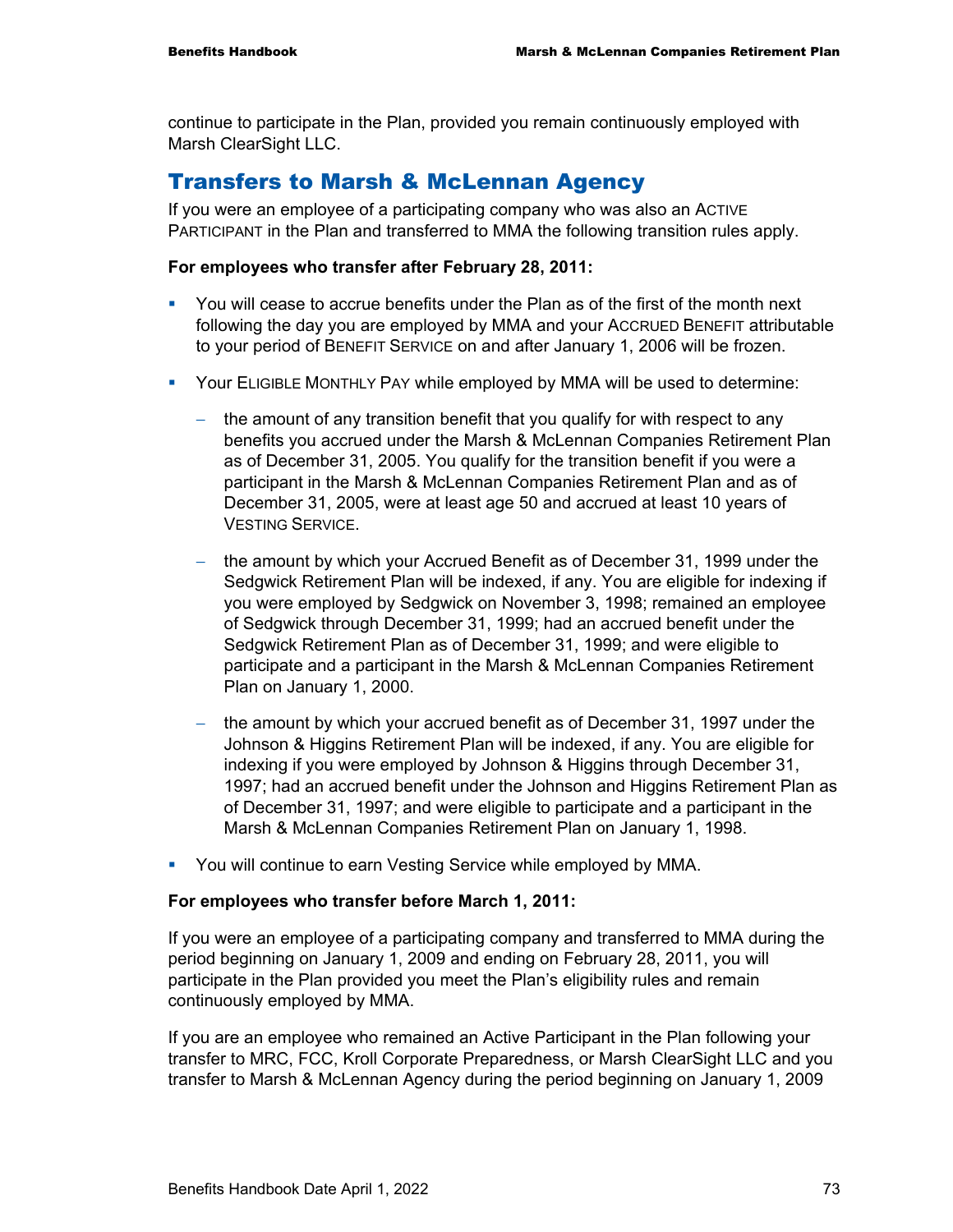continue to participate in the Plan, provided you remain continuously employed with Marsh ClearSight LLC.

## Transfers to Marsh & McLennan Agency

If you were an employee of a participating company who was also an ACTIVE PARTICIPANT in the Plan and transferred to MMA the following transition rules apply.

**For employees who transfer after February 28, 2011:**

- You will cease to accrue benefits under the Plan as of the first of the month next following the day you are employed by MMA and your ACCRUED BENEFIT attributable to your period of BENEFIT SERVICE on and after January 1, 2006 will be frozen.
- Your ELIGIBLE MONTHLY PAY while employed by MMA will be used to determine:
  - the amount of any transition benefit that you qualify for with respect to any benefits you accrued under the Marsh & McLennan Companies Retirement Plan as of December 31, 2005. You qualify for the transition benefit if you were a participant in the Marsh & McLennan Companies Retirement Plan and as of December 31, 2005, were at least age 50 and accrued at least 10 years of VESTING SERVICE.
  - the amount by which your Accrued Benefit as of December 31, 1999 under the Sedgwick Retirement Plan will be indexed, if any. You are eligible for indexing if you were employed by Sedgwick on November 3, 1998; remained an employee of Sedgwick through December 31, 1999; had an accrued benefit under the Sedgwick Retirement Plan as of December 31, 1999; and were eligible to participate and a participant in the Marsh & McLennan Companies Retirement Plan on January 1, 2000.
  - the amount by which your accrued benefit as of December 31, 1997 under the Johnson & Higgins Retirement Plan will be indexed, if any. You are eligible for indexing if you were employed by Johnson & Higgins through December 31, 1997; had an accrued benefit under the Johnson and Higgins Retirement Plan as of December 31, 1997; and were eligible to participate and a participant in the Marsh & McLennan Companies Retirement Plan on January 1, 1998.
- You will continue to earn Vesting Service while employed by MMA.

**For employees who transfer before March 1, 2011:**

If you were an employee of a participating company and transferred to MMA during the period beginning on January 1, 2009 and ending on February 28, 2011, you will participate in the Plan provided you meet the Plan's eligibility rules and remain continuously employed by MMA.

If you are an employee who remained an Active Participant in the Plan following your transfer to MRC, FCC, Kroll Corporate Preparedness, or Marsh ClearSight LLC and you transfer to Marsh & McLennan Agency during the period beginning on January 1, 2009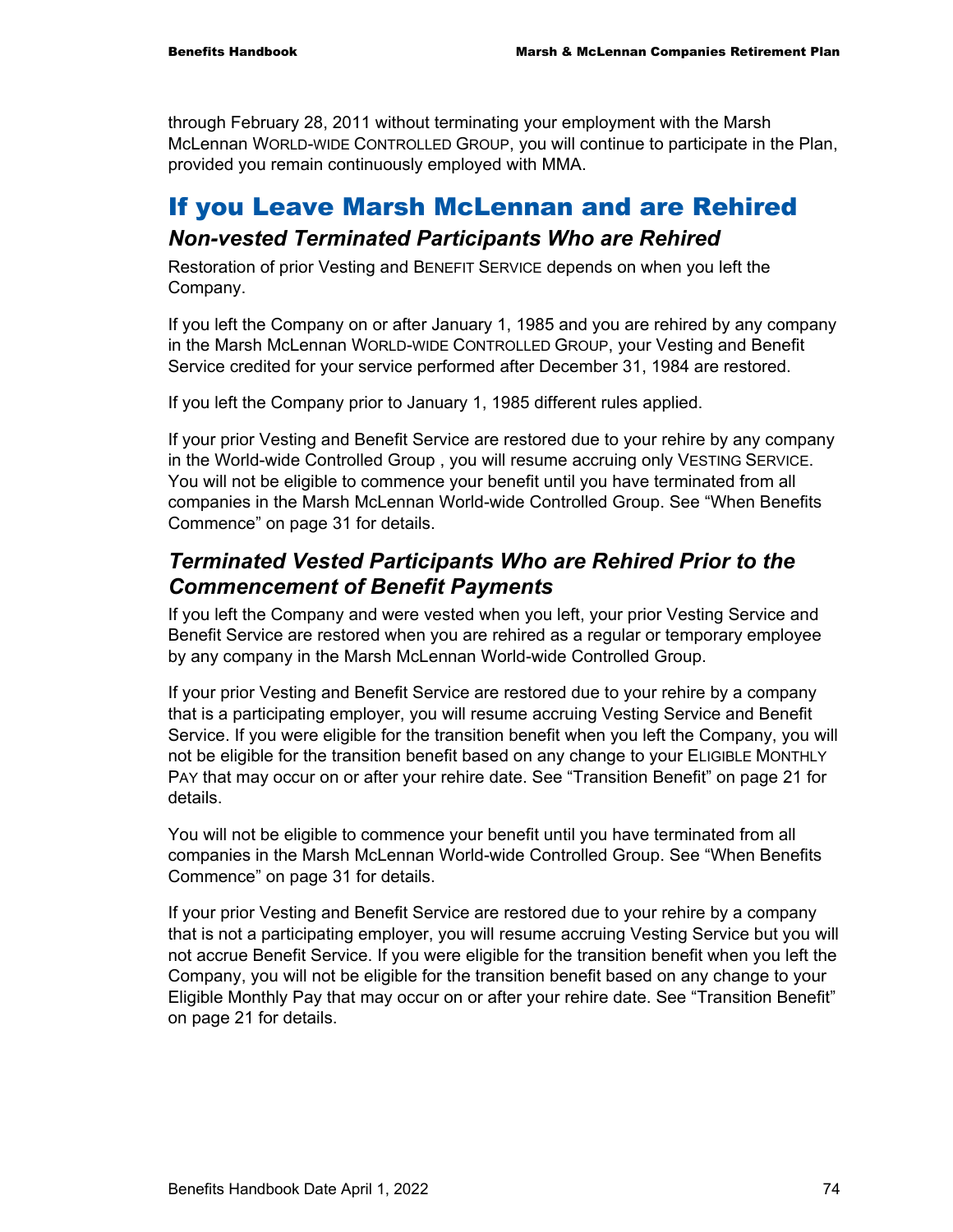through February 28, 2011 without terminating your employment with the Marsh McLennan WORLD-WIDE CONTROLLED GROUP, you will continue to participate in the Plan, provided you remain continuously employed with MMA.

# If you Leave Marsh McLennan and are Rehired

## *Non-vested Terminated Participants Who are Rehired*

Restoration of prior Vesting and BENEFIT SERVICE depends on when you left the Company.

If you left the Company on or after January 1, 1985 and you are rehired by any company in the Marsh McLennan WORLD-WIDE CONTROLLED GROUP, your Vesting and Benefit Service credited for your service performed after December 31, 1984 are restored.

If you left the Company prior to January 1, 1985 different rules applied.

If your prior Vesting and Benefit Service are restored due to your rehire by any company in the World-wide Controlled Group , you will resume accruing only VESTING SERVICE. You will not be eligible to commence your benefit until you have terminated from all companies in the Marsh McLennan World-wide Controlled Group. See "When Benefits Commence" on page 31 for details.

## *Terminated Vested Participants Who are Rehired Prior to the Commencement of Benefit Payments*

If you left the Company and were vested when you left, your prior Vesting Service and Benefit Service are restored when you are rehired as a regular or temporary employee by any company in the Marsh McLennan World-wide Controlled Group.

If your prior Vesting and Benefit Service are restored due to your rehire by a company that is a participating employer, you will resume accruing Vesting Service and Benefit Service. If you were eligible for the transition benefit when you left the Company, you will not be eligible for the transition benefit based on any change to your ELIGIBLE MONTHLY PAY that may occur on or after your rehire date. See "Transition Benefit" on page 21 for details.

You will not be eligible to commence your benefit until you have terminated from all companies in the Marsh McLennan World-wide Controlled Group. See "When Benefits Commence" on page 31 for details.

If your prior Vesting and Benefit Service are restored due to your rehire by a company that is not a participating employer, you will resume accruing Vesting Service but you will not accrue Benefit Service. If you were eligible for the transition benefit when you left the Company, you will not be eligible for the transition benefit based on any change to your Eligible Monthly Pay that may occur on or after your rehire date. See "Transition Benefit" on page 21 for details.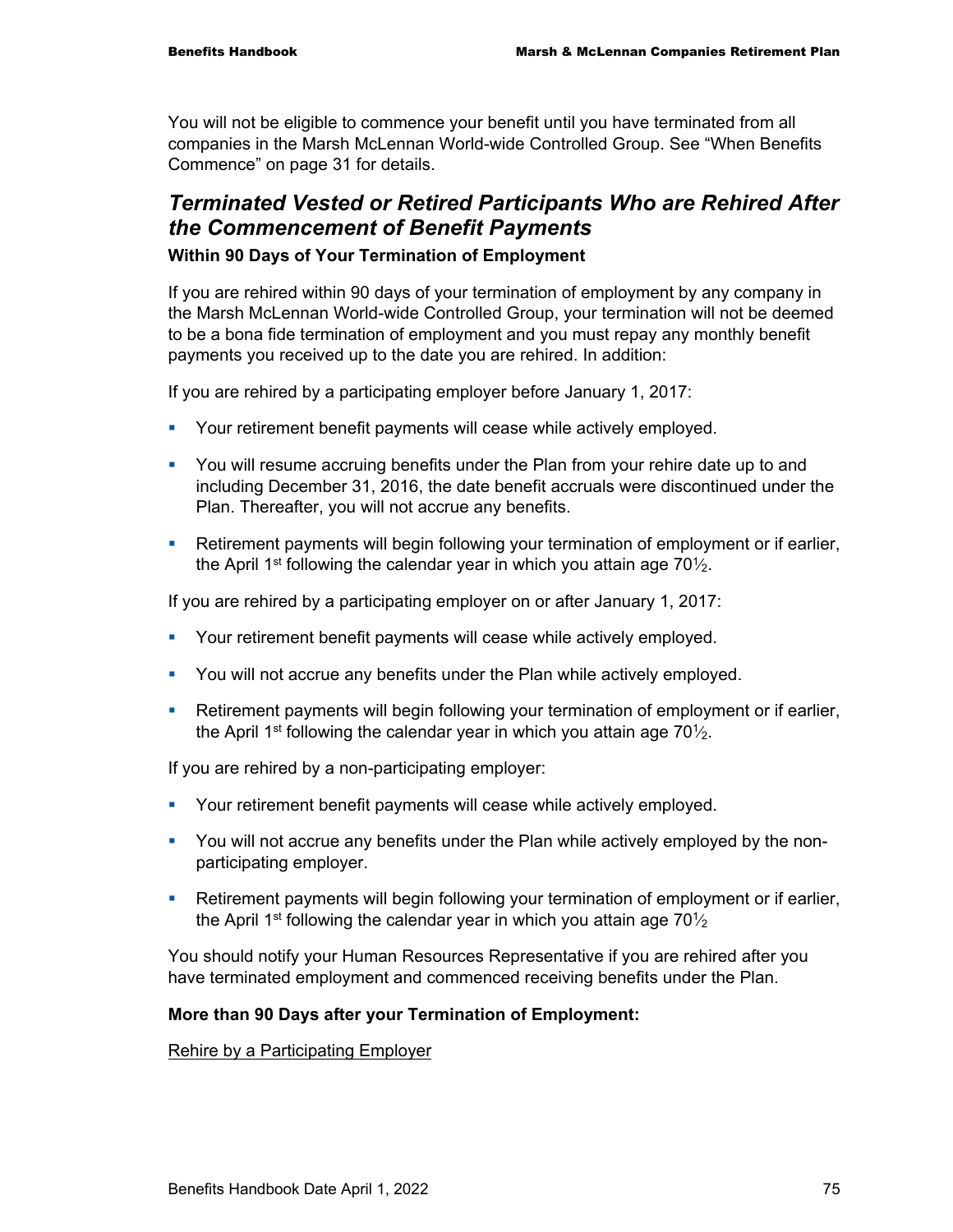You will not be eligible to commence your benefit until you have terminated from all companies in the Marsh McLennan World-wide Controlled Group. See "When Benefits Commence" on page 31 for details.

## *Terminated Vested or Retired Participants Who are Rehired After the Commencement of Benefit Payments*

**Within 90 Days of Your Termination of Employment**

If you are rehired within 90 days of your termination of employment by any company in the Marsh McLennan World-wide Controlled Group, your termination will not be deemed to be a bona fide termination of employment and you must repay any monthly benefit payments you received up to the date you are rehired. In addition:

If you are rehired by a participating employer before January 1, 2017:

- Your retirement benefit payments will cease while actively employed.
- You will resume accruing benefits under the Plan from your rehire date up to and including December 31, 2016, the date benefit accruals were discontinued under the Plan. Thereafter, you will not accrue any benefits.
- Retirement payments will begin following your termination of employment or if earlier, the April 1st following the calendar year in which you attain age 70½.

If you are rehired by a participating employer on or after January 1, 2017:

- Your retirement benefit payments will cease while actively employed.
- You will not accrue any benefits under the Plan while actively employed.
- Retirement payments will begin following your termination of employment or if earlier, the April 1st following the calendar year in which you attain age 70½.

If you are rehired by a non-participating employer:

- Your retirement benefit payments will cease while actively employed.
- You will not accrue any benefits under the Plan while actively employed by the non-participating employer.
- Retirement payments will begin following your termination of employment or if earlier, the April 1st following the calendar year in which you attain age 70½

You should notify your Human Resources Representative if you are rehired after you have terminated employment and commenced receiving benefits under the Plan.

**More than 90 Days after your Termination of Employment:**

Rehire by a Participating Employer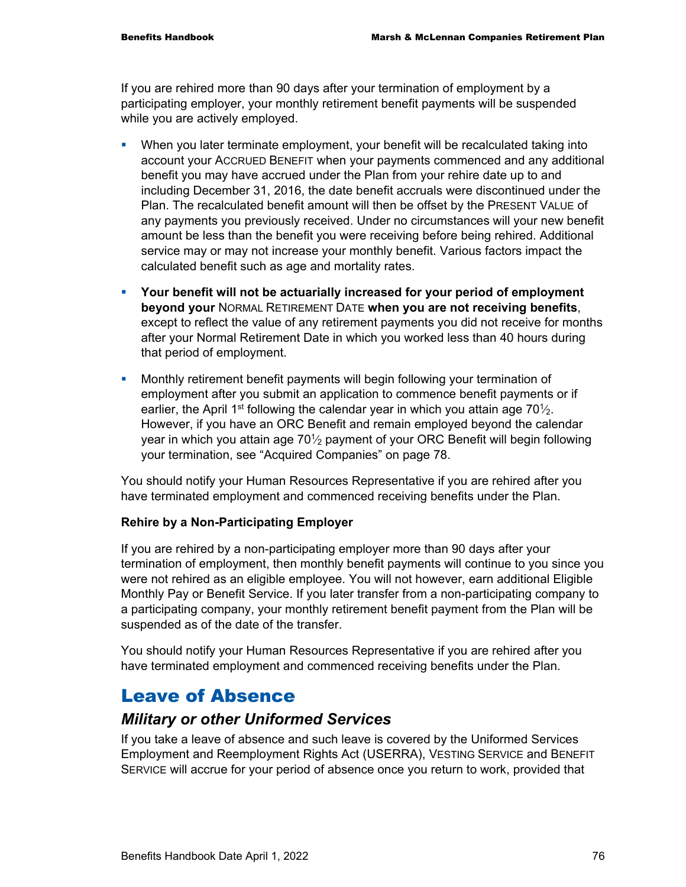If you are rehired more than 90 days after your termination of employment by a participating employer, your monthly retirement benefit payments will be suspended while you are actively employed.

- When you later terminate employment, your benefit will be recalculated taking into account your ACCRUED BENEFIT when your payments commenced and any additional benefit you may have accrued under the Plan from your rehire date up to and including December 31, 2016, the date benefit accruals were discontinued under the Plan. The recalculated benefit amount will then be offset by the PRESENT VALUE of any payments you previously received. Under no circumstances will your new benefit amount be less than the benefit you were receiving before being rehired. Additional service may or may not increase your monthly benefit. Various factors impact the calculated benefit such as age and mortality rates.
- **Your benefit will not be actuarially increased for your period of employment beyond your** NORMAL RETIREMENT DATE **when you are not receiving benefits**, except to reflect the value of any retirement payments you did not receive for months after your Normal Retirement Date in which you worked less than 40 hours during that period of employment.
- Monthly retirement benefit payments will begin following your termination of employment after you submit an application to commence benefit payments or if earlier, the April 1st following the calendar year in which you attain age 70½. However, if you have an ORC Benefit and remain employed beyond the calendar year in which you attain age 70½ payment of your ORC Benefit will begin following your termination, see "Acquired Companies" on page 78.

You should notify your Human Resources Representative if you are rehired after you have terminated employment and commenced receiving benefits under the Plan.

**Rehire by a Non-Participating Employer**

If you are rehired by a non-participating employer more than 90 days after your termination of employment, then monthly benefit payments will continue to you since you were not rehired as an eligible employee. You will not however, earn additional Eligible Monthly Pay or Benefit Service. If you later transfer from a non-participating company to a participating company, your monthly retirement benefit payment from the Plan will be suspended as of the date of the transfer.

You should notify your Human Resources Representative if you are rehired after you have terminated employment and commenced receiving benefits under the Plan.

# Leave of Absence

## *Military or other Uniformed Services*

If you take a leave of absence and such leave is covered by the Uniformed Services Employment and Reemployment Rights Act (USERRA), VESTING SERVICE and BENEFIT SERVICE will accrue for your period of absence once you return to work, provided that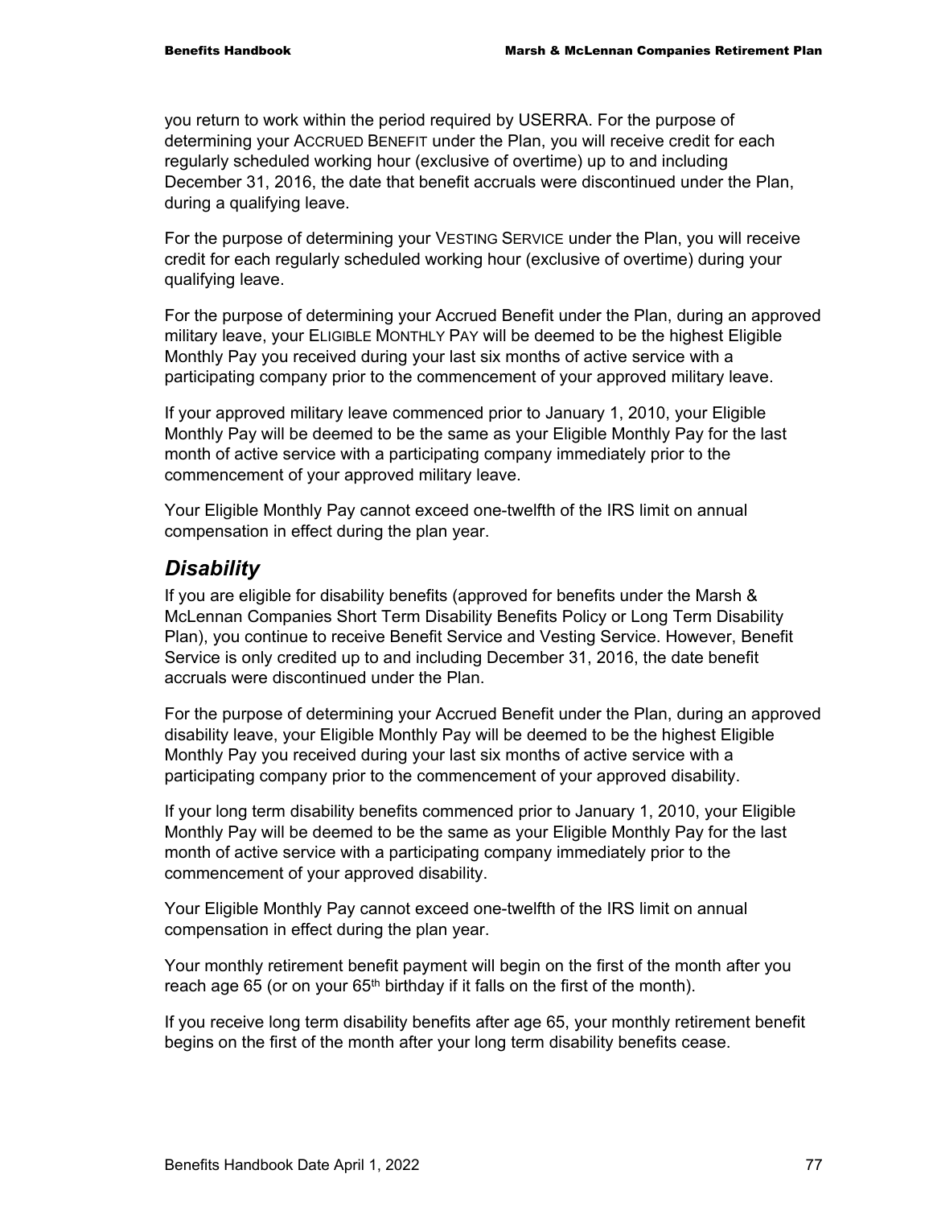you return to work within the period required by USERRA. For the purpose of determining your ACCRUED BENEFIT under the Plan, you will receive credit for each regularly scheduled working hour (exclusive of overtime) up to and including December 31, 2016, the date that benefit accruals were discontinued under the Plan, during a qualifying leave.

For the purpose of determining your VESTING SERVICE under the Plan, you will receive credit for each regularly scheduled working hour (exclusive of overtime) during your qualifying leave.

For the purpose of determining your Accrued Benefit under the Plan, during an approved military leave, your ELIGIBLE MONTHLY PAY will be deemed to be the highest Eligible Monthly Pay you received during your last six months of active service with a participating company prior to the commencement of your approved military leave.

If your approved military leave commenced prior to January 1, 2010, your Eligible Monthly Pay will be deemed to be the same as your Eligible Monthly Pay for the last month of active service with a participating company immediately prior to the commencement of your approved military leave.

Your Eligible Monthly Pay cannot exceed one-twelfth of the IRS limit on annual compensation in effect during the plan year.

## *Disability*

If you are eligible for disability benefits (approved for benefits under the Marsh & McLennan Companies Short Term Disability Benefits Policy or Long Term Disability Plan), you continue to receive Benefit Service and Vesting Service. However, Benefit Service is only credited up to and including December 31, 2016, the date benefit accruals were discontinued under the Plan.

For the purpose of determining your Accrued Benefit under the Plan, during an approved disability leave, your Eligible Monthly Pay will be deemed to be the highest Eligible Monthly Pay you received during your last six months of active service with a participating company prior to the commencement of your approved disability.

If your long term disability benefits commenced prior to January 1, 2010, your Eligible Monthly Pay will be deemed to be the same as your Eligible Monthly Pay for the last month of active service with a participating company immediately prior to the commencement of your approved disability.

Your Eligible Monthly Pay cannot exceed one-twelfth of the IRS limit on annual compensation in effect during the plan year.

Your monthly retirement benefit payment will begin on the first of the month after you reach age 65 (or on your 65th birthday if it falls on the first of the month).

If you receive long term disability benefits after age 65, your monthly retirement benefit begins on the first of the month after your long term disability benefits cease.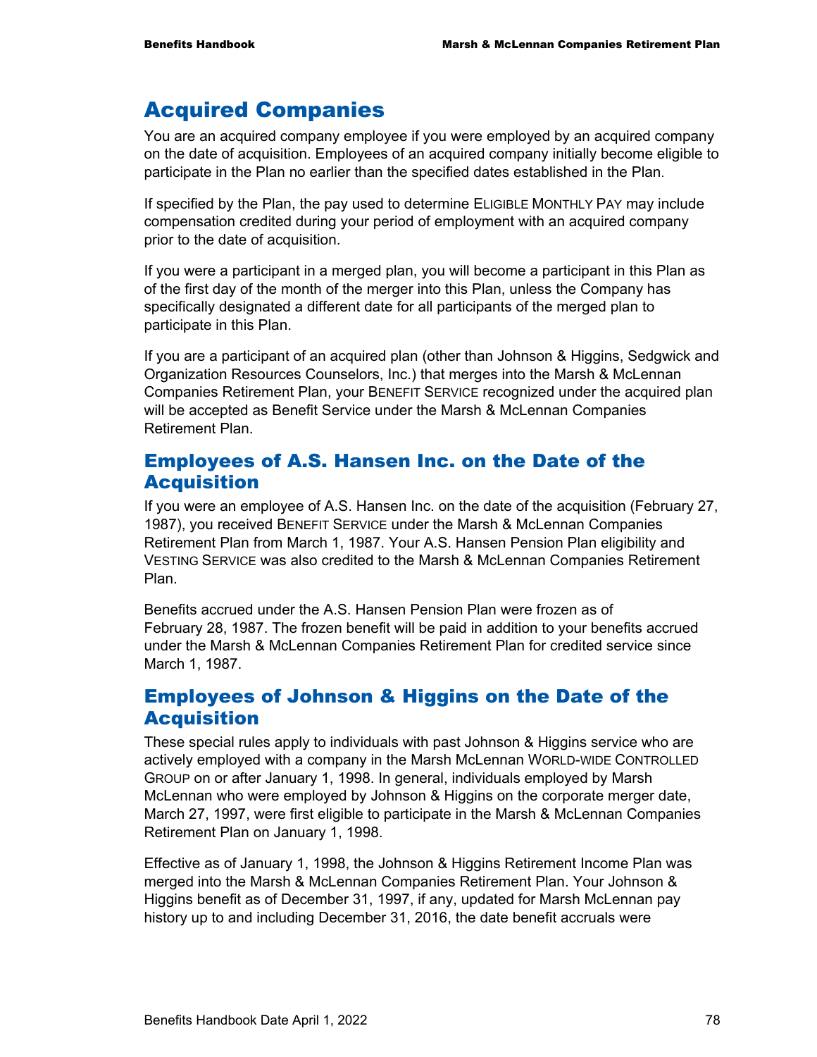# Acquired Companies

You are an acquired company employee if you were employed by an acquired company on the date of acquisition. Employees of an acquired company initially become eligible to participate in the Plan no earlier than the specified dates established in the Plan.

If specified by the Plan, the pay used to determine ELIGIBLE MONTHLY PAY may include compensation credited during your period of employment with an acquired company prior to the date of acquisition.

If you were a participant in a merged plan, you will become a participant in this Plan as of the first day of the month of the merger into this Plan, unless the Company has specifically designated a different date for all participants of the merged plan to participate in this Plan.

If you are a participant of an acquired plan (other than Johnson & Higgins, Sedgwick and Organization Resources Counselors, Inc.) that merges into the Marsh & McLennan Companies Retirement Plan, your BENEFIT SERVICE recognized under the acquired plan will be accepted as Benefit Service under the Marsh & McLennan Companies Retirement Plan.

## Employees of A.S. Hansen Inc. on the Date of the Acquisition

If you were an employee of A.S. Hansen Inc. on the date of the acquisition (February 27, 1987), you received BENEFIT SERVICE under the Marsh & McLennan Companies Retirement Plan from March 1, 1987. Your A.S. Hansen Pension Plan eligibility and VESTING SERVICE was also credited to the Marsh & McLennan Companies Retirement Plan.

Benefits accrued under the A.S. Hansen Pension Plan were frozen as of February 28, 1987. The frozen benefit will be paid in addition to your benefits accrued under the Marsh & McLennan Companies Retirement Plan for credited service since March 1, 1987.

## Employees of Johnson & Higgins on the Date of the Acquisition

These special rules apply to individuals with past Johnson & Higgins service who are actively employed with a company in the Marsh McLennan WORLD-WIDE CONTROLLED GROUP on or after January 1, 1998. In general, individuals employed by Marsh McLennan who were employed by Johnson & Higgins on the corporate merger date, March 27, 1997, were first eligible to participate in the Marsh & McLennan Companies Retirement Plan on January 1, 1998.

Effective as of January 1, 1998, the Johnson & Higgins Retirement Income Plan was merged into the Marsh & McLennan Companies Retirement Plan. Your Johnson & Higgins benefit as of December 31, 1997, if any, updated for Marsh McLennan pay history up to and including December 31, 2016, the date benefit accruals were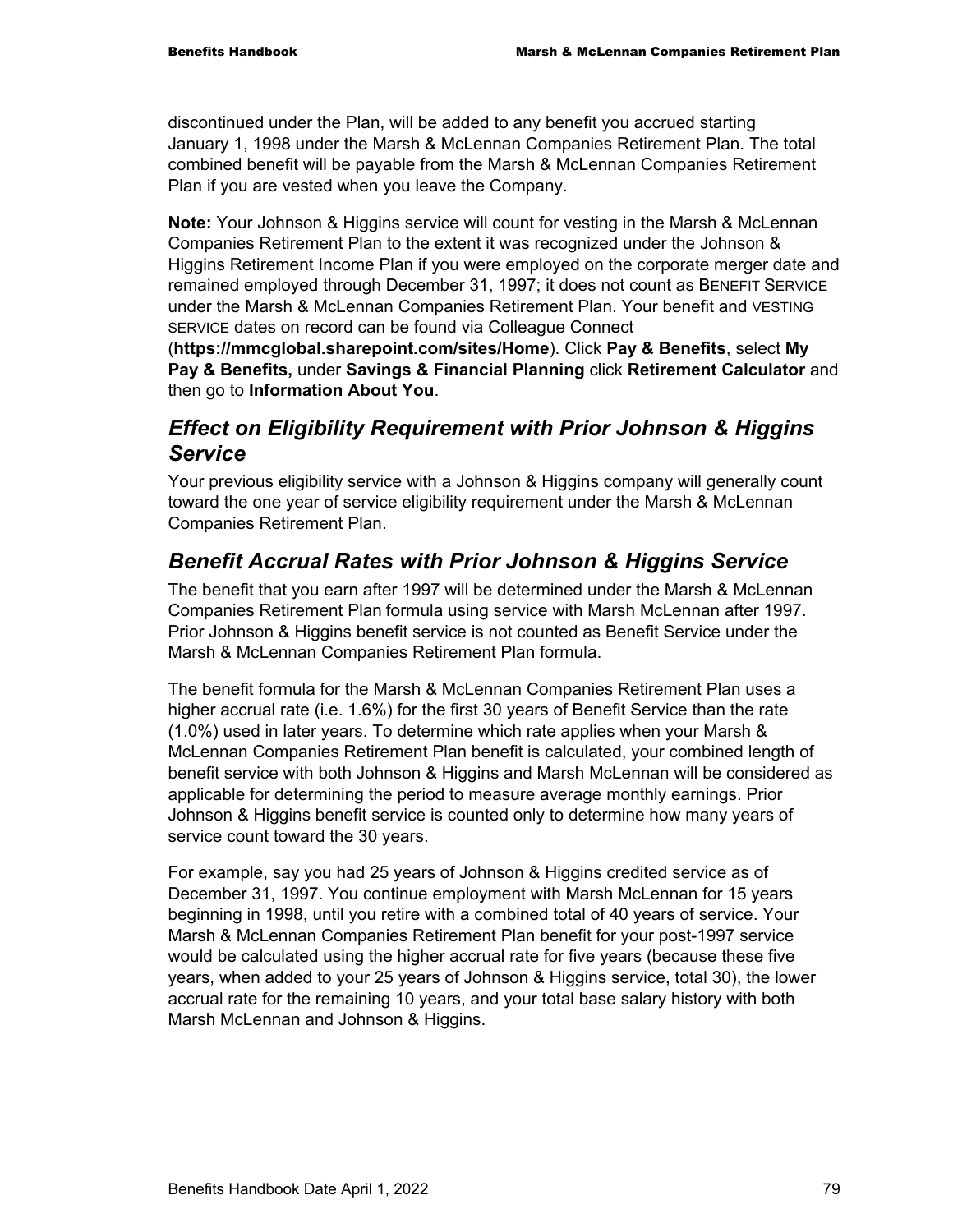discontinued under the Plan, will be added to any benefit you accrued starting January 1, 1998 under the Marsh & McLennan Companies Retirement Plan. The total combined benefit will be payable from the Marsh & McLennan Companies Retirement Plan if you are vested when you leave the Company.

**Note:** Your Johnson & Higgins service will count for vesting in the Marsh & McLennan Companies Retirement Plan to the extent it was recognized under the Johnson & Higgins Retirement Income Plan if you were employed on the corporate merger date and remained employed through December 31, 1997; it does not count as BENEFIT SERVICE under the Marsh & McLennan Companies Retirement Plan. Your benefit and VESTING SERVICE dates on record can be found via Colleague Connect (**https://mmcglobal.sharepoint.com/sites/Home**). Click **Pay & Benefits**, select **My Pay & Benefits,** under **Savings & Financial Planning** click **Retirement Calculator** and then go to **Information About You**.

## *Effect on Eligibility Requirement with Prior Johnson & Higgins Service*

Your previous eligibility service with a Johnson & Higgins company will generally count toward the one year of service eligibility requirement under the Marsh & McLennan Companies Retirement Plan.

## *Benefit Accrual Rates with Prior Johnson & Higgins Service*

The benefit that you earn after 1997 will be determined under the Marsh & McLennan Companies Retirement Plan formula using service with Marsh McLennan after 1997. Prior Johnson & Higgins benefit service is not counted as Benefit Service under the Marsh & McLennan Companies Retirement Plan formula.

The benefit formula for the Marsh & McLennan Companies Retirement Plan uses a higher accrual rate (i.e. 1.6%) for the first 30 years of Benefit Service than the rate (1.0%) used in later years. To determine which rate applies when your Marsh & McLennan Companies Retirement Plan benefit is calculated, your combined length of benefit service with both Johnson & Higgins and Marsh McLennan will be considered as applicable for determining the period to measure average monthly earnings. Prior Johnson & Higgins benefit service is counted only to determine how many years of service count toward the 30 years.

For example, say you had 25 years of Johnson & Higgins credited service as of December 31, 1997. You continue employment with Marsh McLennan for 15 years beginning in 1998, until you retire with a combined total of 40 years of service. Your Marsh & McLennan Companies Retirement Plan benefit for your post-1997 service would be calculated using the higher accrual rate for five years (because these five years, when added to your 25 years of Johnson & Higgins service, total 30), the lower accrual rate for the remaining 10 years, and your total base salary history with both Marsh McLennan and Johnson & Higgins.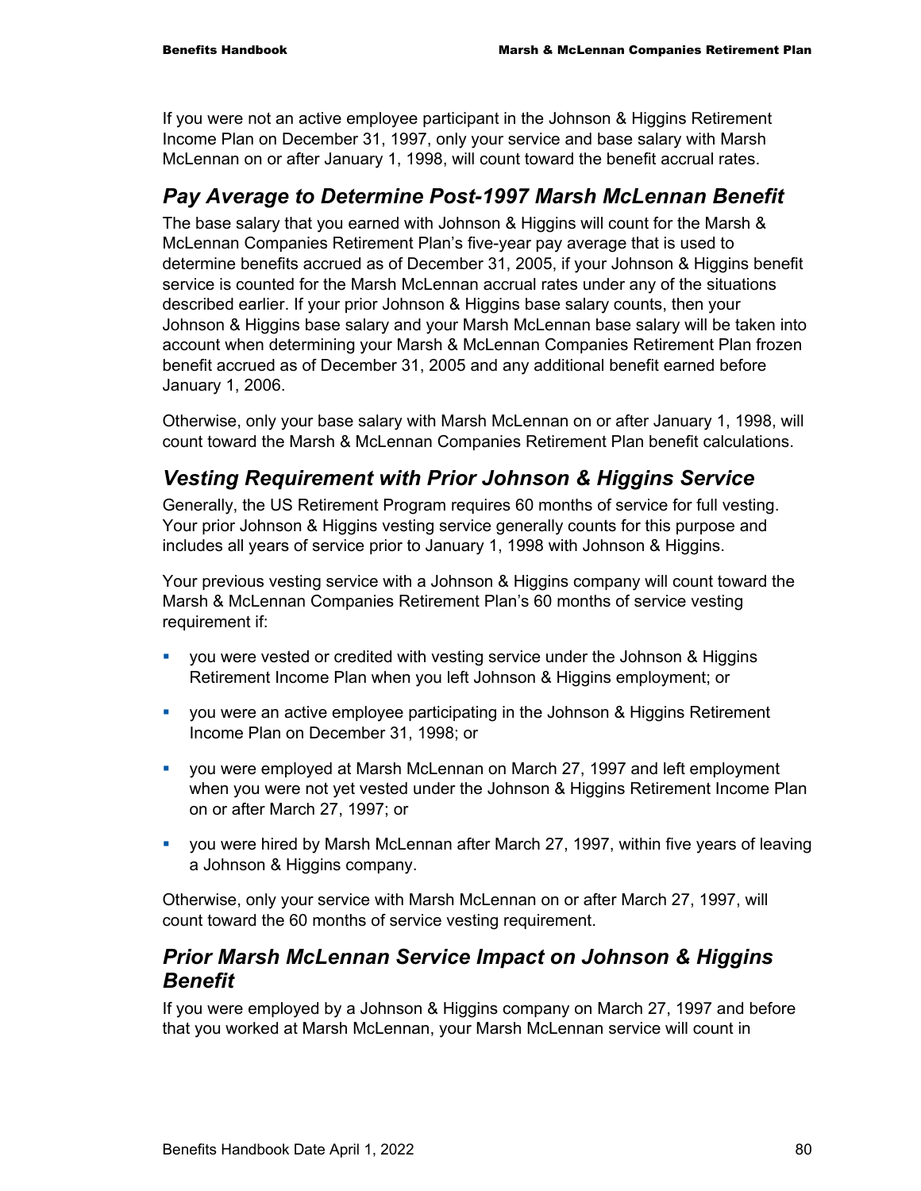If you were not an active employee participant in the Johnson & Higgins Retirement Income Plan on December 31, 1997, only your service and base salary with Marsh McLennan on or after January 1, 1998, will count toward the benefit accrual rates.

## *Pay Average to Determine Post-1997 Marsh McLennan Benefit*

The base salary that you earned with Johnson & Higgins will count for the Marsh & McLennan Companies Retirement Plan's five-year pay average that is used to determine benefits accrued as of December 31, 2005, if your Johnson & Higgins benefit service is counted for the Marsh McLennan accrual rates under any of the situations described earlier. If your prior Johnson & Higgins base salary counts, then your Johnson & Higgins base salary and your Marsh McLennan base salary will be taken into account when determining your Marsh & McLennan Companies Retirement Plan frozen benefit accrued as of December 31, 2005 and any additional benefit earned before January 1, 2006.

Otherwise, only your base salary with Marsh McLennan on or after January 1, 1998, will count toward the Marsh & McLennan Companies Retirement Plan benefit calculations.

## *Vesting Requirement with Prior Johnson & Higgins Service*

Generally, the US Retirement Program requires 60 months of service for full vesting. Your prior Johnson & Higgins vesting service generally counts for this purpose and includes all years of service prior to January 1, 1998 with Johnson & Higgins.

Your previous vesting service with a Johnson & Higgins company will count toward the Marsh & McLennan Companies Retirement Plan's 60 months of service vesting requirement if:

- you were vested or credited with vesting service under the Johnson & Higgins Retirement Income Plan when you left Johnson & Higgins employment; or
- you were an active employee participating in the Johnson & Higgins Retirement Income Plan on December 31, 1998; or
- you were employed at Marsh McLennan on March 27, 1997 and left employment when you were not yet vested under the Johnson & Higgins Retirement Income Plan on or after March 27, 1997; or
- you were hired by Marsh McLennan after March 27, 1997, within five years of leaving a Johnson & Higgins company.

Otherwise, only your service with Marsh McLennan on or after March 27, 1997, will count toward the 60 months of service vesting requirement.

## *Prior Marsh McLennan Service Impact on Johnson & Higgins Benefit*

If you were employed by a Johnson & Higgins company on March 27, 1997 and before that you worked at Marsh McLennan, your Marsh McLennan service will count in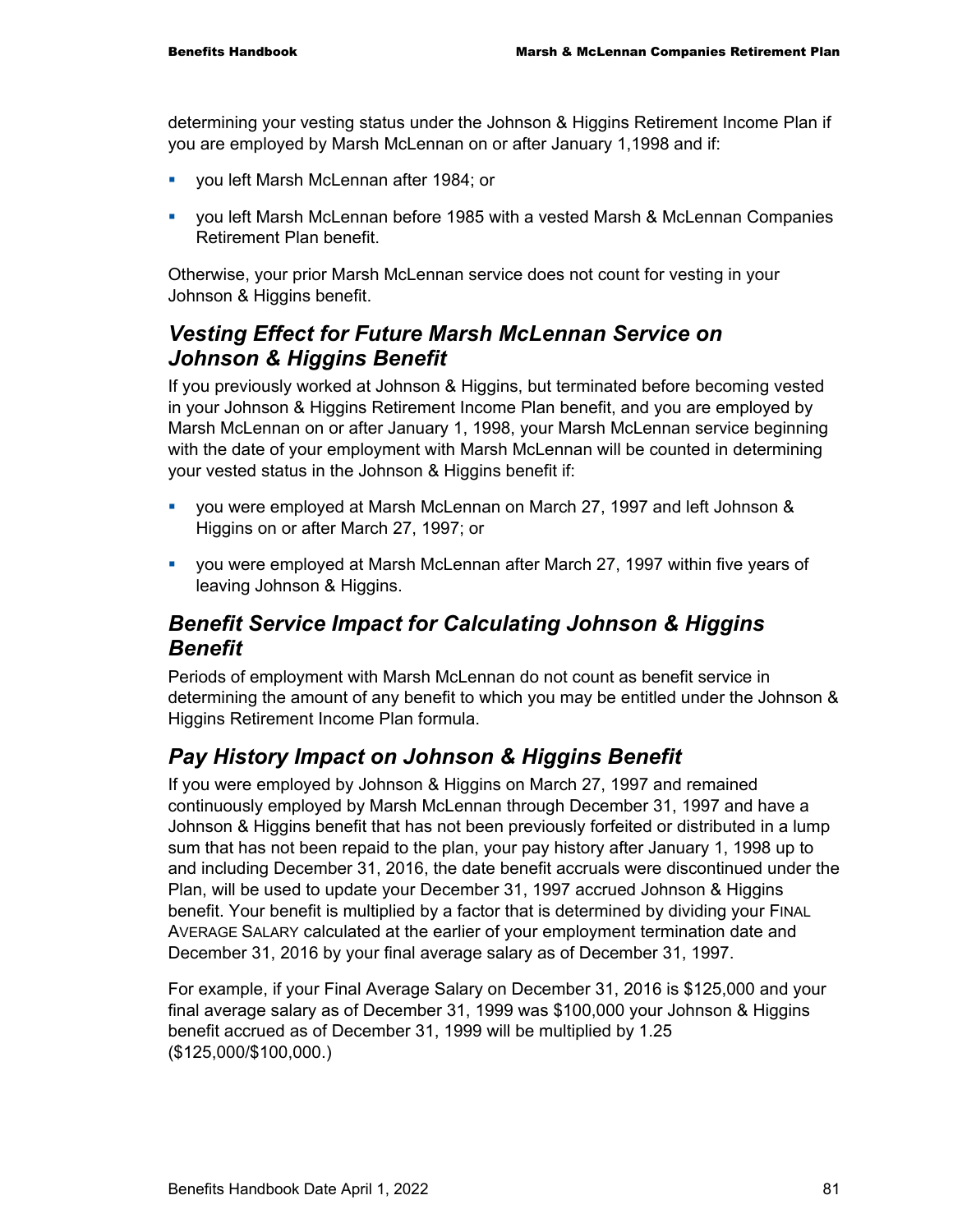determining your vesting status under the Johnson & Higgins Retirement Income Plan if you are employed by Marsh McLennan on or after January 1,1998 and if:

- you left Marsh McLennan after 1984; or
- you left Marsh McLennan before 1985 with a vested Marsh & McLennan Companies Retirement Plan benefit.

Otherwise, your prior Marsh McLennan service does not count for vesting in your Johnson & Higgins benefit.

## *Vesting Effect for Future Marsh McLennan Service on Johnson & Higgins Benefit*

If you previously worked at Johnson & Higgins, but terminated before becoming vested in your Johnson & Higgins Retirement Income Plan benefit, and you are employed by Marsh McLennan on or after January 1, 1998, your Marsh McLennan service beginning with the date of your employment with Marsh McLennan will be counted in determining your vested status in the Johnson & Higgins benefit if:

- you were employed at Marsh McLennan on March 27, 1997 and left Johnson & Higgins on or after March 27, 1997; or
- you were employed at Marsh McLennan after March 27, 1997 within five years of leaving Johnson & Higgins.

## *Benefit Service Impact for Calculating Johnson & Higgins Benefit*

Periods of employment with Marsh McLennan do not count as benefit service in determining the amount of any benefit to which you may be entitled under the Johnson & Higgins Retirement Income Plan formula.

## *Pay History Impact on Johnson & Higgins Benefit*

If you were employed by Johnson & Higgins on March 27, 1997 and remained continuously employed by Marsh McLennan through December 31, 1997 and have a Johnson & Higgins benefit that has not been previously forfeited or distributed in a lump sum that has not been repaid to the plan, your pay history after January 1, 1998 up to and including December 31, 2016, the date benefit accruals were discontinued under the Plan, will be used to update your December 31, 1997 accrued Johnson & Higgins benefit. Your benefit is multiplied by a factor that is determined by dividing your FINAL AVERAGE SALARY calculated at the earlier of your employment termination date and December 31, 2016 by your final average salary as of December 31, 1997.

For example, if your Final Average Salary on December 31, 2016 is $125,000 and your final average salary as of December 31, 1999 was $100,000 your Johnson & Higgins benefit accrued as of December 31, 1999 will be multiplied by 1.25 ($125,000/$100,000.)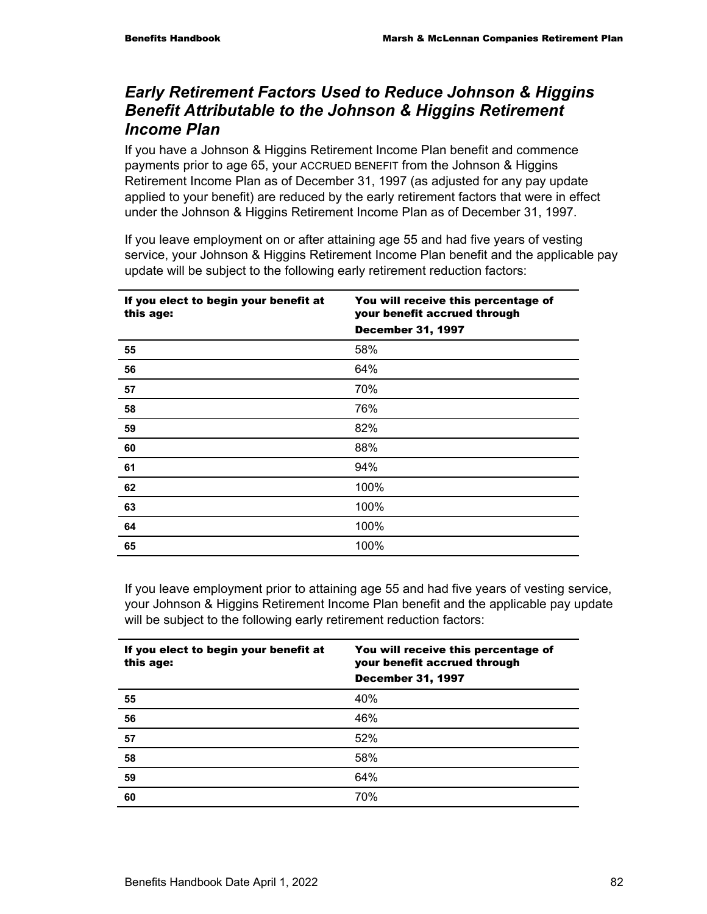## *Early Retirement Factors Used to Reduce Johnson & Higgins Benefit Attributable to the Johnson & Higgins Retirement Income Plan*

If you have a Johnson & Higgins Retirement Income Plan benefit and commence payments prior to age 65, your ACCRUED BENEFIT from the Johnson & Higgins Retirement Income Plan as of December 31, 1997 (as adjusted for any pay update applied to your benefit) are reduced by the early retirement factors that were in effect under the Johnson & Higgins Retirement Income Plan as of December 31, 1997.

If you leave employment on or after attaining age 55 and had five years of vesting service, your Johnson & Higgins Retirement Income Plan benefit and the applicable pay update will be subject to the following early retirement reduction factors:

| If you elect to begin your benefit at this age: | You will receive this percentage of your benefit accrued through December 31, 1997 |
|---|---|
| 55 | 58% |
| 56 | 64% |
| 57 | 70% |
| 58 | 76% |
| 59 | 82% |
| 60 | 88% |
| 61 | 94% |
| 62 | 100% |
| 63 | 100% |
| 64 | 100% |
| 65 | 100% |

If you leave employment prior to attaining age 55 and had five years of vesting service, your Johnson & Higgins Retirement Income Plan benefit and the applicable pay update will be subject to the following early retirement reduction factors:

| If you elect to begin your benefit at this age: | You will receive this percentage of your benefit accrued through December 31, 1997 |
|---|---|
| 55 | 40% |
| 56 | 46% |
| 57 | 52% |
| 58 | 58% |
| 59 | 64% |
| 60 | 70% |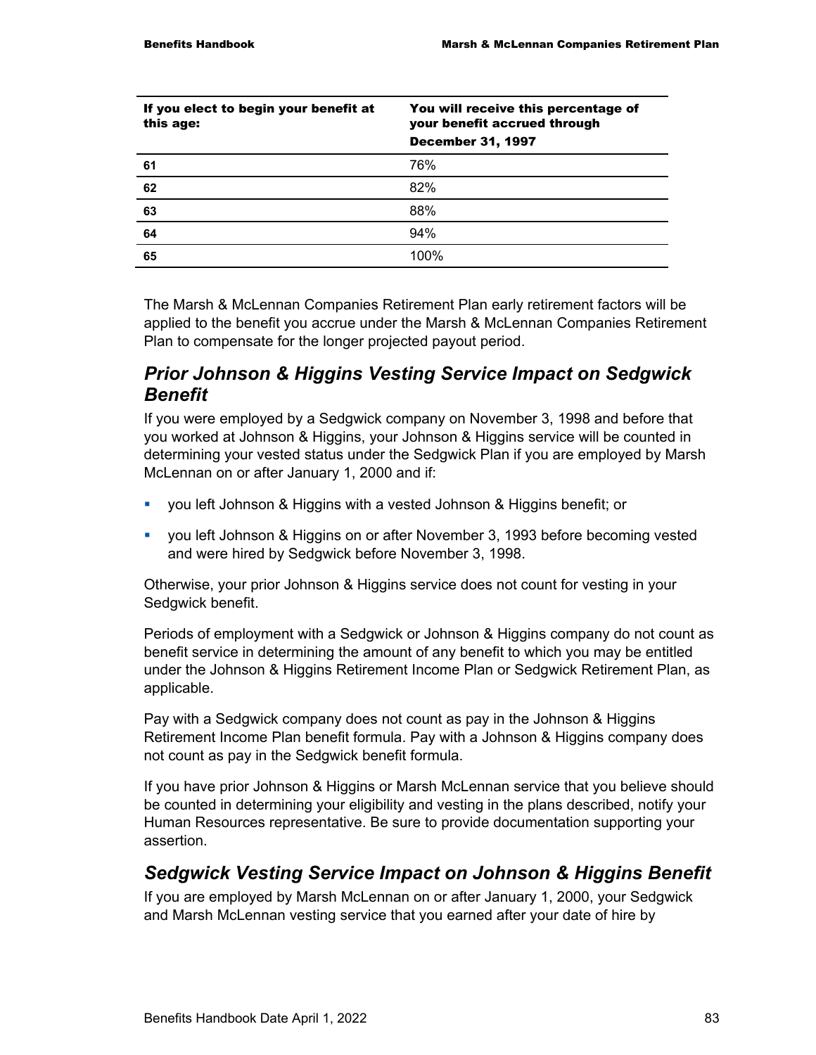| If you elect to begin your benefit at this age: | You will receive this percentage of your benefit accrued through December 31, 1997 |
|---|---|
| 61 | 76% |
| 62 | 82% |
| 63 | 88% |
| 64 | 94% |
| 65 | 100% |

The Marsh & McLennan Companies Retirement Plan early retirement factors will be applied to the benefit you accrue under the Marsh & McLennan Companies Retirement Plan to compensate for the longer projected payout period.

## *Prior Johnson & Higgins Vesting Service Impact on Sedgwick Benefit*

If you were employed by a Sedgwick company on November 3, 1998 and before that you worked at Johnson & Higgins, your Johnson & Higgins service will be counted in determining your vested status under the Sedgwick Plan if you are employed by Marsh McLennan on or after January 1, 2000 and if:

- you left Johnson & Higgins with a vested Johnson & Higgins benefit; or
- you left Johnson & Higgins on or after November 3, 1993 before becoming vested and were hired by Sedgwick before November 3, 1998.

Otherwise, your prior Johnson & Higgins service does not count for vesting in your Sedgwick benefit.

Periods of employment with a Sedgwick or Johnson & Higgins company do not count as benefit service in determining the amount of any benefit to which you may be entitled under the Johnson & Higgins Retirement Income Plan or Sedgwick Retirement Plan, as applicable.

Pay with a Sedgwick company does not count as pay in the Johnson & Higgins Retirement Income Plan benefit formula. Pay with a Johnson & Higgins company does not count as pay in the Sedgwick benefit formula.

If you have prior Johnson & Higgins or Marsh McLennan service that you believe should be counted in determining your eligibility and vesting in the plans described, notify your Human Resources representative. Be sure to provide documentation supporting your assertion.

## *Sedgwick Vesting Service Impact on Johnson & Higgins Benefit*

If you are employed by Marsh McLennan on or after January 1, 2000, your Sedgwick and Marsh McLennan vesting service that you earned after your date of hire by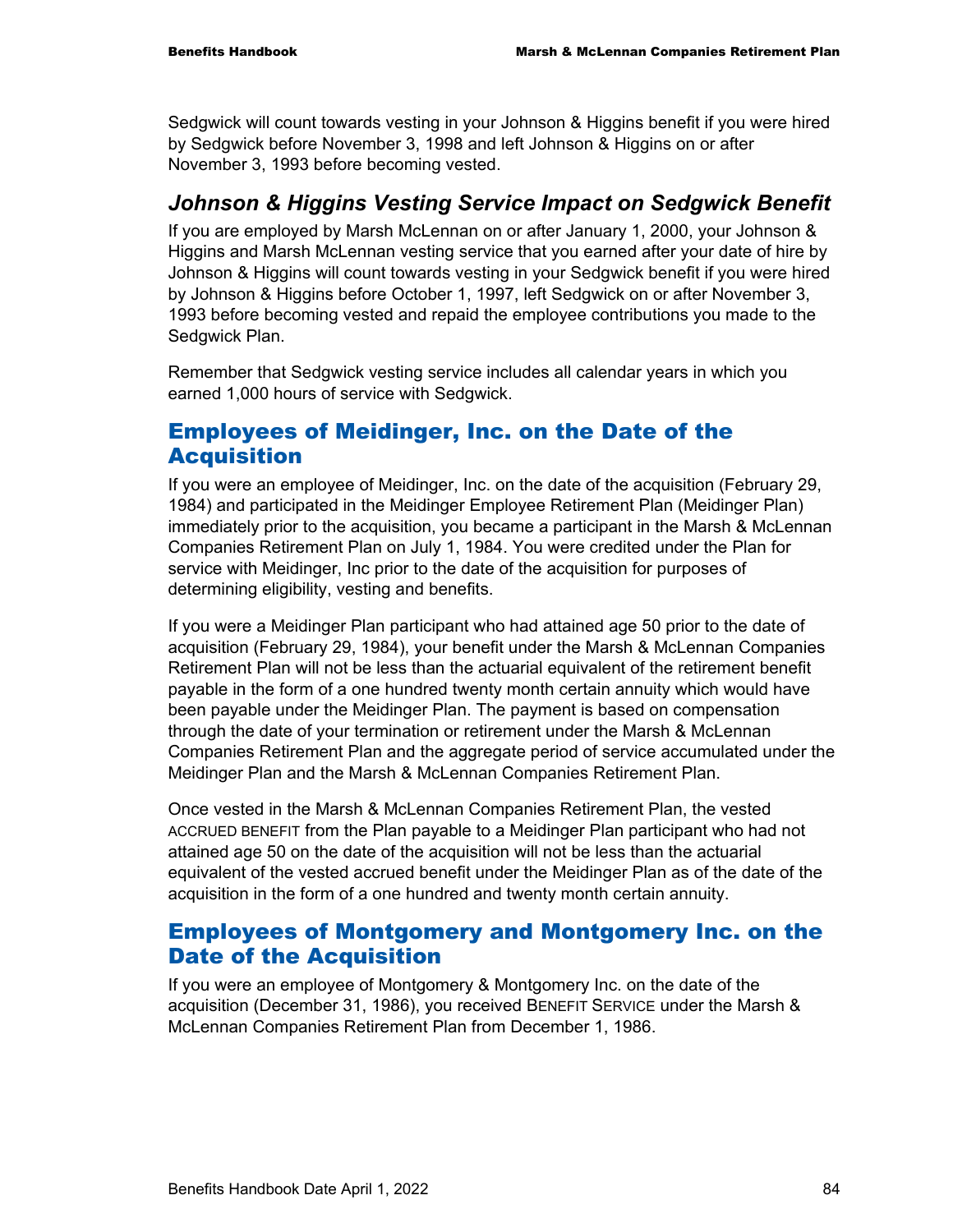Sedgwick will count towards vesting in your Johnson & Higgins benefit if you were hired by Sedgwick before November 3, 1998 and left Johnson & Higgins on or after November 3, 1993 before becoming vested.

### *Johnson & Higgins Vesting Service Impact on Sedgwick Benefit*

If you are employed by Marsh McLennan on or after January 1, 2000, your Johnson & Higgins and Marsh McLennan vesting service that you earned after your date of hire by Johnson & Higgins will count towards vesting in your Sedgwick benefit if you were hired by Johnson & Higgins before October 1, 1997, left Sedgwick on or after November 3, 1993 before becoming vested and repaid the employee contributions you made to the Sedgwick Plan.

Remember that Sedgwick vesting service includes all calendar years in which you earned 1,000 hours of service with Sedgwick.

## Employees of Meidinger, Inc. on the Date of the Acquisition

If you were an employee of Meidinger, Inc. on the date of the acquisition (February 29, 1984) and participated in the Meidinger Employee Retirement Plan (Meidinger Plan) immediately prior to the acquisition, you became a participant in the Marsh & McLennan Companies Retirement Plan on July 1, 1984. You were credited under the Plan for service with Meidinger, Inc prior to the date of the acquisition for purposes of determining eligibility, vesting and benefits.

If you were a Meidinger Plan participant who had attained age 50 prior to the date of acquisition (February 29, 1984), your benefit under the Marsh & McLennan Companies Retirement Plan will not be less than the actuarial equivalent of the retirement benefit payable in the form of a one hundred twenty month certain annuity which would have been payable under the Meidinger Plan. The payment is based on compensation through the date of your termination or retirement under the Marsh & McLennan Companies Retirement Plan and the aggregate period of service accumulated under the Meidinger Plan and the Marsh & McLennan Companies Retirement Plan.

Once vested in the Marsh & McLennan Companies Retirement Plan, the vested ACCRUED BENEFIT from the Plan payable to a Meidinger Plan participant who had not attained age 50 on the date of the acquisition will not be less than the actuarial equivalent of the vested accrued benefit under the Meidinger Plan as of the date of the acquisition in the form of a one hundred and twenty month certain annuity.

## Employees of Montgomery and Montgomery Inc. on the Date of the Acquisition

If you were an employee of Montgomery & Montgomery Inc. on the date of the acquisition (December 31, 1986), you received BENEFIT SERVICE under the Marsh & McLennan Companies Retirement Plan from December 1, 1986.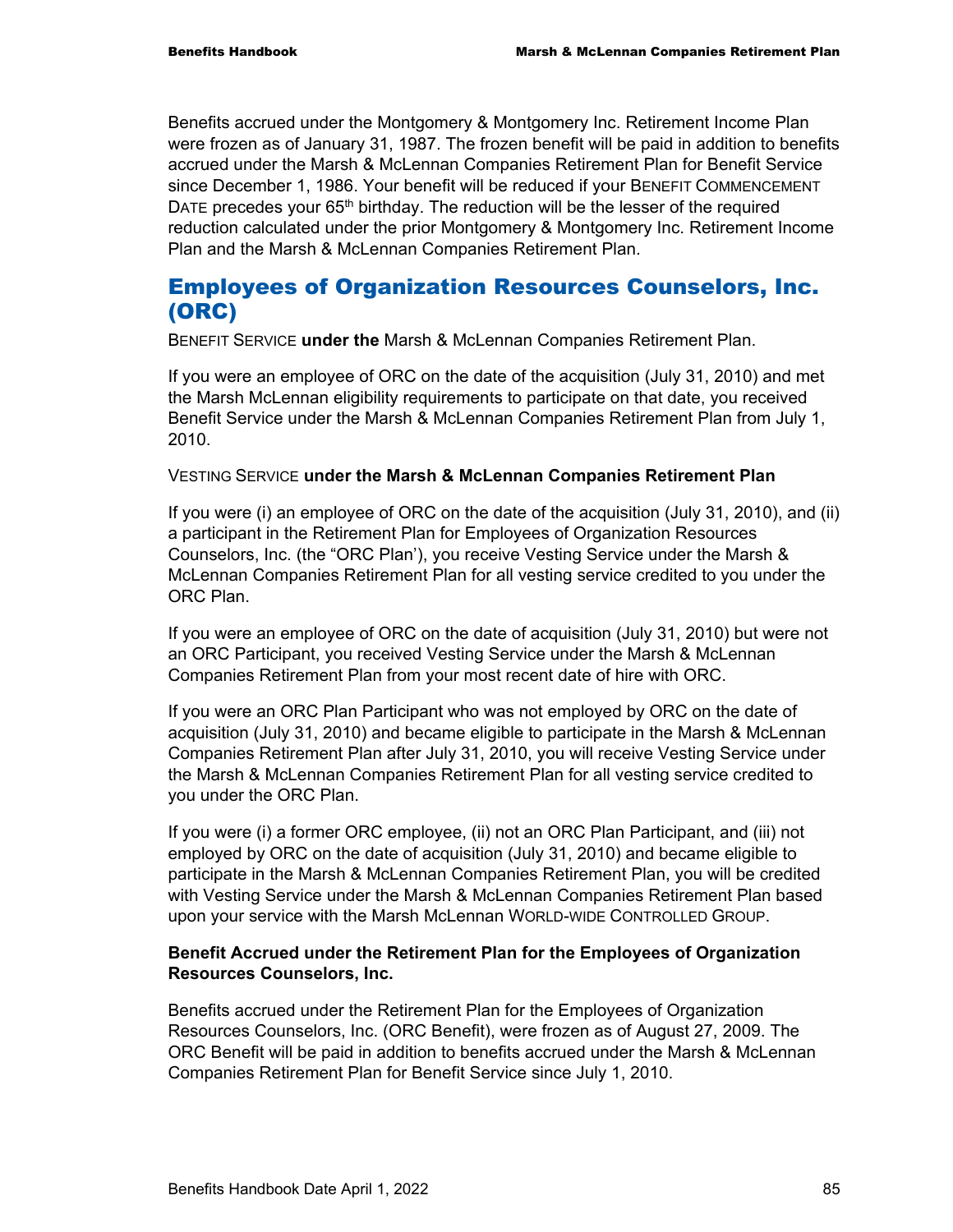Benefits accrued under the Montgomery & Montgomery Inc. Retirement Income Plan were frozen as of January 31, 1987. The frozen benefit will be paid in addition to benefits accrued under the Marsh & McLennan Companies Retirement Plan for Benefit Service since December 1, 1986. Your benefit will be reduced if your BENEFIT COMMENCEMENT DATE precedes your 65th birthday. The reduction will be the lesser of the required reduction calculated under the prior Montgomery & Montgomery Inc. Retirement Income Plan and the Marsh & McLennan Companies Retirement Plan.

## Employees of Organization Resources Counselors, Inc. (ORC)

BENEFIT SERVICE **under the** Marsh & McLennan Companies Retirement Plan.

If you were an employee of ORC on the date of the acquisition (July 31, 2010) and met the Marsh McLennan eligibility requirements to participate on that date, you received Benefit Service under the Marsh & McLennan Companies Retirement Plan from July 1, 2010.

VESTING SERVICE **under the Marsh & McLennan Companies Retirement Plan**

If you were (i) an employee of ORC on the date of the acquisition (July 31, 2010), and (ii) a participant in the Retirement Plan for Employees of Organization Resources Counselors, Inc. (the "ORC Plan'), you receive Vesting Service under the Marsh & McLennan Companies Retirement Plan for all vesting service credited to you under the ORC Plan.

If you were an employee of ORC on the date of acquisition (July 31, 2010) but were not an ORC Participant, you received Vesting Service under the Marsh & McLennan Companies Retirement Plan from your most recent date of hire with ORC.

If you were an ORC Plan Participant who was not employed by ORC on the date of acquisition (July 31, 2010) and became eligible to participate in the Marsh & McLennan Companies Retirement Plan after July 31, 2010, you will receive Vesting Service under the Marsh & McLennan Companies Retirement Plan for all vesting service credited to you under the ORC Plan.

If you were (i) a former ORC employee, (ii) not an ORC Plan Participant, and (iii) not employed by ORC on the date of acquisition (July 31, 2010) and became eligible to participate in the Marsh & McLennan Companies Retirement Plan, you will be credited with Vesting Service under the Marsh & McLennan Companies Retirement Plan based upon your service with the Marsh McLennan WORLD-WIDE CONTROLLED GROUP.

**Benefit Accrued under the Retirement Plan for the Employees of Organization Resources Counselors, Inc.**

Benefits accrued under the Retirement Plan for the Employees of Organization Resources Counselors, Inc. (ORC Benefit), were frozen as of August 27, 2009. The ORC Benefit will be paid in addition to benefits accrued under the Marsh & McLennan Companies Retirement Plan for Benefit Service since July 1, 2010.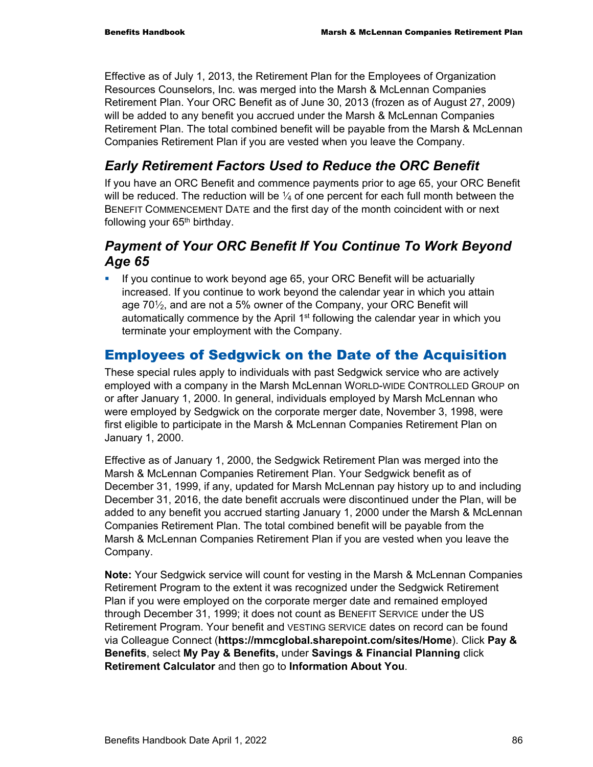Effective as of July 1, 2013, the Retirement Plan for the Employees of Organization Resources Counselors, Inc. was merged into the Marsh & McLennan Companies Retirement Plan. Your ORC Benefit as of June 30, 2013 (frozen as of August 27, 2009) will be added to any benefit you accrued under the Marsh & McLennan Companies Retirement Plan. The total combined benefit will be payable from the Marsh & McLennan Companies Retirement Plan if you are vested when you leave the Company.

## *Early Retirement Factors Used to Reduce the ORC Benefit*

If you have an ORC Benefit and commence payments prior to age 65, your ORC Benefit will be reduced. The reduction will be ¼ of one percent for each full month between the BENEFIT COMMENCEMENT DATE and the first day of the month coincident with or next following your 65th birthday.

## *Payment of Your ORC Benefit If You Continue To Work Beyond Age 65*

- If you continue to work beyond age 65, your ORC Benefit will be actuarially increased. If you continue to work beyond the calendar year in which you attain age 70½, and are not a 5% owner of the Company, your ORC Benefit will automatically commence by the April 1st following the calendar year in which you terminate your employment with the Company.

# Employees of Sedgwick on the Date of the Acquisition

These special rules apply to individuals with past Sedgwick service who are actively employed with a company in the Marsh McLennan WORLD-WIDE CONTROLLED GROUP on or after January 1, 2000. In general, individuals employed by Marsh McLennan who were employed by Sedgwick on the corporate merger date, November 3, 1998, were first eligible to participate in the Marsh & McLennan Companies Retirement Plan on January 1, 2000.

Effective as of January 1, 2000, the Sedgwick Retirement Plan was merged into the Marsh & McLennan Companies Retirement Plan. Your Sedgwick benefit as of December 31, 1999, if any, updated for Marsh McLennan pay history up to and including December 31, 2016, the date benefit accruals were discontinued under the Plan, will be added to any benefit you accrued starting January 1, 2000 under the Marsh & McLennan Companies Retirement Plan. The total combined benefit will be payable from the Marsh & McLennan Companies Retirement Plan if you are vested when you leave the Company.

**Note:** Your Sedgwick service will count for vesting in the Marsh & McLennan Companies Retirement Program to the extent it was recognized under the Sedgwick Retirement Plan if you were employed on the corporate merger date and remained employed through December 31, 1999; it does not count as BENEFIT SERVICE under the US Retirement Program. Your benefit and VESTING SERVICE dates on record can be found via Colleague Connect (**https://mmcglobal.sharepoint.com/sites/Home**). Click **Pay & Benefits**, select **My Pay & Benefits,** under **Savings & Financial Planning** click **Retirement Calculator** and then go to **Information About You**.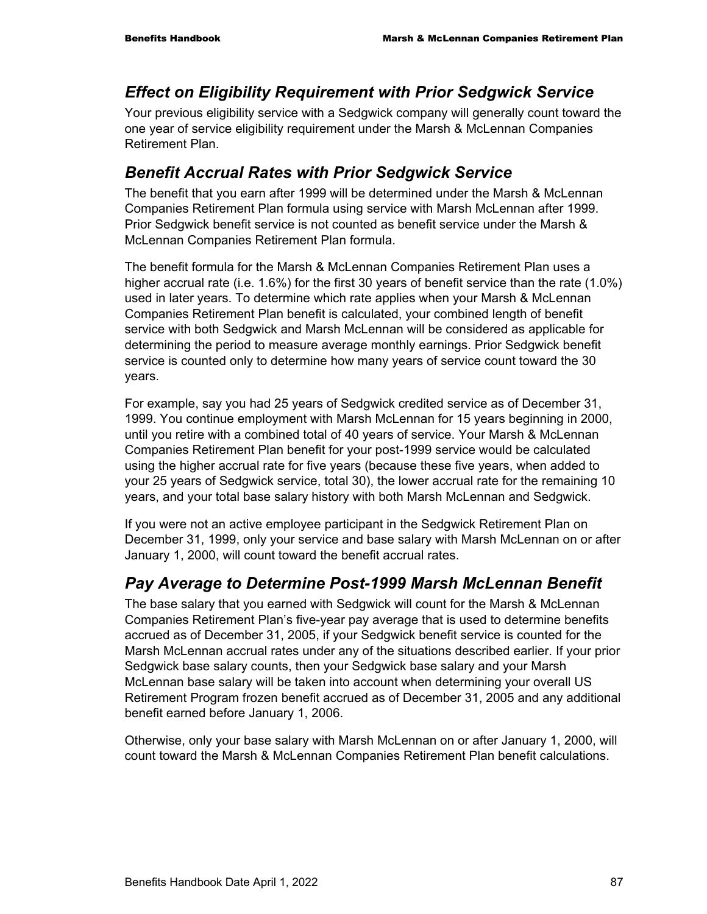## *Effect on Eligibility Requirement with Prior Sedgwick Service*

Your previous eligibility service with a Sedgwick company will generally count toward the one year of service eligibility requirement under the Marsh & McLennan Companies Retirement Plan.

## *Benefit Accrual Rates with Prior Sedgwick Service*

The benefit that you earn after 1999 will be determined under the Marsh & McLennan Companies Retirement Plan formula using service with Marsh McLennan after 1999. Prior Sedgwick benefit service is not counted as benefit service under the Marsh & McLennan Companies Retirement Plan formula.

The benefit formula for the Marsh & McLennan Companies Retirement Plan uses a higher accrual rate (i.e. 1.6%) for the first 30 years of benefit service than the rate (1.0%) used in later years. To determine which rate applies when your Marsh & McLennan Companies Retirement Plan benefit is calculated, your combined length of benefit service with both Sedgwick and Marsh McLennan will be considered as applicable for determining the period to measure average monthly earnings. Prior Sedgwick benefit service is counted only to determine how many years of service count toward the 30 years.

For example, say you had 25 years of Sedgwick credited service as of December 31, 1999. You continue employment with Marsh McLennan for 15 years beginning in 2000, until you retire with a combined total of 40 years of service. Your Marsh & McLennan Companies Retirement Plan benefit for your post-1999 service would be calculated using the higher accrual rate for five years (because these five years, when added to your 25 years of Sedgwick service, total 30), the lower accrual rate for the remaining 10 years, and your total base salary history with both Marsh McLennan and Sedgwick.

If you were not an active employee participant in the Sedgwick Retirement Plan on December 31, 1999, only your service and base salary with Marsh McLennan on or after January 1, 2000, will count toward the benefit accrual rates.

## *Pay Average to Determine Post-1999 Marsh McLennan Benefit*

The base salary that you earned with Sedgwick will count for the Marsh & McLennan Companies Retirement Plan's five-year pay average that is used to determine benefits accrued as of December 31, 2005, if your Sedgwick benefit service is counted for the Marsh McLennan accrual rates under any of the situations described earlier. If your prior Sedgwick base salary counts, then your Sedgwick base salary and your Marsh McLennan base salary will be taken into account when determining your overall US Retirement Program frozen benefit accrued as of December 31, 2005 and any additional benefit earned before January 1, 2006.

Otherwise, only your base salary with Marsh McLennan on or after January 1, 2000, will count toward the Marsh & McLennan Companies Retirement Plan benefit calculations.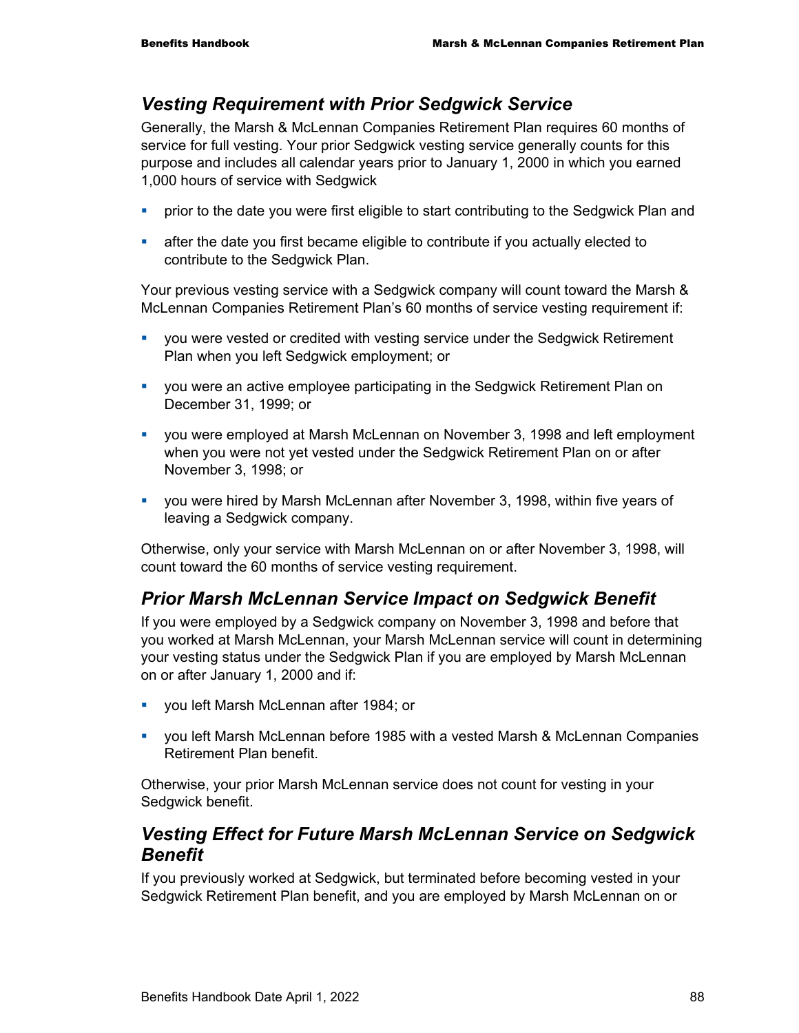## *Vesting Requirement with Prior Sedgwick Service*

Generally, the Marsh & McLennan Companies Retirement Plan requires 60 months of service for full vesting. Your prior Sedgwick vesting service generally counts for this purpose and includes all calendar years prior to January 1, 2000 in which you earned 1,000 hours of service with Sedgwick

- prior to the date you were first eligible to start contributing to the Sedgwick Plan and
- after the date you first became eligible to contribute if you actually elected to contribute to the Sedgwick Plan.

Your previous vesting service with a Sedgwick company will count toward the Marsh & McLennan Companies Retirement Plan's 60 months of service vesting requirement if:

- you were vested or credited with vesting service under the Sedgwick Retirement Plan when you left Sedgwick employment; or
- you were an active employee participating in the Sedgwick Retirement Plan on December 31, 1999; or
- you were employed at Marsh McLennan on November 3, 1998 and left employment when you were not yet vested under the Sedgwick Retirement Plan on or after November 3, 1998; or
- you were hired by Marsh McLennan after November 3, 1998, within five years of leaving a Sedgwick company.

Otherwise, only your service with Marsh McLennan on or after November 3, 1998, will count toward the 60 months of service vesting requirement.

## *Prior Marsh McLennan Service Impact on Sedgwick Benefit*

If you were employed by a Sedgwick company on November 3, 1998 and before that you worked at Marsh McLennan, your Marsh McLennan service will count in determining your vesting status under the Sedgwick Plan if you are employed by Marsh McLennan on or after January 1, 2000 and if:

- you left Marsh McLennan after 1984; or
- you left Marsh McLennan before 1985 with a vested Marsh & McLennan Companies Retirement Plan benefit.

Otherwise, your prior Marsh McLennan service does not count for vesting in your Sedgwick benefit.

## *Vesting Effect for Future Marsh McLennan Service on Sedgwick Benefit*

If you previously worked at Sedgwick, but terminated before becoming vested in your Sedgwick Retirement Plan benefit, and you are employed by Marsh McLennan on or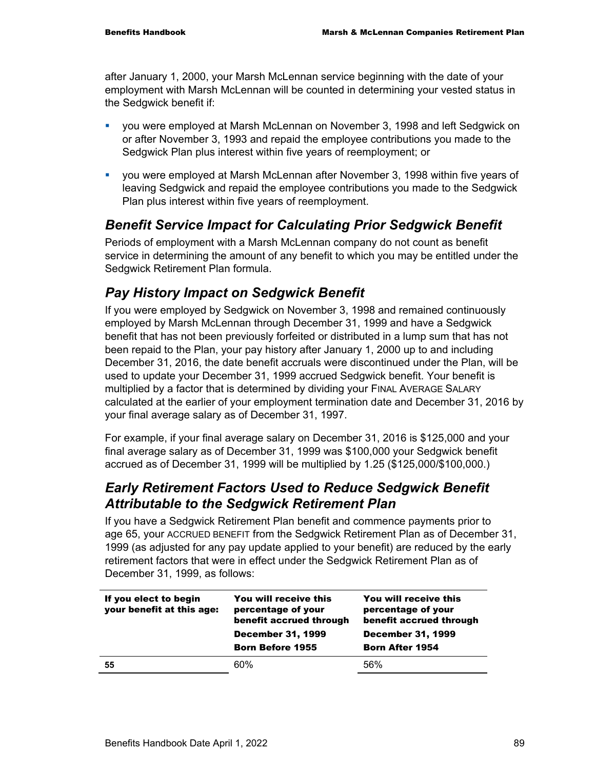after January 1, 2000, your Marsh McLennan service beginning with the date of your employment with Marsh McLennan will be counted in determining your vested status in the Sedgwick benefit if:

- you were employed at Marsh McLennan on November 3, 1998 and left Sedgwick on or after November 3, 1993 and repaid the employee contributions you made to the Sedgwick Plan plus interest within five years of reemployment; or
- you were employed at Marsh McLennan after November 3, 1998 within five years of leaving Sedgwick and repaid the employee contributions you made to the Sedgwick Plan plus interest within five years of reemployment.

## *Benefit Service Impact for Calculating Prior Sedgwick Benefit*

Periods of employment with a Marsh McLennan company do not count as benefit service in determining the amount of any benefit to which you may be entitled under the Sedgwick Retirement Plan formula.

## *Pay History Impact on Sedgwick Benefit*

If you were employed by Sedgwick on November 3, 1998 and remained continuously employed by Marsh McLennan through December 31, 1999 and have a Sedgwick benefit that has not been previously forfeited or distributed in a lump sum that has not been repaid to the Plan, your pay history after January 1, 2000 up to and including December 31, 2016, the date benefit accruals were discontinued under the Plan, will be used to update your December 31, 1999 accrued Sedgwick benefit. Your benefit is multiplied by a factor that is determined by dividing your FINAL AVERAGE SALARY calculated at the earlier of your employment termination date and December 31, 2016 by your final average salary as of December 31, 1997.

For example, if your final average salary on December 31, 2016 is $125,000 and your final average salary as of December 31, 1999 was $100,000 your Sedgwick benefit accrued as of December 31, 1999 will be multiplied by 1.25 ($125,000/$100,000.)

## *Early Retirement Factors Used to Reduce Sedgwick Benefit Attributable to the Sedgwick Retirement Plan*

If you have a Sedgwick Retirement Plan benefit and commence payments prior to age 65, your ACCRUED BENEFIT from the Sedgwick Retirement Plan as of December 31, 1999 (as adjusted for any pay update applied to your benefit) are reduced by the early retirement factors that were in effect under the Sedgwick Retirement Plan as of December 31, 1999, as follows:

| If you elect to begin your benefit at this age: | You will receive this percentage of your benefit accrued through December 31, 1999 Born Before 1955 | You will receive this percentage of your benefit accrued through December 31, 1999 Born After 1954 |
|---|---|---|
| 55 | 60% | 56% |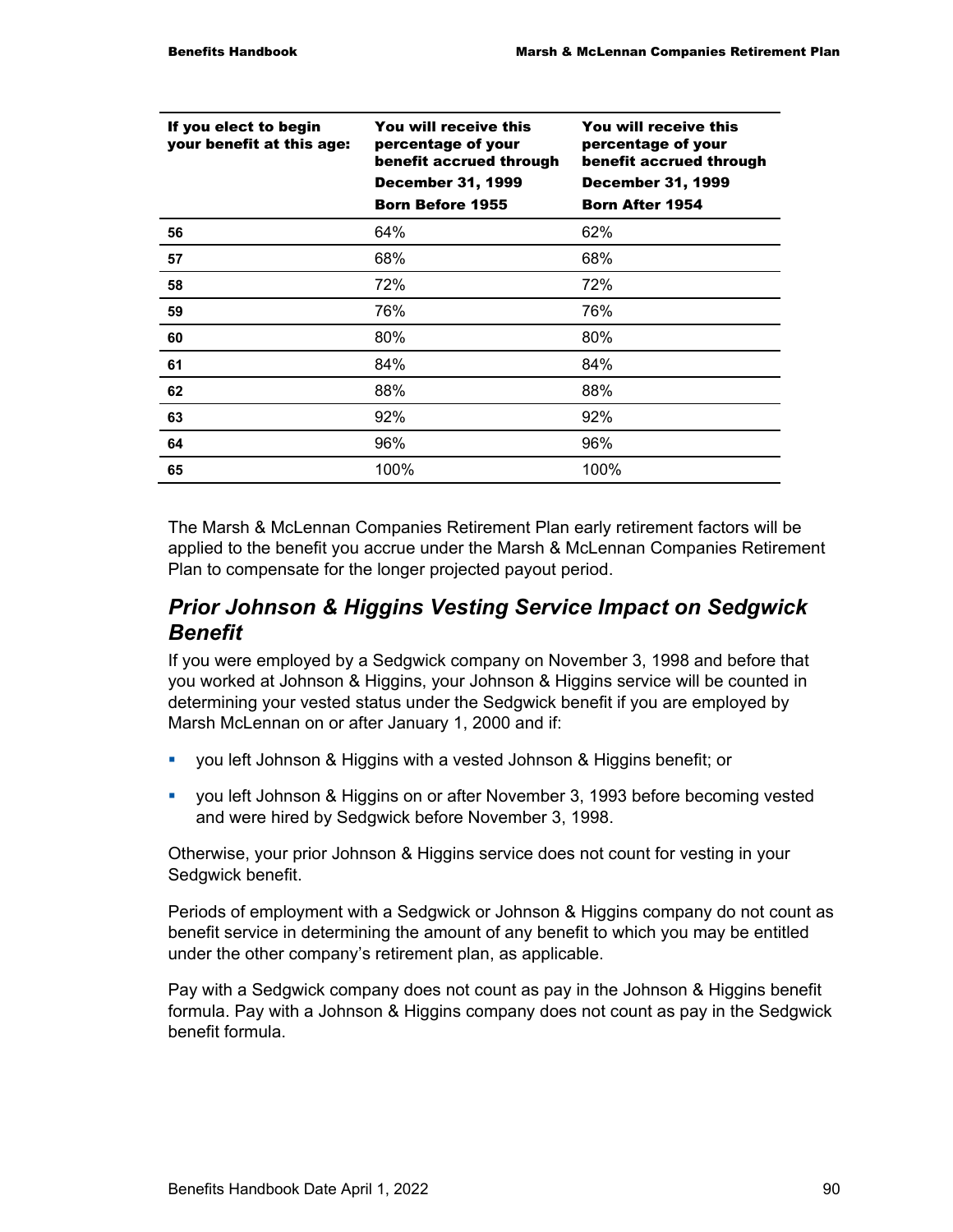| If you elect to begin your benefit at this age: | You will receive this percentage of your benefit accrued through December 31, 1999 Born Before 1955 | You will receive this percentage of your benefit accrued through December 31, 1999 Born After 1954 |
|---|---|---|
| 56 | 64% | 62% |
| 57 | 68% | 68% |
| 58 | 72% | 72% |
| 59 | 76% | 76% |
| 60 | 80% | 80% |
| 61 | 84% | 84% |
| 62 | 88% | 88% |
| 63 | 92% | 92% |
| 64 | 96% | 96% |
| 65 | 100% | 100% |

The Marsh & McLennan Companies Retirement Plan early retirement factors will be applied to the benefit you accrue under the Marsh & McLennan Companies Retirement Plan to compensate for the longer projected payout period.

## *Prior Johnson & Higgins Vesting Service Impact on Sedgwick Benefit*

If you were employed by a Sedgwick company on November 3, 1998 and before that you worked at Johnson & Higgins, your Johnson & Higgins service will be counted in determining your vested status under the Sedgwick benefit if you are employed by Marsh McLennan on or after January 1, 2000 and if:

- you left Johnson & Higgins with a vested Johnson & Higgins benefit; or
- you left Johnson & Higgins on or after November 3, 1993 before becoming vested and were hired by Sedgwick before November 3, 1998.

Otherwise, your prior Johnson & Higgins service does not count for vesting in your Sedgwick benefit.

Periods of employment with a Sedgwick or Johnson & Higgins company do not count as benefit service in determining the amount of any benefit to which you may be entitled under the other company's retirement plan, as applicable.

Pay with a Sedgwick company does not count as pay in the Johnson & Higgins benefit formula. Pay with a Johnson & Higgins company does not count as pay in the Sedgwick benefit formula.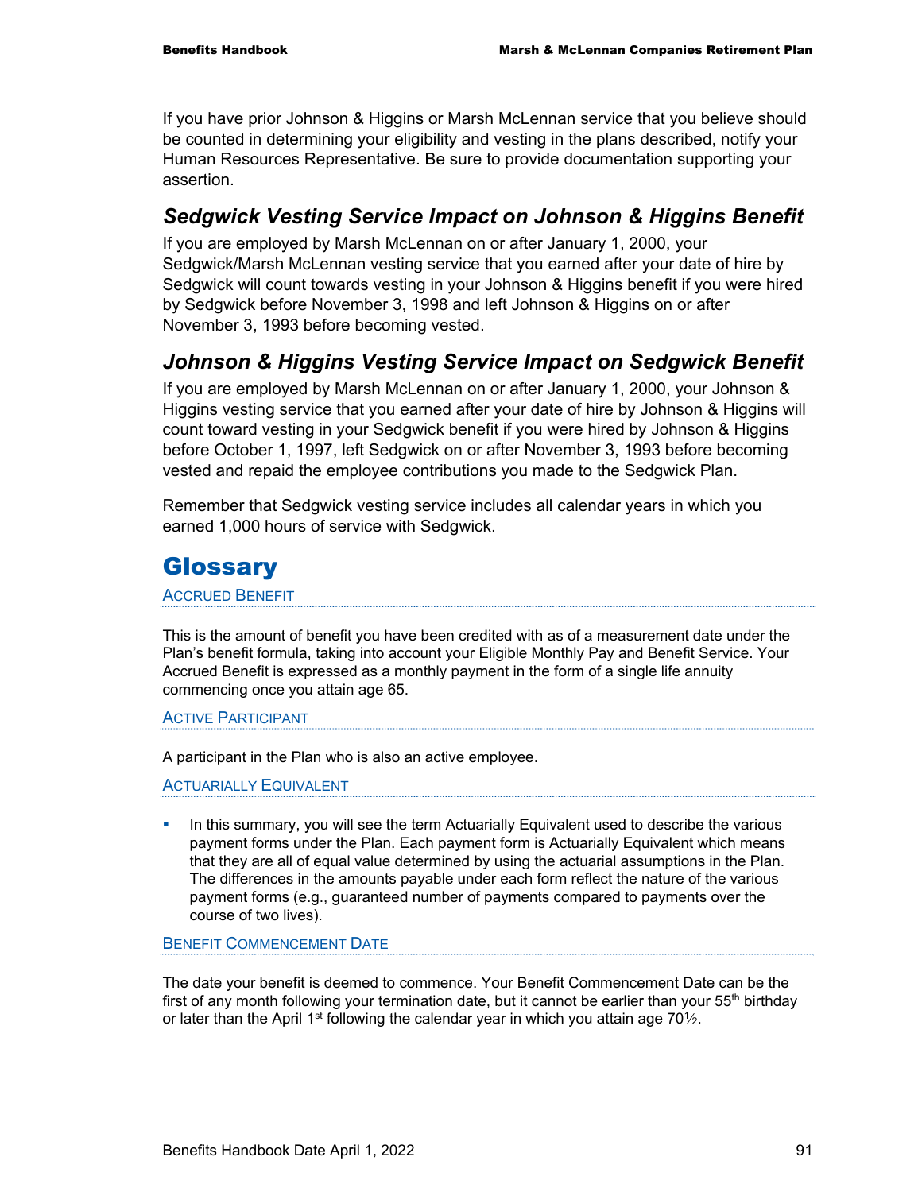If you have prior Johnson & Higgins or Marsh McLennan service that you believe should be counted in determining your eligibility and vesting in the plans described, notify your Human Resources Representative. Be sure to provide documentation supporting your assertion.

### *Sedgwick Vesting Service Impact on Johnson & Higgins Benefit*

If you are employed by Marsh McLennan on or after January 1, 2000, your Sedgwick/Marsh McLennan vesting service that you earned after your date of hire by Sedgwick will count towards vesting in your Johnson & Higgins benefit if you were hired by Sedgwick before November 3, 1998 and left Johnson & Higgins on or after November 3, 1993 before becoming vested.

### *Johnson & Higgins Vesting Service Impact on Sedgwick Benefit*

If you are employed by Marsh McLennan on or after January 1, 2000, your Johnson & Higgins vesting service that you earned after your date of hire by Johnson & Higgins will count toward vesting in your Sedgwick benefit if you were hired by Johnson & Higgins before October 1, 1997, left Sedgwick on or after November 3, 1993 before becoming vested and repaid the employee contributions you made to the Sedgwick Plan.

Remember that Sedgwick vesting service includes all calendar years in which you earned 1,000 hours of service with Sedgwick.

## Glossary

#### Accrued Benefit

This is the amount of benefit you have been credited with as of a measurement date under the Plan's benefit formula, taking into account your Eligible Monthly Pay and Benefit Service. Your Accrued Benefit is expressed as a monthly payment in the form of a single life annuity commencing once you attain age 65.

#### Active Participant

A participant in the Plan who is also an active employee.

#### Actuarially Equivalent

- In this summary, you will see the term Actuarially Equivalent used to describe the various payment forms under the Plan. Each payment form is Actuarially Equivalent which means that they are all of equal value determined by using the actuarial assumptions in the Plan. The differences in the amounts payable under each form reflect the nature of the various payment forms (e.g., guaranteed number of payments compared to payments over the course of two lives).

#### Benefit Commencement Date

The date your benefit is deemed to commence. Your Benefit Commencement Date can be the first of any month following your termination date, but it cannot be earlier than your 55th birthday or later than the April 1st following the calendar year in which you attain age 70½.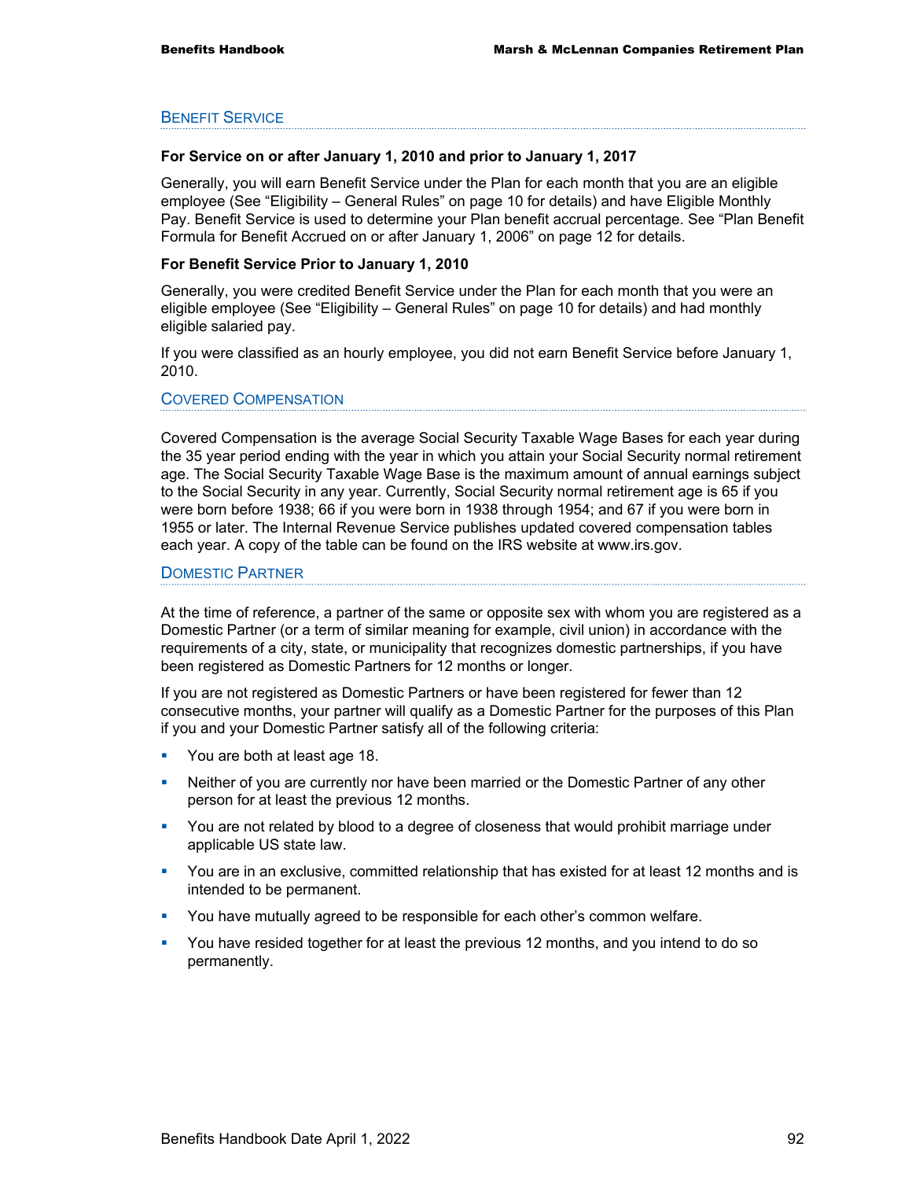## Benefit Service

**For Service on or after January 1, 2010 and prior to January 1, 2017**

Generally, you will earn Benefit Service under the Plan for each month that you are an eligible employee (See "Eligibility – General Rules" on page 10 for details) and have Eligible Monthly Pay. Benefit Service is used to determine your Plan benefit accrual percentage. See "Plan Benefit Formula for Benefit Accrued on or after January 1, 2006" on page 12 for details.

**For Benefit Service Prior to January 1, 2010**

Generally, you were credited Benefit Service under the Plan for each month that you were an eligible employee (See "Eligibility – General Rules" on page 10 for details) and had monthly eligible salaried pay.

If you were classified as an hourly employee, you did not earn Benefit Service before January 1, 2010.

## Covered Compensation

Covered Compensation is the average Social Security Taxable Wage Bases for each year during the 35 year period ending with the year in which you attain your Social Security normal retirement age. The Social Security Taxable Wage Base is the maximum amount of annual earnings subject to the Social Security in any year. Currently, Social Security normal retirement age is 65 if you were born before 1938; 66 if you were born in 1938 through 1954; and 67 if you were born in 1955 or later. The Internal Revenue Service publishes updated covered compensation tables each year. A copy of the table can be found on the IRS website at www.irs.gov.

## Domestic Partner

At the time of reference, a partner of the same or opposite sex with whom you are registered as a Domestic Partner (or a term of similar meaning for example, civil union) in accordance with the requirements of a city, state, or municipality that recognizes domestic partnerships, if you have been registered as Domestic Partners for 12 months or longer.

If you are not registered as Domestic Partners or have been registered for fewer than 12 consecutive months, your partner will qualify as a Domestic Partner for the purposes of this Plan if you and your Domestic Partner satisfy all of the following criteria:

- You are both at least age 18.
- Neither of you are currently nor have been married or the Domestic Partner of any other person for at least the previous 12 months.
- You are not related by blood to a degree of closeness that would prohibit marriage under applicable US state law.
- You are in an exclusive, committed relationship that has existed for at least 12 months and is intended to be permanent.
- You have mutually agreed to be responsible for each other's common welfare.
- You have resided together for at least the previous 12 months, and you intend to do so permanently.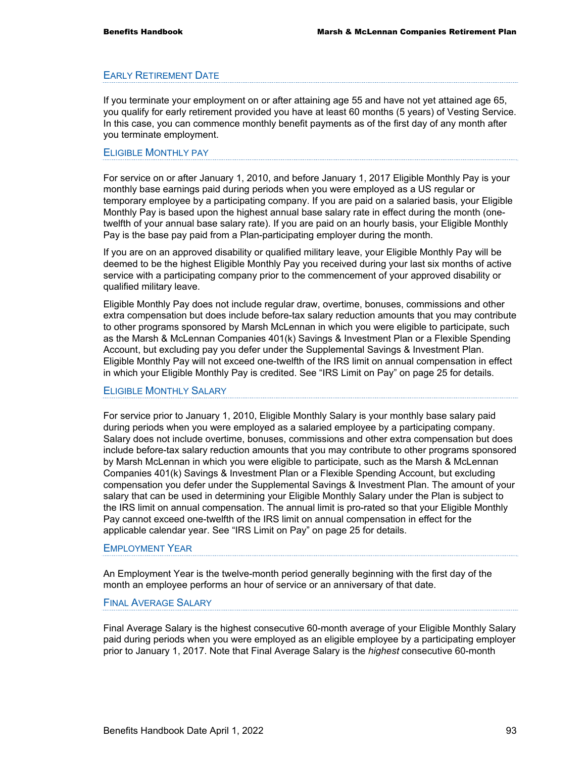## Early Retirement Date

If you terminate your employment on or after attaining age 55 and have not yet attained age 65, you qualify for early retirement provided you have at least 60 months (5 years) of Vesting Service. In this case, you can commence monthly benefit payments as of the first day of any month after you terminate employment.

## Eligible Monthly pay

For service on or after January 1, 2010, and before January 1, 2017 Eligible Monthly Pay is your monthly base earnings paid during periods when you were employed as a US regular or temporary employee by a participating company. If you are paid on a salaried basis, your Eligible Monthly Pay is based upon the highest annual base salary rate in effect during the month (one-twelfth of your annual base salary rate). If you are paid on an hourly basis, your Eligible Monthly Pay is the base pay paid from a Plan-participating employer during the month.

If you are on an approved disability or qualified military leave, your Eligible Monthly Pay will be deemed to be the highest Eligible Monthly Pay you received during your last six months of active service with a participating company prior to the commencement of your approved disability or qualified military leave.

Eligible Monthly Pay does not include regular draw, overtime, bonuses, commissions and other extra compensation but does include before-tax salary reduction amounts that you may contribute to other programs sponsored by Marsh McLennan in which you were eligible to participate, such as the Marsh & McLennan Companies 401(k) Savings & Investment Plan or a Flexible Spending Account, but excluding pay you defer under the Supplemental Savings & Investment Plan. Eligible Monthly Pay will not exceed one-twelfth of the IRS limit on annual compensation in effect in which your Eligible Monthly Pay is credited. See "IRS Limit on Pay" on page 25 for details.

## Eligible Monthly Salary

For service prior to January 1, 2010, Eligible Monthly Salary is your monthly base salary paid during periods when you were employed as a salaried employee by a participating company. Salary does not include overtime, bonuses, commissions and other extra compensation but does include before-tax salary reduction amounts that you may contribute to other programs sponsored by Marsh McLennan in which you were eligible to participate, such as the Marsh & McLennan Companies 401(k) Savings & Investment Plan or a Flexible Spending Account, but excluding compensation you defer under the Supplemental Savings & Investment Plan. The amount of your salary that can be used in determining your Eligible Monthly Salary under the Plan is subject to the IRS limit on annual compensation. The annual limit is pro-rated so that your Eligible Monthly Pay cannot exceed one-twelfth of the IRS limit on annual compensation in effect for the applicable calendar year. See "IRS Limit on Pay" on page 25 for details.

## Employment Year

An Employment Year is the twelve-month period generally beginning with the first day of the month an employee performs an hour of service or an anniversary of that date.

## Final Average Salary

Final Average Salary is the highest consecutive 60-month average of your Eligible Monthly Salary paid during periods when you were employed as an eligible employee by a participating employer prior to January 1, 2017. Note that Final Average Salary is the *highest* consecutive 60-month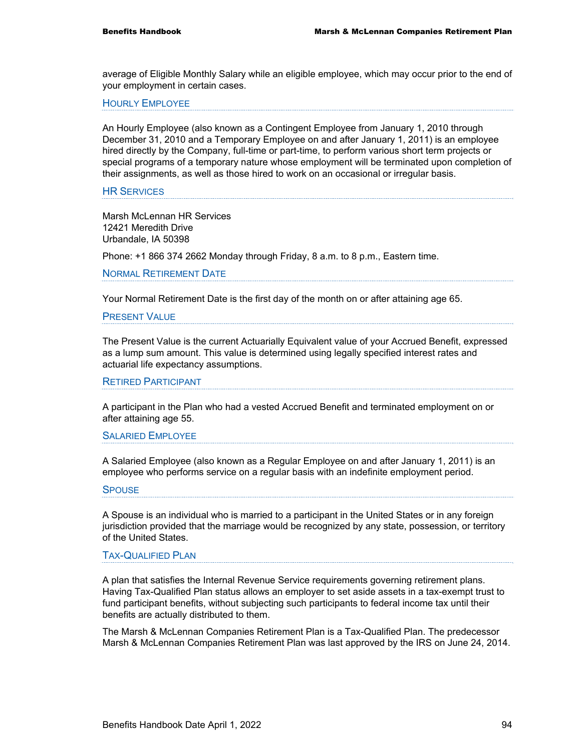average of Eligible Monthly Salary while an eligible employee, which may occur prior to the end of your employment in certain cases.

### Hourly Employee

An Hourly Employee (also known as a Contingent Employee from January 1, 2010 through December 31, 2010 and a Temporary Employee on and after January 1, 2011) is an employee hired directly by the Company, full-time or part-time, to perform various short term projects or special programs of a temporary nature whose employment will be terminated upon completion of their assignments, as well as those hired to work on an occasional or irregular basis.

### HR Services

Marsh McLennan HR Services
12421 Meredith Drive
Urbandale, IA 50398

Phone: +1 866 374 2662 Monday through Friday, 8 a.m. to 8 p.m., Eastern time.

### Normal Retirement Date

Your Normal Retirement Date is the first day of the month on or after attaining age 65.

### Present Value

The Present Value is the current Actuarially Equivalent value of your Accrued Benefit, expressed as a lump sum amount. This value is determined using legally specified interest rates and actuarial life expectancy assumptions.

### Retired Participant

A participant in the Plan who had a vested Accrued Benefit and terminated employment on or after attaining age 55.

### Salaried Employee

A Salaried Employee (also known as a Regular Employee on and after January 1, 2011) is an employee who performs service on a regular basis with an indefinite employment period.

### Spouse

A Spouse is an individual who is married to a participant in the United States or in any foreign jurisdiction provided that the marriage would be recognized by any state, possession, or territory of the United States.

### Tax-Qualified Plan

A plan that satisfies the Internal Revenue Service requirements governing retirement plans. Having Tax-Qualified Plan status allows an employer to set aside assets in a tax-exempt trust to fund participant benefits, without subjecting such participants to federal income tax until their benefits are actually distributed to them.

The Marsh & McLennan Companies Retirement Plan is a Tax-Qualified Plan. The predecessor Marsh & McLennan Companies Retirement Plan was last approved by the IRS on June 24, 2014.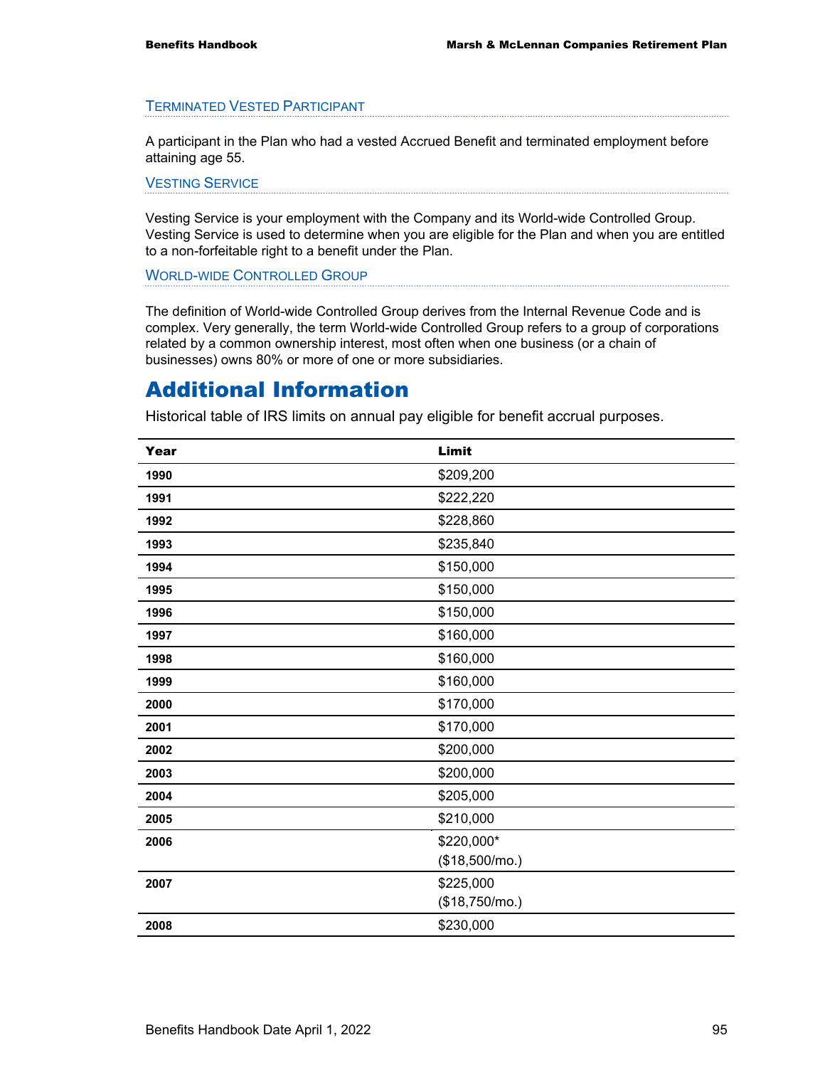### Terminated Vested Participant

A participant in the Plan who had a vested Accrued Benefit and terminated employment before attaining age 55.

### Vesting Service

Vesting Service is your employment with the Company and its World-wide Controlled Group. Vesting Service is used to determine when you are eligible for the Plan and when you are entitled to a non-forfeitable right to a benefit under the Plan.

### World-wide Controlled Group

The definition of World-wide Controlled Group derives from the Internal Revenue Code and is complex. Very generally, the term World-wide Controlled Group refers to a group of corporations related by a common ownership interest, most often when one business (or a chain of businesses) owns 80% or more of one or more subsidiaries.

# Additional Information

Historical table of IRS limits on annual pay eligible for benefit accrual purposes.

| Year | Limit |
|---|---|
| 1990 | $209,200 |
| 1991 | $222,220 |
| 1992 | $228,860 |
| 1993 | $235,840 |
| 1994 | $150,000 |
| 1995 | $150,000 |
| 1996 | $150,000 |
| 1997 | $160,000 |
| 1998 | $160,000 |
| 1999 | $160,000 |
| 2000 | $170,000 |
| 2001 | $170,000 |
| 2002 | $200,000 |
| 2003 | $200,000 |
| 2004 | $205,000 |
| 2005 | $210,000 |
| 2006 | $220,000* ($18,500/mo.) |
| 2007 | $225,000 ($18,750/mo.) |
| 2008 | $230,000 |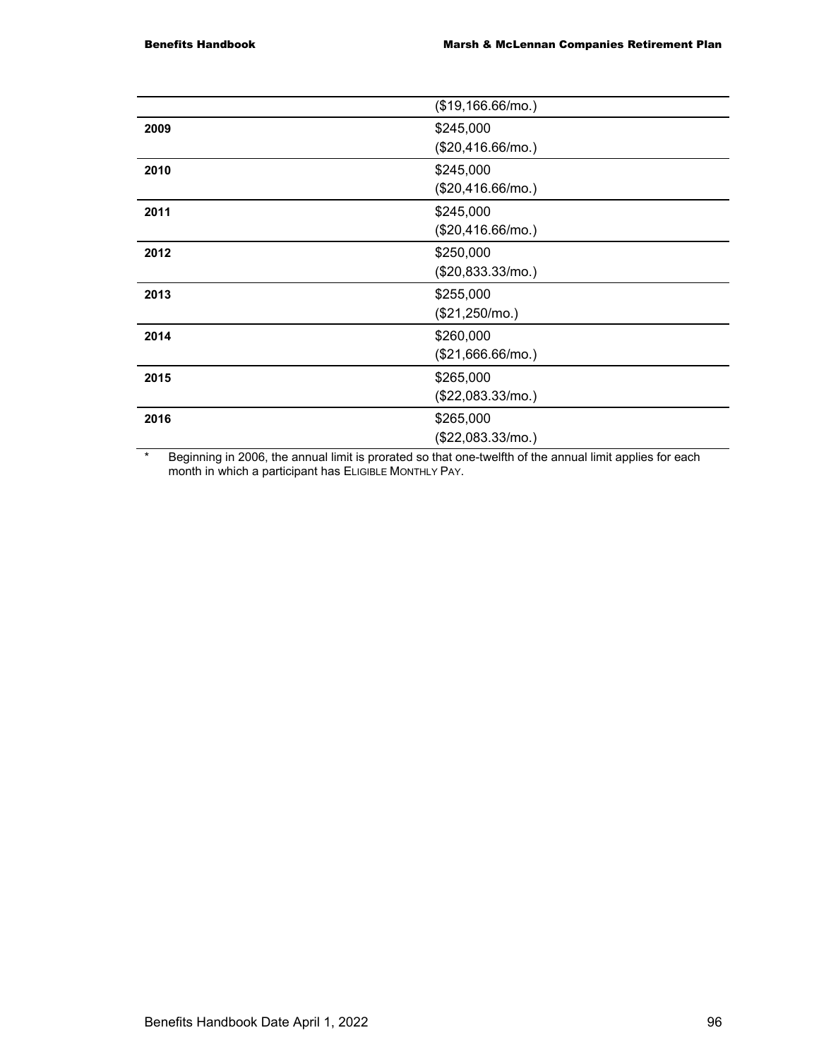| | |
|---|---|
| | ($19,166.66/mo.) |
| **2009** | $245,000 ($20,416.66/mo.) |
| **2010** | $245,000 ($20,416.66/mo.) |
| **2011** | $245,000 ($20,416.66/mo.) |
| **2012** | $250,000 ($20,833.33/mo.) |
| **2013** | $255,000 ($21,250/mo.) |
| **2014** | $260,000 ($21,666.66/mo.) |
| **2015** | $265,000 ($22,083.33/mo.) |
| **2016** | $265,000 ($22,083.33/mo.) |

* Beginning in 2006, the annual limit is prorated so that one-twelfth of the annual limit applies for each month in which a participant has ELIGIBLE MONTHLY PAY.